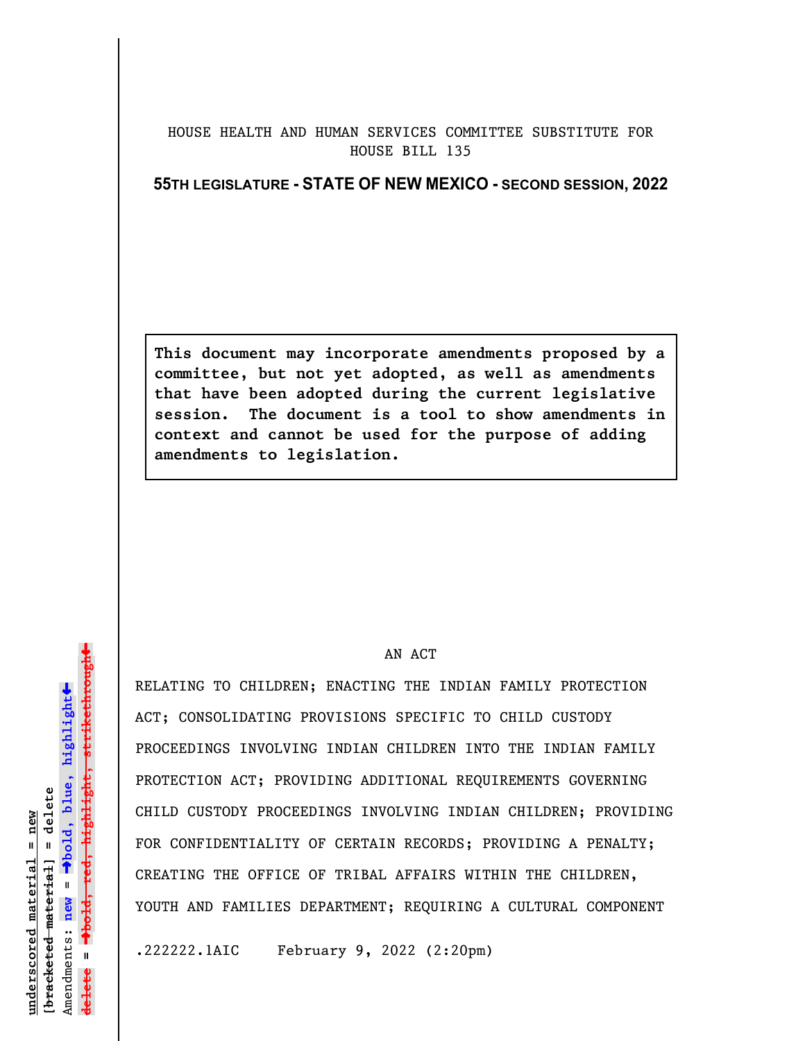HOUSE HEALTH AND HUMAN SERVICES COMMITTEE SUBSTITUTE FOR HOUSE BILL 135

**55TH LEGISLATURE - STATE OF NEW MEXICO - SECOND SESSION, 2022**

**This document may incorporate amendments proposed by a committee, but not yet adopted, as well as amendments that have been adopted during the current legislative session. The document is a tool to show amendments in context and cannot be used for the purpose of adding amendments to legislation.**

AN ACT

RELATING TO CHILDREN; ENACTING THE INDIAN FAMILY PROTECTION ACT; CONSOLIDATING PROVISIONS SPECIFIC TO CHILD CUSTODY PROCEEDINGS INVOLVING INDIAN CHILDREN INTO THE INDIAN FAMILY PROTECTION ACT; PROVIDING ADDITIONAL REQUIREMENTS GOVERNING CHILD CUSTODY PROCEEDINGS INVOLVING INDIAN CHILDREN; PROVIDING FOR CONFIDENTIALITY OF CERTAIN RECORDS; PROVIDING A PENALTY; CREATING THE OFFICE OF TRIBAL AFFAIRS WITHIN THE CHILDREN, YOUTH AND FAMILIES DEPARTMENT; REQUIRING A CULTURAL COMPONENT

.222222.1AIC February 9, 2022 (2:20pm)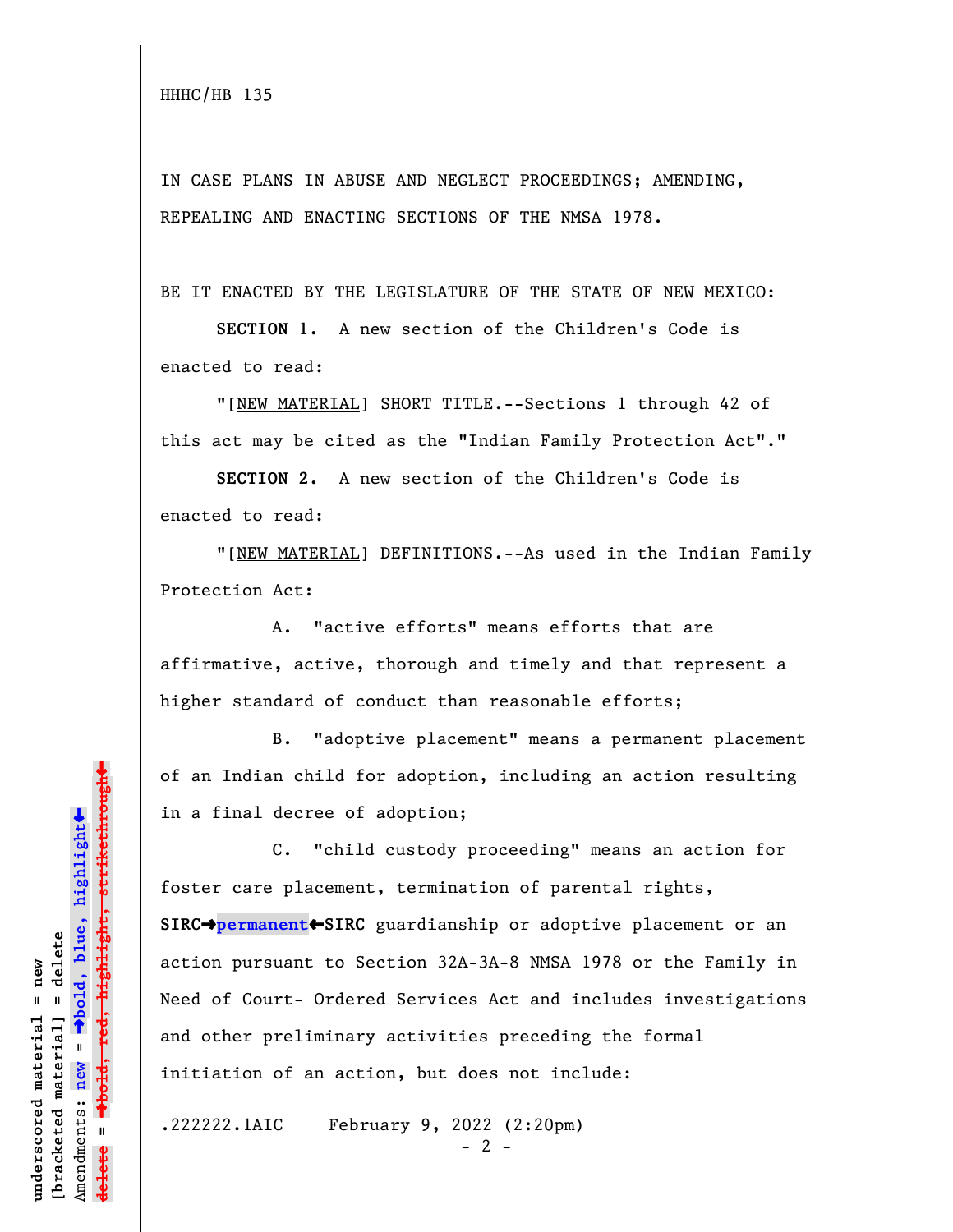HHHC/HB 135

IN CASE PLANS IN ABUSE AND NEGLECT PROCEEDINGS; AMENDING, REPEALING AND ENACTING SECTIONS OF THE NMSA 1978.

BE IT ENACTED BY THE LEGISLATURE OF THE STATE OF NEW MEXICO:

**SECTION 1.** A new section of the Children's Code is enacted to read:

"[NEW MATERIAL] SHORT TITLE.--Sections 1 through 42 of this act may be cited as the "Indian Family Protection Act"."

**SECTION 2.** A new section of the Children's Code is enacted to read:

"[NEW MATERIAL] DEFINITIONS.--As used in the Indian Family Protection Act:

A. "active efforts" means efforts that are affirmative, active, thorough and timely and that represent a higher standard of conduct than reasonable efforts;

B. "adoptive placement" means a permanent placement of an Indian child for adoption, including an action resulting in a final decree of adoption;

C. "child custody proceeding" means an action for foster care placement, termination of parental rights, **SIRC→permanent←SIRC** guardianship or adoptive placement or an action pursuant to Section 32A-3A-8 NMSA 1978 or the Family in Need of Court- Ordered Services Act and includes investigations and other preliminary activities preceding the formal initiation of an action, but does not include:

.222222.1AIC February 9, 2022 (2:20pm)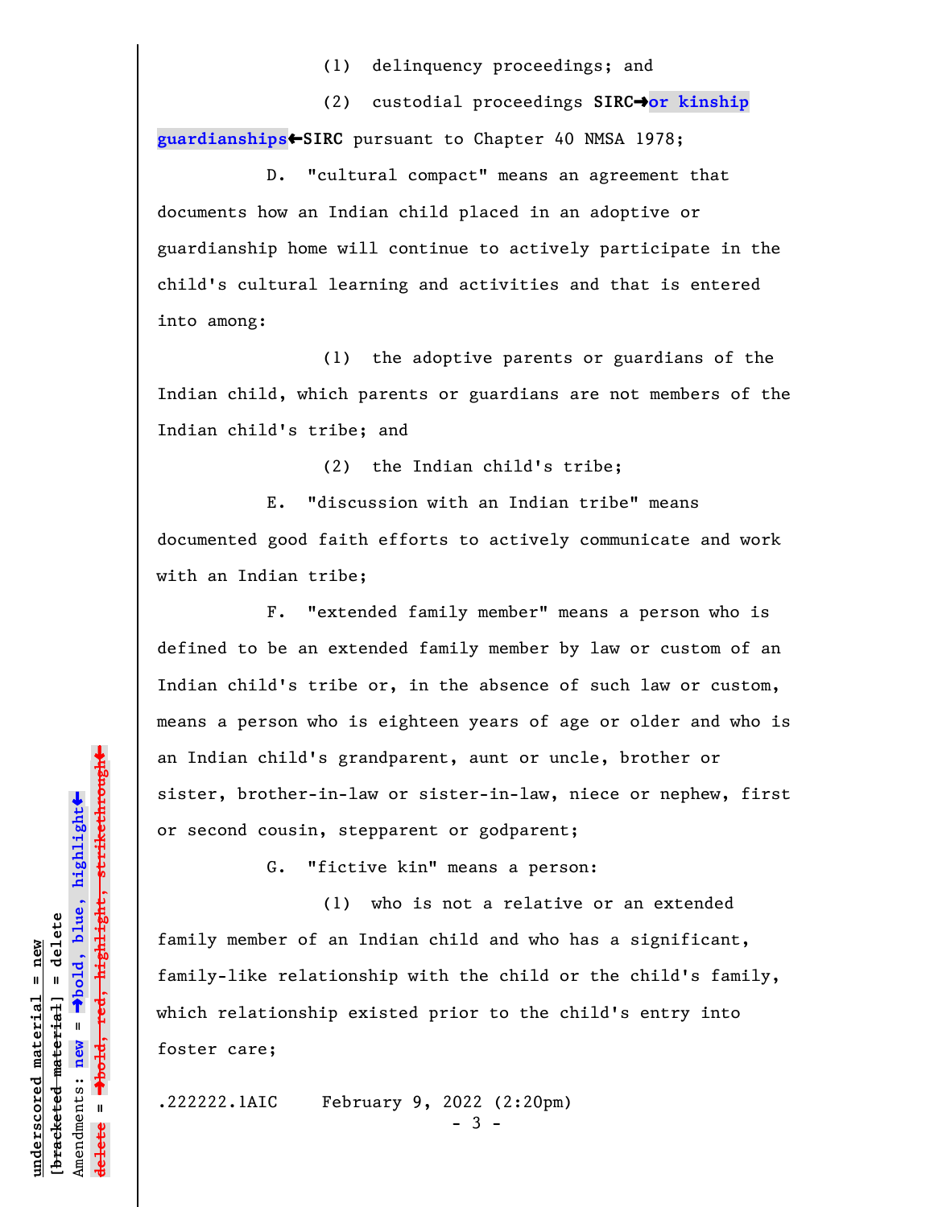(1) delinquency proceedings; and

(2) custodial proceedings **SIRC➔or kinship guardianships⇐SIRC** pursuant to Chapter 40 NMSA 1978;

D. "cultural compact" means an agreement that documents how an Indian child placed in an adoptive or guardianship home will continue to actively participate in the child's cultural learning and activities and that is entered into among:

(1) the adoptive parents or guardians of the Indian child, which parents or guardians are not members of the Indian child's tribe; and

(2) the Indian child's tribe;

E. "discussion with an Indian tribe" means documented good faith efforts to actively communicate and work with an Indian tribe;

F. "extended family member" means a person who is defined to be an extended family member by law or custom of an Indian child's tribe or, in the absence of such law or custom, means a person who is eighteen years of age or older and who is an Indian child's grandparent, aunt or uncle, brother or sister, brother-in-law or sister-in-law, niece or nephew, first or second cousin, stepparent or godparent;

G. "fictive kin" means a person:

(1) who is not a relative or an extended family member of an Indian child and who has a significant, family-like relationship with the child or the child's family, which relationship existed prior to the child's entry into foster care;

.222222.1AIC February 9, 2022 (2:20pm)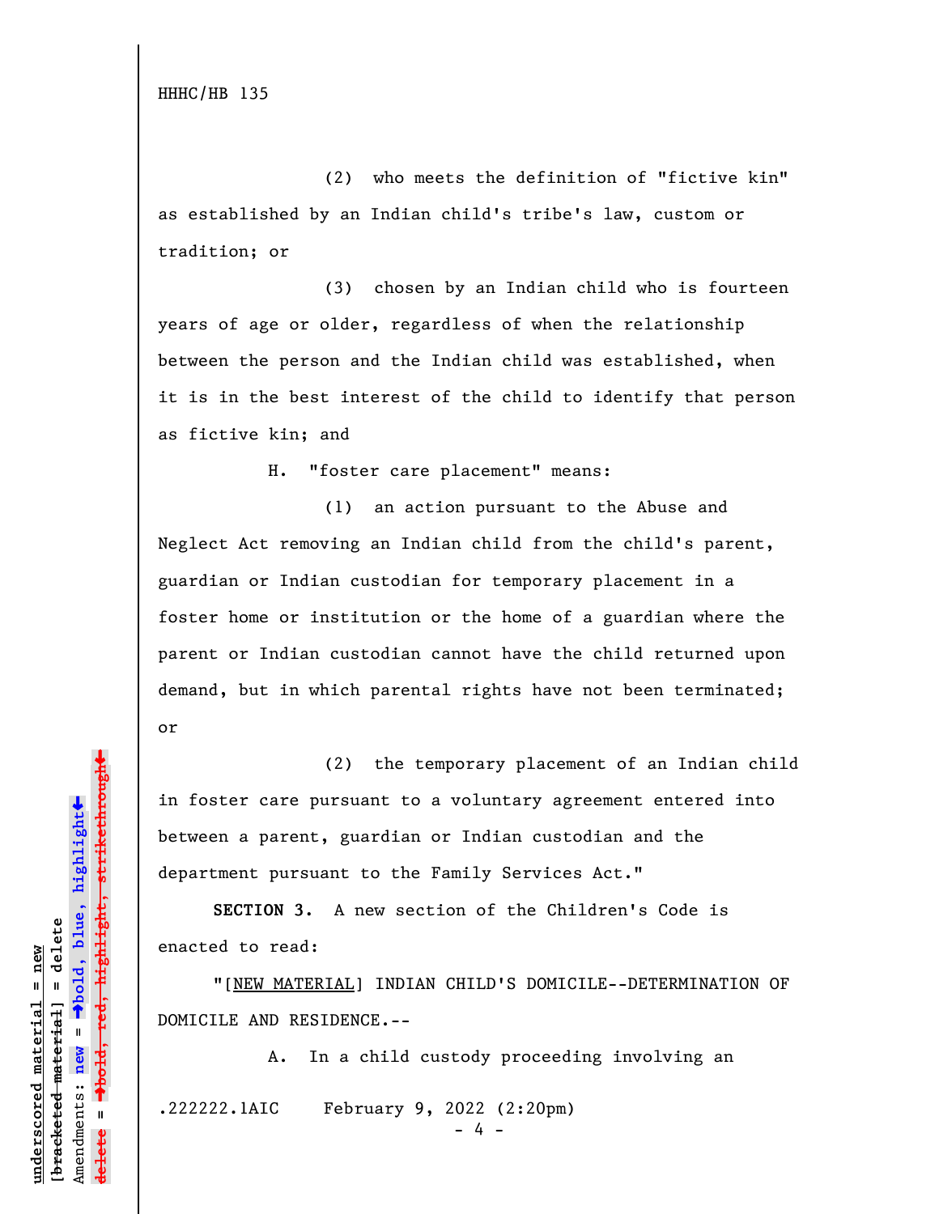(2) who meets the definition of "fictive kin" as established by an Indian child's tribe's law, custom or tradition; or

(3) chosen by an Indian child who is fourteen years of age or older, regardless of when the relationship between the person and the Indian child was established, when it is in the best interest of the child to identify that person as fictive kin; and

H. "foster care placement" means:

(1) an action pursuant to the Abuse and Neglect Act removing an Indian child from the child's parent, guardian or Indian custodian for temporary placement in a foster home or institution or the home of a guardian where the parent or Indian custodian cannot have the child returned upon demand, but in which parental rights have not been terminated; or

(2) the temporary placement of an Indian child in foster care pursuant to a voluntary agreement entered into between a parent, guardian or Indian custodian and the department pursuant to the Family Services Act."

**SECTION 3.** A new section of the Children's Code is enacted to read:

"[NEW MATERIAL] INDIAN CHILD'S DOMICILE--DETERMINATION OF DOMICILE AND RESIDENCE.--

A. In a child custody proceeding involving an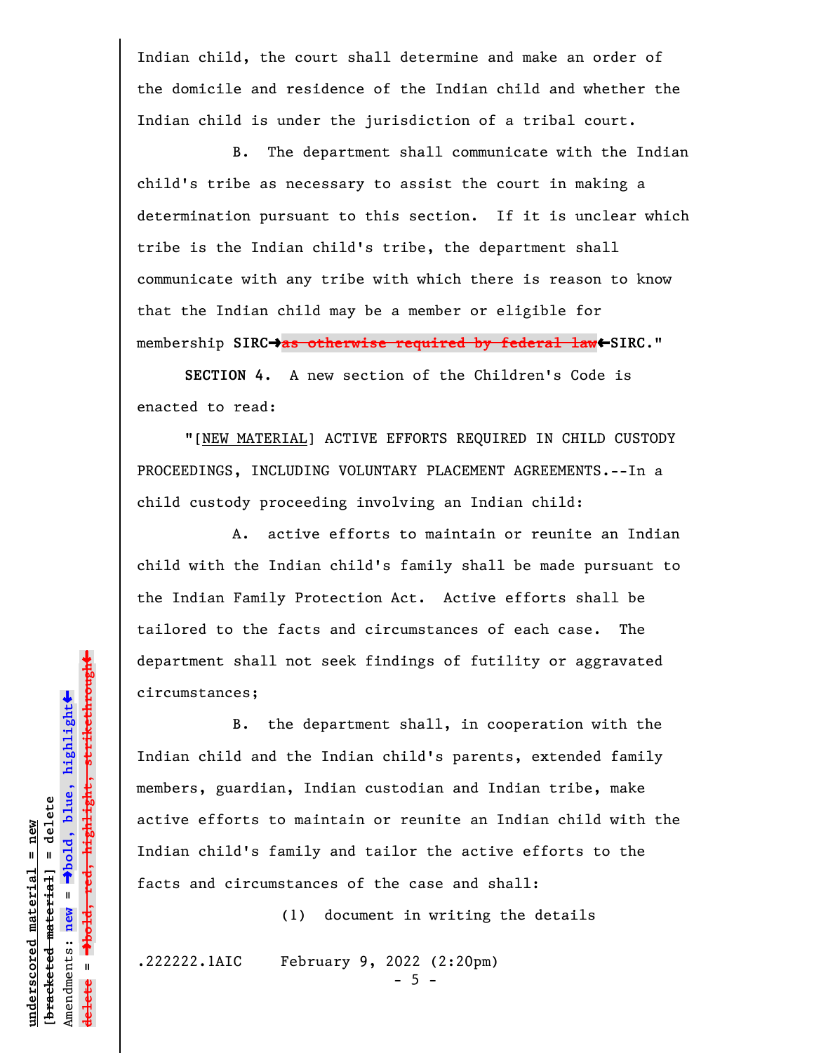Indian child, the court shall determine and make an order of the domicile and residence of the Indian child and whether the Indian child is under the jurisdiction of a tribal court.

B. The department shall communicate with the Indian child's tribe as necessary to assist the court in making a determination pursuant to this section. If it is unclear which tribe is the Indian child's tribe, the department shall communicate with any tribe with which there is reason to know that the Indian child may be a member or eligible for membership **SIRC➔**~~as otherwise required by federal law~~**⬅SIRC**."

**SECTION 4.** A new section of the Children's Code is enacted to read:

"[NEW MATERIAL] ACTIVE EFFORTS REQUIRED IN CHILD CUSTODY PROCEEDINGS, INCLUDING VOLUNTARY PLACEMENT AGREEMENTS.--In a child custody proceeding involving an Indian child:

A. active efforts to maintain or reunite an Indian child with the Indian child's family shall be made pursuant to the Indian Family Protection Act. Active efforts shall be tailored to the facts and circumstances of each case. The department shall not seek findings of futility or aggravated circumstances;

B. the department shall, in cooperation with the Indian child and the Indian child's parents, extended family members, guardian, Indian custodian and Indian tribe, make active efforts to maintain or reunite an Indian child with the Indian child's family and tailor the active efforts to the facts and circumstances of the case and shall:

(1) document in writing the details

.222222.1AIC February 9, 2022 (2:20pm)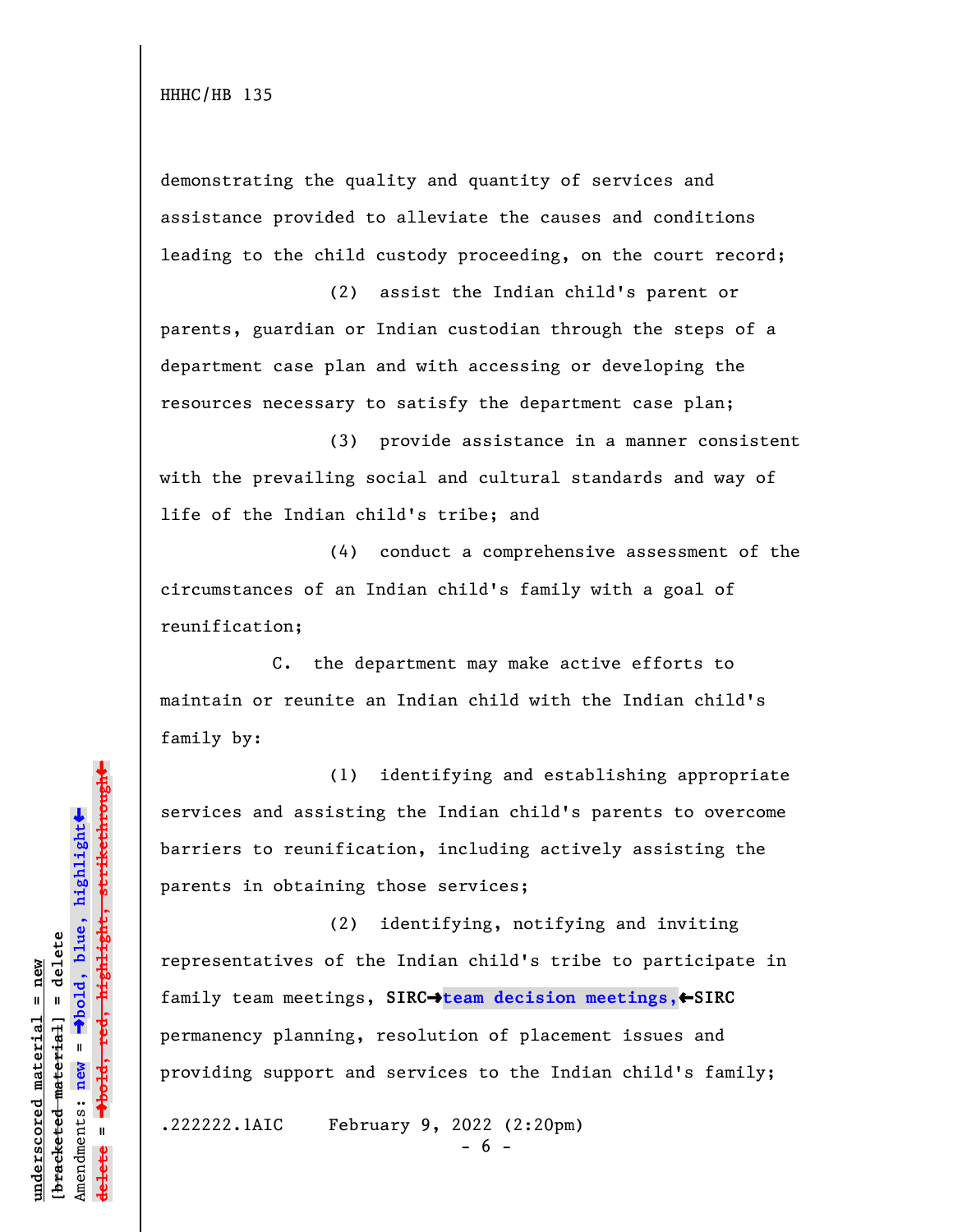demonstrating the quality and quantity of services and assistance provided to alleviate the causes and conditions leading to the child custody proceeding, on the court record;

(2) assist the Indian child's parent or parents, guardian or Indian custodian through the steps of a department case plan and with accessing or developing the resources necessary to satisfy the department case plan;

(3) provide assistance in a manner consistent with the prevailing social and cultural standards and way of life of the Indian child's tribe; and

(4) conduct a comprehensive assessment of the circumstances of an Indian child's family with a goal of reunification;

C. the department may make active efforts to maintain or reunite an Indian child with the Indian child's family by:

(1) identifying and establishing appropriate services and assisting the Indian child's parents to overcome barriers to reunification, including actively assisting the parents in obtaining those services;

(2) identifying, notifying and inviting representatives of the Indian child's tribe to participate in family team meetings, **SIRC→team decision meetings,←SIRC** permanency planning, resolution of placement issues and providing support and services to the Indian child's family;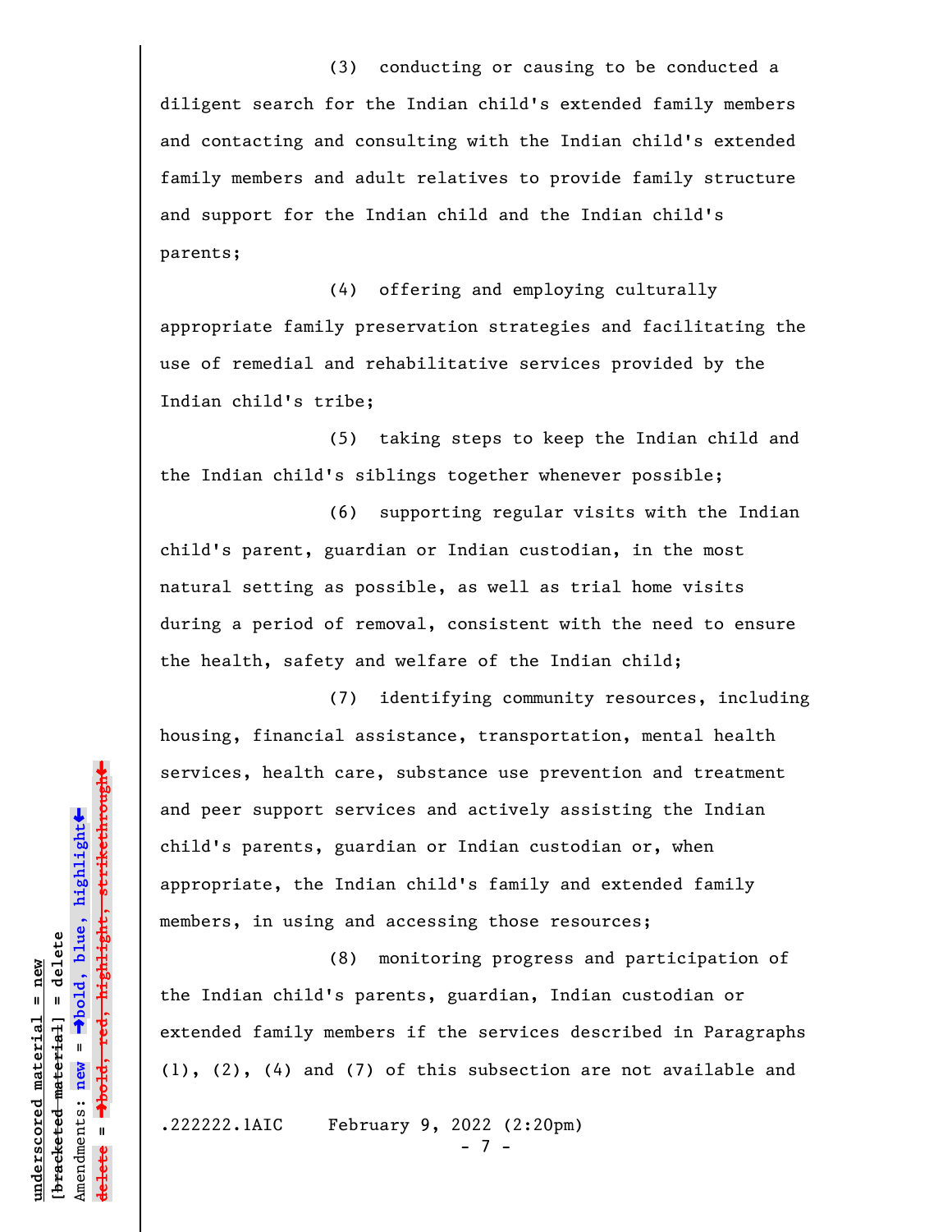(3) conducting or causing to be conducted a diligent search for the Indian child's extended family members and contacting and consulting with the Indian child's extended family members and adult relatives to provide family structure and support for the Indian child and the Indian child's parents;

(4) offering and employing culturally appropriate family preservation strategies and facilitating the use of remedial and rehabilitative services provided by the Indian child's tribe;

(5) taking steps to keep the Indian child and the Indian child's siblings together whenever possible;

(6) supporting regular visits with the Indian child's parent, guardian or Indian custodian, in the most natural setting as possible, as well as trial home visits during a period of removal, consistent with the need to ensure the health, safety and welfare of the Indian child;

(7) identifying community resources, including housing, financial assistance, transportation, mental health services, health care, substance use prevention and treatment and peer support services and actively assisting the Indian child's parents, guardian or Indian custodian or, when appropriate, the Indian child's family and extended family members, in using and accessing those resources;

(8) monitoring progress and participation of the Indian child's parents, guardian, Indian custodian or extended family members if the services described in Paragraphs (1), (2), (4) and (7) of this subsection are not available and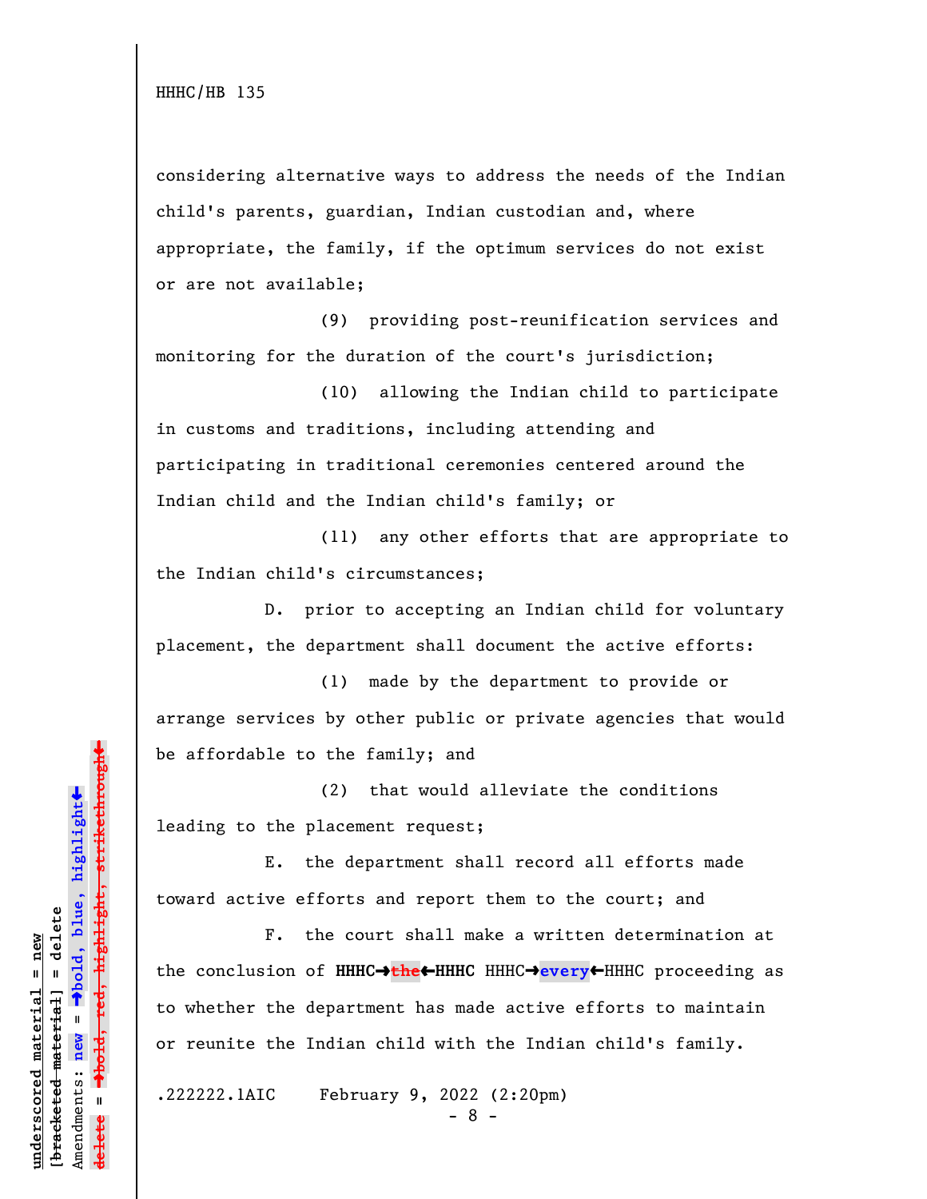considering alternative ways to address the needs of the Indian child's parents, guardian, Indian custodian and, where appropriate, the family, if the optimum services do not exist or are not available;

(9) providing post-reunification services and monitoring for the duration of the court's jurisdiction;

(10) allowing the Indian child to participate in customs and traditions, including attending and participating in traditional ceremonies centered around the Indian child and the Indian child's family; or

(11) any other efforts that are appropriate to the Indian child's circumstances;

D. prior to accepting an Indian child for voluntary placement, the department shall document the active efforts:

(1) made by the department to provide or arrange services by other public or private agencies that would be affordable to the family; and

(2) that would alleviate the conditions leading to the placement request;

E. the department shall record all efforts made toward active efforts and report them to the court; and

F. the court shall make a written determination at the conclusion of **HHHC→~~the~~←HHHC** HHHC→**every**←HHHC proceeding as to whether the department has made active efforts to maintain or reunite the Indian child with the Indian child's family.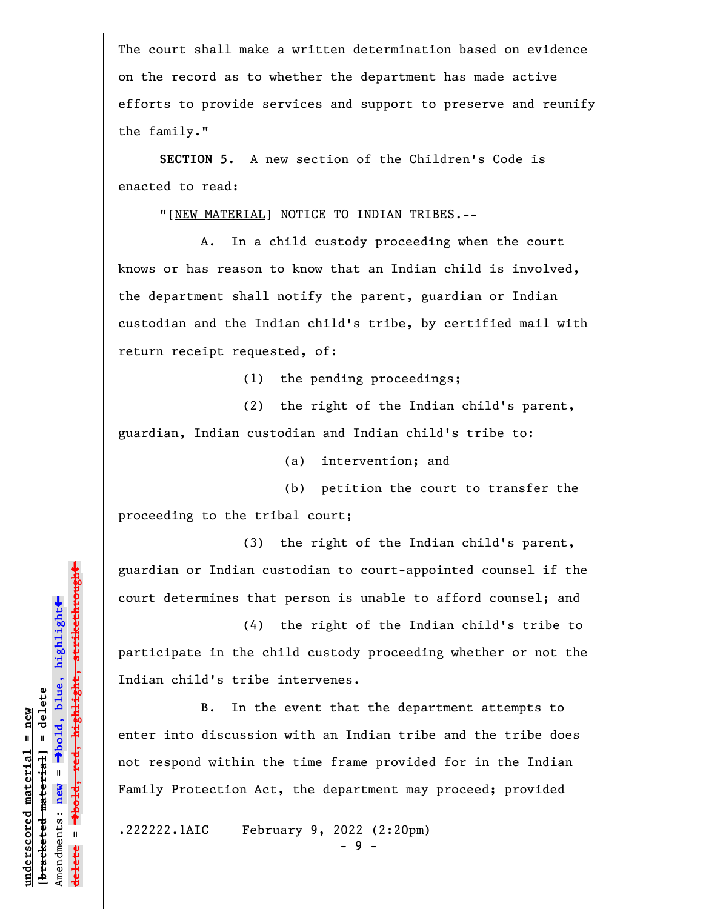The court shall make a written determination based on evidence on the record as to whether the department has made active efforts to provide services and support to preserve and reunify the family."

**SECTION 5.** A new section of the Children's Code is enacted to read:

"[<u>NEW MATERIAL</u>] NOTICE TO INDIAN TRIBES.--

A. In a child custody proceeding when the court knows or has reason to know that an Indian child is involved, the department shall notify the parent, guardian or Indian custodian and the Indian child's tribe, by certified mail with return receipt requested, of:

(1) the pending proceedings;

(2) the right of the Indian child's parent, guardian, Indian custodian and Indian child's tribe to:

(a) intervention; and

(b) petition the court to transfer the proceeding to the tribal court;

(3) the right of the Indian child's parent, guardian or Indian custodian to court-appointed counsel if the court determines that person is unable to afford counsel; and

(4) the right of the Indian child's tribe to participate in the child custody proceeding whether or not the Indian child's tribe intervenes.

B. In the event that the department attempts to enter into discussion with an Indian tribe and the tribe does not respond within the time frame provided for in the Indian Family Protection Act, the department may proceed; provided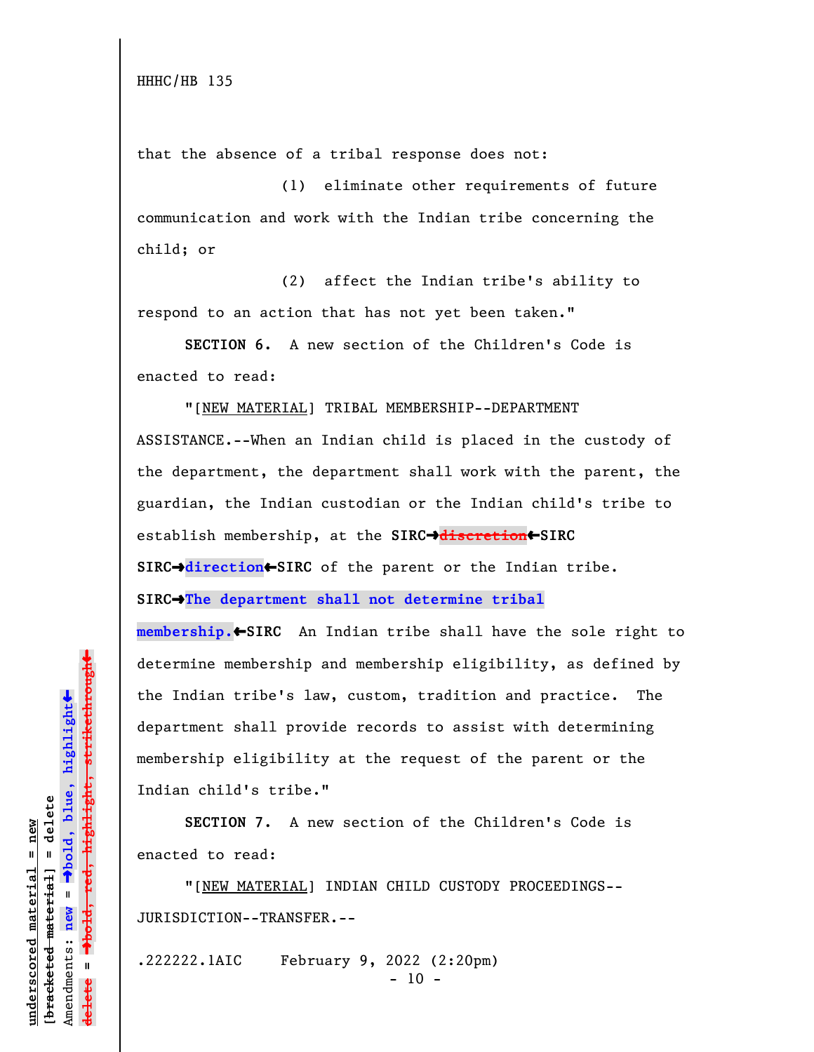that the absence of a tribal response does not:

(1) eliminate other requirements of future communication and work with the Indian tribe concerning the child; or

(2) affect the Indian tribe's ability to respond to an action that has not yet been taken."

**SECTION 6.** A new section of the Children's Code is enacted to read:

"[NEW MATERIAL] TRIBAL MEMBERSHIP--DEPARTMENT ASSISTANCE.--When an Indian child is placed in the custody of the department, the department shall work with the parent, the guardian, the Indian custodian or the Indian child's tribe to establish membership, at the **SIRC→~~discretion~~←SIRC** **SIRC→direction←SIRC** of the parent or the Indian tribe. **SIRC→The department shall not determine tribal membership.←SIRC** An Indian tribe shall have the sole right to determine membership and membership eligibility, as defined by the Indian tribe's law, custom, tradition and practice. The department shall provide records to assist with determining membership eligibility at the request of the parent or the Indian child's tribe."

**SECTION 7.** A new section of the Children's Code is enacted to read:

"[NEW MATERIAL] INDIAN CHILD CUSTODY PROCEEDINGS--JURISDICTION--TRANSFER.--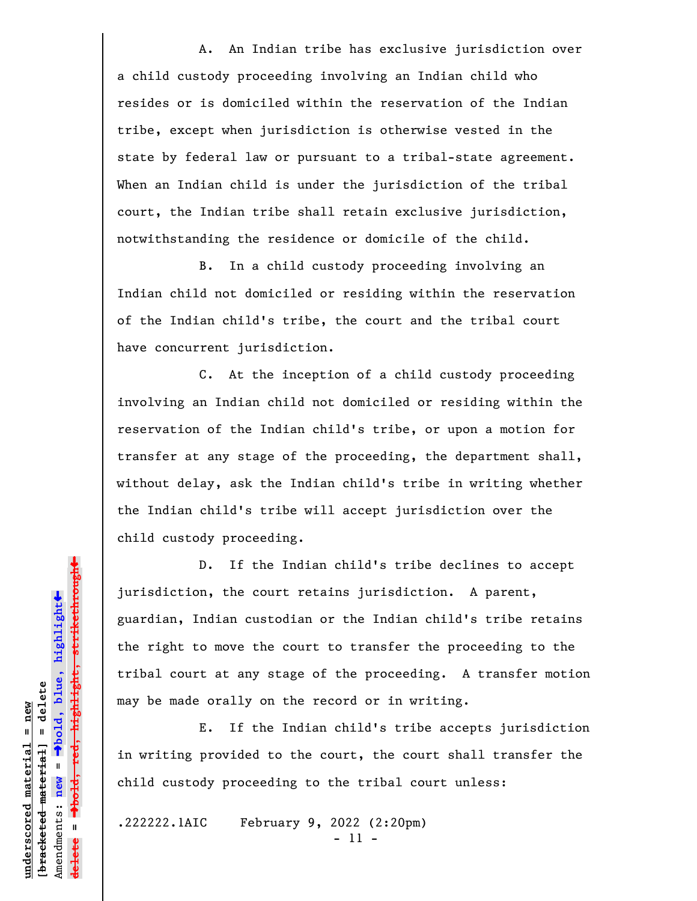A. An Indian tribe has exclusive jurisdiction over a child custody proceeding involving an Indian child who resides or is domiciled within the reservation of the Indian tribe, except when jurisdiction is otherwise vested in the state by federal law or pursuant to a tribal-state agreement. When an Indian child is under the jurisdiction of the tribal court, the Indian tribe shall retain exclusive jurisdiction, notwithstanding the residence or domicile of the child.

B. In a child custody proceeding involving an Indian child not domiciled or residing within the reservation of the Indian child's tribe, the court and the tribal court have concurrent jurisdiction.

C. At the inception of a child custody proceeding involving an Indian child not domiciled or residing within the reservation of the Indian child's tribe, or upon a motion for transfer at any stage of the proceeding, the department shall, without delay, ask the Indian child's tribe in writing whether the Indian child's tribe will accept jurisdiction over the child custody proceeding.

D. If the Indian child's tribe declines to accept jurisdiction, the court retains jurisdiction. A parent, guardian, Indian custodian or the Indian child's tribe retains the right to move the court to transfer the proceeding to the tribal court at any stage of the proceeding. A transfer motion may be made orally on the record or in writing.

E. If the Indian child's tribe accepts jurisdiction in writing provided to the court, the court shall transfer the child custody proceeding to the tribal court unless:

.222222.1AIC February 9, 2022 (2:20pm)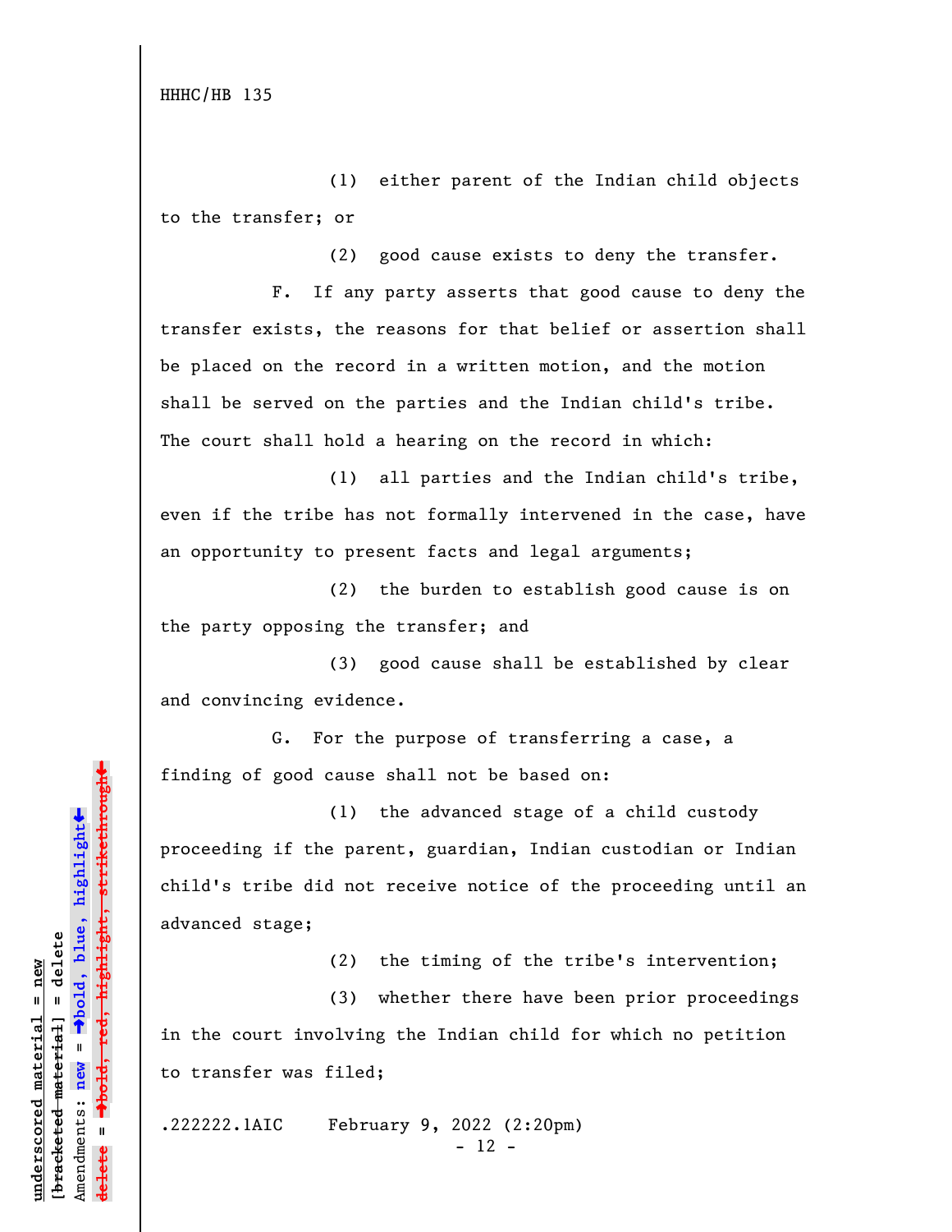(1) either parent of the Indian child objects to the transfer; or

(2) good cause exists to deny the transfer.

F. If any party asserts that good cause to deny the transfer exists, the reasons for that belief or assertion shall be placed on the record in a written motion, and the motion shall be served on the parties and the Indian child's tribe. The court shall hold a hearing on the record in which:

(1) all parties and the Indian child's tribe, even if the tribe has not formally intervened in the case, have an opportunity to present facts and legal arguments;

(2) the burden to establish good cause is on the party opposing the transfer; and

(3) good cause shall be established by clear and convincing evidence.

G. For the purpose of transferring a case, a finding of good cause shall not be based on:

(1) the advanced stage of a child custody proceeding if the parent, guardian, Indian custodian or Indian child's tribe did not receive notice of the proceeding until an advanced stage;

(2) the timing of the tribe's intervention;

(3) whether there have been prior proceedings in the court involving the Indian child for which no petition to transfer was filed;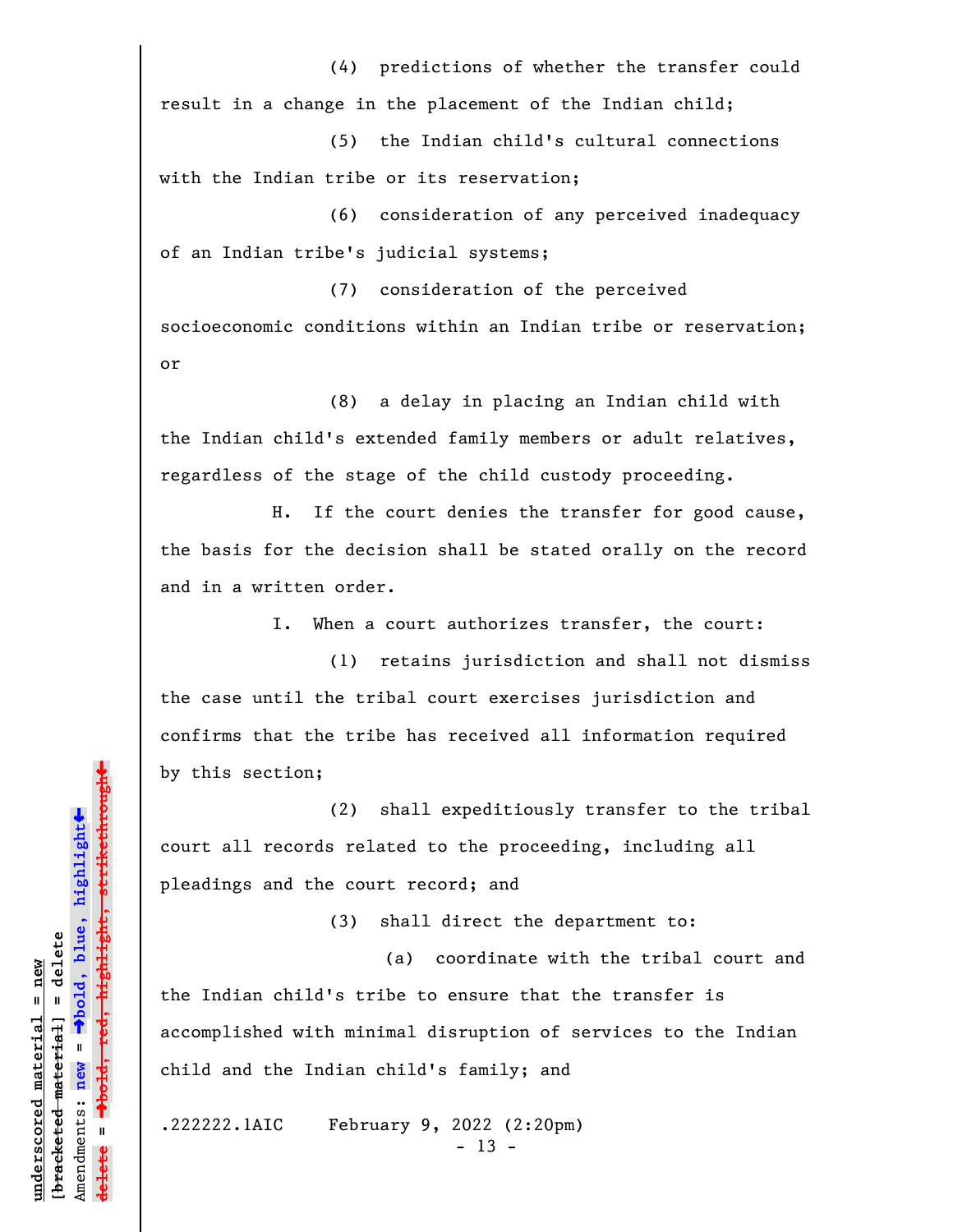(4) predictions of whether the transfer could result in a change in the placement of the Indian child;

(5) the Indian child's cultural connections with the Indian tribe or its reservation;

(6) consideration of any perceived inadequacy of an Indian tribe's judicial systems;

(7) consideration of the perceived socioeconomic conditions within an Indian tribe or reservation; or

(8) a delay in placing an Indian child with the Indian child's extended family members or adult relatives, regardless of the stage of the child custody proceeding.

H. If the court denies the transfer for good cause, the basis for the decision shall be stated orally on the record and in a written order.

I. When a court authorizes transfer, the court:

(1) retains jurisdiction and shall not dismiss the case until the tribal court exercises jurisdiction and confirms that the tribe has received all information required by this section;

(2) shall expeditiously transfer to the tribal court all records related to the proceeding, including all pleadings and the court record; and

(3) shall direct the department to:

(a) coordinate with the tribal court and the Indian child's tribe to ensure that the transfer is accomplished with minimal disruption of services to the Indian child and the Indian child's family; and

.222222.1AIC February 9, 2022 (2:20pm)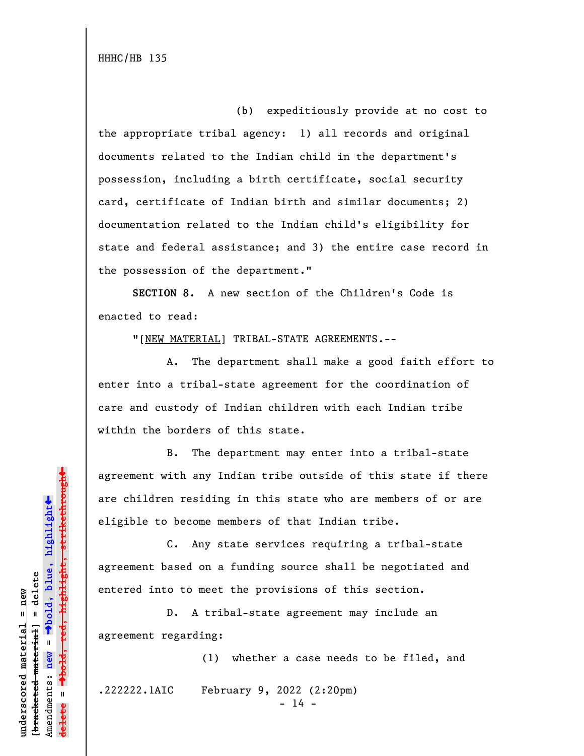(b) expeditiously provide at no cost to the appropriate tribal agency: 1) all records and original documents related to the Indian child in the department's possession, including a birth certificate, social security card, certificate of Indian birth and similar documents; 2) documentation related to the Indian child's eligibility for state and federal assistance; and 3) the entire case record in the possession of the department."

**SECTION 8.** A new section of the Children's Code is enacted to read:

"[NEW MATERIAL] TRIBAL-STATE AGREEMENTS.--

A. The department shall make a good faith effort to enter into a tribal-state agreement for the coordination of care and custody of Indian children with each Indian tribe within the borders of this state.

B. The department may enter into a tribal-state agreement with any Indian tribe outside of this state if there are children residing in this state who are members of or are eligible to become members of that Indian tribe.

C. Any state services requiring a tribal-state agreement based on a funding source shall be negotiated and entered into to meet the provisions of this section.

D. A tribal-state agreement may include an agreement regarding:

(1) whether a case needs to be filed, and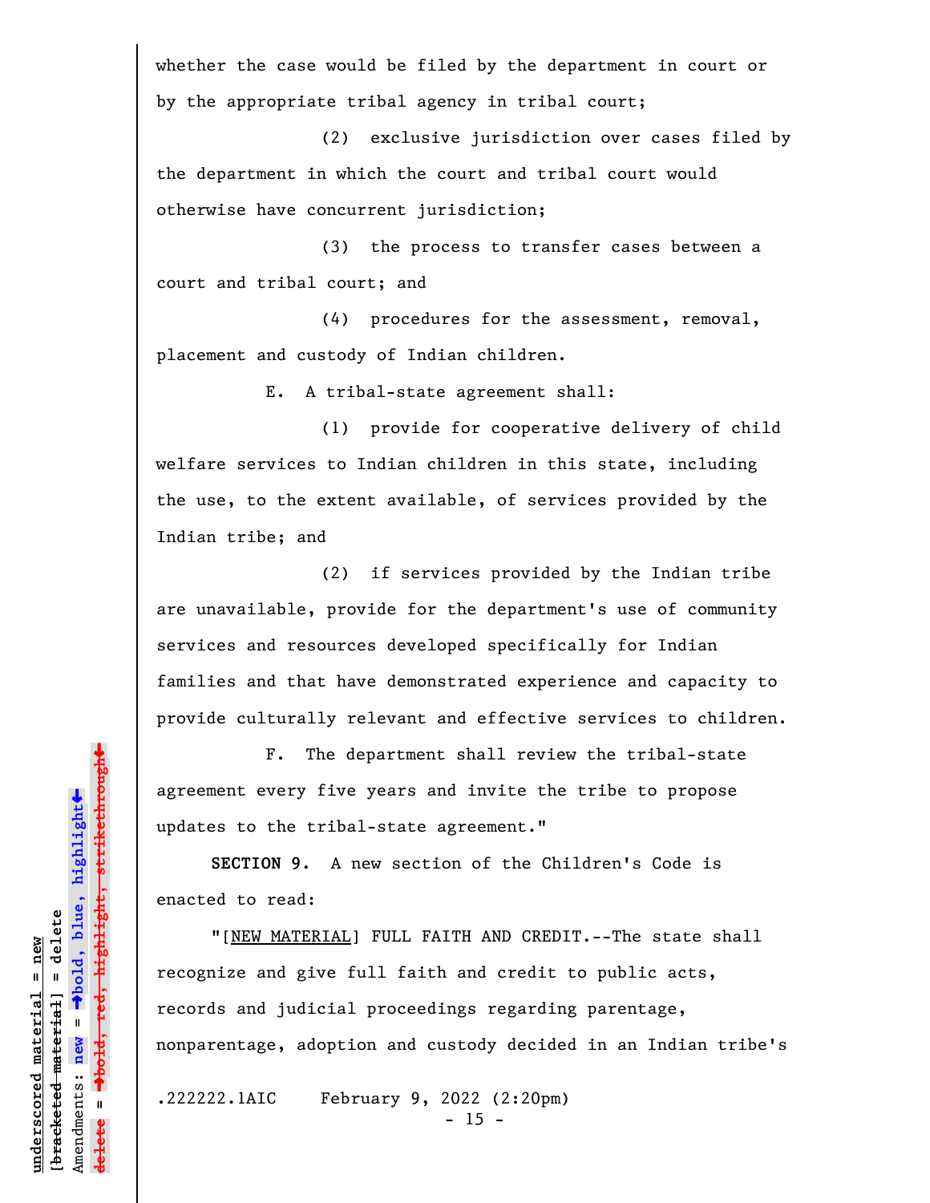whether the case would be filed by the department in court or by the appropriate tribal agency in tribal court;

(2) exclusive jurisdiction over cases filed by the department in which the court and tribal court would otherwise have concurrent jurisdiction;

(3) the process to transfer cases between a court and tribal court; and

(4) procedures for the assessment, removal, placement and custody of Indian children.

E. A tribal-state agreement shall:

(1) provide for cooperative delivery of child welfare services to Indian children in this state, including the use, to the extent available, of services provided by the Indian tribe; and

(2) if services provided by the Indian tribe are unavailable, provide for the department's use of community services and resources developed specifically for Indian families and that have demonstrated experience and capacity to provide culturally relevant and effective services to children.

F. The department shall review the tribal-state agreement every five years and invite the tribe to propose updates to the tribal-state agreement."

**SECTION 9.** A new section of the Children's Code is enacted to read:

"[NEW MATERIAL] FULL FAITH AND CREDIT.--The state shall recognize and give full faith and credit to public acts, records and judicial proceedings regarding parentage, nonparentage, adoption and custody decided in an Indian tribe's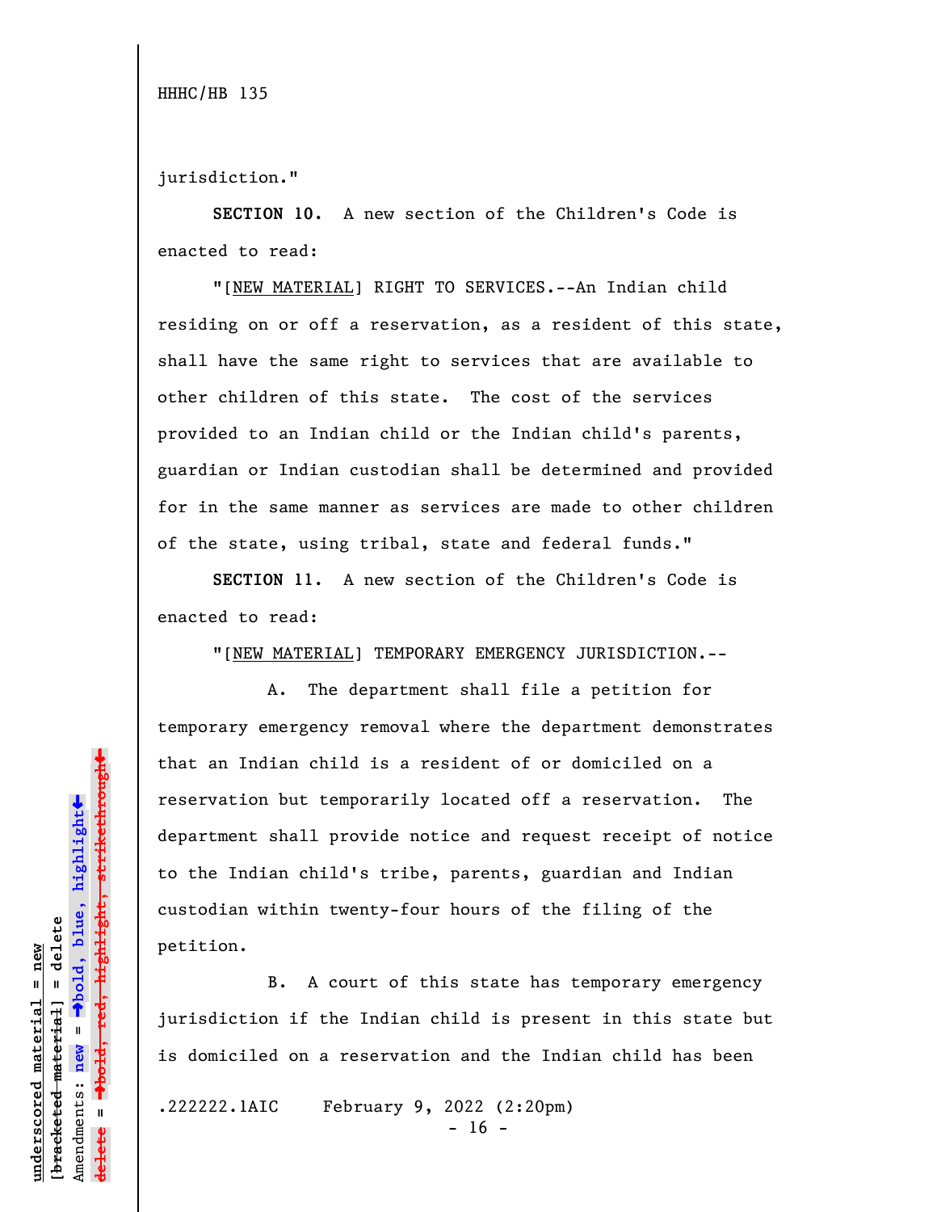jurisdiction."

**SECTION 10.** A new section of the Children's Code is enacted to read:

"[NEW MATERIAL] RIGHT TO SERVICES.--An Indian child residing on or off a reservation, as a resident of this state, shall have the same right to services that are available to other children of this state. The cost of the services provided to an Indian child or the Indian child's parents, guardian or Indian custodian shall be determined and provided for in the same manner as services are made to other children of the state, using tribal, state and federal funds."

**SECTION 11.** A new section of the Children's Code is enacted to read:

"[NEW MATERIAL] TEMPORARY EMERGENCY JURISDICTION.--

A. The department shall file a petition for temporary emergency removal where the department demonstrates that an Indian child is a resident of or domiciled on a reservation but temporarily located off a reservation. The department shall provide notice and request receipt of notice to the Indian child's tribe, parents, guardian and Indian custodian within twenty-four hours of the filing of the petition.

B. A court of this state has temporary emergency jurisdiction if the Indian child is present in this state but is domiciled on a reservation and the Indian child has been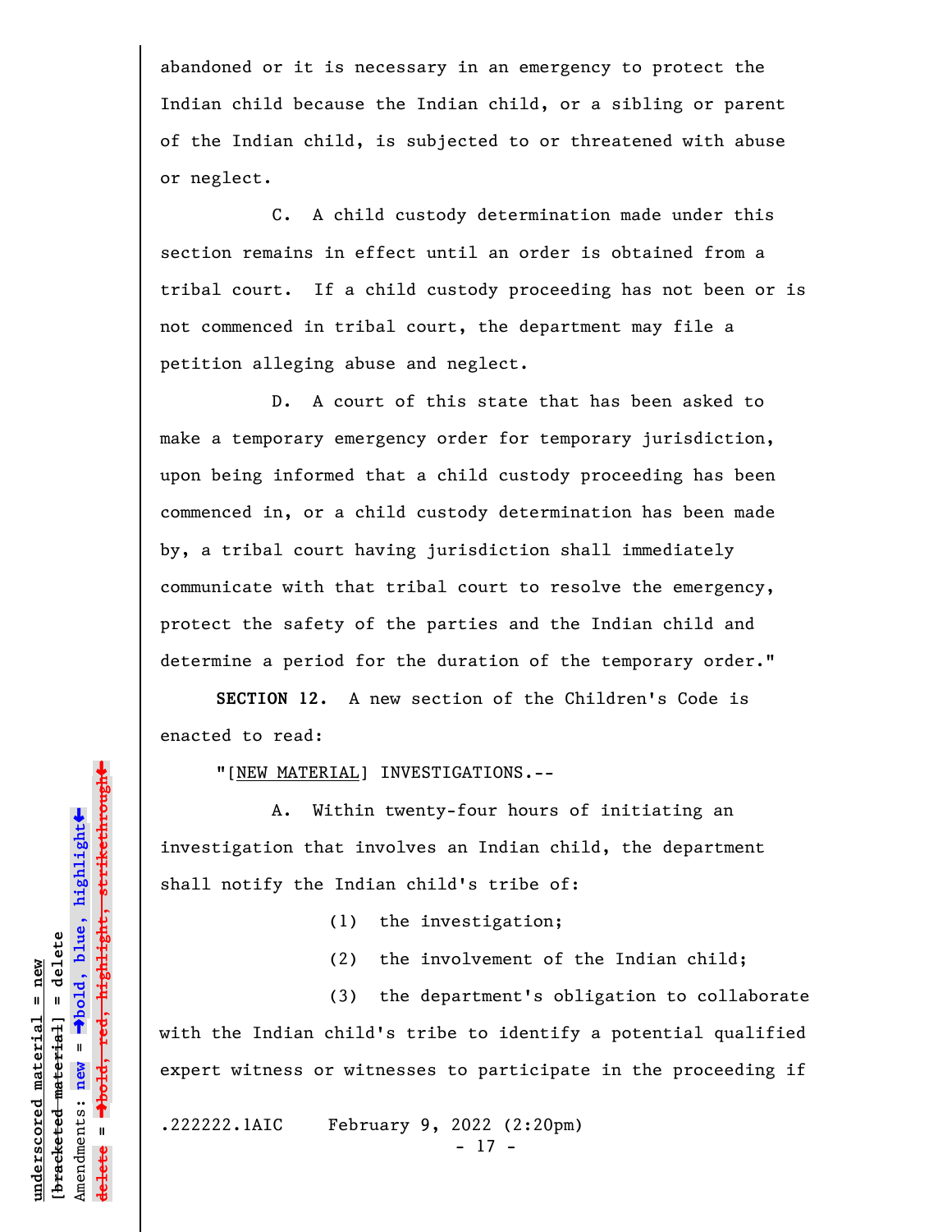abandoned or it is necessary in an emergency to protect the Indian child because the Indian child, or a sibling or parent of the Indian child, is subjected to or threatened with abuse or neglect.

C. A child custody determination made under this section remains in effect until an order is obtained from a tribal court. If a child custody proceeding has not been or is not commenced in tribal court, the department may file a petition alleging abuse and neglect.

D. A court of this state that has been asked to make a temporary emergency order for temporary jurisdiction, upon being informed that a child custody proceeding has been commenced in, or a child custody determination has been made by, a tribal court having jurisdiction shall immediately communicate with that tribal court to resolve the emergency, protect the safety of the parties and the Indian child and determine a period for the duration of the temporary order."

**SECTION 12.** A new section of the Children's Code is enacted to read:

"[NEW MATERIAL] INVESTIGATIONS.--

A. Within twenty-four hours of initiating an investigation that involves an Indian child, the department shall notify the Indian child's tribe of:

(1) the investigation;

(2) the involvement of the Indian child;

(3) the department's obligation to collaborate with the Indian child's tribe to identify a potential qualified expert witness or witnesses to participate in the proceeding if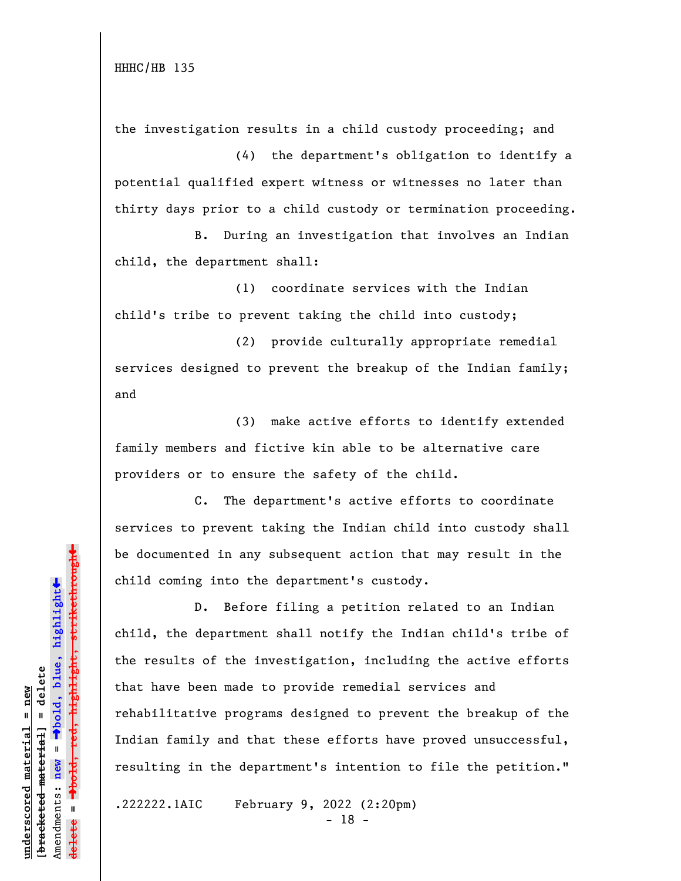the investigation results in a child custody proceeding; and

(4) the department's obligation to identify a potential qualified expert witness or witnesses no later than thirty days prior to a child custody or termination proceeding.

B. During an investigation that involves an Indian child, the department shall:

(1) coordinate services with the Indian child's tribe to prevent taking the child into custody;

(2) provide culturally appropriate remedial services designed to prevent the breakup of the Indian family; and

(3) make active efforts to identify extended family members and fictive kin able to be alternative care providers or to ensure the safety of the child.

C. The department's active efforts to coordinate services to prevent taking the Indian child into custody shall be documented in any subsequent action that may result in the child coming into the department's custody.

D. Before filing a petition related to an Indian child, the department shall notify the Indian child's tribe of the results of the investigation, including the active efforts that have been made to provide remedial services and rehabilitative programs designed to prevent the breakup of the Indian family and that these efforts have proved unsuccessful, resulting in the department's intention to file the petition."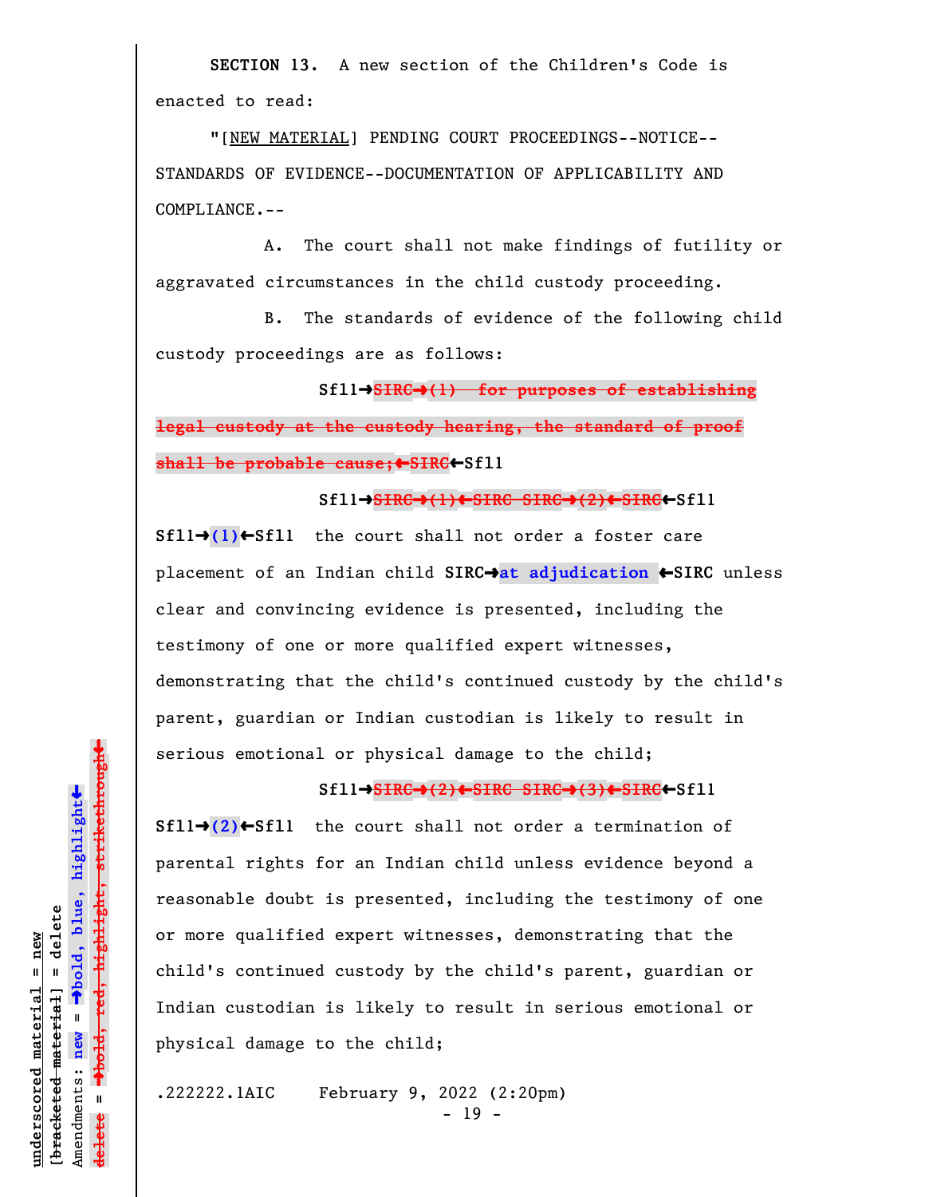**SECTION 13.** A new section of the Children's Code is enacted to read:

"[NEW MATERIAL] PENDING COURT PROCEEDINGS--NOTICE--STANDARDS OF EVIDENCE--DOCUMENTATION OF APPLICABILITY AND COMPLIANCE.--

A. The court shall not make findings of futility or aggravated circumstances in the child custody proceeding.

B. The standards of evidence of the following child custody proceedings are as follows:

Sfl1→SIRC→(1) for purposes of establishing legal custody at the custody hearing, the standard of proof shall be probable cause;←SIRC←Sfl1

Sfl1→SIRC→(1)←SIRC SIRC→(2)←SIRC←Sfl1 Sfl1→(1)←Sfl1 the court shall not order a foster care placement of an Indian child SIRC→at adjudication ←SIRC unless clear and convincing evidence is presented, including the testimony of one or more qualified expert witnesses, demonstrating that the child's continued custody by the child's parent, guardian or Indian custodian is likely to result in serious emotional or physical damage to the child;

Sfl1→SIRC→(2)←SIRC SIRC→(3)←SIRC←Sfl1 Sfl1→(2)←Sfl1 the court shall not order a termination of parental rights for an Indian child unless evidence beyond a reasonable doubt is presented, including the testimony of one or more qualified expert witnesses, demonstrating that the child's continued custody by the child's parent, guardian or Indian custodian is likely to result in serious emotional or physical damage to the child;

.222222.1AIC February 9, 2022 (2:20pm)

underscored material = new
[bracketed material] = delete
Amendments: new = →bold, blue, highlight←
delete = →bold, red, highlight, strikethrough←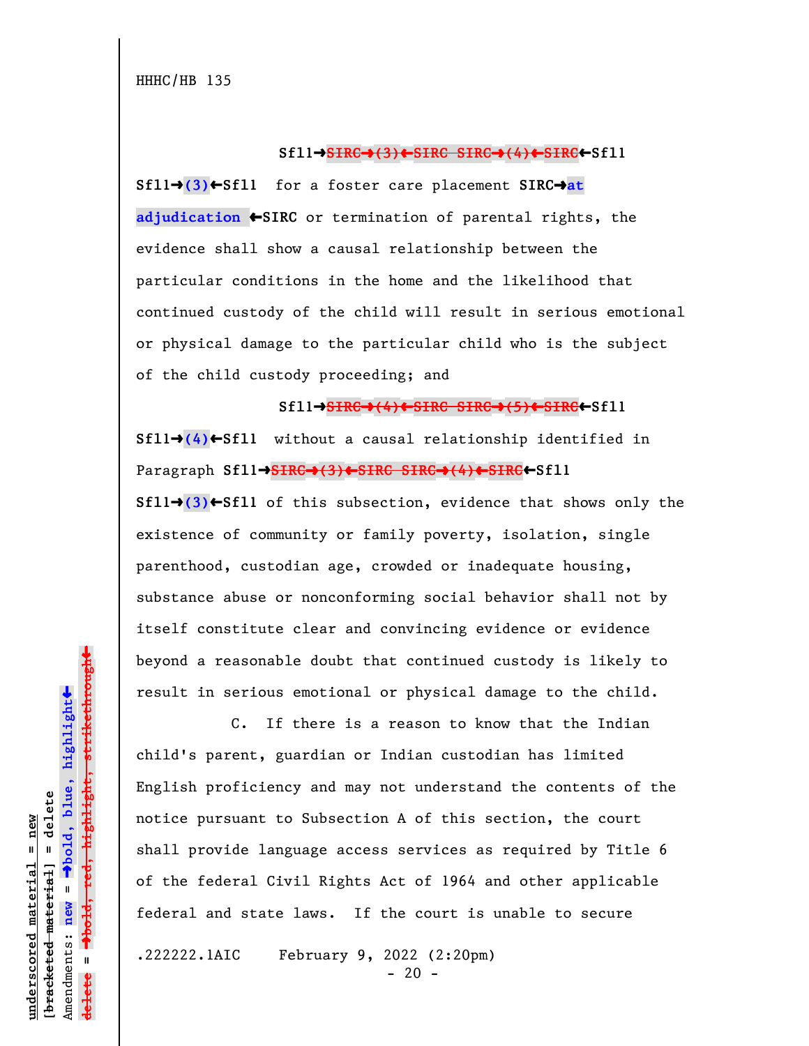Sfl1→~~SIRC→(3)←SIRC SIRC→(4)←SIRC~~←Sfl1

Sfl1→**(3)**←Sfl1 for a foster care placement SIRC→**at adjudication** ←SIRC or termination of parental rights, the evidence shall show a causal relationship between the particular conditions in the home and the likelihood that continued custody of the child will result in serious emotional or physical damage to the particular child who is the subject of the child custody proceeding; and

Sfl1→~~SIRC→(4)←SIRC SIRC→(5)←SIRC~~←Sfl1

Sfl1→**(4)**←Sfl1 without a causal relationship identified in Paragraph Sfl1→~~SIRC→(3)←SIRC SIRC→(4)←SIRC~~←Sfl1 Sfl1→**(3)**←Sfl1 of this subsection, evidence that shows only the existence of community or family poverty, isolation, single parenthood, custodian age, crowded or inadequate housing, substance abuse or nonconforming social behavior shall not by itself constitute clear and convincing evidence or evidence beyond a reasonable doubt that continued custody is likely to result in serious emotional or physical damage to the child.

C. If there is a reason to know that the Indian child's parent, guardian or Indian custodian has limited English proficiency and may not understand the contents of the notice pursuant to Subsection A of this section, the court shall provide language access services as required by Title 6 of the federal Civil Rights Act of 1964 and other applicable federal and state laws. If the court is unable to secure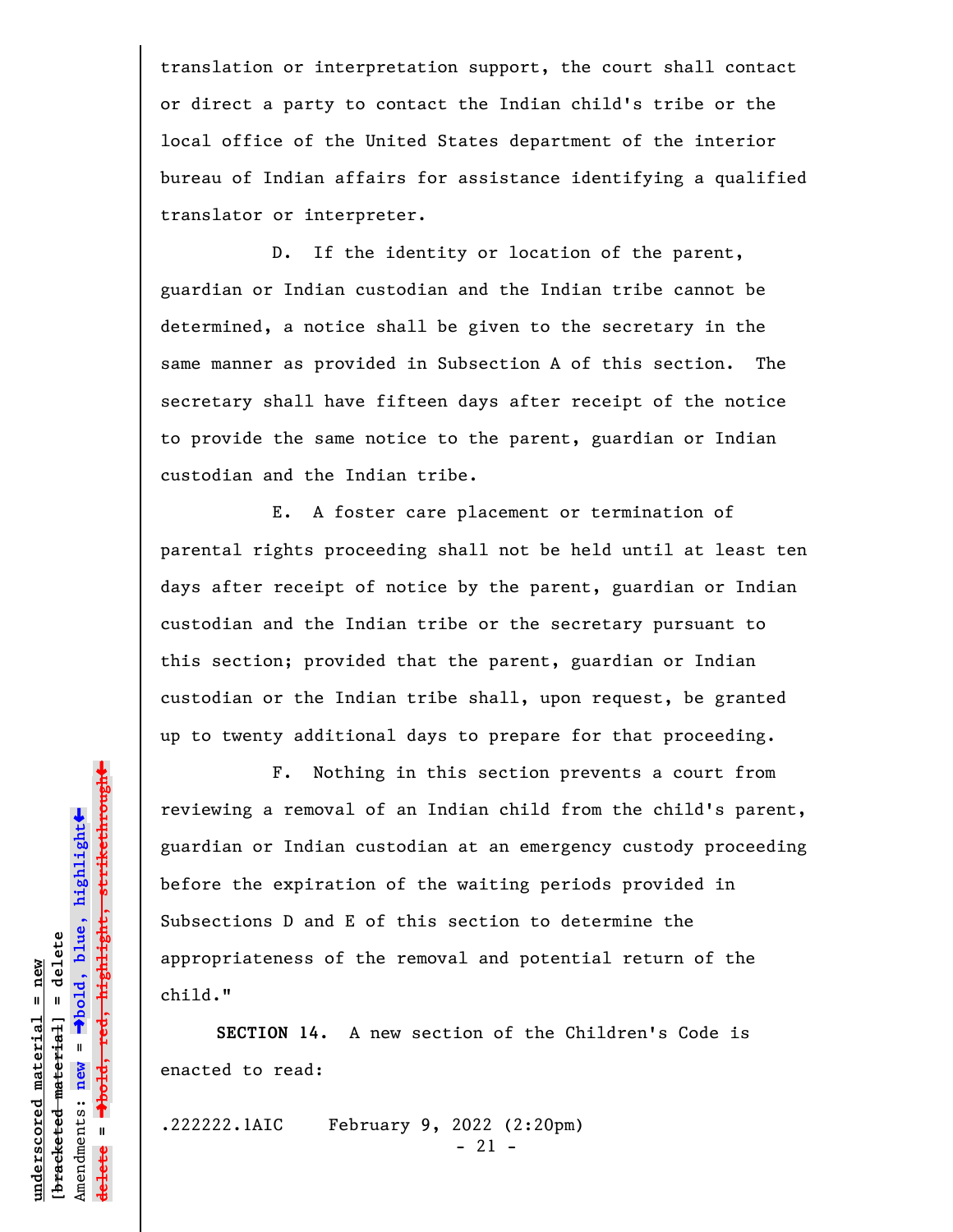translation or interpretation support, the court shall contact or direct a party to contact the Indian child's tribe or the local office of the United States department of the interior bureau of Indian affairs for assistance identifying a qualified translator or interpreter.

D. If the identity or location of the parent, guardian or Indian custodian and the Indian tribe cannot be determined, a notice shall be given to the secretary in the same manner as provided in Subsection A of this section. The secretary shall have fifteen days after receipt of the notice to provide the same notice to the parent, guardian or Indian custodian and the Indian tribe.

E. A foster care placement or termination of parental rights proceeding shall not be held until at least ten days after receipt of notice by the parent, guardian or Indian custodian and the Indian tribe or the secretary pursuant to this section; provided that the parent, guardian or Indian custodian or the Indian tribe shall, upon request, be granted up to twenty additional days to prepare for that proceeding.

F. Nothing in this section prevents a court from reviewing a removal of an Indian child from the child's parent, guardian or Indian custodian at an emergency custody proceeding before the expiration of the waiting periods provided in Subsections D and E of this section to determine the appropriateness of the removal and potential return of the child."

**SECTION 14.** A new section of the Children's Code is enacted to read:

.222222.1AIC February 9, 2022 (2:20pm)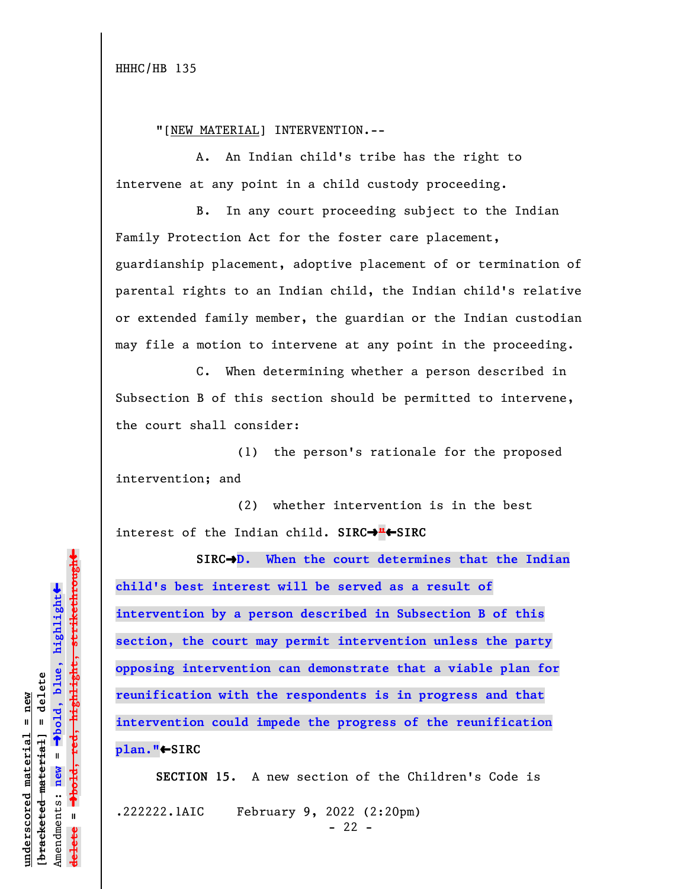HHHC/HB 135

"[NEW MATERIAL] INTERVENTION.--

A. An Indian child's tribe has the right to intervene at any point in a child custody proceeding.

B. In any court proceeding subject to the Indian Family Protection Act for the foster care placement, guardianship placement, adoptive placement of or termination of parental rights to an Indian child, the Indian child's relative or extended family member, the guardian or the Indian custodian may file a motion to intervene at any point in the proceeding.

C. When determining whether a person described in Subsection B of this section should be permitted to intervene, the court shall consider:

(1) the person's rationale for the proposed intervention; and

(2) whether intervention is in the best interest of the Indian child. SIRC→~~"~~←SIRC

SIRC→**D. When the court determines that the Indian child's best interest will be served as a result of intervention by a person described in Subsection B of this section, the court may permit intervention unless the party opposing intervention can demonstrate that a viable plan for reunification with the respondents is in progress and that intervention could impede the progress of the reunification plan."**←SIRC

**SECTION 15.** A new section of the Children's Code is

.222222.1AIC February 9, 2022 (2:20pm)

underscored material = new
[bracketed material] = delete
Amendments: **new** = →bold, blue, highlight←
~~delete~~ = →bold, red, highlight, strikethrough←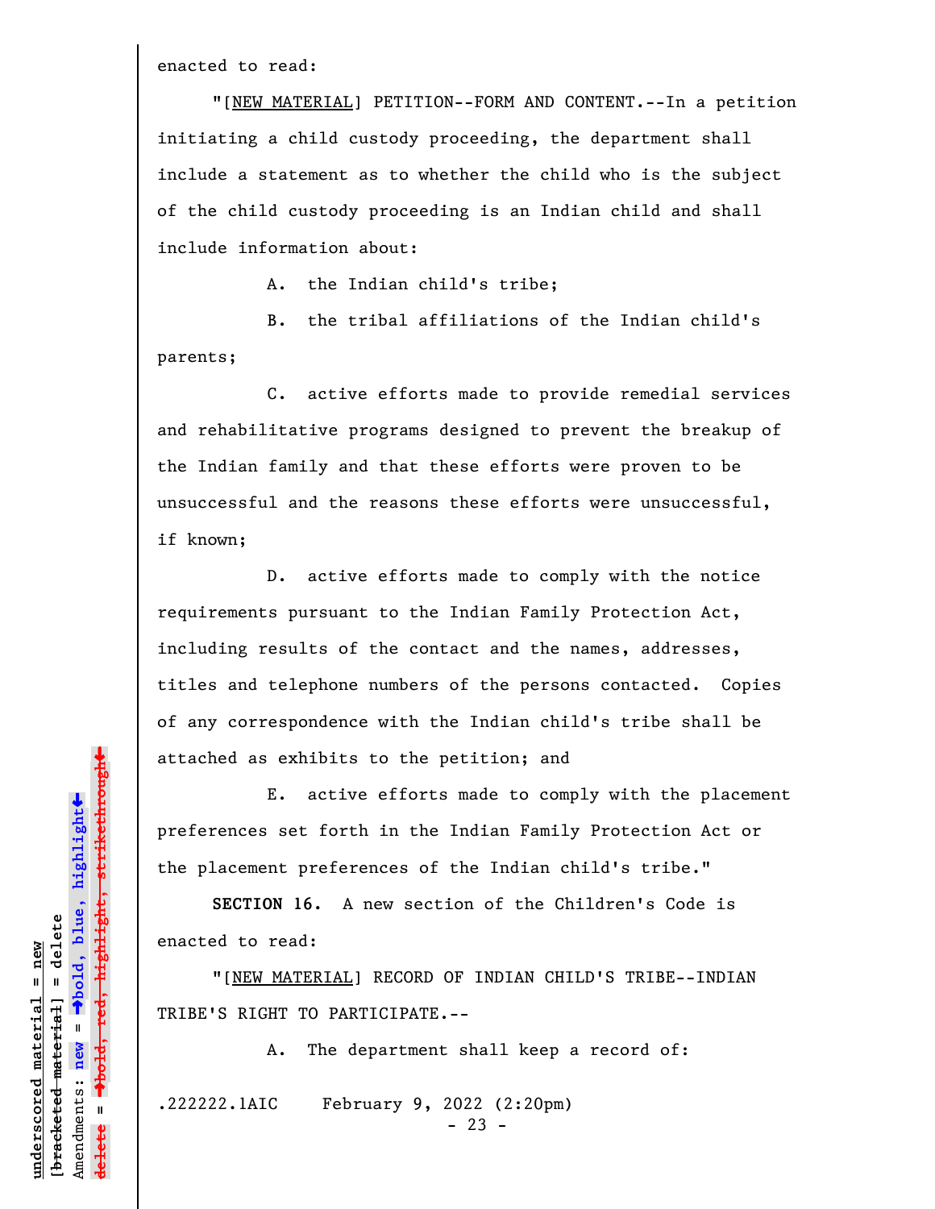enacted to read:

"[NEW MATERIAL] PETITION--FORM AND CONTENT.--In a petition initiating a child custody proceeding, the department shall include a statement as to whether the child who is the subject of the child custody proceeding is an Indian child and shall include information about:

A. the Indian child's tribe;

B. the tribal affiliations of the Indian child's parents;

C. active efforts made to provide remedial services and rehabilitative programs designed to prevent the breakup of the Indian family and that these efforts were proven to be unsuccessful and the reasons these efforts were unsuccessful, if known;

D. active efforts made to comply with the notice requirements pursuant to the Indian Family Protection Act, including results of the contact and the names, addresses, titles and telephone numbers of the persons contacted. Copies of any correspondence with the Indian child's tribe shall be attached as exhibits to the petition; and

E. active efforts made to comply with the placement preferences set forth in the Indian Family Protection Act or the placement preferences of the Indian child's tribe."

**SECTION 16.** A new section of the Children's Code is enacted to read:

"[NEW MATERIAL] RECORD OF INDIAN CHILD'S TRIBE--INDIAN TRIBE'S RIGHT TO PARTICIPATE.--

A. The department shall keep a record of:

.222222.1AIC February 9, 2022 (2:20pm)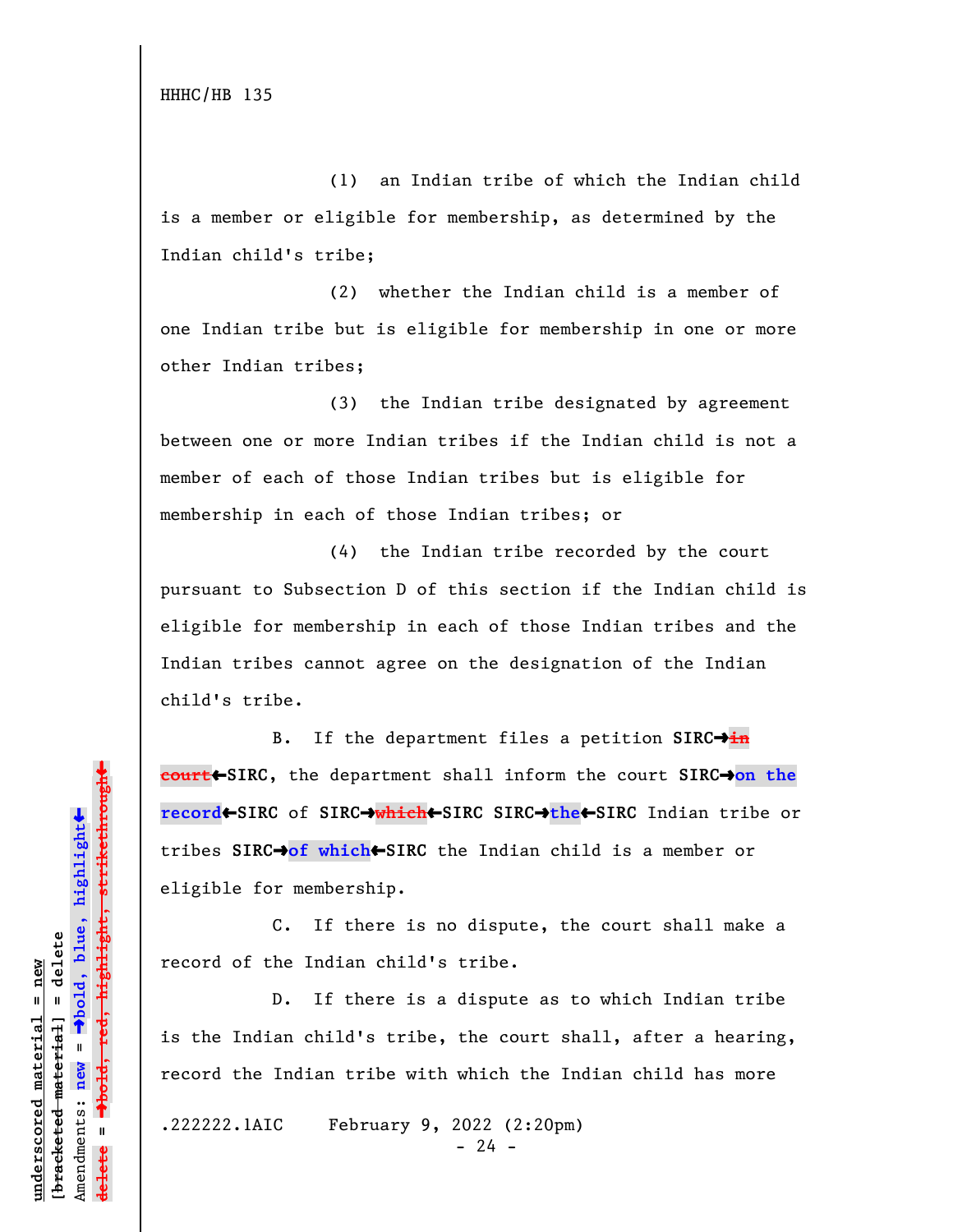(1) an Indian tribe of which the Indian child is a member or eligible for membership, as determined by the Indian child's tribe;

(2) whether the Indian child is a member of one Indian tribe but is eligible for membership in one or more other Indian tribes;

(3) the Indian tribe designated by agreement between one or more Indian tribes if the Indian child is not a member of each of those Indian tribes but is eligible for membership in each of those Indian tribes; or

(4) the Indian tribe recorded by the court pursuant to Subsection D of this section if the Indian child is eligible for membership in each of those Indian tribes and the Indian tribes cannot agree on the designation of the Indian child's tribe.

B. If the department files a petition **SIRC→~~in court~~←SIRC**, the department shall inform the court **SIRC→on the record←SIRC** of **SIRC→~~which~~←SIRC SIRC→the←SIRC** Indian tribe or tribes **SIRC→of which←SIRC** the Indian child is a member or eligible for membership.

C. If there is no dispute, the court shall make a record of the Indian child's tribe.

D. If there is a dispute as to which Indian tribe is the Indian child's tribe, the court shall, after a hearing, record the Indian tribe with which the Indian child has more

.222222.1AIC February 9, 2022 (2:20pm)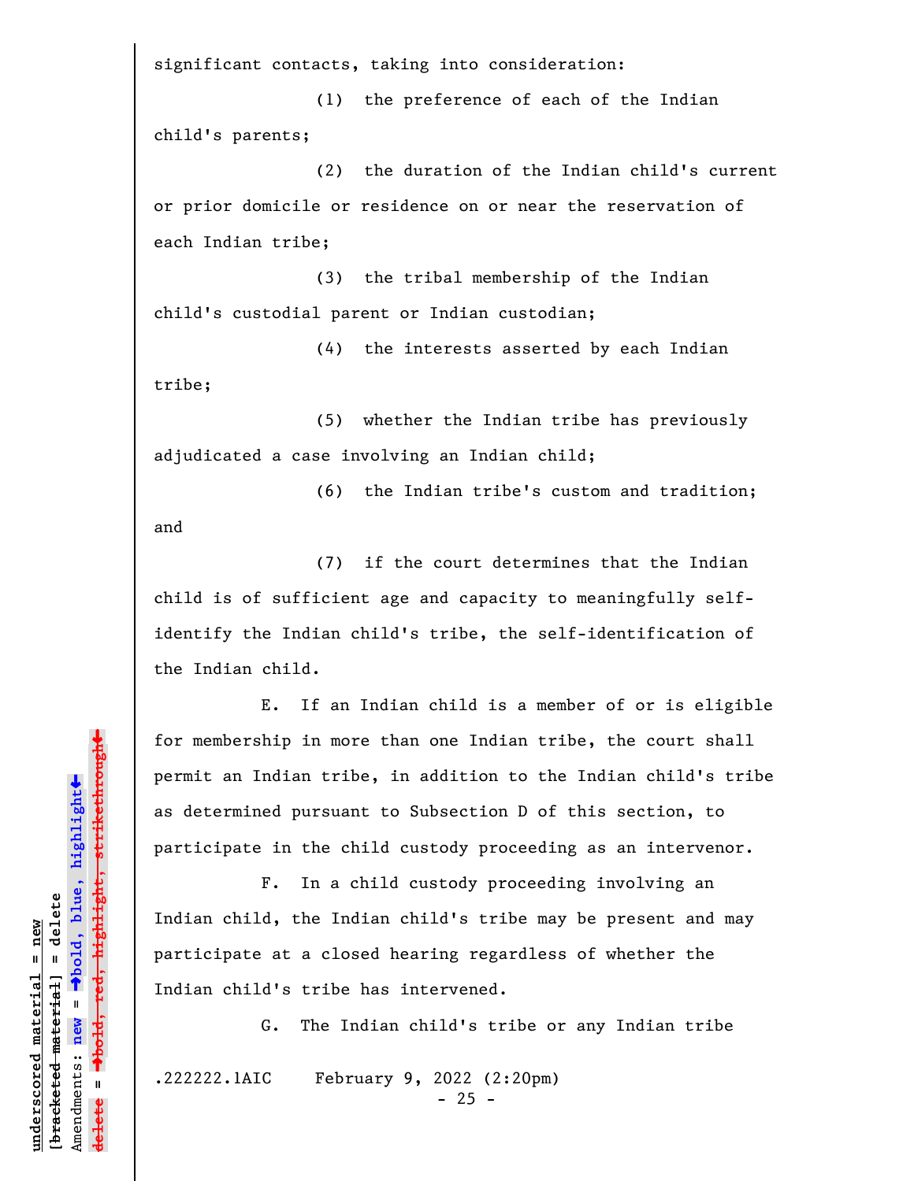significant contacts, taking into consideration:

(1) the preference of each of the Indian child's parents;

(2) the duration of the Indian child's current or prior domicile or residence on or near the reservation of each Indian tribe;

(3) the tribal membership of the Indian child's custodial parent or Indian custodian;

(4) the interests asserted by each Indian tribe;

(5) whether the Indian tribe has previously adjudicated a case involving an Indian child;

(6) the Indian tribe's custom and tradition; and

(7) if the court determines that the Indian child is of sufficient age and capacity to meaningfully self-identify the Indian child's tribe, the self-identification of the Indian child.

E. If an Indian child is a member of or is eligible for membership in more than one Indian tribe, the court shall permit an Indian tribe, in addition to the Indian child's tribe as determined pursuant to Subsection D of this section, to participate in the child custody proceeding as an intervenor.

F. In a child custody proceeding involving an Indian child, the Indian child's tribe may be present and may participate at a closed hearing regardless of whether the Indian child's tribe has intervened.

G. The Indian child's tribe or any Indian tribe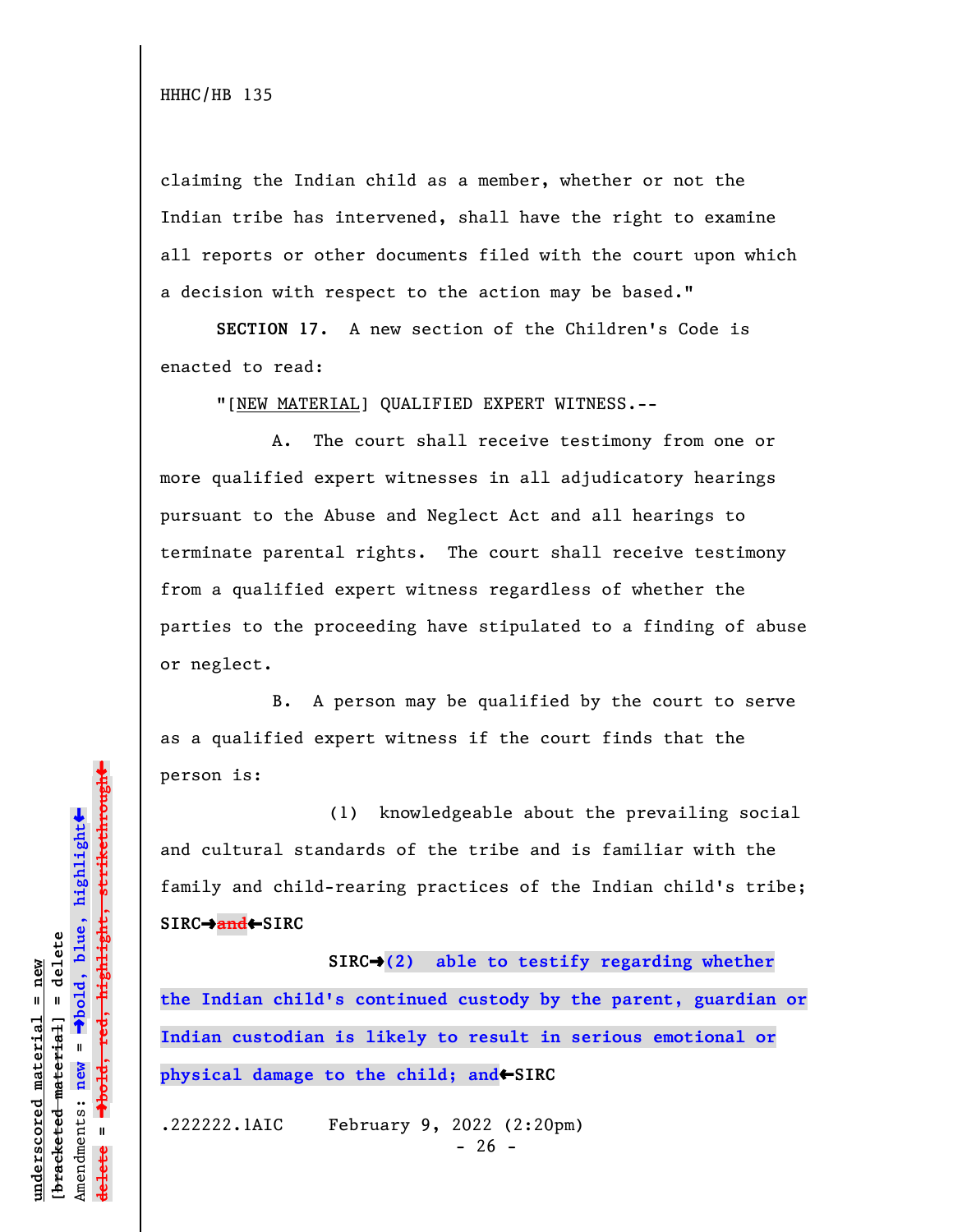claiming the Indian child as a member, whether or not the Indian tribe has intervened, shall have the right to examine all reports or other documents filed with the court upon which a decision with respect to the action may be based."

**SECTION 17.** A new section of the Children's Code is enacted to read:

"[NEW MATERIAL] QUALIFIED EXPERT WITNESS.--

A. The court shall receive testimony from one or more qualified expert witnesses in all adjudicatory hearings pursuant to the Abuse and Neglect Act and all hearings to terminate parental rights. The court shall receive testimony from a qualified expert witness regardless of whether the parties to the proceeding have stipulated to a finding of abuse or neglect.

B. A person may be qualified by the court to serve as a qualified expert witness if the court finds that the person is:

(1) knowledgeable about the prevailing social and cultural standards of the tribe and is familiar with the family and child-rearing practices of the Indian child's tribe; **SIRC→~~and~~←SIRC**

**SIRC→(2) able to testify regarding whether the Indian child's continued custody by the parent, guardian or Indian custodian is likely to result in serious emotional or physical damage to the child; and←SIRC**

.222222.1AIC February 9, 2022 (2:20pm)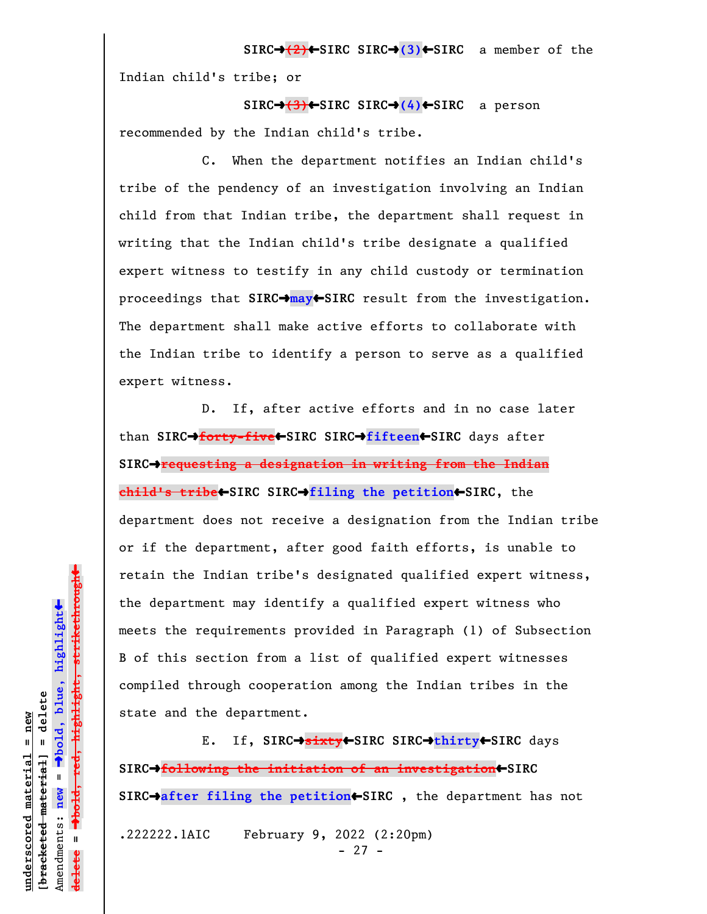SIRC→~~(2)~~←SIRC SIRC→**(3)**←SIRC a member of the Indian child's tribe; or

SIRC→~~(3)~~←SIRC SIRC→**(4)**←SIRC a person recommended by the Indian child's tribe.

C. When the department notifies an Indian child's tribe of the pendency of an investigation involving an Indian child from that Indian tribe, the department shall request in writing that the Indian child's tribe designate a qualified expert witness to testify in any child custody or termination proceedings that SIRC→**may**←SIRC result from the investigation. The department shall make active efforts to collaborate with the Indian tribe to identify a person to serve as a qualified expert witness.

D. If, after active efforts and in no case later than SIRC→~~forty-five~~←SIRC SIRC→**fifteen**←SIRC days after SIRC→~~requesting a designation in writing from the Indian child's tribe~~←SIRC SIRC→**filing the petition**←SIRC, the department does not receive a designation from the Indian tribe or if the department, after good faith efforts, is unable to retain the Indian tribe's designated qualified expert witness, the department may identify a qualified expert witness who meets the requirements provided in Paragraph (1) of Subsection B of this section from a list of qualified expert witnesses compiled through cooperation among the Indian tribes in the state and the department.

E. If, SIRC→~~sixty~~←SIRC SIRC→**thirty**←SIRC days SIRC→~~following the initiation of an investigation~~←SIRC SIRC→**after filing the petition**←SIRC , the department has not

.222222.1AIC February 9, 2022 (2:20pm)

underscored material = new
[bracketed material] = delete
Amendments: new = →bold, blue, highlight←
delete = →bold, red, highlight, strikethrough←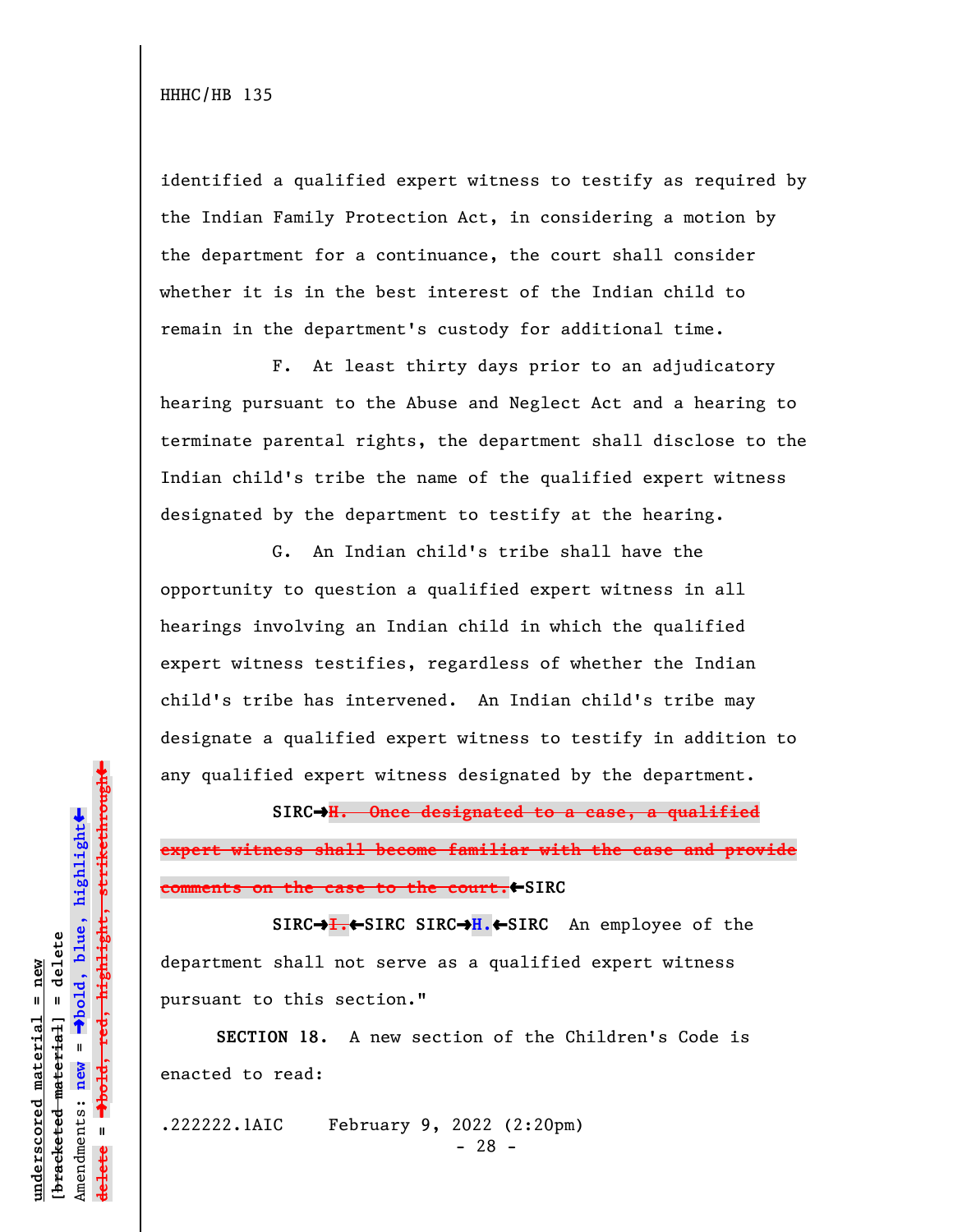identified a qualified expert witness to testify as required by the Indian Family Protection Act, in considering a motion by the department for a continuance, the court shall consider whether it is in the best interest of the Indian child to remain in the department's custody for additional time.

F. At least thirty days prior to an adjudicatory hearing pursuant to the Abuse and Neglect Act and a hearing to terminate parental rights, the department shall disclose to the Indian child's tribe the name of the qualified expert witness designated by the department to testify at the hearing.

G. An Indian child's tribe shall have the opportunity to question a qualified expert witness in all hearings involving an Indian child in which the qualified expert witness testifies, regardless of whether the Indian child's tribe has intervened. An Indian child's tribe may designate a qualified expert witness to testify in addition to any qualified expert witness designated by the department.

SIRC→~~H. Once designated to a case, a qualified expert witness shall become familiar with the case and provide comments on the case to the court.~~←SIRC

SIRC→~~I.~~←SIRC SIRC→**H.**←SIRC An employee of the department shall not serve as a qualified expert witness pursuant to this section."

**SECTION 18.** A new section of the Children's Code is enacted to read:

.222222.1AIC February 9, 2022 (2:20pm)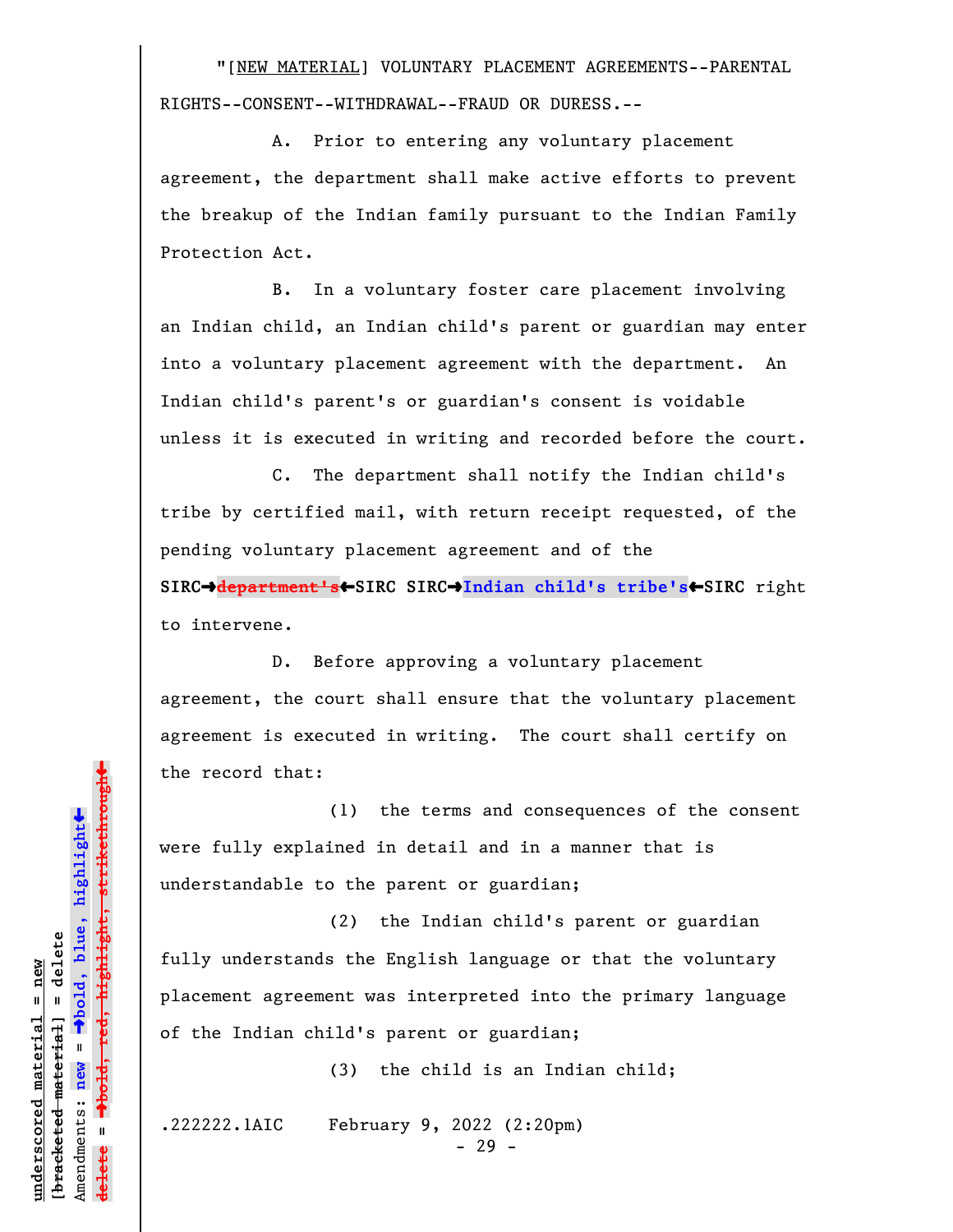"[NEW MATERIAL] VOLUNTARY PLACEMENT AGREEMENTS--PARENTAL RIGHTS--CONSENT--WITHDRAWAL--FRAUD OR DURESS.--

A. Prior to entering any voluntary placement agreement, the department shall make active efforts to prevent the breakup of the Indian family pursuant to the Indian Family Protection Act.

B. In a voluntary foster care placement involving an Indian child, an Indian child's parent or guardian may enter into a voluntary placement agreement with the department. An Indian child's parent's or guardian's consent is voidable unless it is executed in writing and recorded before the court.

C. The department shall notify the Indian child's tribe by certified mail, with return receipt requested, of the pending voluntary placement agreement and of the SIRC➔~~department's~~←SIRC SIRC➔**Indian child's tribe's**←SIRC right to intervene.

D. Before approving a voluntary placement agreement, the court shall ensure that the voluntary placement agreement is executed in writing. The court shall certify on the record that:

(1) the terms and consequences of the consent were fully explained in detail and in a manner that is understandable to the parent or guardian;

(2) the Indian child's parent or guardian fully understands the English language or that the voluntary placement agreement was interpreted into the primary language of the Indian child's parent or guardian;

(3) the child is an Indian child;

.222222.1AIC February 9, 2022 (2:20pm)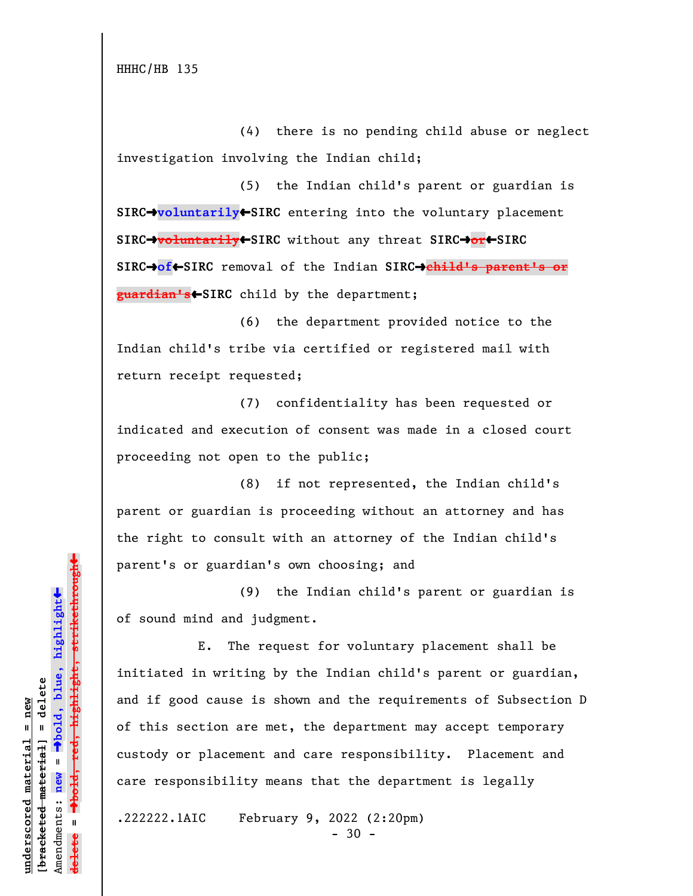(4) there is no pending child abuse or neglect investigation involving the Indian child;

(5) the Indian child's parent or guardian is **SIRC→voluntarily←SIRC** entering into the voluntary placement **SIRC→~~voluntarily~~←SIRC** without any threat **SIRC→~~or~~←SIRC** **SIRC→of←SIRC** removal of the Indian **SIRC→~~child's parent's or guardian's~~←SIRC** child by the department;

(6) the department provided notice to the Indian child's tribe via certified or registered mail with return receipt requested;

(7) confidentiality has been requested or indicated and execution of consent was made in a closed court proceeding not open to the public;

(8) if not represented, the Indian child's parent or guardian is proceeding without an attorney and has the right to consult with an attorney of the Indian child's parent's or guardian's own choosing; and

(9) the Indian child's parent or guardian is of sound mind and judgment.

E. The request for voluntary placement shall be initiated in writing by the Indian child's parent or guardian, and if good cause is shown and the requirements of Subsection D of this section are met, the department may accept temporary custody or placement and care responsibility. Placement and care responsibility means that the department is legally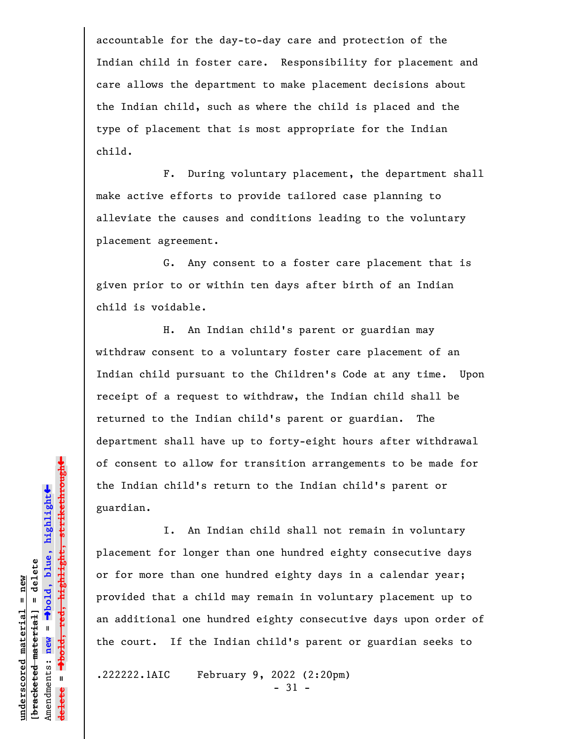accountable for the day-to-day care and protection of the Indian child in foster care. Responsibility for placement and care allows the department to make placement decisions about the Indian child, such as where the child is placed and the type of placement that is most appropriate for the Indian child.

F. During voluntary placement, the department shall make active efforts to provide tailored case planning to alleviate the causes and conditions leading to the voluntary placement agreement.

G. Any consent to a foster care placement that is given prior to or within ten days after birth of an Indian child is voidable.

H. An Indian child's parent or guardian may withdraw consent to a voluntary foster care placement of an Indian child pursuant to the Children's Code at any time. Upon receipt of a request to withdraw, the Indian child shall be returned to the Indian child's parent or guardian. The department shall have up to forty-eight hours after withdrawal of consent to allow for transition arrangements to be made for the Indian child's return to the Indian child's parent or guardian.

I. An Indian child shall not remain in voluntary placement for longer than one hundred eighty consecutive days or for more than one hundred eighty days in a calendar year; provided that a child may remain in voluntary placement up to an additional one hundred eighty consecutive days upon order of the court. If the Indian child's parent or guardian seeks to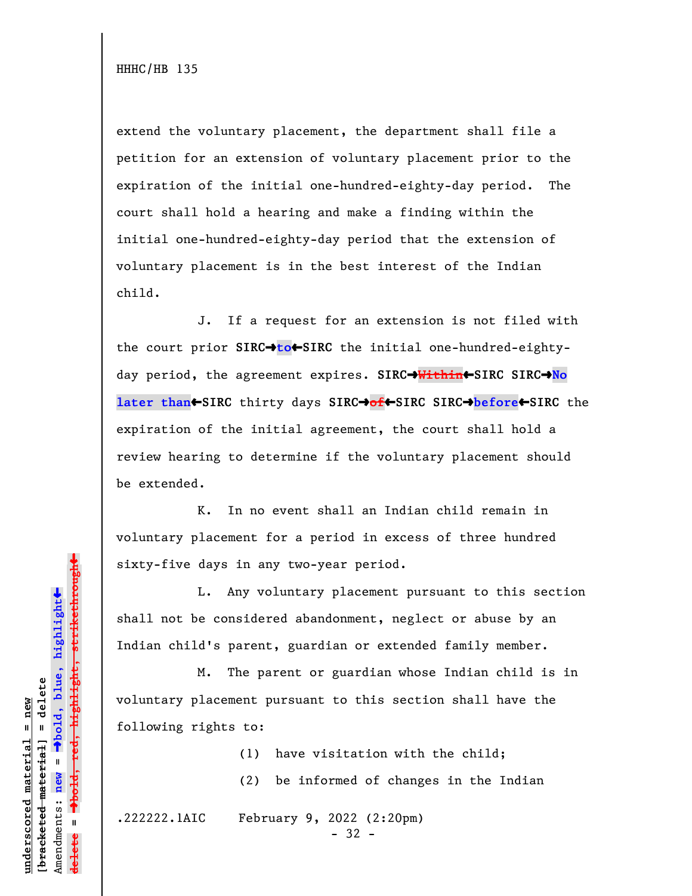extend the voluntary placement, the department shall file a petition for an extension of voluntary placement prior to the expiration of the initial one-hundred-eighty-day period. The court shall hold a hearing and make a finding within the initial one-hundred-eighty-day period that the extension of voluntary placement is in the best interest of the Indian child.

J. If a request for an extension is not filed with the court prior **SIRC→to←SIRC** the initial one-hundred-eighty-day period, the agreement expires. **SIRC→~~Within~~←SIRC SIRC→No later than←SIRC** thirty days **SIRC→~~of~~←SIRC SIRC→before←SIRC** the expiration of the initial agreement, the court shall hold a review hearing to determine if the voluntary placement should be extended.

K. In no event shall an Indian child remain in voluntary placement for a period in excess of three hundred sixty-five days in any two-year period.

L. Any voluntary placement pursuant to this section shall not be considered abandonment, neglect or abuse by an Indian child's parent, guardian or extended family member.

M. The parent or guardian whose Indian child is in voluntary placement pursuant to this section shall have the following rights to:

(1) have visitation with the child;

(2) be informed of changes in the Indian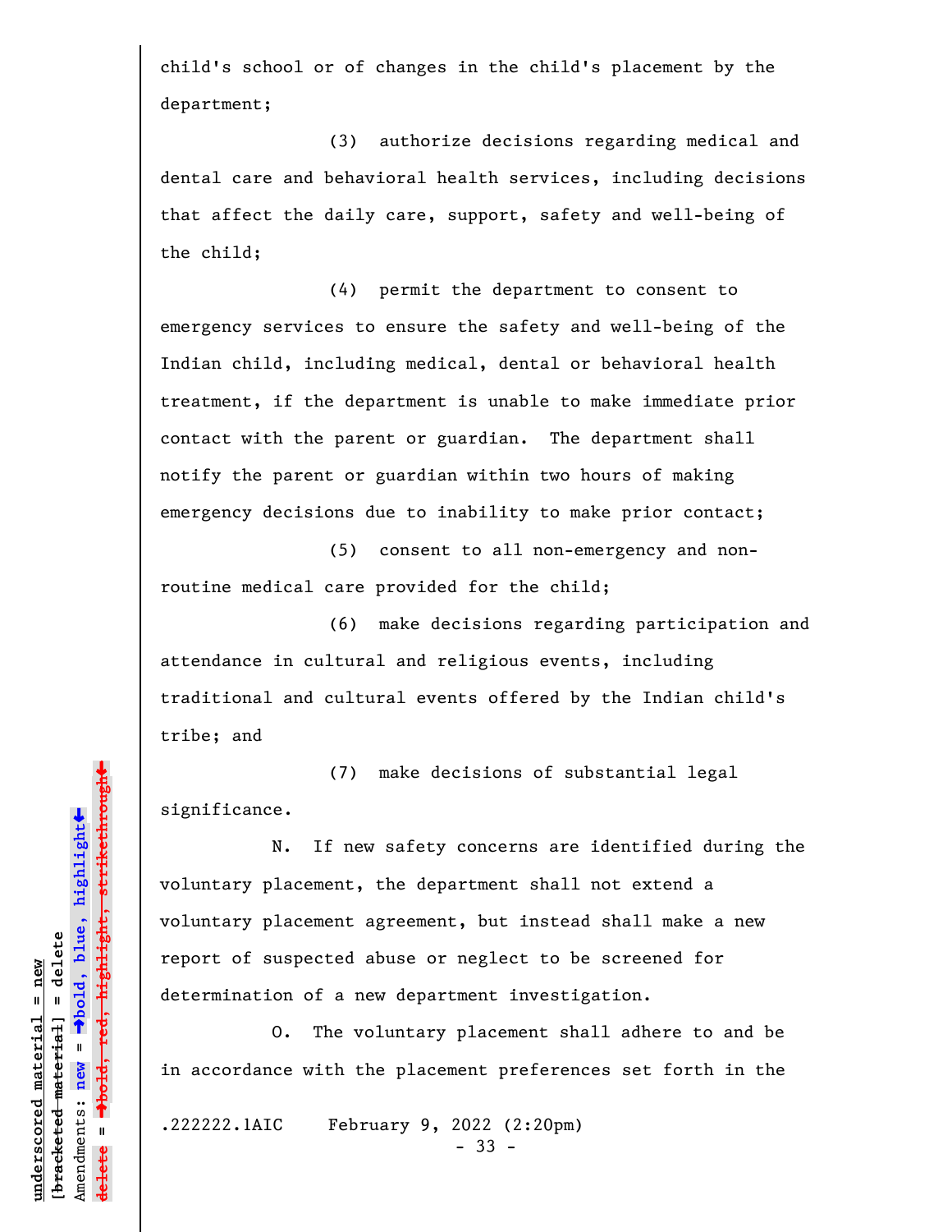child's school or of changes in the child's placement by the department;

(3) authorize decisions regarding medical and dental care and behavioral health services, including decisions that affect the daily care, support, safety and well-being of the child;

(4) permit the department to consent to emergency services to ensure the safety and well-being of the Indian child, including medical, dental or behavioral health treatment, if the department is unable to make immediate prior contact with the parent or guardian. The department shall notify the parent or guardian within two hours of making emergency decisions due to inability to make prior contact;

(5) consent to all non-emergency and non-routine medical care provided for the child;

(6) make decisions regarding participation and attendance in cultural and religious events, including traditional and cultural events offered by the Indian child's tribe; and

(7) make decisions of substantial legal significance.

N. If new safety concerns are identified during the voluntary placement, the department shall not extend a voluntary placement agreement, but instead shall make a new report of suspected abuse or neglect to be screened for determination of a new department investigation.

O. The voluntary placement shall adhere to and be in accordance with the placement preferences set forth in the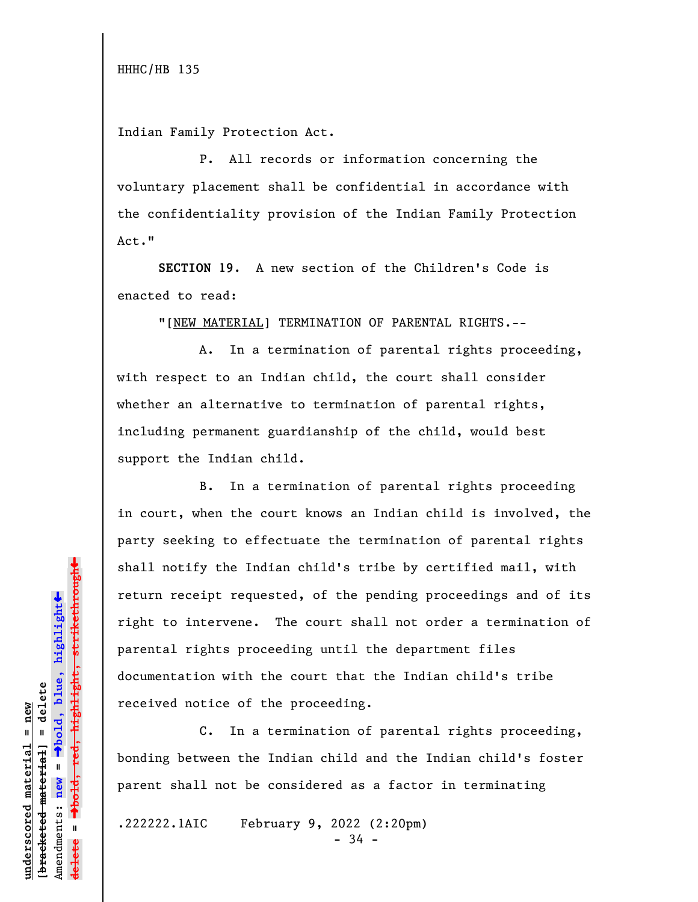Indian Family Protection Act.

P. All records or information concerning the voluntary placement shall be confidential in accordance with the confidentiality provision of the Indian Family Protection Act."

**SECTION 19.** A new section of the Children's Code is enacted to read:

"[NEW MATERIAL] TERMINATION OF PARENTAL RIGHTS.--

A. In a termination of parental rights proceeding, with respect to an Indian child, the court shall consider whether an alternative to termination of parental rights, including permanent guardianship of the child, would best support the Indian child.

B. In a termination of parental rights proceeding in court, when the court knows an Indian child is involved, the party seeking to effectuate the termination of parental rights shall notify the Indian child's tribe by certified mail, with return receipt requested, of the pending proceedings and of its right to intervene. The court shall not order a termination of parental rights proceeding until the department files documentation with the court that the Indian child's tribe received notice of the proceeding.

C. In a termination of parental rights proceeding, bonding between the Indian child and the Indian child's foster parent shall not be considered as a factor in terminating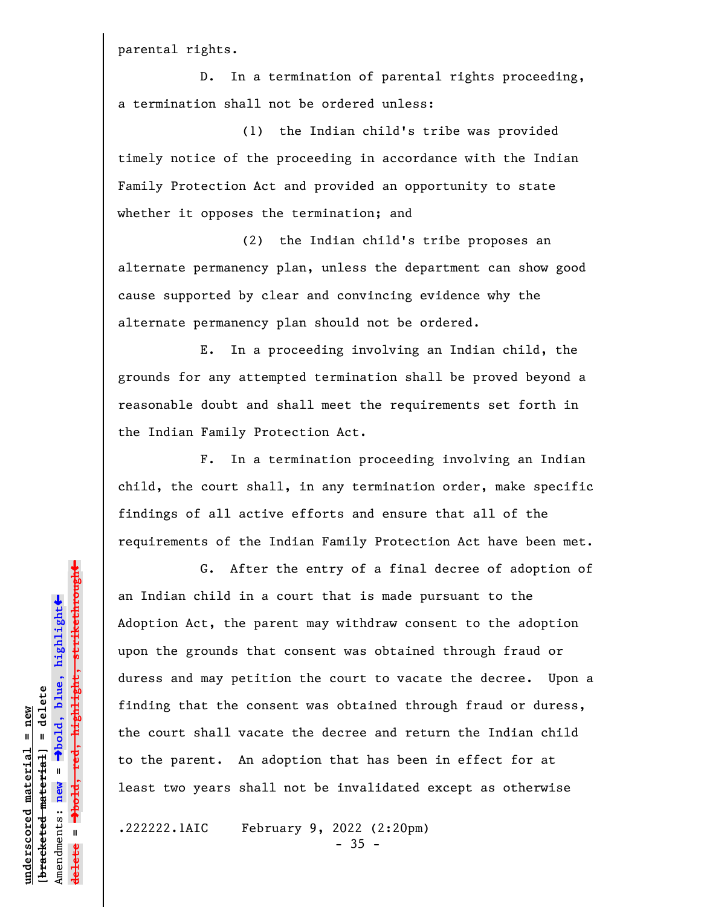parental rights.

D. In a termination of parental rights proceeding, a termination shall not be ordered unless:

(1) the Indian child's tribe was provided timely notice of the proceeding in accordance with the Indian Family Protection Act and provided an opportunity to state whether it opposes the termination; and

(2) the Indian child's tribe proposes an alternate permanency plan, unless the department can show good cause supported by clear and convincing evidence why the alternate permanency plan should not be ordered.

E. In a proceeding involving an Indian child, the grounds for any attempted termination shall be proved beyond a reasonable doubt and shall meet the requirements set forth in the Indian Family Protection Act.

F. In a termination proceeding involving an Indian child, the court shall, in any termination order, make specific findings of all active efforts and ensure that all of the requirements of the Indian Family Protection Act have been met.

G. After the entry of a final decree of adoption of an Indian child in a court that is made pursuant to the Adoption Act, the parent may withdraw consent to the adoption upon the grounds that consent was obtained through fraud or duress and may petition the court to vacate the decree. Upon a finding that the consent was obtained through fraud or duress, the court shall vacate the decree and return the Indian child to the parent. An adoption that has been in effect for at least two years shall not be invalidated except as otherwise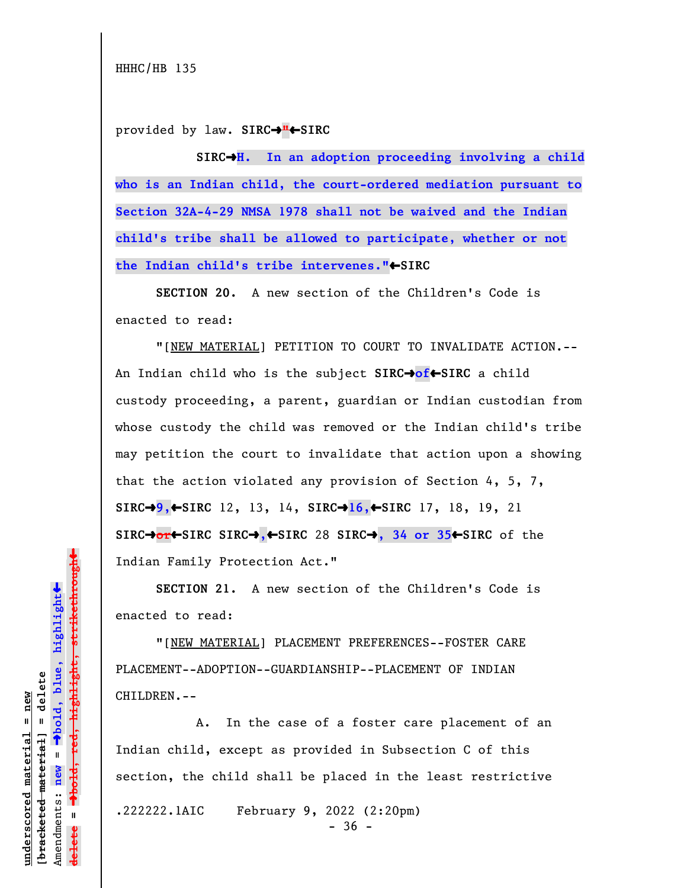provided by law. SIRC→"←SIRC

SIRC→**H. In an adoption proceeding involving a child who is an Indian child, the court-ordered mediation pursuant to Section 32A-4-29 NMSA 1978 shall not be waived and the Indian child's tribe shall be allowed to participate, whether or not the Indian child's tribe intervenes."**←SIRC

**SECTION 20.** A new section of the Children's Code is enacted to read:

"[NEW MATERIAL] PETITION TO COURT TO INVALIDATE ACTION.--An Indian child who is the subject SIRC→**of**←SIRC a child custody proceeding, a parent, guardian or Indian custodian from whose custody the child was removed or the Indian child's tribe may petition the court to invalidate that action upon a showing that the action violated any provision of Section 4, 5, 7, SIRC→**9,**←SIRC 12, 13, 14, SIRC→**16,**←SIRC 17, 18, 19, 21 SIRC→~~or~~←SIRC SIRC→**,**←SIRC 28 SIRC→**, 34 or 35**←SIRC of the Indian Family Protection Act."

**SECTION 21.** A new section of the Children's Code is enacted to read:

"[NEW MATERIAL] PLACEMENT PREFERENCES--FOSTER CARE PLACEMENT--ADOPTION--GUARDIANSHIP--PLACEMENT OF INDIAN CHILDREN.--

A. In the case of a foster care placement of an Indian child, except as provided in Subsection C of this section, the child shall be placed in the least restrictive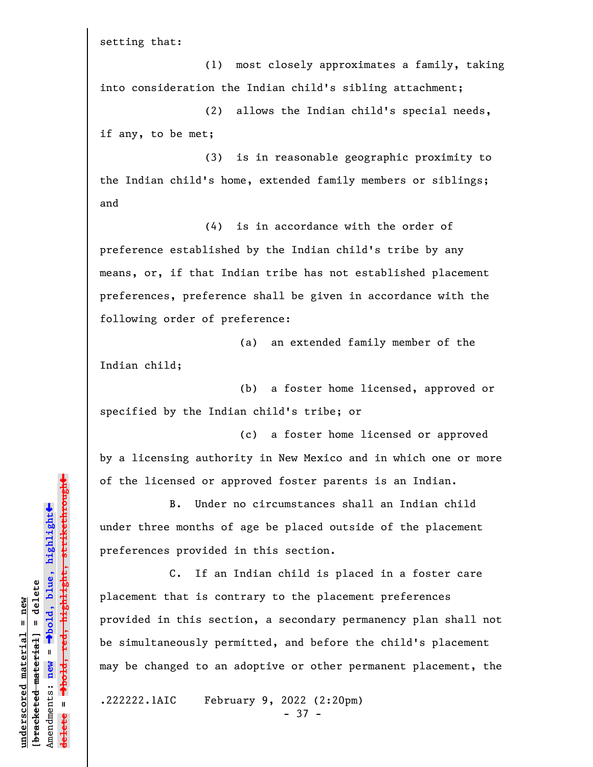setting that:

(1) most closely approximates a family, taking into consideration the Indian child's sibling attachment;

(2) allows the Indian child's special needs, if any, to be met;

(3) is in reasonable geographic proximity to the Indian child's home, extended family members or siblings; and

(4) is in accordance with the order of preference established by the Indian child's tribe by any means, or, if that Indian tribe has not established placement preferences, preference shall be given in accordance with the following order of preference:

(a) an extended family member of the Indian child;

(b) a foster home licensed, approved or specified by the Indian child's tribe; or

(c) a foster home licensed or approved by a licensing authority in New Mexico and in which one or more of the licensed or approved foster parents is an Indian.

B. Under no circumstances shall an Indian child under three months of age be placed outside of the placement preferences provided in this section.

C. If an Indian child is placed in a foster care placement that is contrary to the placement preferences provided in this section, a secondary permanency plan shall not be simultaneously permitted, and before the child's placement may be changed to an adoptive or other permanent placement, the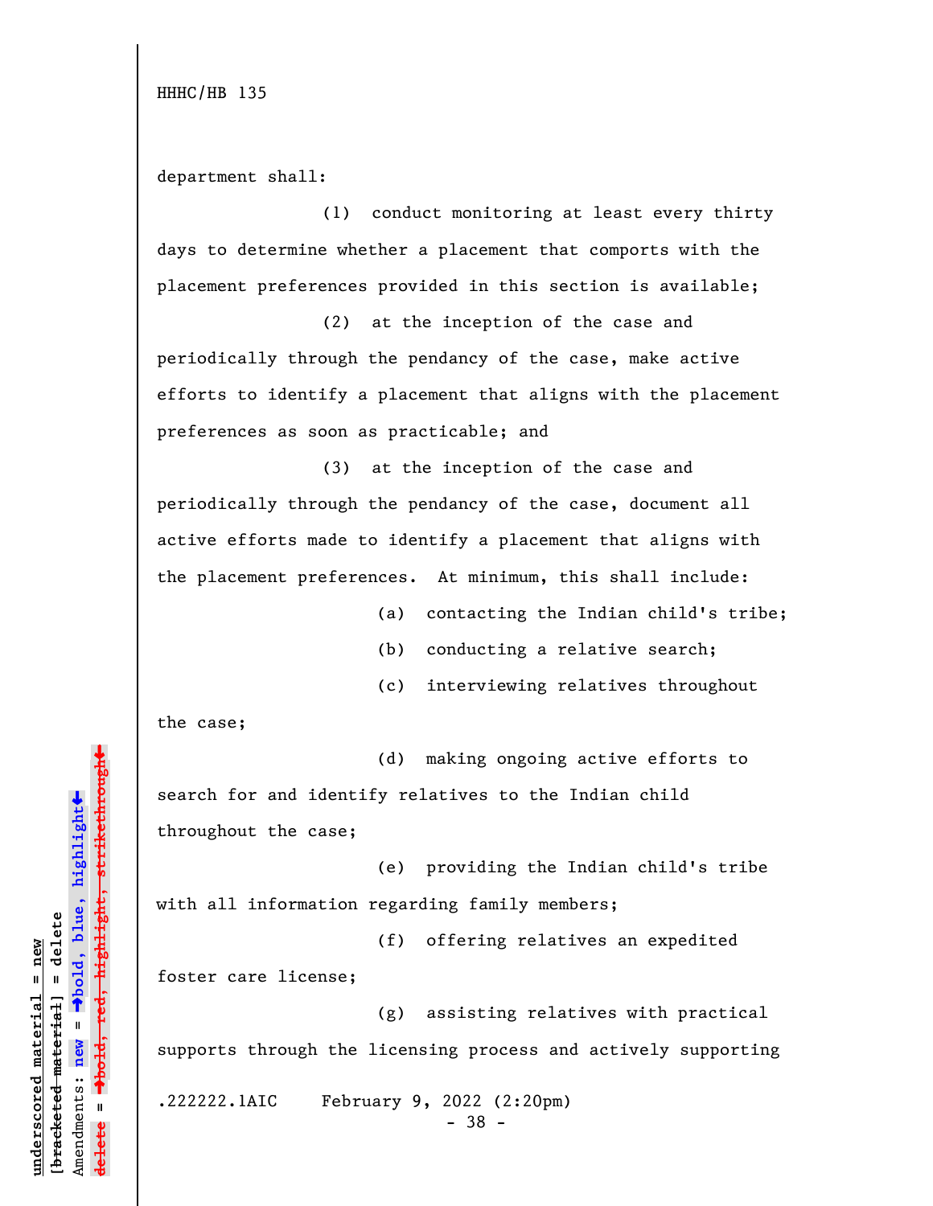department shall:

(1) conduct monitoring at least every thirty days to determine whether a placement that comports with the placement preferences provided in this section is available;

(2) at the inception of the case and periodically through the pendancy of the case, make active efforts to identify a placement that aligns with the placement preferences as soon as practicable; and

(3) at the inception of the case and periodically through the pendancy of the case, document all active efforts made to identify a placement that aligns with the placement preferences. At minimum, this shall include:

(a) contacting the Indian child's tribe;

(b) conducting a relative search;

(c) interviewing relatives throughout the case;

(d) making ongoing active efforts to search for and identify relatives to the Indian child throughout the case;

(e) providing the Indian child's tribe with all information regarding family members;

(f) offering relatives an expedited foster care license;

(g) assisting relatives with practical supports through the licensing process and actively supporting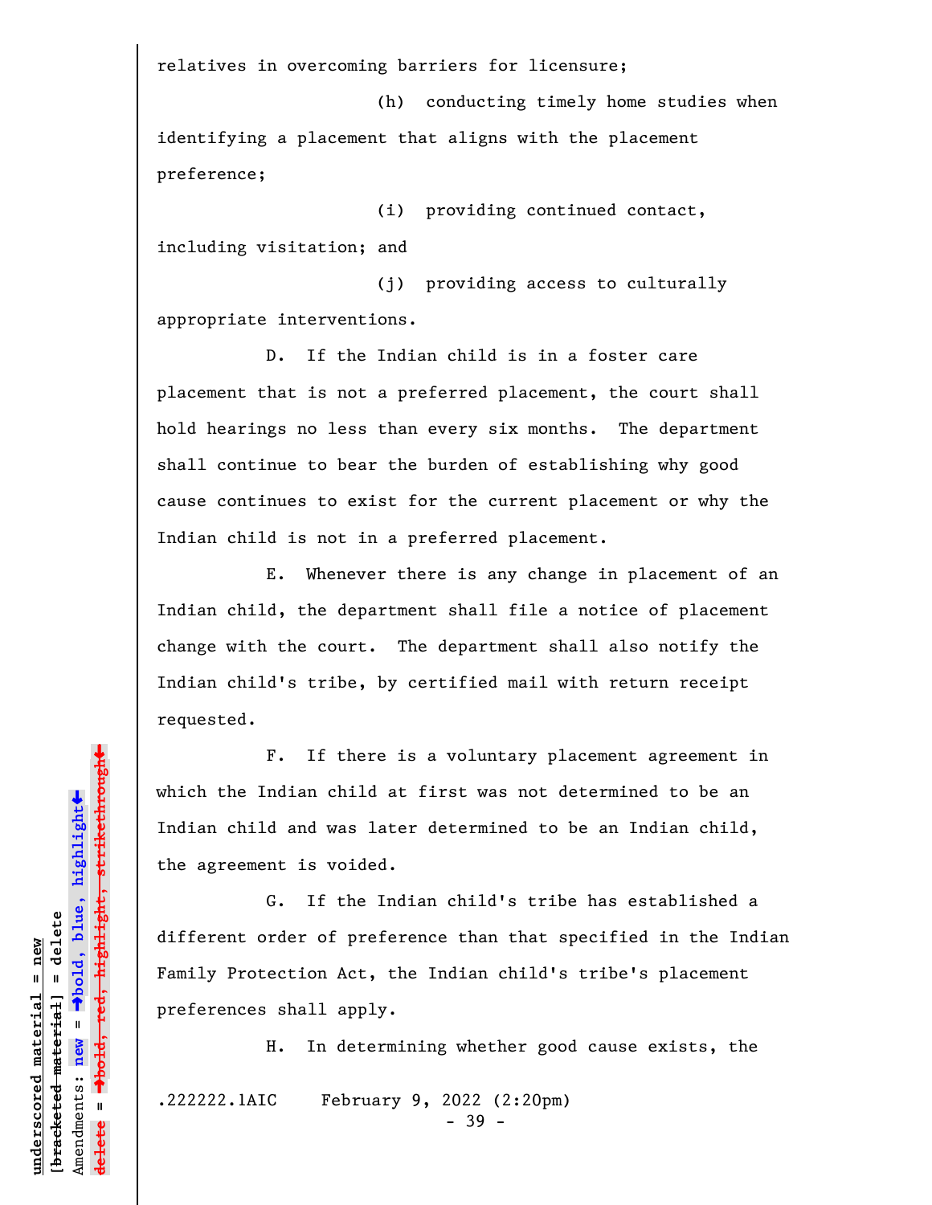relatives in overcoming barriers for licensure;

(h) conducting timely home studies when identifying a placement that aligns with the placement preference;

(i) providing continued contact, including visitation; and

(j) providing access to culturally appropriate interventions.

D. If the Indian child is in a foster care placement that is not a preferred placement, the court shall hold hearings no less than every six months. The department shall continue to bear the burden of establishing why good cause continues to exist for the current placement or why the Indian child is not in a preferred placement.

E. Whenever there is any change in placement of an Indian child, the department shall file a notice of placement change with the court. The department shall also notify the Indian child's tribe, by certified mail with return receipt requested.

F. If there is a voluntary placement agreement in which the Indian child at first was not determined to be an Indian child and was later determined to be an Indian child, the agreement is voided.

G. If the Indian child's tribe has established a different order of preference than that specified in the Indian Family Protection Act, the Indian child's tribe's placement preferences shall apply.

H. In determining whether good cause exists, the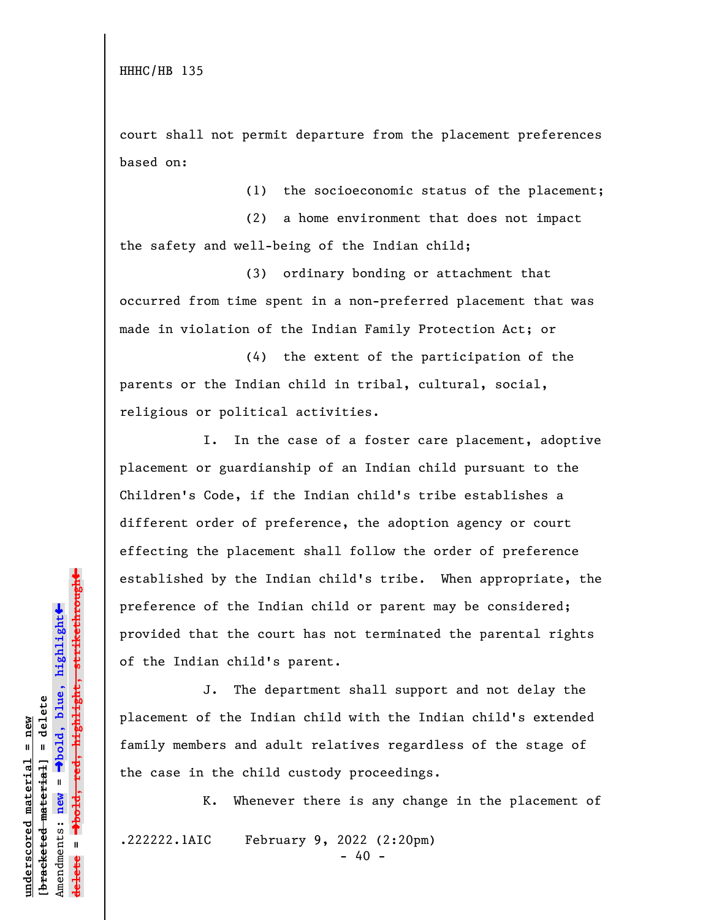court shall not permit departure from the placement preferences based on:

(1) the socioeconomic status of the placement;

(2) a home environment that does not impact the safety and well-being of the Indian child;

(3) ordinary bonding or attachment that occurred from time spent in a non-preferred placement that was made in violation of the Indian Family Protection Act; or

(4) the extent of the participation of the parents or the Indian child in tribal, cultural, social, religious or political activities.

I. In the case of a foster care placement, adoptive placement or guardianship of an Indian child pursuant to the Children's Code, if the Indian child's tribe establishes a different order of preference, the adoption agency or court effecting the placement shall follow the order of preference established by the Indian child's tribe. When appropriate, the preference of the Indian child or parent may be considered; provided that the court has not terminated the parental rights of the Indian child's parent.

J. The department shall support and not delay the placement of the Indian child with the Indian child's extended family members and adult relatives regardless of the stage of the case in the child custody proceedings.

K. Whenever there is any change in the placement of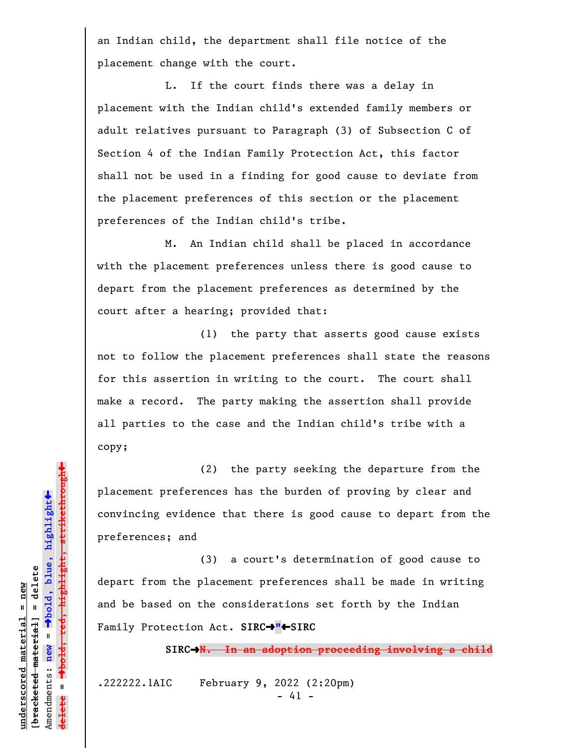an Indian child, the department shall file notice of the placement change with the court.

L. If the court finds there was a delay in placement with the Indian child's extended family members or adult relatives pursuant to Paragraph (3) of Subsection C of Section 4 of the Indian Family Protection Act, this factor shall not be used in a finding for good cause to deviate from the placement preferences of this section or the placement preferences of the Indian child's tribe.

M. An Indian child shall be placed in accordance with the placement preferences unless there is good cause to depart from the placement preferences as determined by the court after a hearing; provided that:

(1) the party that asserts good cause exists not to follow the placement preferences shall state the reasons for this assertion in writing to the court. The court shall make a record. The party making the assertion shall provide all parties to the case and the Indian child's tribe with a copy;

(2) the party seeking the departure from the placement preferences has the burden of proving by clear and convincing evidence that there is good cause to depart from the preferences; and

(3) a court's determination of good cause to depart from the placement preferences shall be made in writing and be based on the considerations set forth by the Indian Family Protection Act. **SIRC➔"←SIRC**

**SIRC➔~~N. In an adoption proceeding involving a child~~**

.222222.1AIC February 9, 2022 (2:20pm)

underscored material = new
[bracketed material] = delete
Amendments: new = ➔bold, blue, highlight←
delete = ➔bold, red, highlight, strikethrough←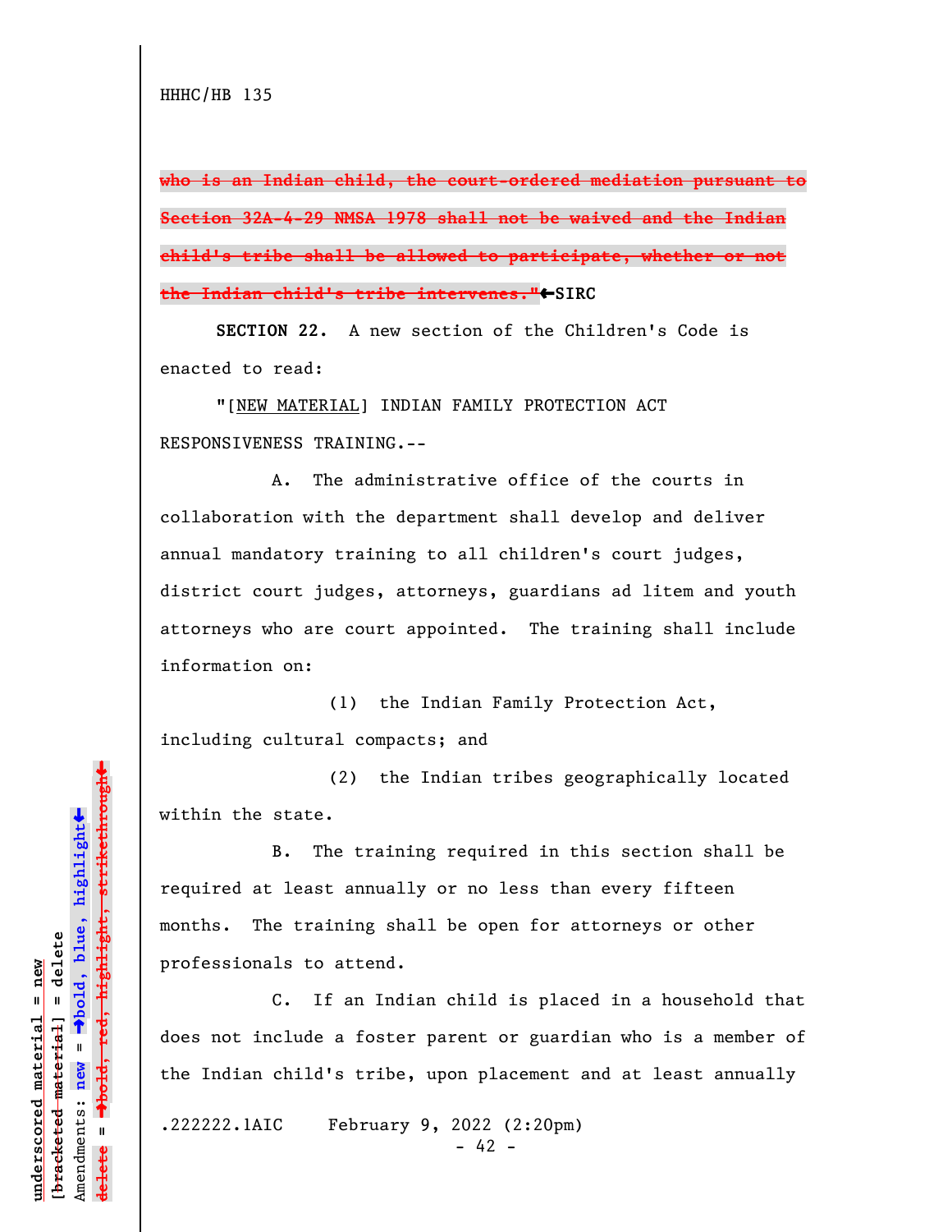HHHC/HB 135

~~who is an Indian child, the court-ordered mediation pursuant to Section 32A-4-29 NMSA 1978 shall not be waived and the Indian child's tribe shall be allowed to participate, whether or not the Indian child's tribe intervenes."~~←SIRC

**SECTION 22.** A new section of the Children's Code is enacted to read:

"[NEW MATERIAL] INDIAN FAMILY PROTECTION ACT RESPONSIVENESS TRAINING.--

A. The administrative office of the courts in collaboration with the department shall develop and deliver annual mandatory training to all children's court judges, district court judges, attorneys, guardians ad litem and youth attorneys who are court appointed. The training shall include information on:

(1) the Indian Family Protection Act, including cultural compacts; and

(2) the Indian tribes geographically located within the state.

B. The training required in this section shall be required at least annually or no less than every fifteen months. The training shall be open for attorneys or other professionals to attend.

C. If an Indian child is placed in a household that does not include a foster parent or guardian who is a member of the Indian child's tribe, upon placement and at least annually

.222222.1AIC February 9, 2022 (2:20pm)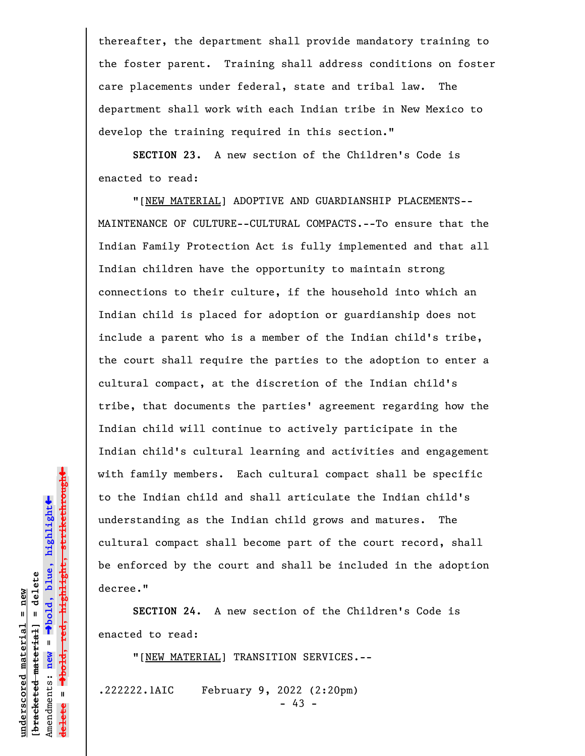thereafter, the department shall provide mandatory training to the foster parent. Training shall address conditions on foster care placements under federal, state and tribal law. The department shall work with each Indian tribe in New Mexico to develop the training required in this section."

**SECTION 23.** A new section of the Children's Code is enacted to read:

"[NEW MATERIAL] ADOPTIVE AND GUARDIANSHIP PLACEMENTS--MAINTENANCE OF CULTURE--CULTURAL COMPACTS.--To ensure that the Indian Family Protection Act is fully implemented and that all Indian children have the opportunity to maintain strong connections to their culture, if the household into which an Indian child is placed for adoption or guardianship does not include a parent who is a member of the Indian child's tribe, the court shall require the parties to the adoption to enter a cultural compact, at the discretion of the Indian child's tribe, that documents the parties' agreement regarding how the Indian child will continue to actively participate in the Indian child's cultural learning and activities and engagement with family members. Each cultural compact shall be specific to the Indian child and shall articulate the Indian child's understanding as the Indian child grows and matures. The cultural compact shall become part of the court record, shall be enforced by the court and shall be included in the adoption decree."

**SECTION 24.** A new section of the Children's Code is enacted to read:

"[NEW MATERIAL] TRANSITION SERVICES.--

.222222.1AIC February 9, 2022 (2:20pm)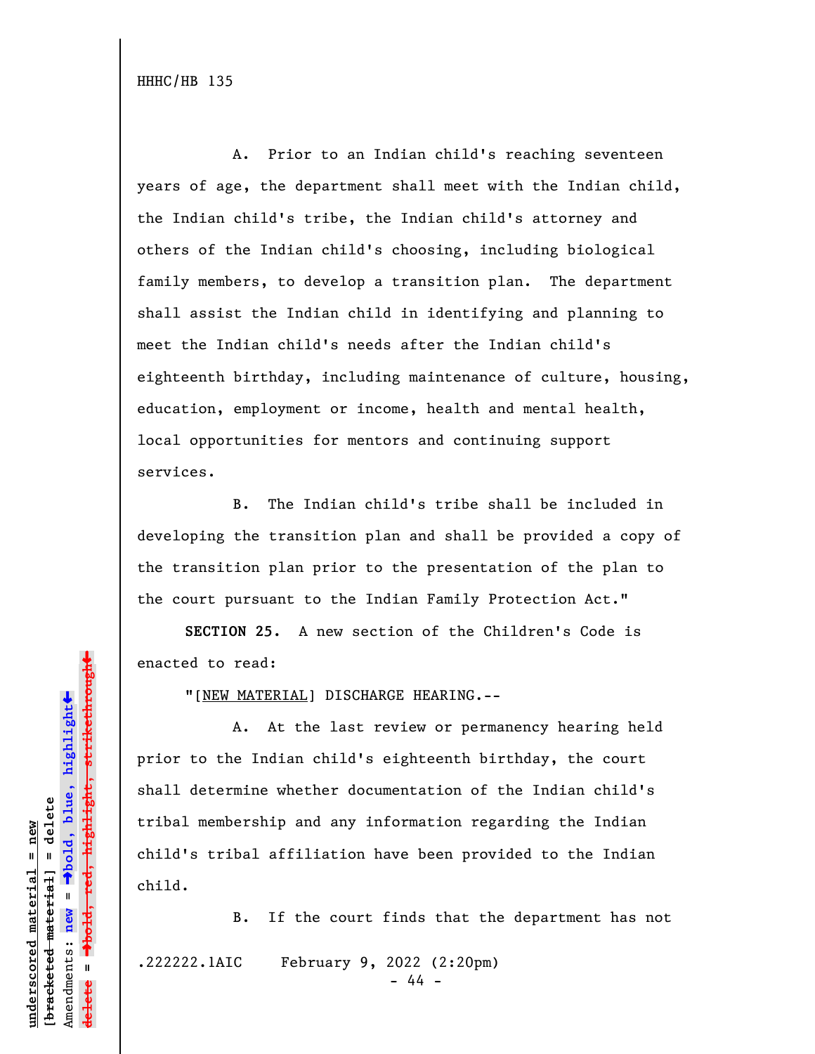A. Prior to an Indian child's reaching seventeen years of age, the department shall meet with the Indian child, the Indian child's tribe, the Indian child's attorney and others of the Indian child's choosing, including biological family members, to develop a transition plan. The department shall assist the Indian child in identifying and planning to meet the Indian child's needs after the Indian child's eighteenth birthday, including maintenance of culture, housing, education, employment or income, health and mental health, local opportunities for mentors and continuing support services.

B. The Indian child's tribe shall be included in developing the transition plan and shall be provided a copy of the transition plan prior to the presentation of the plan to the court pursuant to the Indian Family Protection Act."

**SECTION 25.** A new section of the Children's Code is enacted to read:

"[NEW MATERIAL] DISCHARGE HEARING.--

A. At the last review or permanency hearing held prior to the Indian child's eighteenth birthday, the court shall determine whether documentation of the Indian child's tribal membership and any information regarding the Indian child's tribal affiliation have been provided to the Indian child.

B. If the court finds that the department has not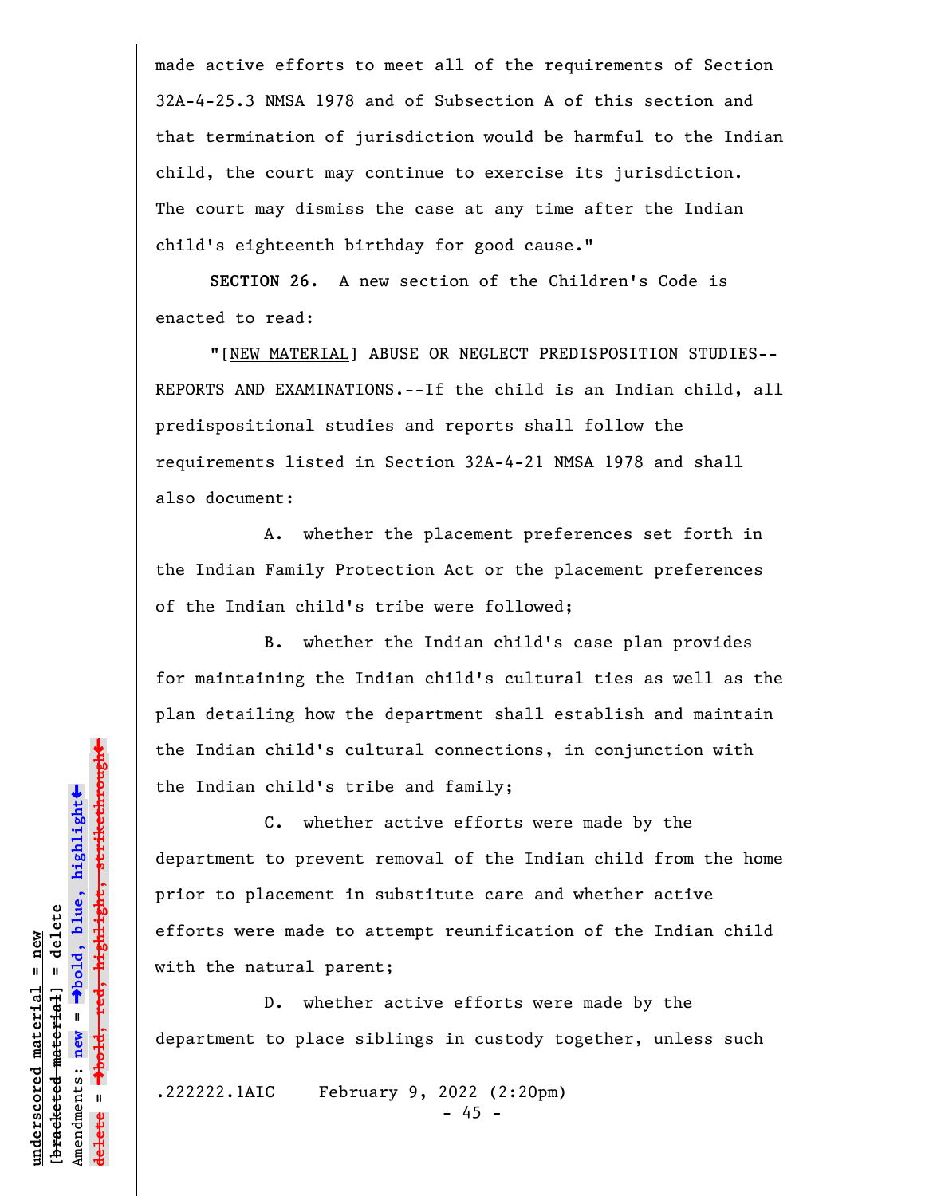made active efforts to meet all of the requirements of Section 32A-4-25.3 NMSA 1978 and of Subsection A of this section and that termination of jurisdiction would be harmful to the Indian child, the court may continue to exercise its jurisdiction. The court may dismiss the case at any time after the Indian child's eighteenth birthday for good cause."

**SECTION 26.** A new section of the Children's Code is enacted to read:

"[NEW MATERIAL] ABUSE OR NEGLECT PREDISPOSITION STUDIES--REPORTS AND EXAMINATIONS.--If the child is an Indian child, all predispositional studies and reports shall follow the requirements listed in Section 32A-4-21 NMSA 1978 and shall also document:

A. whether the placement preferences set forth in the Indian Family Protection Act or the placement preferences of the Indian child's tribe were followed;

B. whether the Indian child's case plan provides for maintaining the Indian child's cultural ties as well as the plan detailing how the department shall establish and maintain the Indian child's cultural connections, in conjunction with the Indian child's tribe and family;

C. whether active efforts were made by the department to prevent removal of the Indian child from the home prior to placement in substitute care and whether active efforts were made to attempt reunification of the Indian child with the natural parent;

D. whether active efforts were made by the department to place siblings in custody together, unless such

.222222.1AIC February 9, 2022 (2:20pm)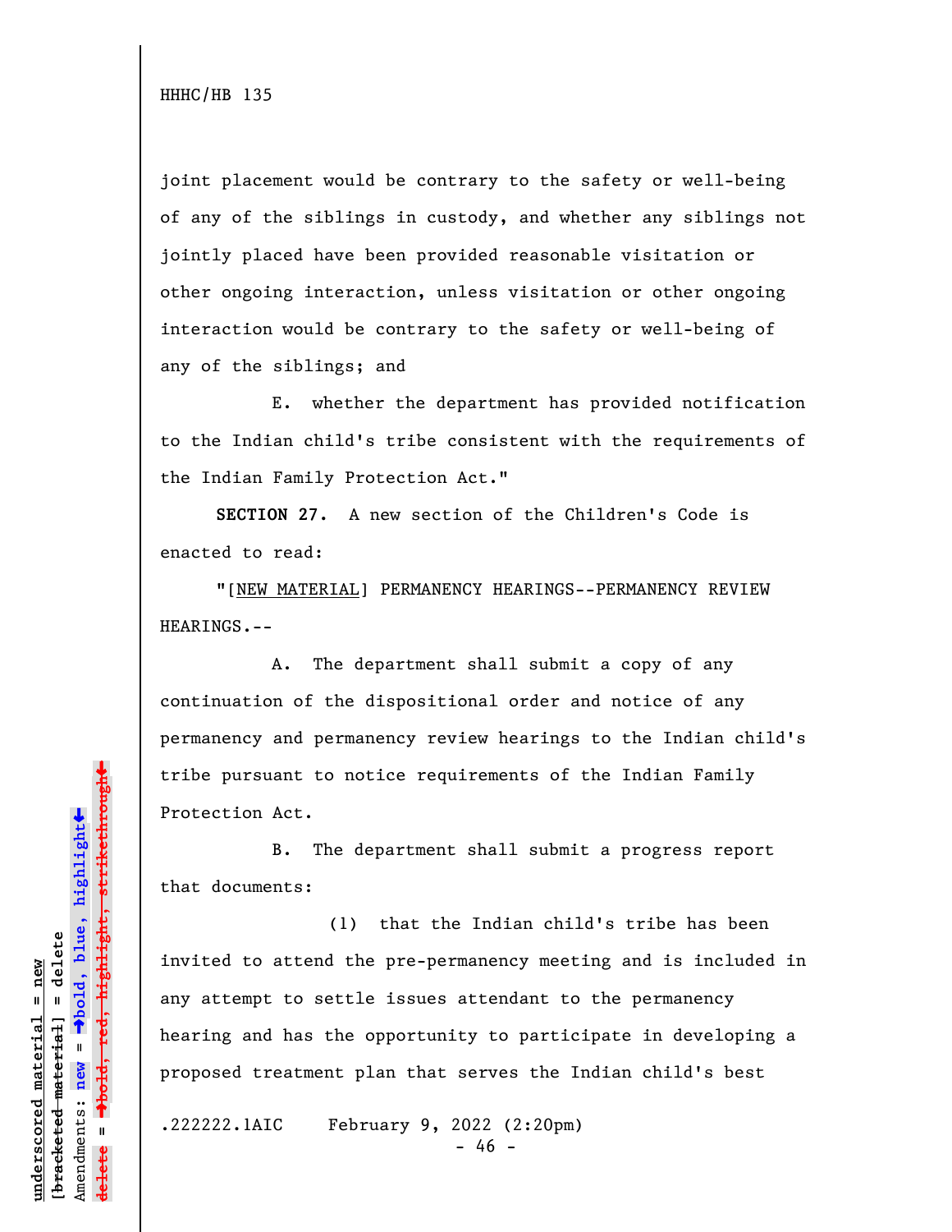joint placement would be contrary to the safety or well-being of any of the siblings in custody, and whether any siblings not jointly placed have been provided reasonable visitation or other ongoing interaction, unless visitation or other ongoing interaction would be contrary to the safety or well-being of any of the siblings; and

E. whether the department has provided notification to the Indian child's tribe consistent with the requirements of the Indian Family Protection Act."

**SECTION 27.** A new section of the Children's Code is enacted to read:

"[NEW MATERIAL] PERMANENCY HEARINGS--PERMANENCY REVIEW HEARINGS.--

A. The department shall submit a copy of any continuation of the dispositional order and notice of any permanency and permanency review hearings to the Indian child's tribe pursuant to notice requirements of the Indian Family Protection Act.

B. The department shall submit a progress report that documents:

(1) that the Indian child's tribe has been invited to attend the pre-permanency meeting and is included in any attempt to settle issues attendant to the permanency hearing and has the opportunity to participate in developing a proposed treatment plan that serves the Indian child's best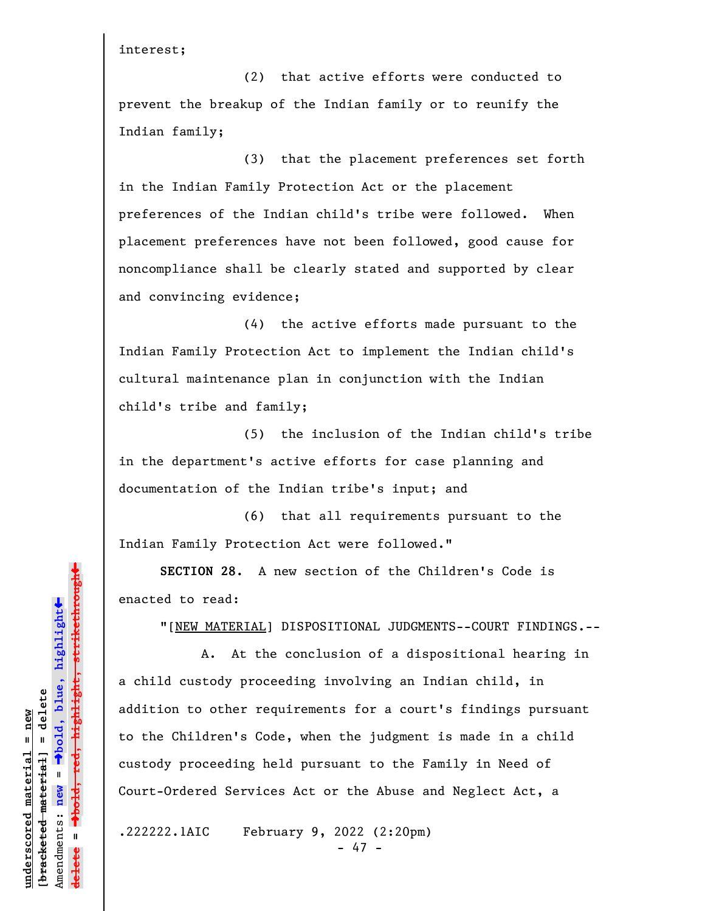interest;

(2) that active efforts were conducted to prevent the breakup of the Indian family or to reunify the Indian family;

(3) that the placement preferences set forth in the Indian Family Protection Act or the placement preferences of the Indian child's tribe were followed. When placement preferences have not been followed, good cause for noncompliance shall be clearly stated and supported by clear and convincing evidence;

(4) the active efforts made pursuant to the Indian Family Protection Act to implement the Indian child's cultural maintenance plan in conjunction with the Indian child's tribe and family;

(5) the inclusion of the Indian child's tribe in the department's active efforts for case planning and documentation of the Indian tribe's input; and

(6) that all requirements pursuant to the Indian Family Protection Act were followed."

**SECTION 28.** A new section of the Children's Code is enacted to read:

"[NEW MATERIAL] DISPOSITIONAL JUDGMENTS--COURT FINDINGS.--

A. At the conclusion of a dispositional hearing in a child custody proceeding involving an Indian child, in addition to other requirements for a court's findings pursuant to the Children's Code, when the judgment is made in a child custody proceeding held pursuant to the Family in Need of Court-Ordered Services Act or the Abuse and Neglect Act, a

.222222.1AIC February 9, 2022 (2:20pm)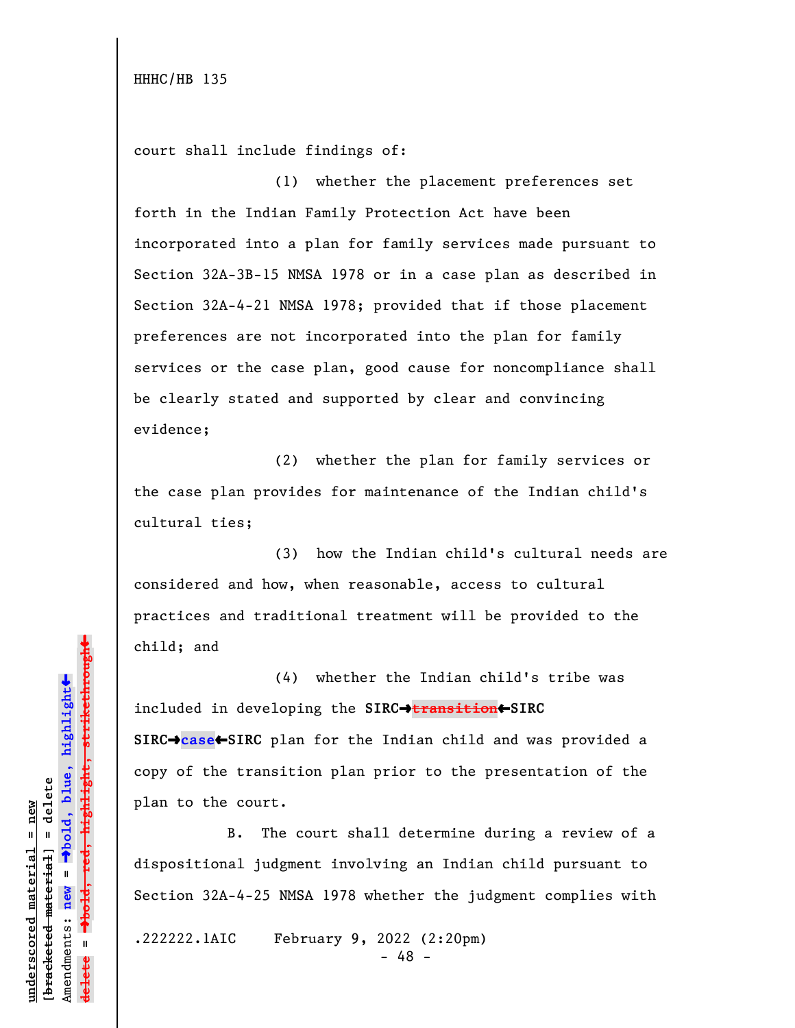court shall include findings of:

(1) whether the placement preferences set forth in the Indian Family Protection Act have been incorporated into a plan for family services made pursuant to Section 32A-3B-15 NMSA 1978 or in a case plan as described in Section 32A-4-21 NMSA 1978; provided that if those placement preferences are not incorporated into the plan for family services or the case plan, good cause for noncompliance shall be clearly stated and supported by clear and convincing evidence;

(2) whether the plan for family services or the case plan provides for maintenance of the Indian child's cultural ties;

(3) how the Indian child's cultural needs are considered and how, when reasonable, access to cultural practices and traditional treatment will be provided to the child; and

(4) whether the Indian child's tribe was included in developing the **SIRC→~~transition~~←SIRC SIRC→case←SIRC** plan for the Indian child and was provided a copy of the transition plan prior to the presentation of the plan to the court.

B. The court shall determine during a review of a dispositional judgment involving an Indian child pursuant to Section 32A-4-25 NMSA 1978 whether the judgment complies with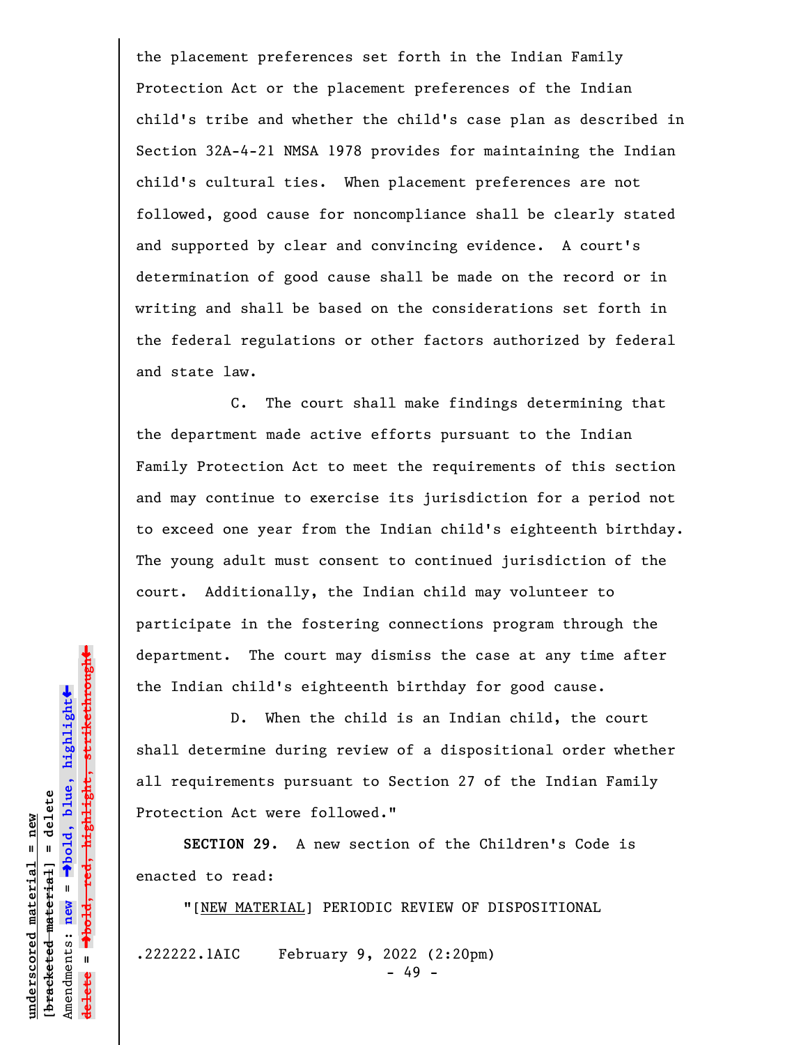the placement preferences set forth in the Indian Family Protection Act or the placement preferences of the Indian child's tribe and whether the child's case plan as described in Section 32A-4-21 NMSA 1978 provides for maintaining the Indian child's cultural ties. When placement preferences are not followed, good cause for noncompliance shall be clearly stated and supported by clear and convincing evidence. A court's determination of good cause shall be made on the record or in writing and shall be based on the considerations set forth in the federal regulations or other factors authorized by federal and state law.

C. The court shall make findings determining that the department made active efforts pursuant to the Indian Family Protection Act to meet the requirements of this section and may continue to exercise its jurisdiction for a period not to exceed one year from the Indian child's eighteenth birthday. The young adult must consent to continued jurisdiction of the court. Additionally, the Indian child may volunteer to participate in the fostering connections program through the department. The court may dismiss the case at any time after the Indian child's eighteenth birthday for good cause.

D. When the child is an Indian child, the court shall determine during review of a dispositional order whether all requirements pursuant to Section 27 of the Indian Family Protection Act were followed."

**SECTION 29.** A new section of the Children's Code is enacted to read:

"[<u>NEW MATERIAL</u>] PERIODIC REVIEW OF DISPOSITIONAL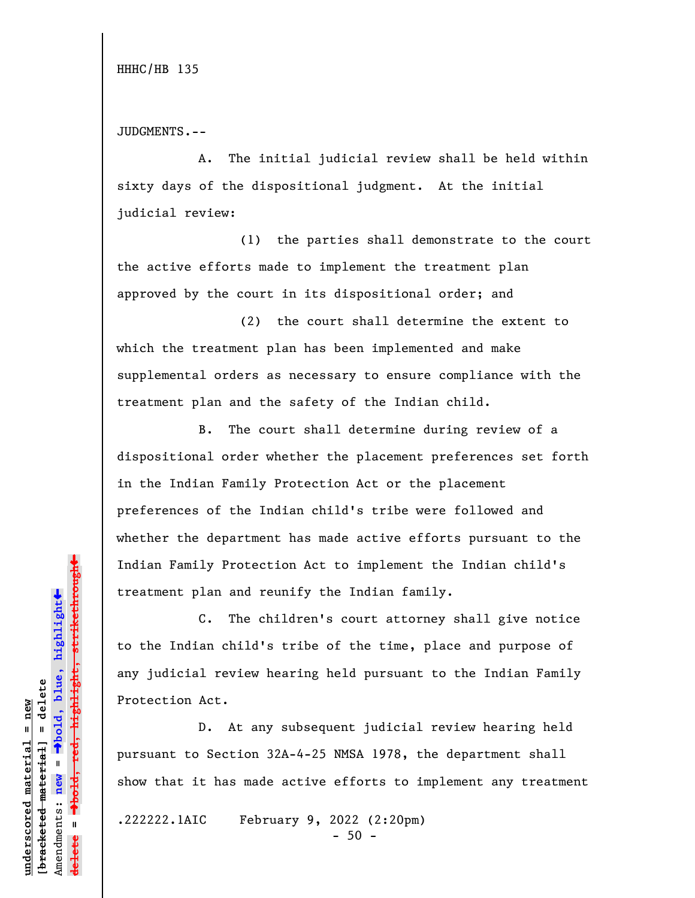JUDGMENTS.--

A. The initial judicial review shall be held within sixty days of the dispositional judgment. At the initial judicial review:

(1) the parties shall demonstrate to the court the active efforts made to implement the treatment plan approved by the court in its dispositional order; and

(2) the court shall determine the extent to which the treatment plan has been implemented and make supplemental orders as necessary to ensure compliance with the treatment plan and the safety of the Indian child.

B. The court shall determine during review of a dispositional order whether the placement preferences set forth in the Indian Family Protection Act or the placement preferences of the Indian child's tribe were followed and whether the department has made active efforts pursuant to the Indian Family Protection Act to implement the Indian child's treatment plan and reunify the Indian family.

C. The children's court attorney shall give notice to the Indian child's tribe of the time, place and purpose of any judicial review hearing held pursuant to the Indian Family Protection Act.

D. At any subsequent judicial review hearing held pursuant to Section 32A-4-25 NMSA 1978, the department shall show that it has made active efforts to implement any treatment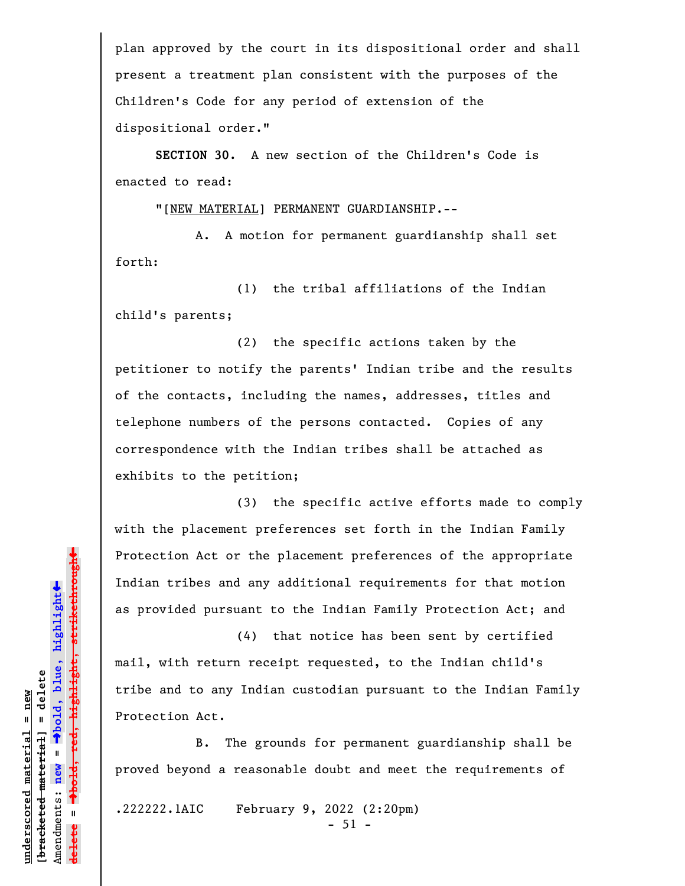plan approved by the court in its dispositional order and shall present a treatment plan consistent with the purposes of the Children's Code for any period of extension of the dispositional order."

**SECTION 30.** A new section of the Children's Code is enacted to read:

"[NEW MATERIAL] PERMANENT GUARDIANSHIP.--

A. A motion for permanent guardianship shall set forth:

(1) the tribal affiliations of the Indian child's parents;

(2) the specific actions taken by the petitioner to notify the parents' Indian tribe and the results of the contacts, including the names, addresses, titles and telephone numbers of the persons contacted. Copies of any correspondence with the Indian tribes shall be attached as exhibits to the petition;

(3) the specific active efforts made to comply with the placement preferences set forth in the Indian Family Protection Act or the placement preferences of the appropriate Indian tribes and any additional requirements for that motion as provided pursuant to the Indian Family Protection Act; and

(4) that notice has been sent by certified mail, with return receipt requested, to the Indian child's tribe and to any Indian custodian pursuant to the Indian Family Protection Act.

B. The grounds for permanent guardianship shall be proved beyond a reasonable doubt and meet the requirements of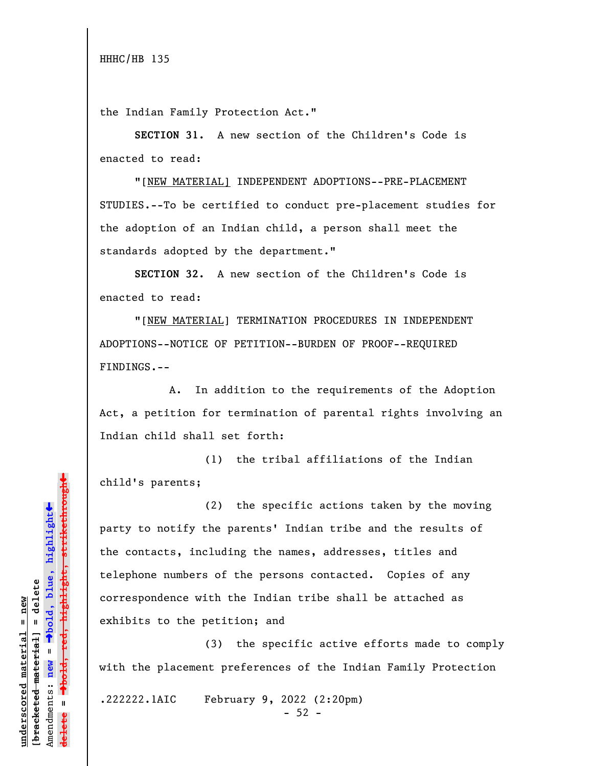the Indian Family Protection Act."

**SECTION 31.** A new section of the Children's Code is enacted to read:

"[NEW MATERIAL] INDEPENDENT ADOPTIONS--PRE-PLACEMENT STUDIES.--To be certified to conduct pre-placement studies for the adoption of an Indian child, a person shall meet the standards adopted by the department."

**SECTION 32.** A new section of the Children's Code is enacted to read:

"[NEW MATERIAL] TERMINATION PROCEDURES IN INDEPENDENT ADOPTIONS--NOTICE OF PETITION--BURDEN OF PROOF--REQUIRED FINDINGS.--

A. In addition to the requirements of the Adoption Act, a petition for termination of parental rights involving an Indian child shall set forth:

(1) the tribal affiliations of the Indian child's parents;

(2) the specific actions taken by the moving party to notify the parents' Indian tribe and the results of the contacts, including the names, addresses, titles and telephone numbers of the persons contacted. Copies of any correspondence with the Indian tribe shall be attached as exhibits to the petition; and

(3) the specific active efforts made to comply with the placement preferences of the Indian Family Protection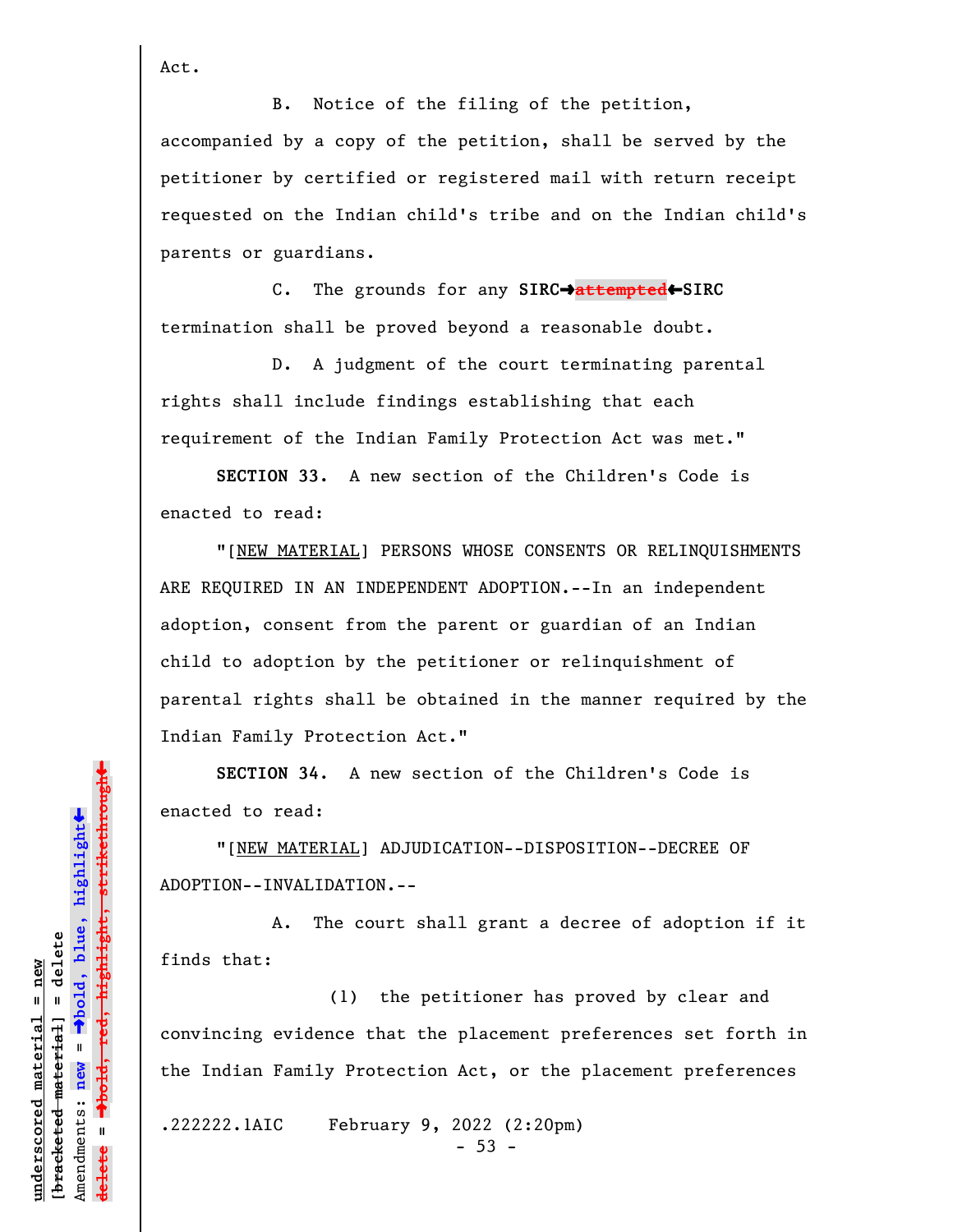Act.

B. Notice of the filing of the petition, accompanied by a copy of the petition, shall be served by the petitioner by certified or registered mail with return receipt requested on the Indian child's tribe and on the Indian child's parents or guardians.

C. The grounds for any **SIRC→**~~attempted~~**←SIRC** termination shall be proved beyond a reasonable doubt.

D. A judgment of the court terminating parental rights shall include findings establishing that each requirement of the Indian Family Protection Act was met."

**SECTION 33.** A new section of the Children's Code is enacted to read:

"[NEW MATERIAL] PERSONS WHOSE CONSENTS OR RELINQUISHMENTS ARE REQUIRED IN AN INDEPENDENT ADOPTION.--In an independent adoption, consent from the parent or guardian of an Indian child to adoption by the petitioner or relinquishment of parental rights shall be obtained in the manner required by the Indian Family Protection Act."

**SECTION 34.** A new section of the Children's Code is enacted to read:

"[NEW MATERIAL] ADJUDICATION--DISPOSITION--DECREE OF ADOPTION--INVALIDATION.--

A. The court shall grant a decree of adoption if it finds that:

(1) the petitioner has proved by clear and convincing evidence that the placement preferences set forth in the Indian Family Protection Act, or the placement preferences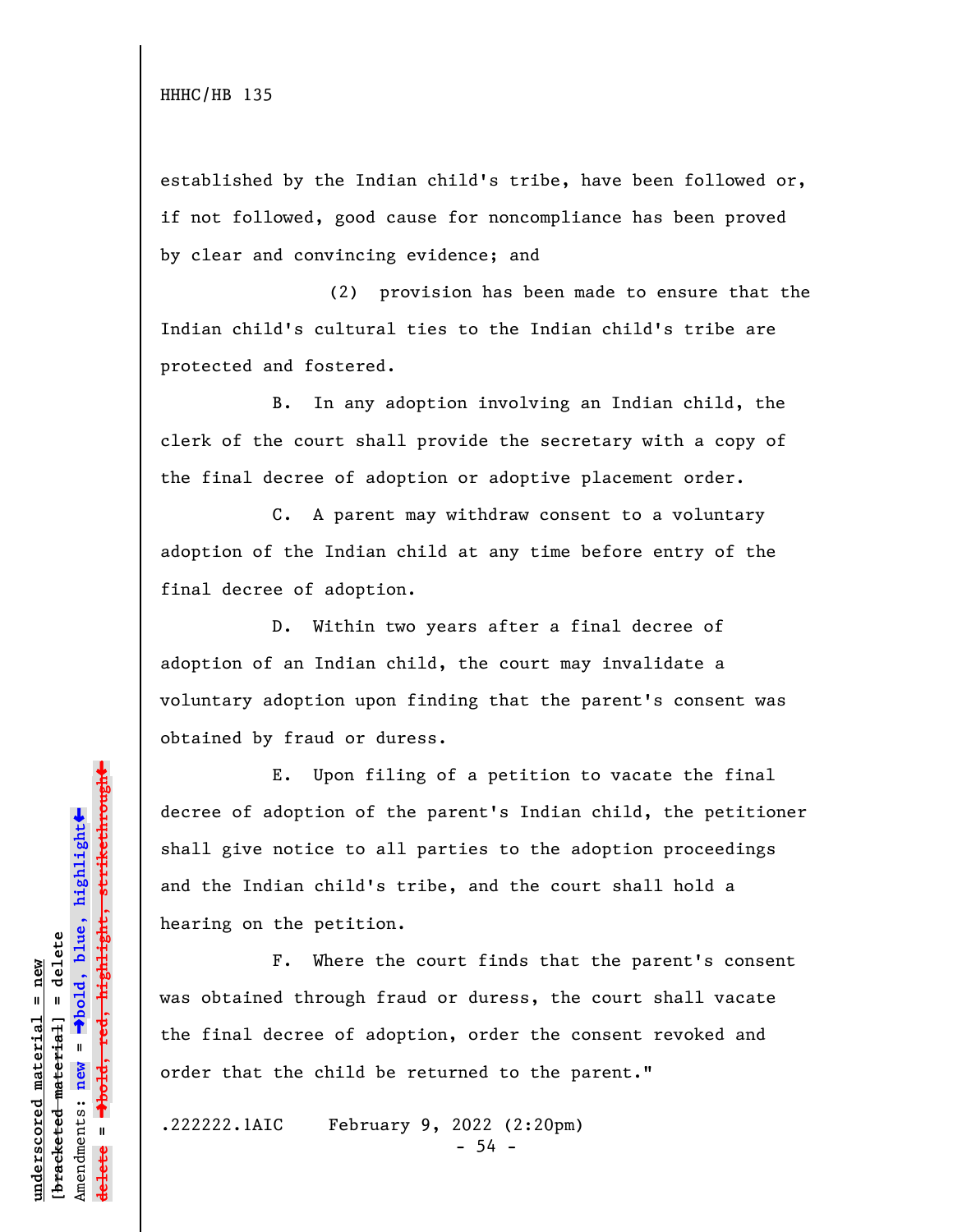established by the Indian child's tribe, have been followed or, if not followed, good cause for noncompliance has been proved by clear and convincing evidence; and

(2) provision has been made to ensure that the Indian child's cultural ties to the Indian child's tribe are protected and fostered.

B. In any adoption involving an Indian child, the clerk of the court shall provide the secretary with a copy of the final decree of adoption or adoptive placement order.

C. A parent may withdraw consent to a voluntary adoption of the Indian child at any time before entry of the final decree of adoption.

D. Within two years after a final decree of adoption of an Indian child, the court may invalidate a voluntary adoption upon finding that the parent's consent was obtained by fraud or duress.

E. Upon filing of a petition to vacate the final decree of adoption of the parent's Indian child, the petitioner shall give notice to all parties to the adoption proceedings and the Indian child's tribe, and the court shall hold a hearing on the petition.

F. Where the court finds that the parent's consent was obtained through fraud or duress, the court shall vacate the final decree of adoption, order the consent revoked and order that the child be returned to the parent."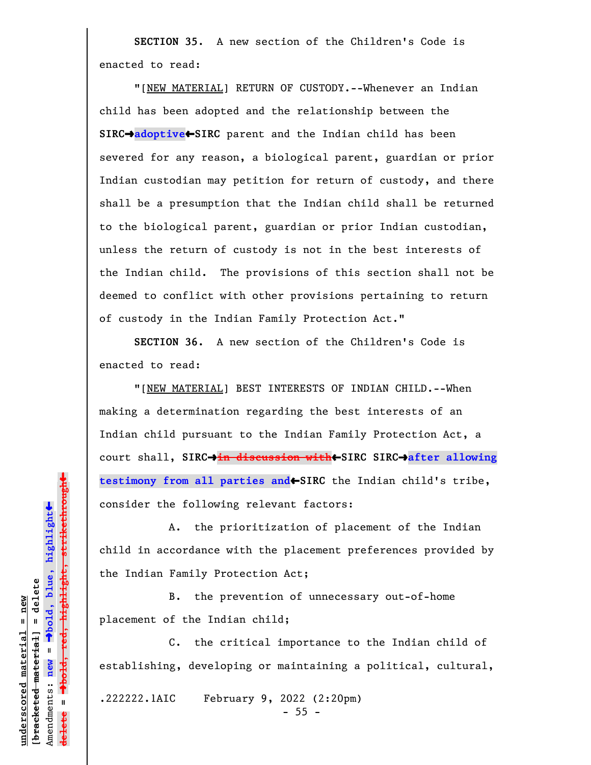**SECTION 35.** A new section of the Children's Code is enacted to read:

"[NEW MATERIAL] RETURN OF CUSTODY.--Whenever an Indian child has been adopted and the relationship between the **SIRC→adoptive←SIRC** parent and the Indian child has been severed for any reason, a biological parent, guardian or prior Indian custodian may petition for return of custody, and there shall be a presumption that the Indian child shall be returned to the biological parent, guardian or prior Indian custodian, unless the return of custody is not in the best interests of the Indian child. The provisions of this section shall not be deemed to conflict with other provisions pertaining to return of custody in the Indian Family Protection Act."

**SECTION 36.** A new section of the Children's Code is enacted to read:

"[NEW MATERIAL] BEST INTERESTS OF INDIAN CHILD.--When making a determination regarding the best interests of an Indian child pursuant to the Indian Family Protection Act, a court shall, **SIRC→~~in discussion with~~←SIRC SIRC→after allowing testimony from all parties and←SIRC** the Indian child's tribe, consider the following relevant factors:

A. the prioritization of placement of the Indian child in accordance with the placement preferences provided by the Indian Family Protection Act;

B. the prevention of unnecessary out-of-home placement of the Indian child;

C. the critical importance to the Indian child of establishing, developing or maintaining a political, cultural,

.222222.1AIC February 9, 2022 (2:20pm)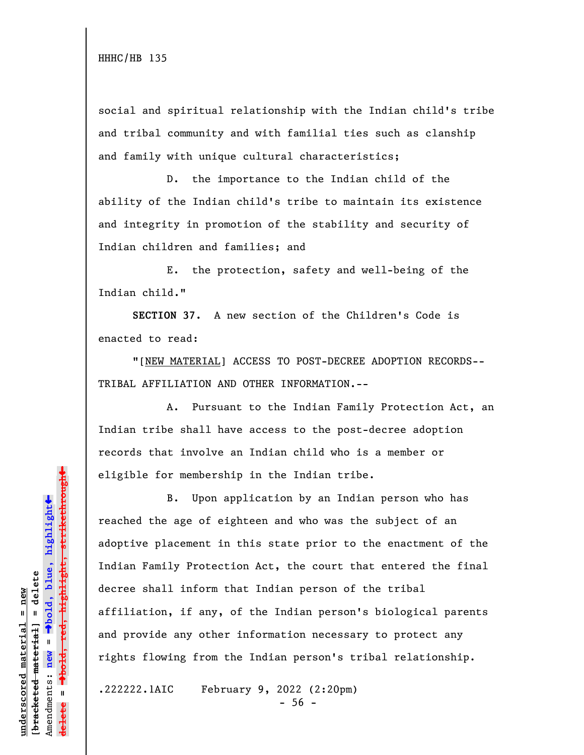social and spiritual relationship with the Indian child's tribe and tribal community and with familial ties such as clanship and family with unique cultural characteristics;

D. the importance to the Indian child of the ability of the Indian child's tribe to maintain its existence and integrity in promotion of the stability and security of Indian children and families; and

E. the protection, safety and well-being of the Indian child."

**SECTION 37.** A new section of the Children's Code is enacted to read:

"[NEW MATERIAL] ACCESS TO POST-DECREE ADOPTION RECORDS--TRIBAL AFFILIATION AND OTHER INFORMATION.--

A. Pursuant to the Indian Family Protection Act, an Indian tribe shall have access to the post-decree adoption records that involve an Indian child who is a member or eligible for membership in the Indian tribe.

B. Upon application by an Indian person who has reached the age of eighteen and who was the subject of an adoptive placement in this state prior to the enactment of the Indian Family Protection Act, the court that entered the final decree shall inform that Indian person of the tribal affiliation, if any, of the Indian person's biological parents and provide any other information necessary to protect any rights flowing from the Indian person's tribal relationship.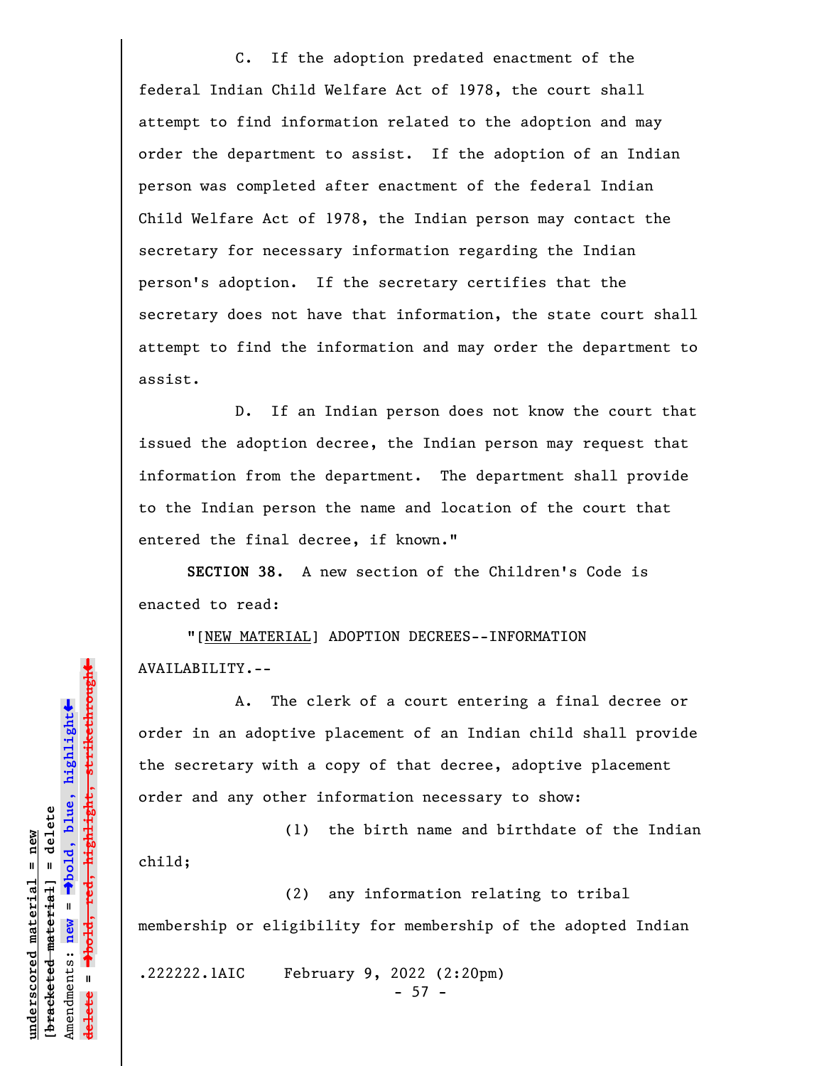C. If the adoption predated enactment of the federal Indian Child Welfare Act of 1978, the court shall attempt to find information related to the adoption and may order the department to assist. If the adoption of an Indian person was completed after enactment of the federal Indian Child Welfare Act of 1978, the Indian person may contact the secretary for necessary information regarding the Indian person's adoption. If the secretary certifies that the secretary does not have that information, the state court shall attempt to find the information and may order the department to assist.

D. If an Indian person does not know the court that issued the adoption decree, the Indian person may request that information from the department. The department shall provide to the Indian person the name and location of the court that entered the final decree, if known."

**SECTION 38.** A new section of the Children's Code is enacted to read:

"[<u>NEW MATERIAL</u>] ADOPTION DECREES--INFORMATION AVAILABILITY.--

A. The clerk of a court entering a final decree or order in an adoptive placement of an Indian child shall provide the secretary with a copy of that decree, adoptive placement order and any other information necessary to show:

(1) the birth name and birthdate of the Indian child;

(2) any information relating to tribal membership or eligibility for membership of the adopted Indian

.222222.1AIC February 9, 2022 (2:20pm)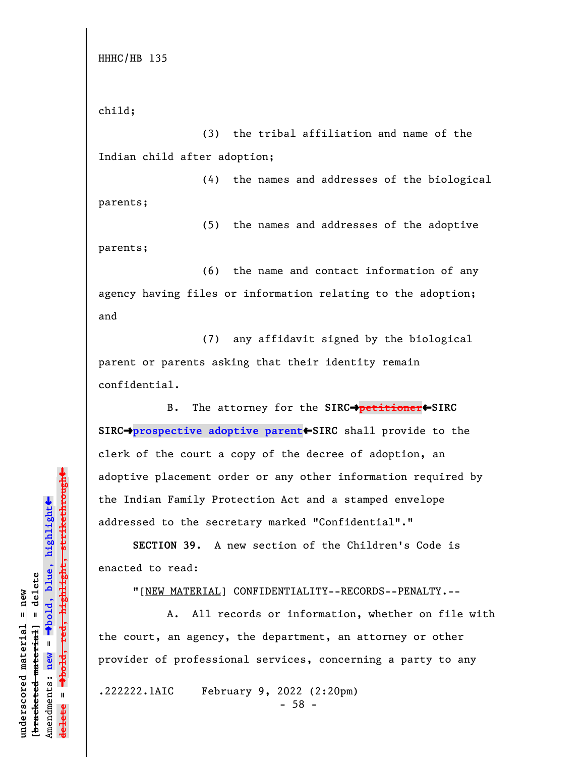child;

(3) the tribal affiliation and name of the Indian child after adoption;

(4) the names and addresses of the biological parents;

(5) the names and addresses of the adoptive parents;

(6) the name and contact information of any agency having files or information relating to the adoption; and

(7) any affidavit signed by the biological parent or parents asking that their identity remain confidential.

B. The attorney for the ~~petitioner~~ **prospective adoptive parent** shall provide to the clerk of the court a copy of the decree of adoption, an adoptive placement order or any other information required by the Indian Family Protection Act and a stamped envelope addressed to the secretary marked "Confidential"."

**SECTION 39.** A new section of the Children's Code is enacted to read:

"[NEW MATERIAL] CONFIDENTIALITY--RECORDS--PENALTY.--

A. All records or information, whether on file with the court, an agency, the department, an attorney or other provider of professional services, concerning a party to any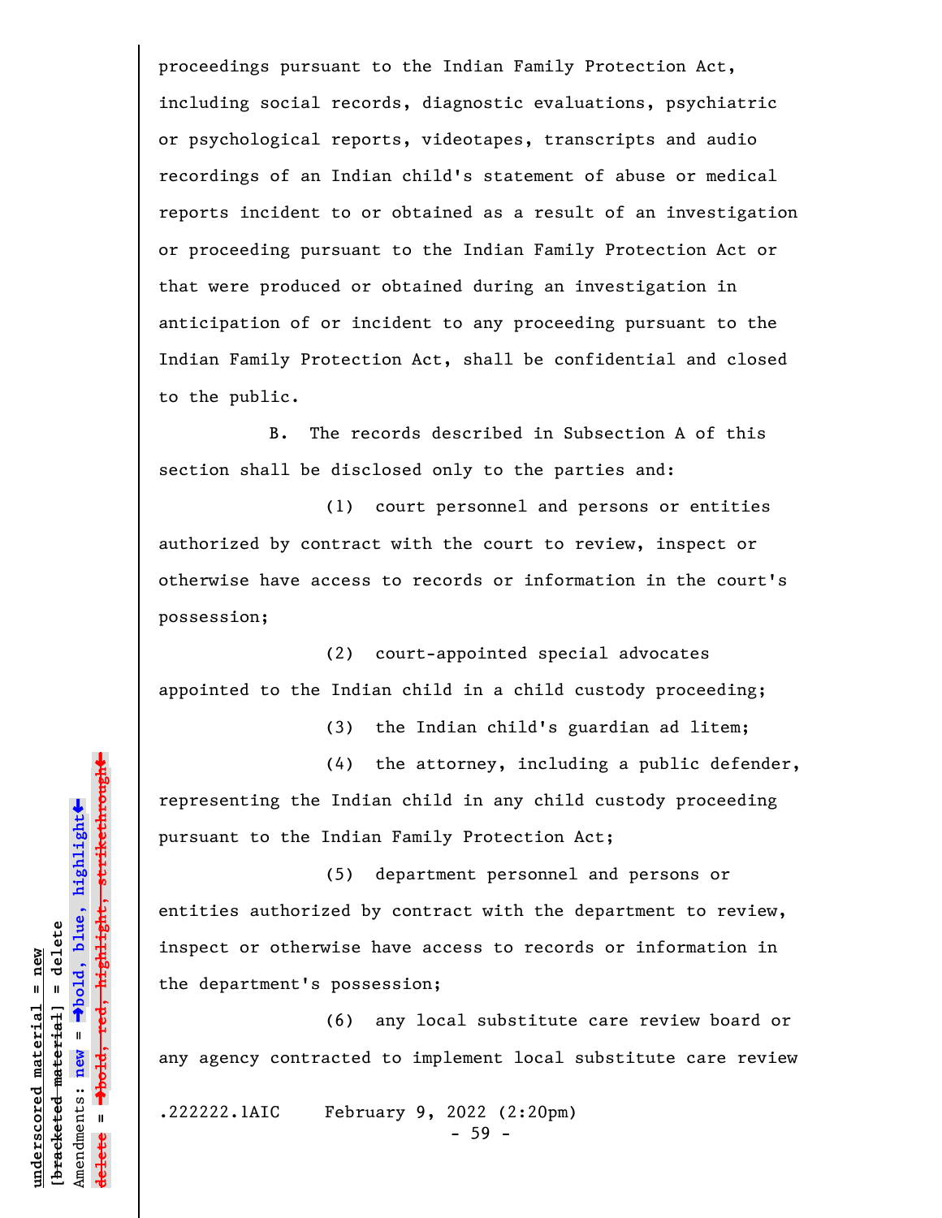proceedings pursuant to the Indian Family Protection Act, including social records, diagnostic evaluations, psychiatric or psychological reports, videotapes, transcripts and audio recordings of an Indian child's statement of abuse or medical reports incident to or obtained as a result of an investigation or proceeding pursuant to the Indian Family Protection Act or that were produced or obtained during an investigation in anticipation of or incident to any proceeding pursuant to the Indian Family Protection Act, shall be confidential and closed to the public.

B. The records described in Subsection A of this section shall be disclosed only to the parties and:

(1) court personnel and persons or entities authorized by contract with the court to review, inspect or otherwise have access to records or information in the court's possession;

(2) court-appointed special advocates appointed to the Indian child in a child custody proceeding;

(3) the Indian child's guardian ad litem;

(4) the attorney, including a public defender, representing the Indian child in any child custody proceeding pursuant to the Indian Family Protection Act;

(5) department personnel and persons or entities authorized by contract with the department to review, inspect or otherwise have access to records or information in the department's possession;

(6) any local substitute care review board or any agency contracted to implement local substitute care review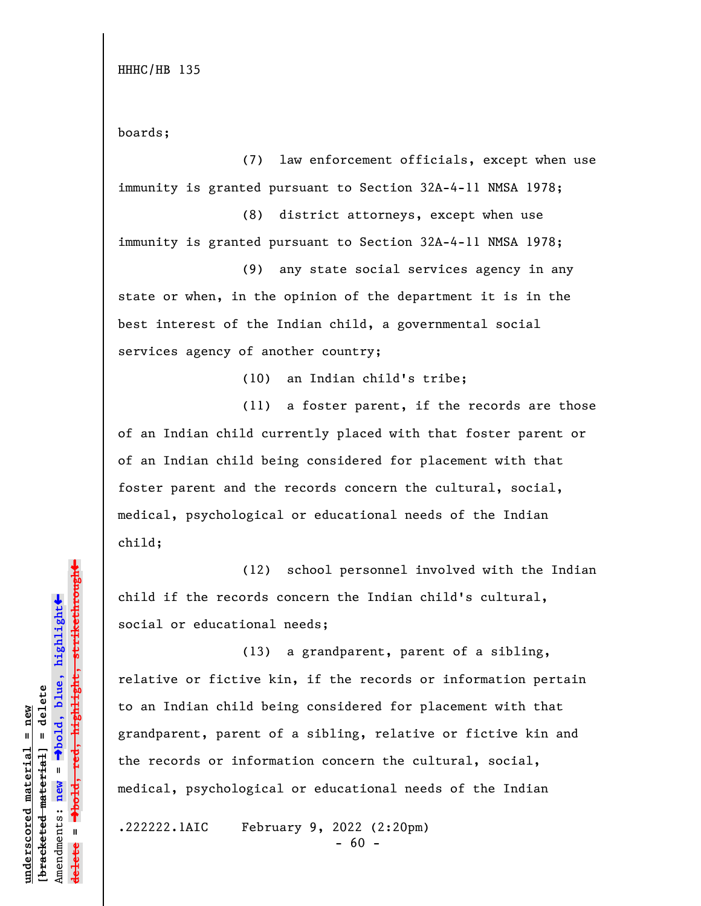boards;

(7) law enforcement officials, except when use immunity is granted pursuant to Section 32A-4-11 NMSA 1978;

(8) district attorneys, except when use immunity is granted pursuant to Section 32A-4-11 NMSA 1978;

(9) any state social services agency in any state or when, in the opinion of the department it is in the best interest of the Indian child, a governmental social services agency of another country;

(10) an Indian child's tribe;

(11) a foster parent, if the records are those of an Indian child currently placed with that foster parent or of an Indian child being considered for placement with that foster parent and the records concern the cultural, social, medical, psychological or educational needs of the Indian child;

(12) school personnel involved with the Indian child if the records concern the Indian child's cultural, social or educational needs;

(13) a grandparent, parent of a sibling, relative or fictive kin, if the records or information pertain to an Indian child being considered for placement with that grandparent, parent of a sibling, relative or fictive kin and the records or information concern the cultural, social, medical, psychological or educational needs of the Indian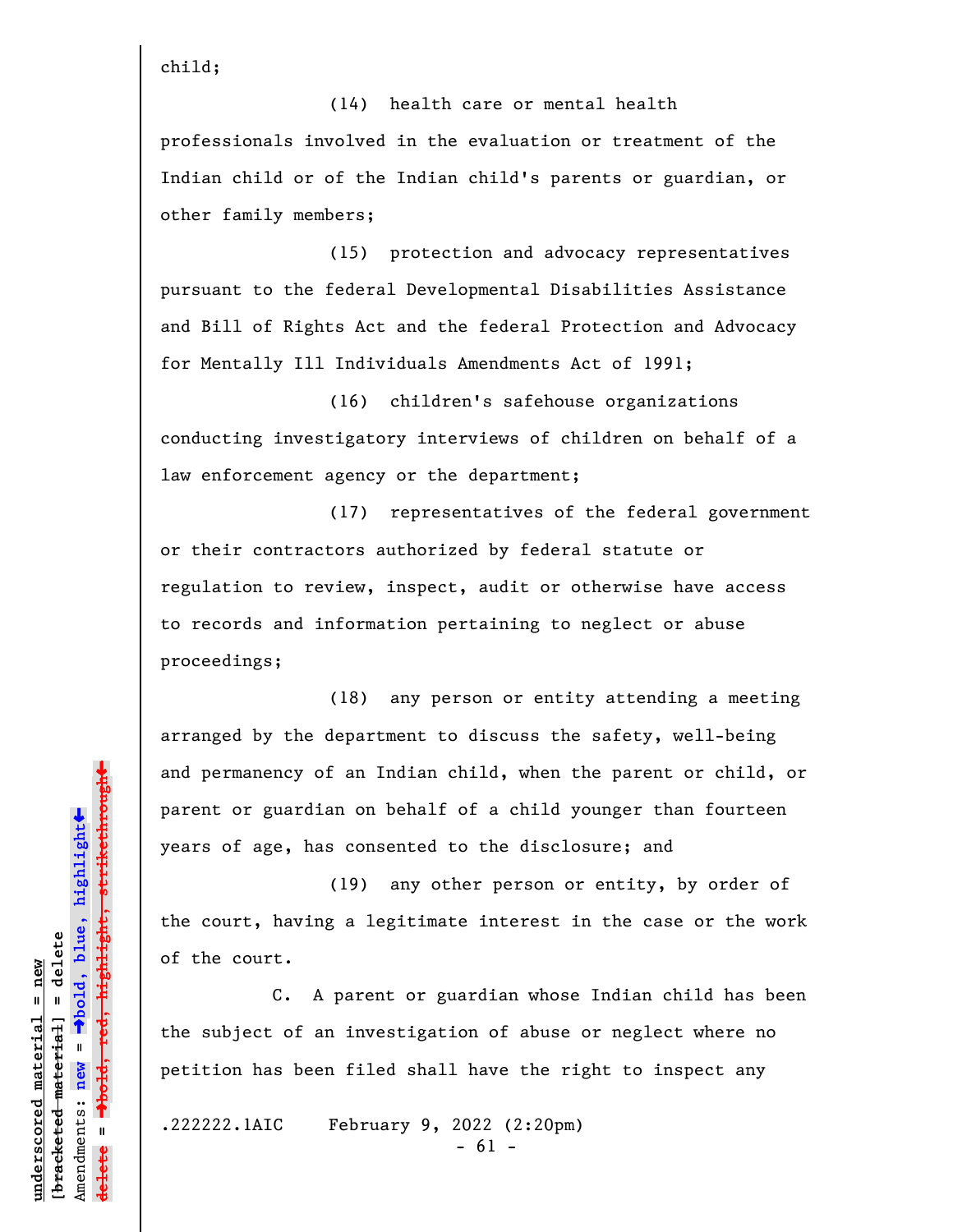child;

(14) health care or mental health professionals involved in the evaluation or treatment of the Indian child or of the Indian child's parents or guardian, or other family members;

(15) protection and advocacy representatives pursuant to the federal Developmental Disabilities Assistance and Bill of Rights Act and the federal Protection and Advocacy for Mentally Ill Individuals Amendments Act of 1991;

(16) children's safehouse organizations conducting investigatory interviews of children on behalf of a law enforcement agency or the department;

(17) representatives of the federal government or their contractors authorized by federal statute or regulation to review, inspect, audit or otherwise have access to records and information pertaining to neglect or abuse proceedings;

(18) any person or entity attending a meeting arranged by the department to discuss the safety, well-being and permanency of an Indian child, when the parent or child, or parent or guardian on behalf of a child younger than fourteen years of age, has consented to the disclosure; and

(19) any other person or entity, by order of the court, having a legitimate interest in the case or the work of the court.

C. A parent or guardian whose Indian child has been the subject of an investigation of abuse or neglect where no petition has been filed shall have the right to inspect any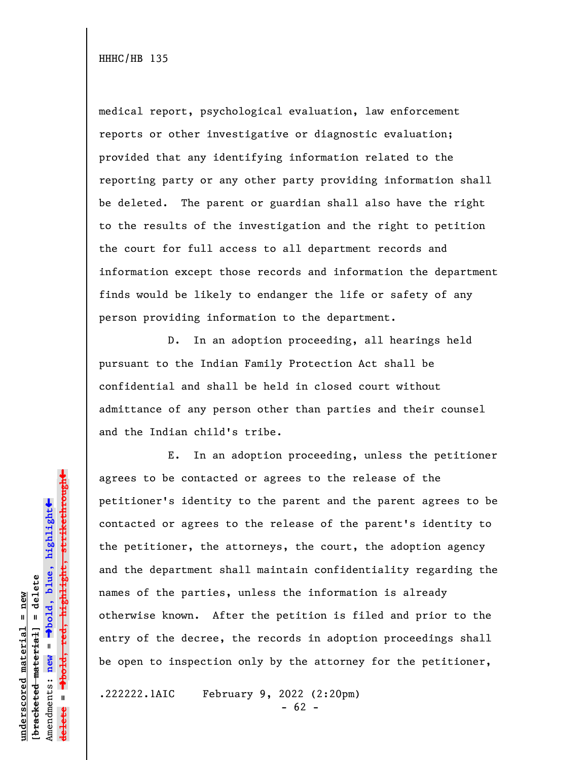medical report, psychological evaluation, law enforcement reports or other investigative or diagnostic evaluation; provided that any identifying information related to the reporting party or any other party providing information shall be deleted. The parent or guardian shall also have the right to the results of the investigation and the right to petition the court for full access to all department records and information except those records and information the department finds would be likely to endanger the life or safety of any person providing information to the department.

D. In an adoption proceeding, all hearings held pursuant to the Indian Family Protection Act shall be confidential and shall be held in closed court without admittance of any person other than parties and their counsel and the Indian child's tribe.

E. In an adoption proceeding, unless the petitioner agrees to be contacted or agrees to the release of the petitioner's identity to the parent and the parent agrees to be contacted or agrees to the release of the parent's identity to the petitioner, the attorneys, the court, the adoption agency and the department shall maintain confidentiality regarding the names of the parties, unless the information is already otherwise known. After the petition is filed and prior to the entry of the decree, the records in adoption proceedings shall be open to inspection only by the attorney for the petitioner,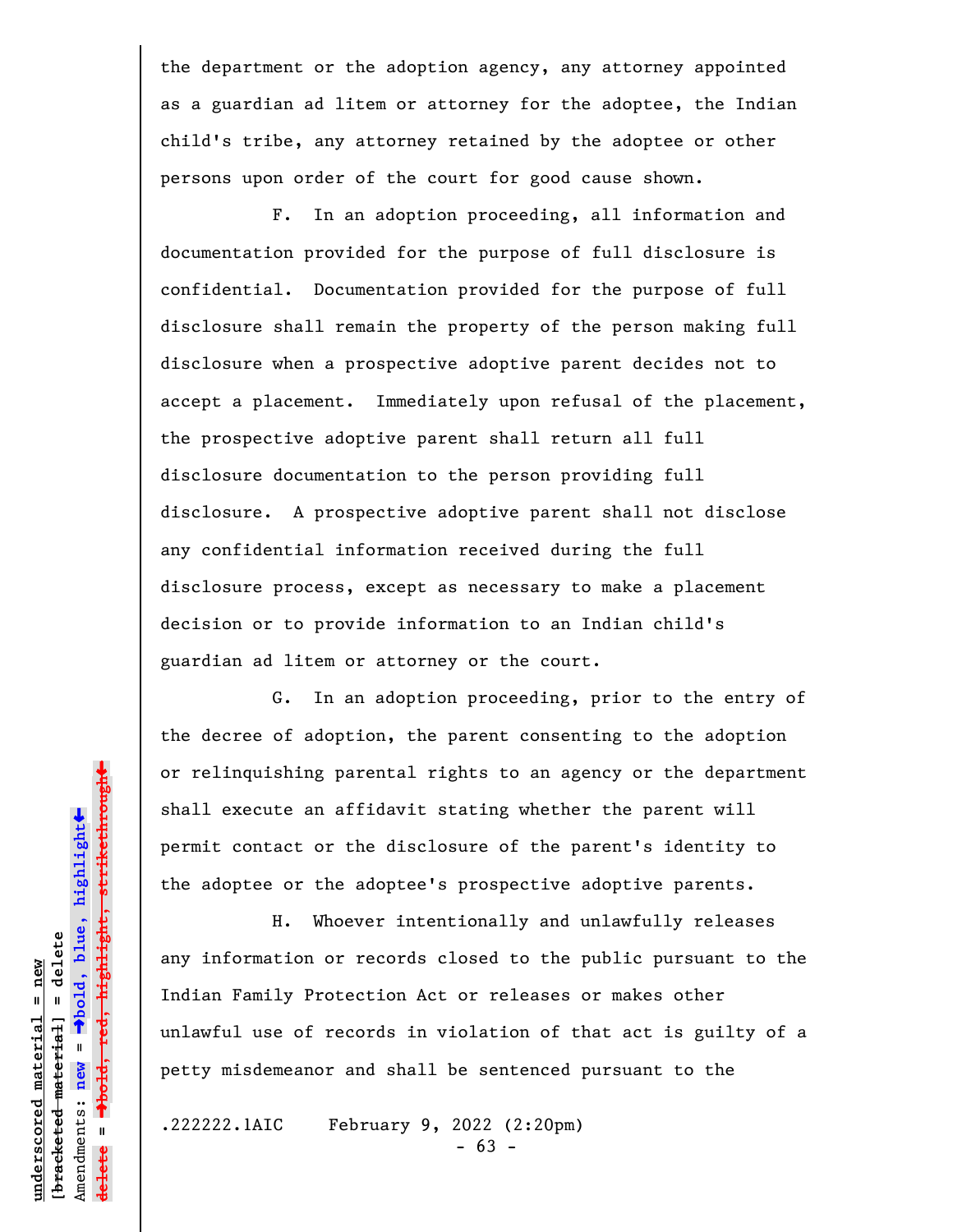the department or the adoption agency, any attorney appointed as a guardian ad litem or attorney for the adoptee, the Indian child's tribe, any attorney retained by the adoptee or other persons upon order of the court for good cause shown.

F. In an adoption proceeding, all information and documentation provided for the purpose of full disclosure is confidential. Documentation provided for the purpose of full disclosure shall remain the property of the person making full disclosure when a prospective adoptive parent decides not to accept a placement. Immediately upon refusal of the placement, the prospective adoptive parent shall return all full disclosure documentation to the person providing full disclosure. A prospective adoptive parent shall not disclose any confidential information received during the full disclosure process, except as necessary to make a placement decision or to provide information to an Indian child's guardian ad litem or attorney or the court.

G. In an adoption proceeding, prior to the entry of the decree of adoption, the parent consenting to the adoption or relinquishing parental rights to an agency or the department shall execute an affidavit stating whether the parent will permit contact or the disclosure of the parent's identity to the adoptee or the adoptee's prospective adoptive parents.

H. Whoever intentionally and unlawfully releases any information or records closed to the public pursuant to the Indian Family Protection Act or releases or makes other unlawful use of records in violation of that act is guilty of a petty misdemeanor and shall be sentenced pursuant to the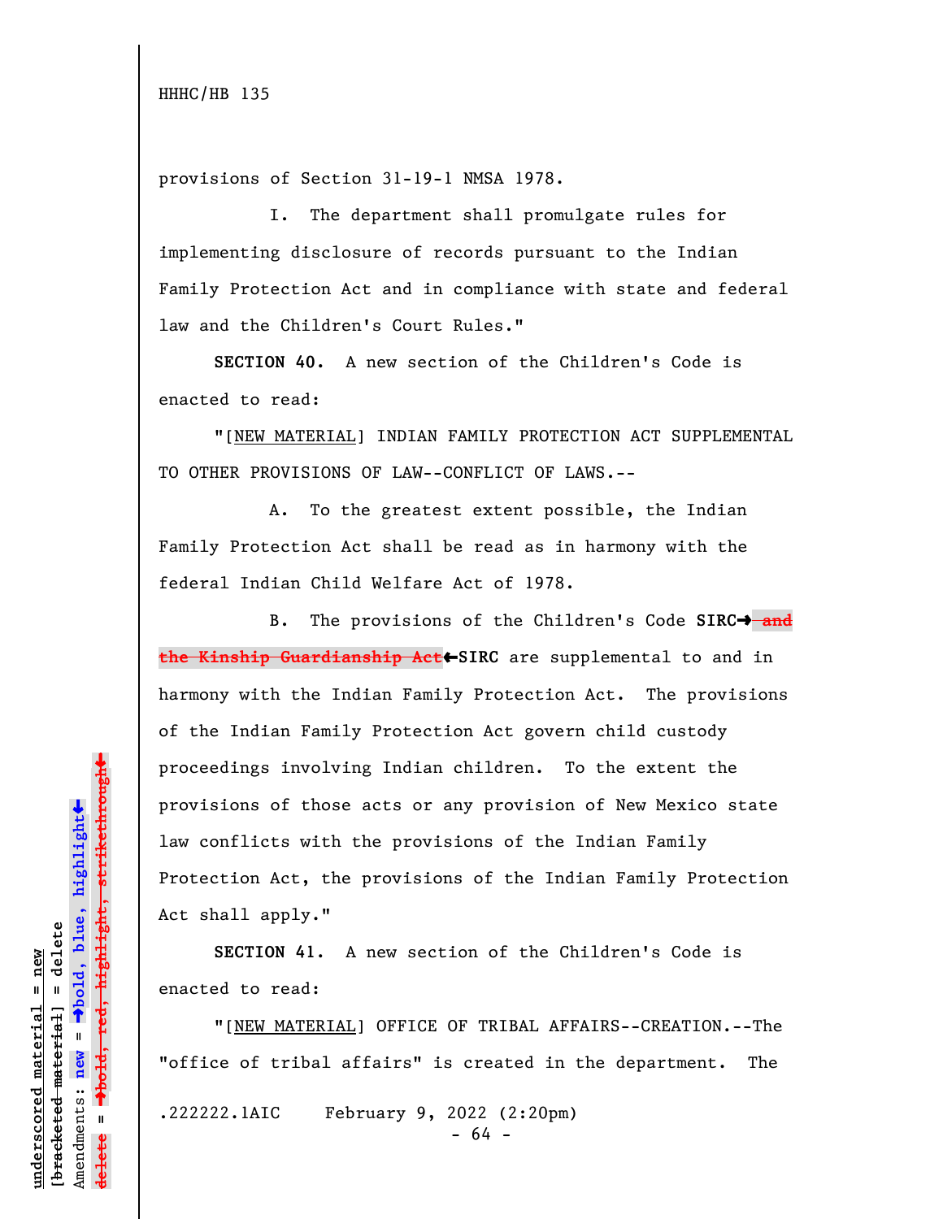provisions of Section 31-19-1 NMSA 1978.

I. The department shall promulgate rules for implementing disclosure of records pursuant to the Indian Family Protection Act and in compliance with state and federal law and the Children's Court Rules."

**SECTION 40.** A new section of the Children's Code is enacted to read:

"[NEW MATERIAL] INDIAN FAMILY PROTECTION ACT SUPPLEMENTAL TO OTHER PROVISIONS OF LAW--CONFLICT OF LAWS.--

A. To the greatest extent possible, the Indian Family Protection Act shall be read as in harmony with the federal Indian Child Welfare Act of 1978.

B. The provisions of the Children's Code **SIRC→** ~~and the Kinship Guardianship Act~~ **←SIRC** are supplemental to and in harmony with the Indian Family Protection Act. The provisions of the Indian Family Protection Act govern child custody proceedings involving Indian children. To the extent the provisions of those acts or any provision of New Mexico state law conflicts with the provisions of the Indian Family Protection Act, the provisions of the Indian Family Protection Act shall apply."

**SECTION 41.** A new section of the Children's Code is enacted to read:

"[NEW MATERIAL] OFFICE OF TRIBAL AFFAIRS--CREATION.--The "office of tribal affairs" is created in the department. The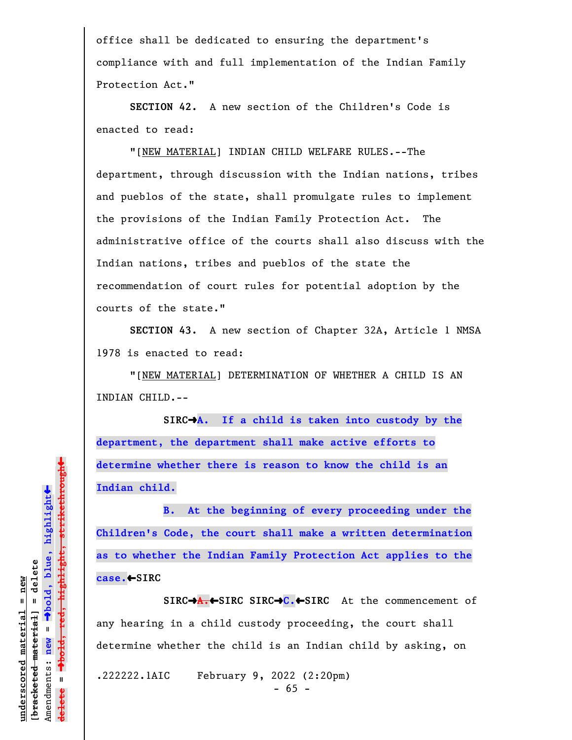office shall be dedicated to ensuring the department's compliance with and full implementation of the Indian Family Protection Act."

**SECTION 42.** A new section of the Children's Code is enacted to read:

"[NEW MATERIAL] INDIAN CHILD WELFARE RULES.--The department, through discussion with the Indian nations, tribes and pueblos of the state, shall promulgate rules to implement the provisions of the Indian Family Protection Act. The administrative office of the courts shall also discuss with the Indian nations, tribes and pueblos of the state the recommendation of court rules for potential adoption by the courts of the state."

**SECTION 43.** A new section of Chapter 32A, Article 1 NMSA 1978 is enacted to read:

"[NEW MATERIAL] DETERMINATION OF WHETHER A CHILD IS AN INDIAN CHILD.--

SIRC→**A. If a child is taken into custody by the department, the department shall make active efforts to determine whether there is reason to know the child is an Indian child.**

**B. At the beginning of every proceeding under the Children's Code, the court shall make a written determination as to whether the Indian Family Protection Act applies to the case.**←SIRC

SIRC→~~A.~~←SIRC SIRC→**C.**←SIRC At the commencement of any hearing in a child custody proceeding, the court shall determine whether the child is an Indian child by asking, on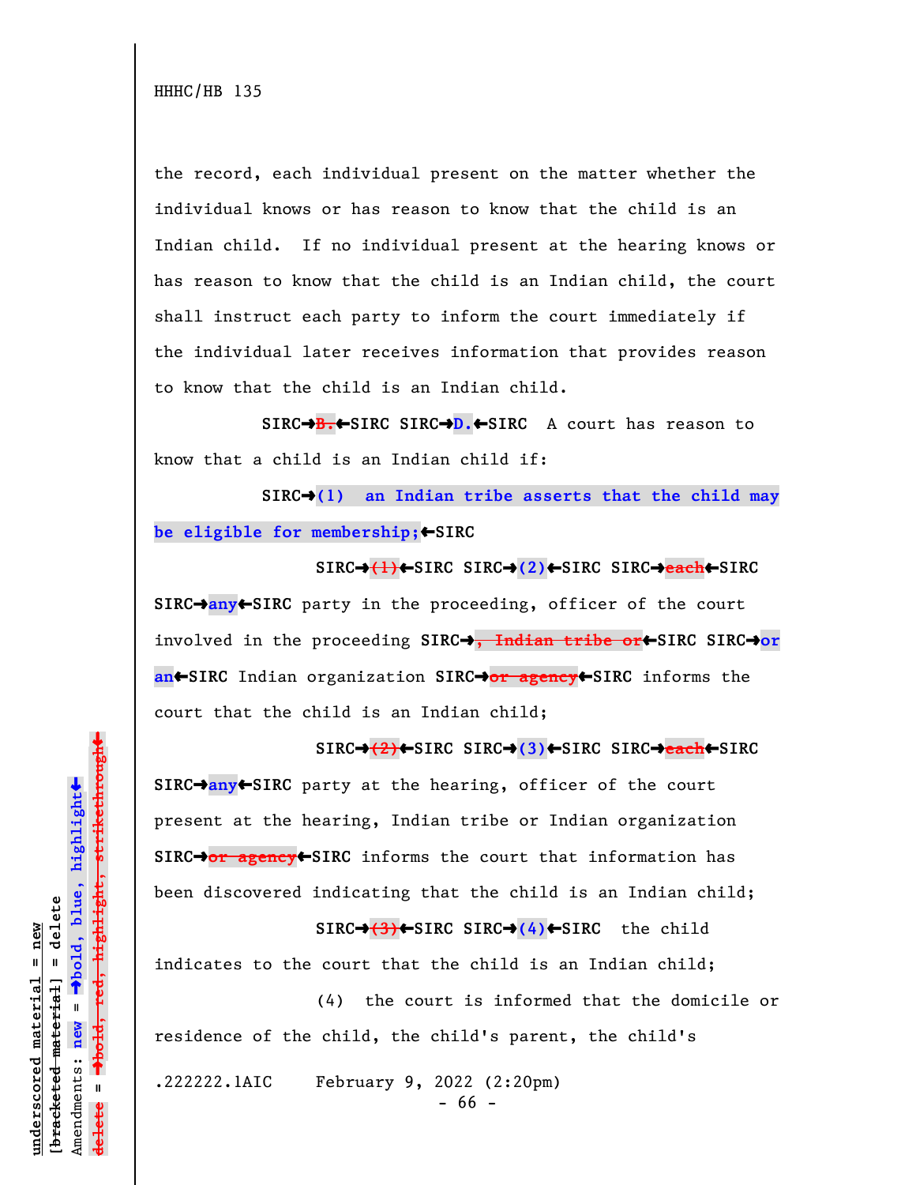the record, each individual present on the matter whether the individual knows or has reason to know that the child is an Indian child. If no individual present at the hearing knows or has reason to know that the child is an Indian child, the court shall instruct each party to inform the court immediately if the individual later receives information that provides reason to know that the child is an Indian child.

SIRC→B.←SIRC SIRC→D.←SIRC A court has reason to know that a child is an Indian child if:

SIRC→**(1) an Indian tribe asserts that the child may be eligible for membership;**←SIRC

SIRC→~~(1)~~←SIRC SIRC→**(2)**←SIRC SIRC→~~each~~←SIRC SIRC→**any**←SIRC party in the proceeding, officer of the court involved in the proceeding SIRC→~~, Indian tribe or~~←SIRC SIRC→**or an**←SIRC Indian organization SIRC→~~or agency~~←SIRC informs the court that the child is an Indian child;

SIRC→~~(2)~~←SIRC SIRC→**(3)**←SIRC SIRC→~~each~~←SIRC SIRC→**any**←SIRC party at the hearing, officer of the court present at the hearing, Indian tribe or Indian organization SIRC→~~or agency~~←SIRC informs the court that information has been discovered indicating that the child is an Indian child;

SIRC→~~(3)~~←SIRC SIRC→**(4)**←SIRC the child indicates to the court that the child is an Indian child;

(4) the court is informed that the domicile or residence of the child, the child's parent, the child's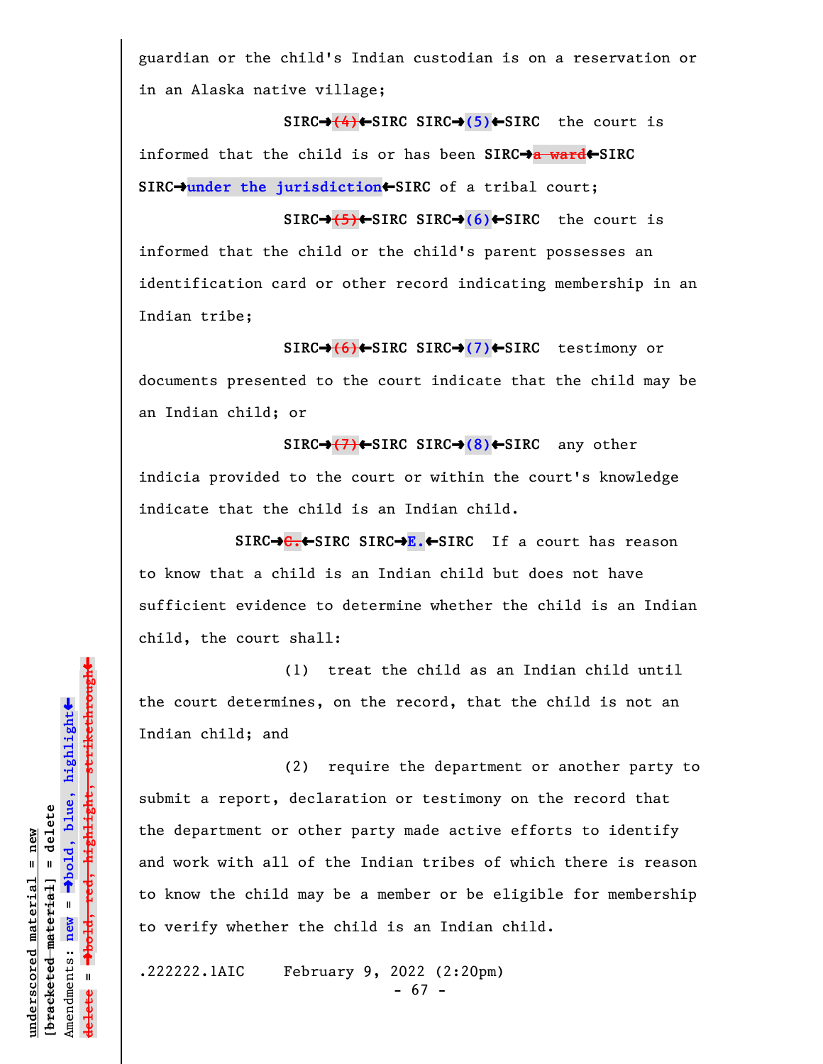guardian or the child's Indian custodian is on a reservation or in an Alaska native village;

SIRC→~~(4)~~←SIRC SIRC→**(5)**←SIRC the court is informed that the child is or has been SIRC→~~a ward~~←SIRC SIRC→**under the jurisdiction**←SIRC of a tribal court;

SIRC→~~(5)~~←SIRC SIRC→**(6)**←SIRC the court is informed that the child or the child's parent possesses an identification card or other record indicating membership in an Indian tribe;

SIRC→~~(6)~~←SIRC SIRC→**(7)**←SIRC testimony or documents presented to the court indicate that the child may be an Indian child; or

SIRC→~~(7)~~←SIRC SIRC→**(8)**←SIRC any other indicia provided to the court or within the court's knowledge indicate that the child is an Indian child.

SIRC→~~C.~~←SIRC SIRC→**E.**←SIRC If a court has reason to know that a child is an Indian child but does not have sufficient evidence to determine whether the child is an Indian child, the court shall:

(1) treat the child as an Indian child until the court determines, on the record, that the child is not an Indian child; and

(2) require the department or another party to submit a report, declaration or testimony on the record that the department or other party made active efforts to identify and work with all of the Indian tribes of which there is reason to know the child may be a member or be eligible for membership to verify whether the child is an Indian child.

.222222.1AIC February 9, 2022 (2:20pm)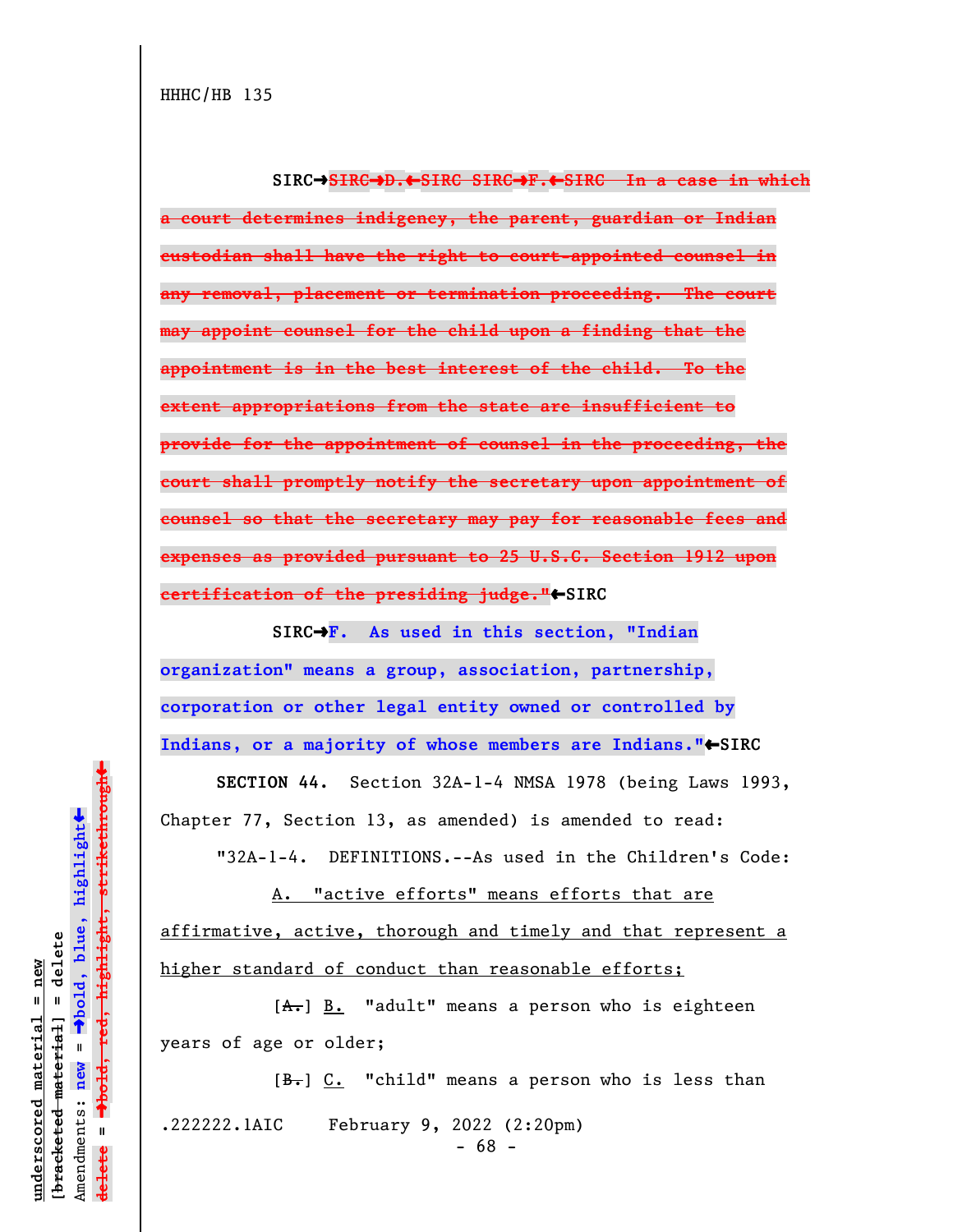HHHC/HB 135

SIRC➔~~SIRC➔D.⬅SIRC SIRC➔F.⬅SIRC In a case in which a court determines indigency, the parent, guardian or Indian custodian shall have the right to court-appointed counsel in any removal, placement or termination proceeding. The court may appoint counsel for the child upon a finding that the appointment is in the best interest of the child. To the extent appropriations from the state are insufficient to provide for the appointment of counsel in the proceeding, the court shall promptly notify the secretary upon appointment of counsel so that the secretary may pay for reasonable fees and expenses as provided pursuant to 25 U.S.C. Section 1912 upon certification of the presiding judge."~~⬅SIRC

SIRC➔**F. As used in this section, "Indian organization" means a group, association, partnership, corporation or other legal entity owned or controlled by Indians, or a majority of whose members are Indians."**⬅SIRC

**SECTION 44.** Section 32A-1-4 NMSA 1978 (being Laws 1993, Chapter 77, Section 13, as amended) is amended to read:

"32A-1-4. DEFINITIONS.--As used in the Children's Code:

A. "active efforts" means efforts that are affirmative, active, thorough and timely and that represent a higher standard of conduct than reasonable efforts;

[~~A.~~] B. "adult" means a person who is eighteen years of age or older;

[~~B.~~] C. "child" means a person who is less than

.222222.1AIC February 9, 2022 (2:20pm)

underscored material = new
[~~bracketed material~~] = delete
Amendments: new = ➔bold, blue, highlight⬅
delete = ➔~~bold, red, highlight, strikethrough~~⬅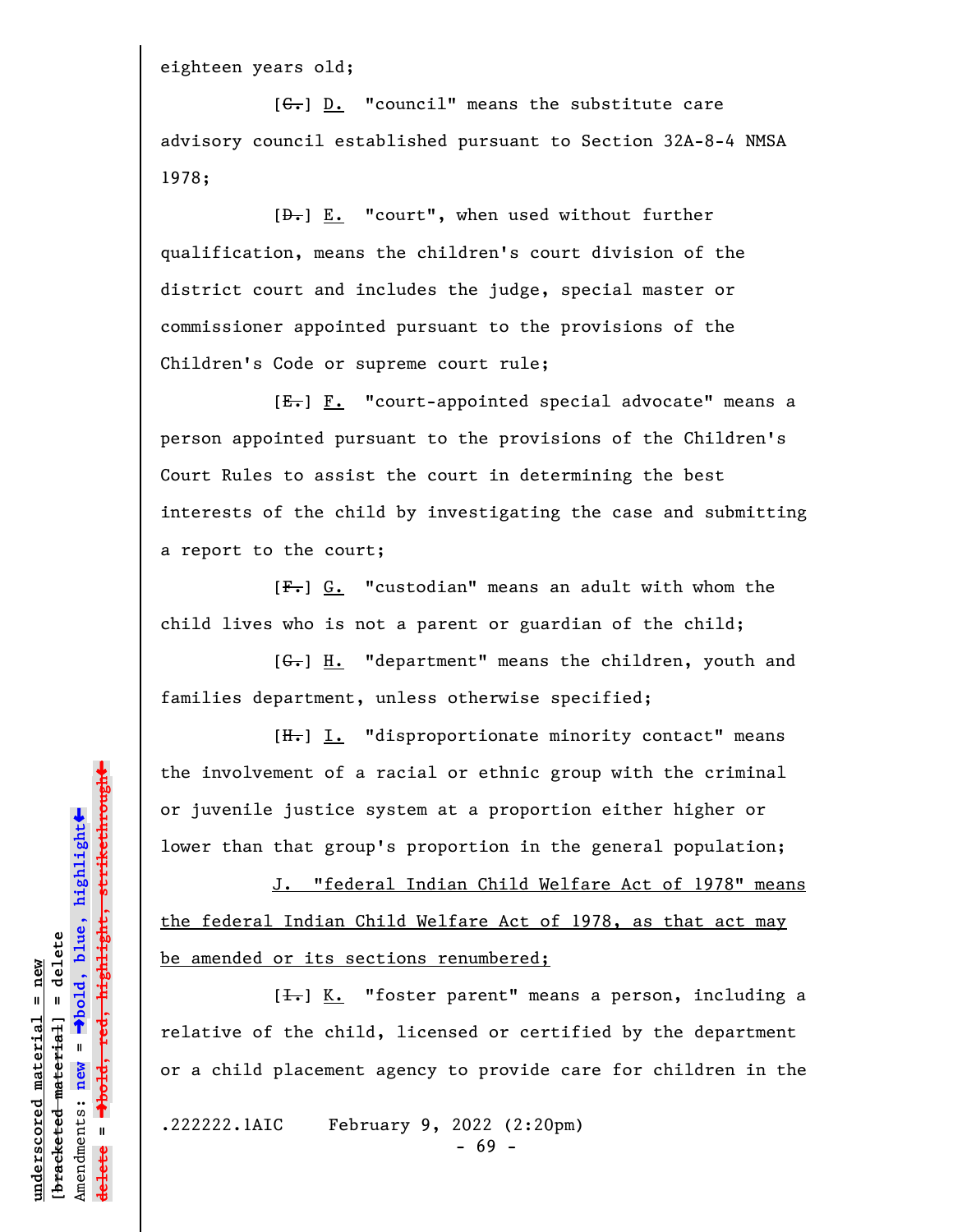eighteen years old;

[~~C.~~] D. "council" means the substitute care advisory council established pursuant to Section 32A-8-4 NMSA 1978;

[~~D.~~] E. "court", when used without further qualification, means the children's court division of the district court and includes the judge, special master or commissioner appointed pursuant to the provisions of the Children's Code or supreme court rule;

[~~E.~~] F. "court-appointed special advocate" means a person appointed pursuant to the provisions of the Children's Court Rules to assist the court in determining the best interests of the child by investigating the case and submitting a report to the court;

[~~F.~~] G. "custodian" means an adult with whom the child lives who is not a parent or guardian of the child;

[~~G.~~] H. "department" means the children, youth and families department, unless otherwise specified;

[~~H.~~] I. "disproportionate minority contact" means the involvement of a racial or ethnic group with the criminal or juvenile justice system at a proportion either higher or lower than that group's proportion in the general population;

J. "federal Indian Child Welfare Act of 1978" means the federal Indian Child Welfare Act of 1978, as that act may be amended or its sections renumbered;

[~~I.~~] K. "foster parent" means a person, including a relative of the child, licensed or certified by the department or a child placement agency to provide care for children in the

.222222.1AIC February 9, 2022 (2:20pm)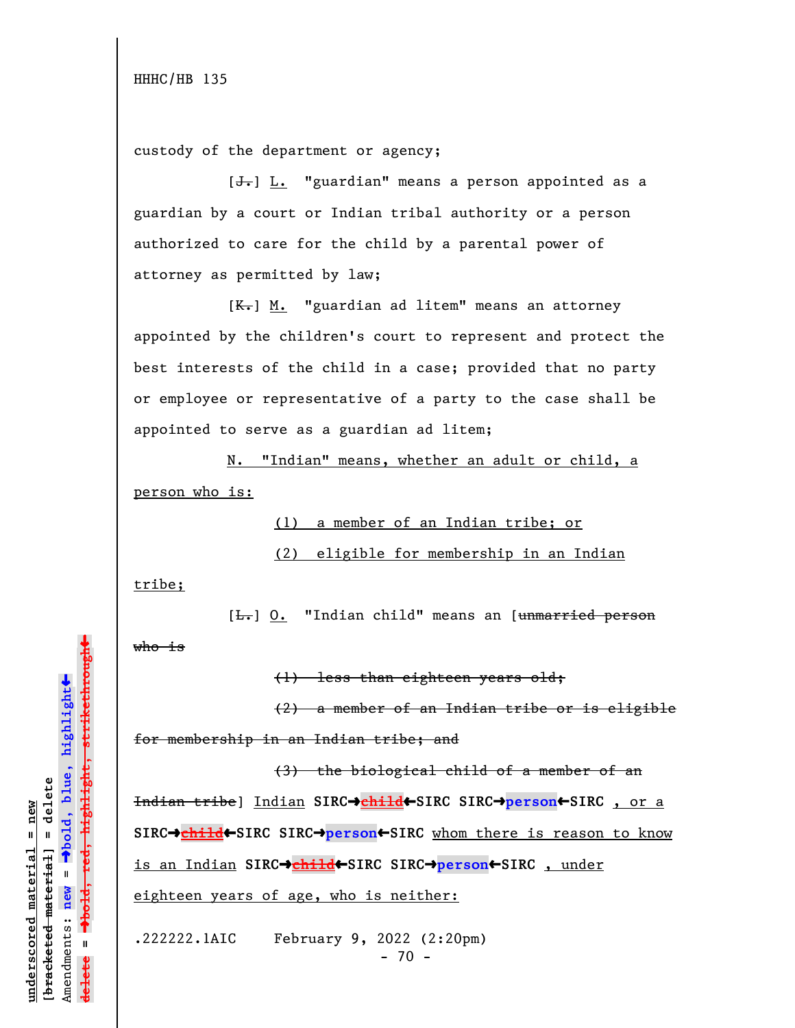custody of the department or agency;

[~~J.~~] L. "guardian" means a person appointed as a guardian by a court or Indian tribal authority or a person authorized to care for the child by a parental power of attorney as permitted by law;

[~~K.~~] M. "guardian ad litem" means an attorney appointed by the children's court to represent and protect the best interests of the child in a case; provided that no party or employee or representative of a party to the case shall be appointed to serve as a guardian ad litem;

N. "Indian" means, whether an adult or child, a person who is:

(1) a member of an Indian tribe; or

(2) eligible for membership in an Indian tribe;

[~~L.~~] O. "Indian child" means an [~~unmarried person who is~~

~~(1) less than eighteen years old;~~

~~(2) a member of an Indian tribe or is eligible for membership in an Indian tribe; and~~

~~(3) the biological child of a member of an Indian tribe~~] Indian SIRC→~~child~~←SIRC SIRC→**person**←SIRC , or a SIRC→~~child~~←SIRC SIRC→**person**←SIRC whom there is reason to know is an Indian SIRC→~~child~~←SIRC SIRC→**person**←SIRC , under eighteen years of age, who is neither: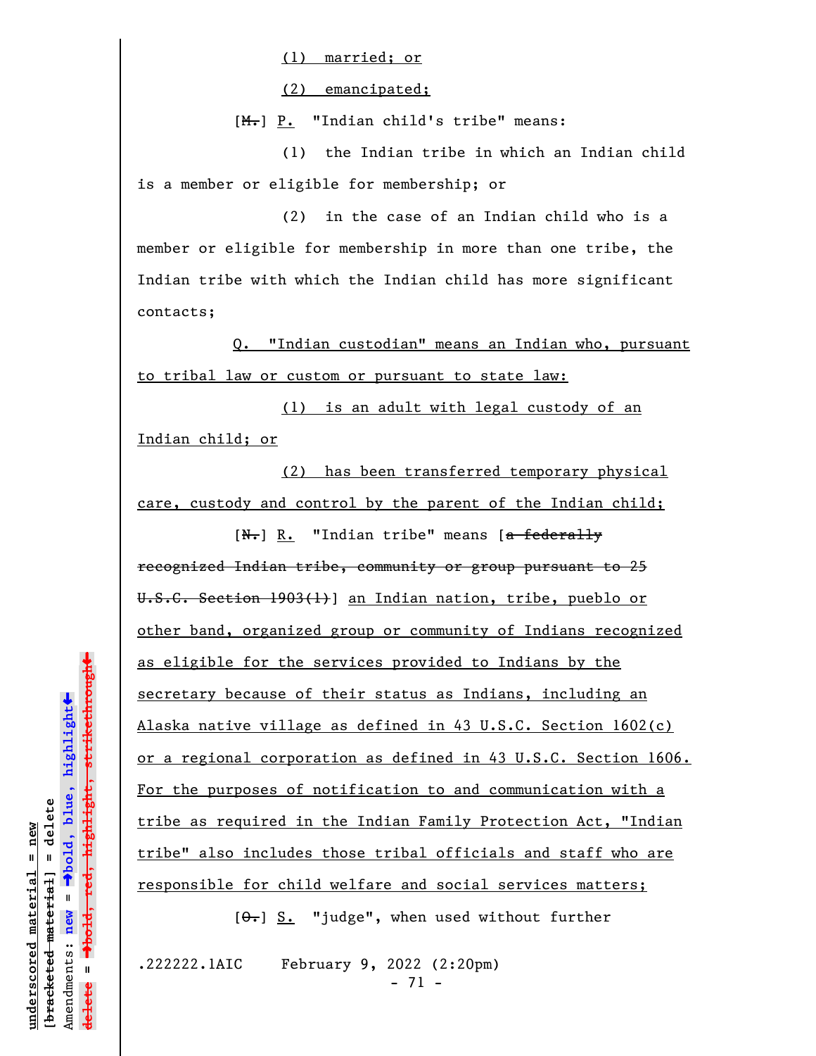(1) married; or

(2) emancipated;

[~~M.~~] P. "Indian child's tribe" means:

(1) the Indian tribe in which an Indian child is a member or eligible for membership; or

(2) in the case of an Indian child who is a member or eligible for membership in more than one tribe, the Indian tribe with which the Indian child has more significant contacts;

Q. "Indian custodian" means an Indian who, pursuant to tribal law or custom or pursuant to state law:

(1) is an adult with legal custody of an Indian child; or

(2) has been transferred temporary physical care, custody and control by the parent of the Indian child;

[~~N.~~] R. "Indian tribe" means [~~a federally recognized Indian tribe, community or group pursuant to 25 U.S.C. Section 1903(1)~~] an Indian nation, tribe, pueblo or other band, organized group or community of Indians recognized as eligible for the services provided to Indians by the secretary because of their status as Indians, including an Alaska native village as defined in 43 U.S.C. Section 1602(c) or a regional corporation as defined in 43 U.S.C. Section 1606. For the purposes of notification to and communication with a tribe as required in the Indian Family Protection Act, "Indian tribe" also includes those tribal officials and staff who are responsible for child welfare and social services matters;

[~~O.~~] S. "judge", when used without further

.222222.1AIC February 9, 2022 (2:20pm)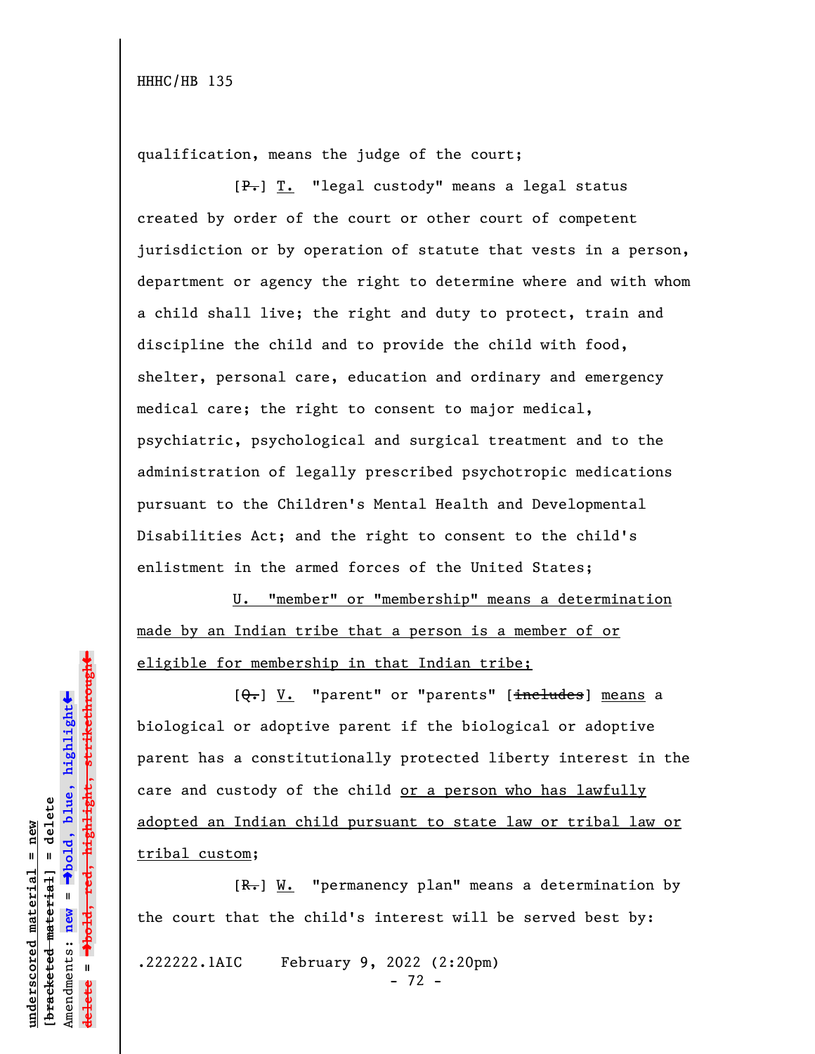qualification, means the judge of the court;

[~~P.~~] <u>T.</u> "legal custody" means a legal status created by order of the court or other court of competent jurisdiction or by operation of statute that vests in a person, department or agency the right to determine where and with whom a child shall live; the right and duty to protect, train and discipline the child and to provide the child with food, shelter, personal care, education and ordinary and emergency medical care; the right to consent to major medical, psychiatric, psychological and surgical treatment and to the administration of legally prescribed psychotropic medications pursuant to the Children's Mental Health and Developmental Disabilities Act; and the right to consent to the child's enlistment in the armed forces of the United States;

<u>U. "member" or "membership" means a determination made by an Indian tribe that a person is a member of or eligible for membership in that Indian tribe;</u>

[~~Q.~~] <u>V.</u> "parent" or "parents" [~~includes~~] <u>means</u> a biological or adoptive parent if the biological or adoptive parent has a constitutionally protected liberty interest in the care and custody of the child <u>or a person who has lawfully adopted an Indian child pursuant to state law or tribal law or tribal custom</u>;

[~~R.~~] <u>W.</u> "permanency plan" means a determination by the court that the child's interest will be served best by: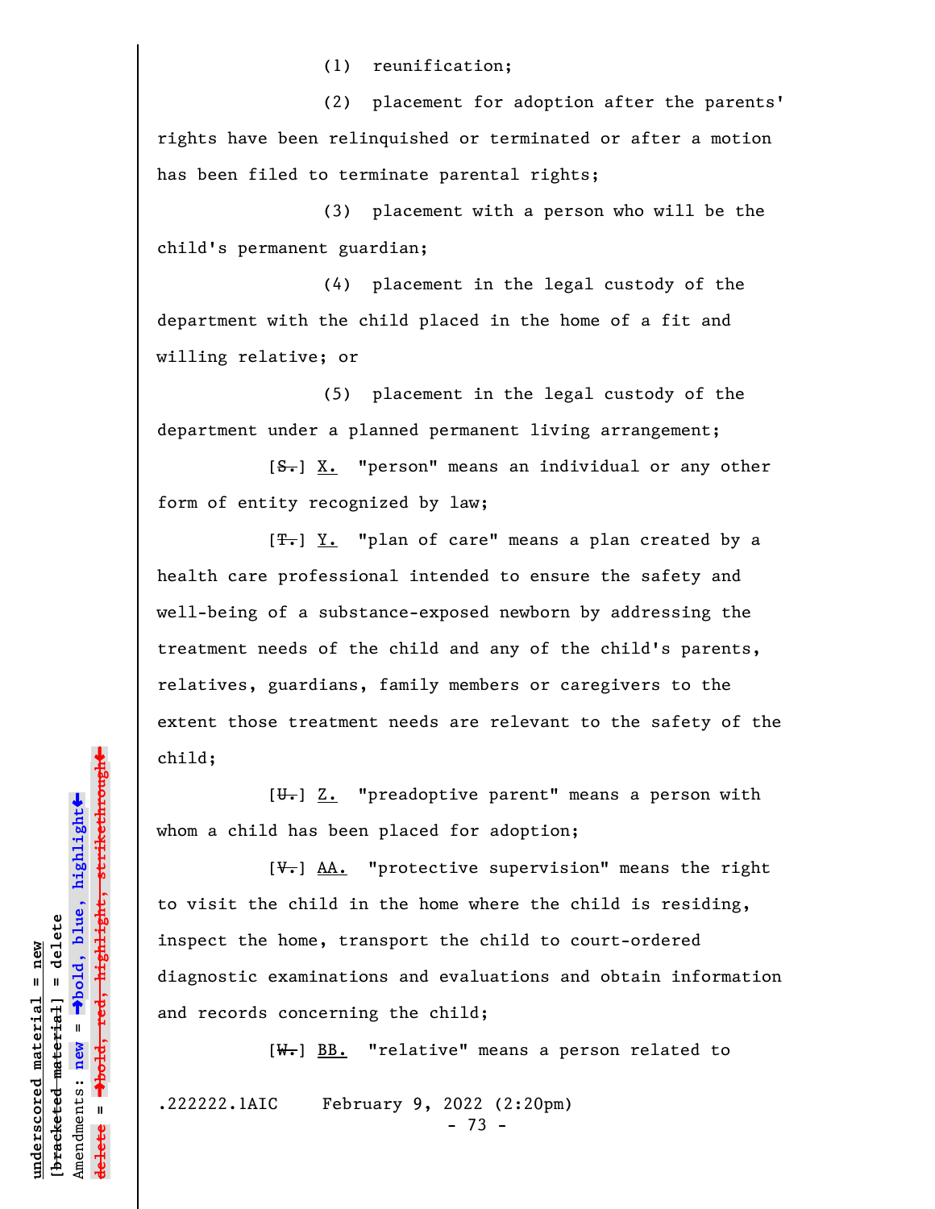(1) reunification;

(2) placement for adoption after the parents' rights have been relinquished or terminated or after a motion has been filed to terminate parental rights;

(3) placement with a person who will be the child's permanent guardian;

(4) placement in the legal custody of the department with the child placed in the home of a fit and willing relative; or

(5) placement in the legal custody of the department under a planned permanent living arrangement;

[~~S.~~] X. "person" means an individual or any other form of entity recognized by law;

[~~T.~~] Y. "plan of care" means a plan created by a health care professional intended to ensure the safety and well-being of a substance-exposed newborn by addressing the treatment needs of the child and any of the child's parents, relatives, guardians, family members or caregivers to the extent those treatment needs are relevant to the safety of the child;

[~~U.~~] Z. "preadoptive parent" means a person with whom a child has been placed for adoption;

[~~V.~~] AA. "protective supervision" means the right to visit the child in the home where the child is residing, inspect the home, transport the child to court-ordered diagnostic examinations and evaluations and obtain information and records concerning the child;

[~~W.~~] BB. "relative" means a person related to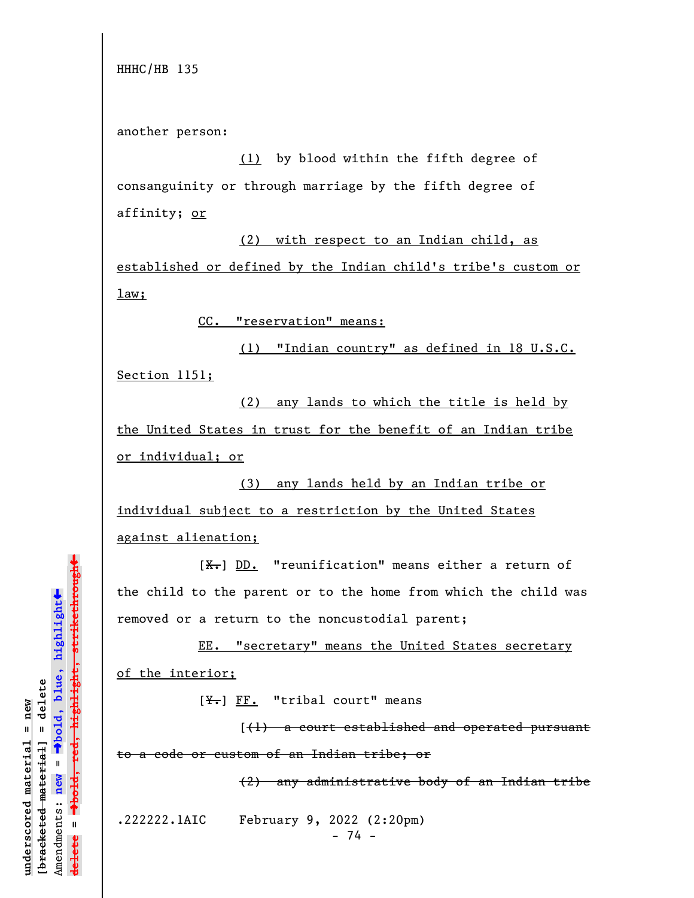another person:

(1) by blood within the fifth degree of consanguinity or through marriage by the fifth degree of affinity; or

(2) with respect to an Indian child, as established or defined by the Indian child's tribe's custom or law;

CC. "reservation" means:

(1) "Indian country" as defined in 18 U.S.C. Section 1151;

(2) any lands to which the title is held by the United States in trust for the benefit of an Indian tribe or individual; or

(3) any lands held by an Indian tribe or individual subject to a restriction by the United States against alienation;

[X.] DD. "reunification" means either a return of the child to the parent or to the home from which the child was removed or a return to the noncustodial parent;

EE. "secretary" means the United States secretary of the interior;

[Y.] FF. "tribal court" means

[(1) a court established and operated pursuant to a code or custom of an Indian tribe; or

(2) any administrative body of an Indian tribe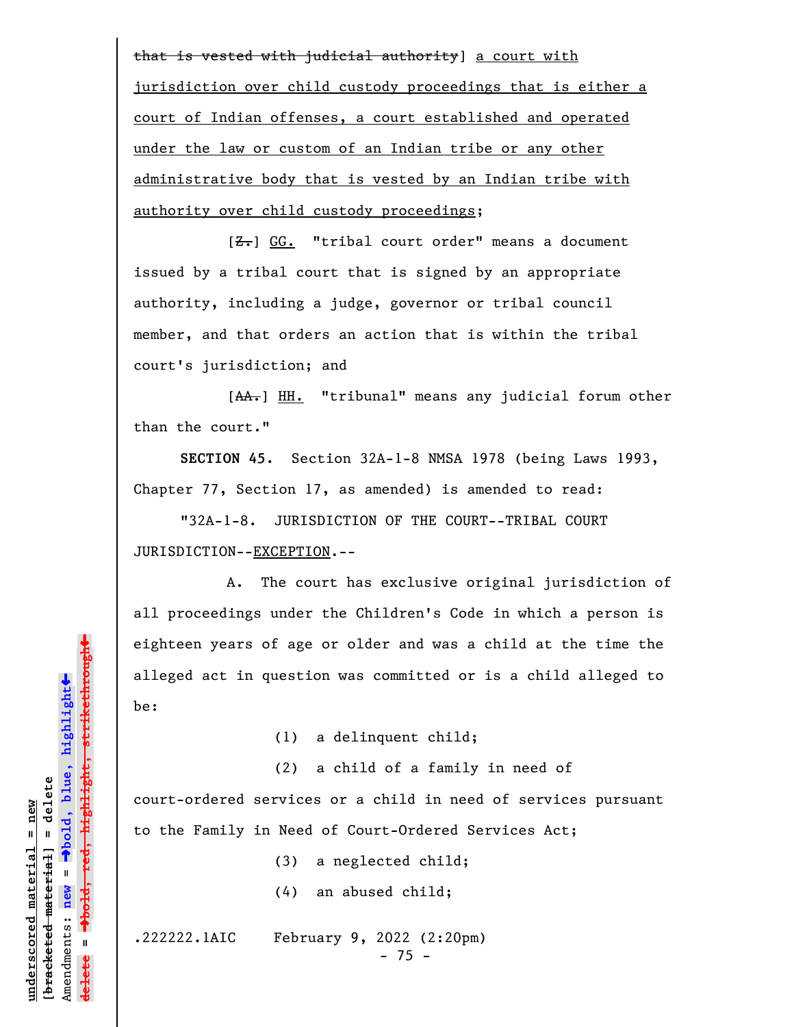~~that is vested with judicial authority~~] a court with jurisdiction over child custody proceedings that is either a court of Indian offenses, a court established and operated under the law or custom of an Indian tribe or any other administrative body that is vested by an Indian tribe with authority over child custody proceedings;

[~~Z.~~] GG. "tribal court order" means a document issued by a tribal court that is signed by an appropriate authority, including a judge, governor or tribal council member, and that orders an action that is within the tribal court's jurisdiction; and

[~~AA.~~] HH. "tribunal" means any judicial forum other than the court."

**SECTION 45.** Section 32A-1-8 NMSA 1978 (being Laws 1993, Chapter 77, Section 17, as amended) is amended to read:

"32A-1-8. JURISDICTION OF THE COURT--TRIBAL COURT JURISDICTION--EXCEPTION.--

A. The court has exclusive original jurisdiction of all proceedings under the Children's Code in which a person is eighteen years of age or older and was a child at the time the alleged act in question was committed or is a child alleged to be:

(1) a delinquent child;

(2) a child of a family in need of court-ordered services or a child in need of services pursuant to the Family in Need of Court-Ordered Services Act;

(3) a neglected child;

(4) an abused child;

.222222.1AIC February 9, 2022 (2:20pm)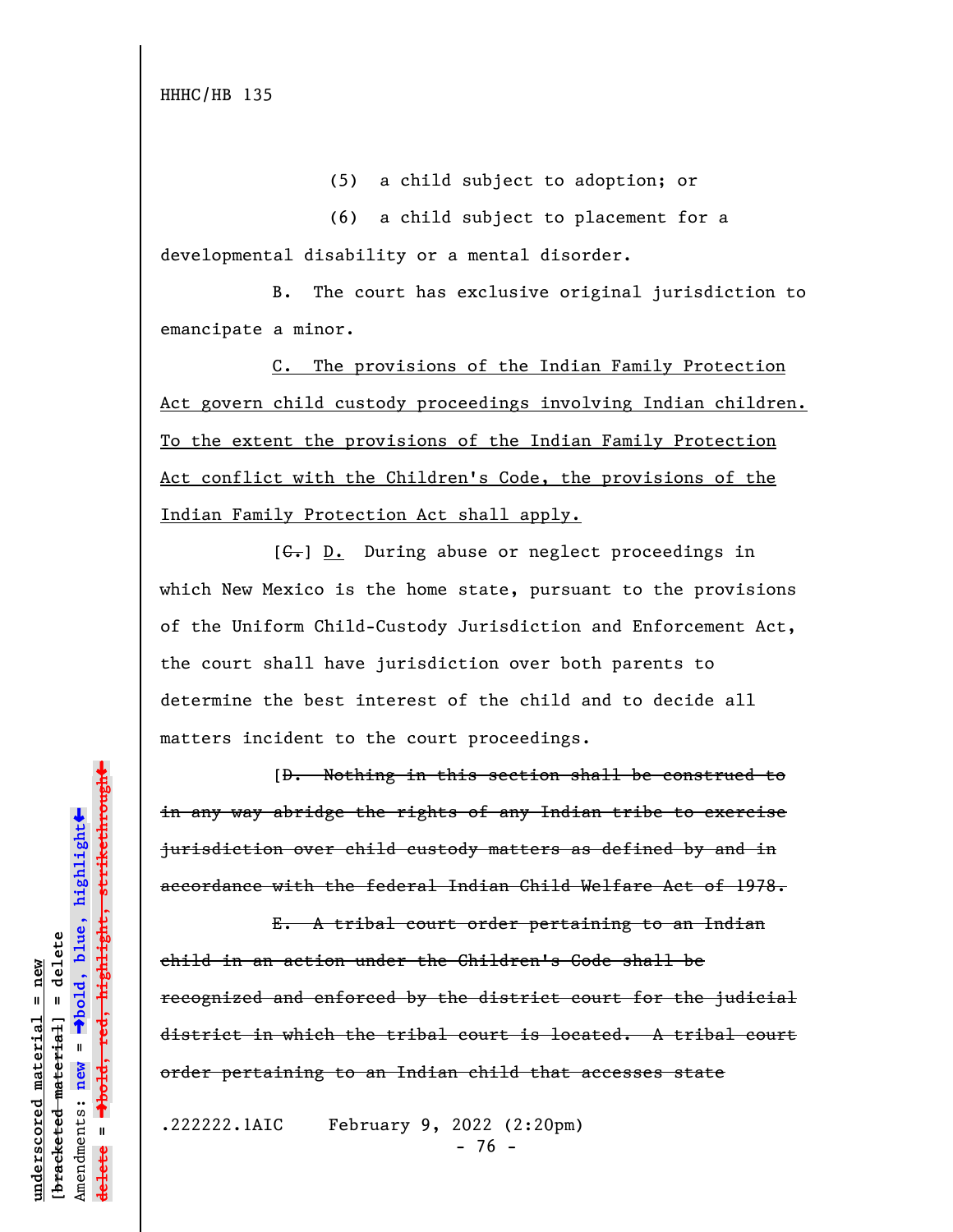(5) a child subject to adoption; or

(6) a child subject to placement for a developmental disability or a mental disorder.

B. The court has exclusive original jurisdiction to emancipate a minor.

<u>C. The provisions of the Indian Family Protection Act govern child custody proceedings involving Indian children. To the extent the provisions of the Indian Family Protection Act conflict with the Children's Code, the provisions of the Indian Family Protection Act shall apply.</u>

[~~C.~~] <u>D.</u> During abuse or neglect proceedings in which New Mexico is the home state, pursuant to the provisions of the Uniform Child-Custody Jurisdiction and Enforcement Act, the court shall have jurisdiction over both parents to determine the best interest of the child and to decide all matters incident to the court proceedings.

[~~D. Nothing in this section shall be construed to in any way abridge the rights of any Indian tribe to exercise jurisdiction over child custody matters as defined by and in accordance with the federal Indian Child Welfare Act of 1978.~~

~~E. A tribal court order pertaining to an Indian child in an action under the Children's Code shall be recognized and enforced by the district court for the judicial district in which the tribal court is located. A tribal court order pertaining to an Indian child that accesses state~~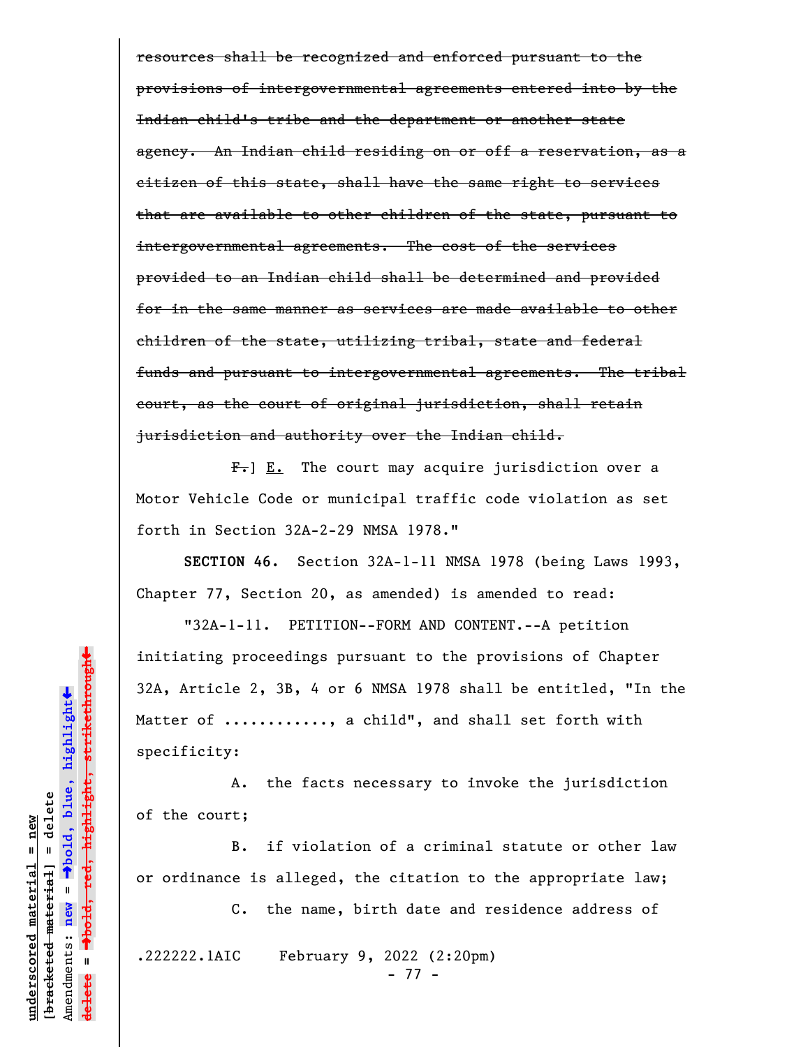~~resources shall be recognized and enforced pursuant to the provisions of intergovernmental agreements entered into by the Indian child's tribe and the department or another state agency. An Indian child residing on or off a reservation, as a citizen of this state, shall have the same right to services that are available to other children of the state, pursuant to intergovernmental agreements. The cost of the services provided to an Indian child shall be determined and provided for in the same manner as services are made available to other children of the state, utilizing tribal, state and federal funds and pursuant to intergovernmental agreements. The tribal court, as the court of original jurisdiction, shall retain jurisdiction and authority over the Indian child.~~

~~F.~~] E. The court may acquire jurisdiction over a Motor Vehicle Code or municipal traffic code violation as set forth in Section 32A-2-29 NMSA 1978."

**SECTION 46.** Section 32A-1-11 NMSA 1978 (being Laws 1993, Chapter 77, Section 20, as amended) is amended to read:

"32A-1-11. PETITION--FORM AND CONTENT.--A petition initiating proceedings pursuant to the provisions of Chapter 32A, Article 2, 3B, 4 or 6 NMSA 1978 shall be entitled, "In the Matter of ..........., a child", and shall set forth with specificity:

A. the facts necessary to invoke the jurisdiction of the court;

B. if violation of a criminal statute or other law or ordinance is alleged, the citation to the appropriate law;

C. the name, birth date and residence address of

.222222.1AIC February 9, 2022 (2:20pm)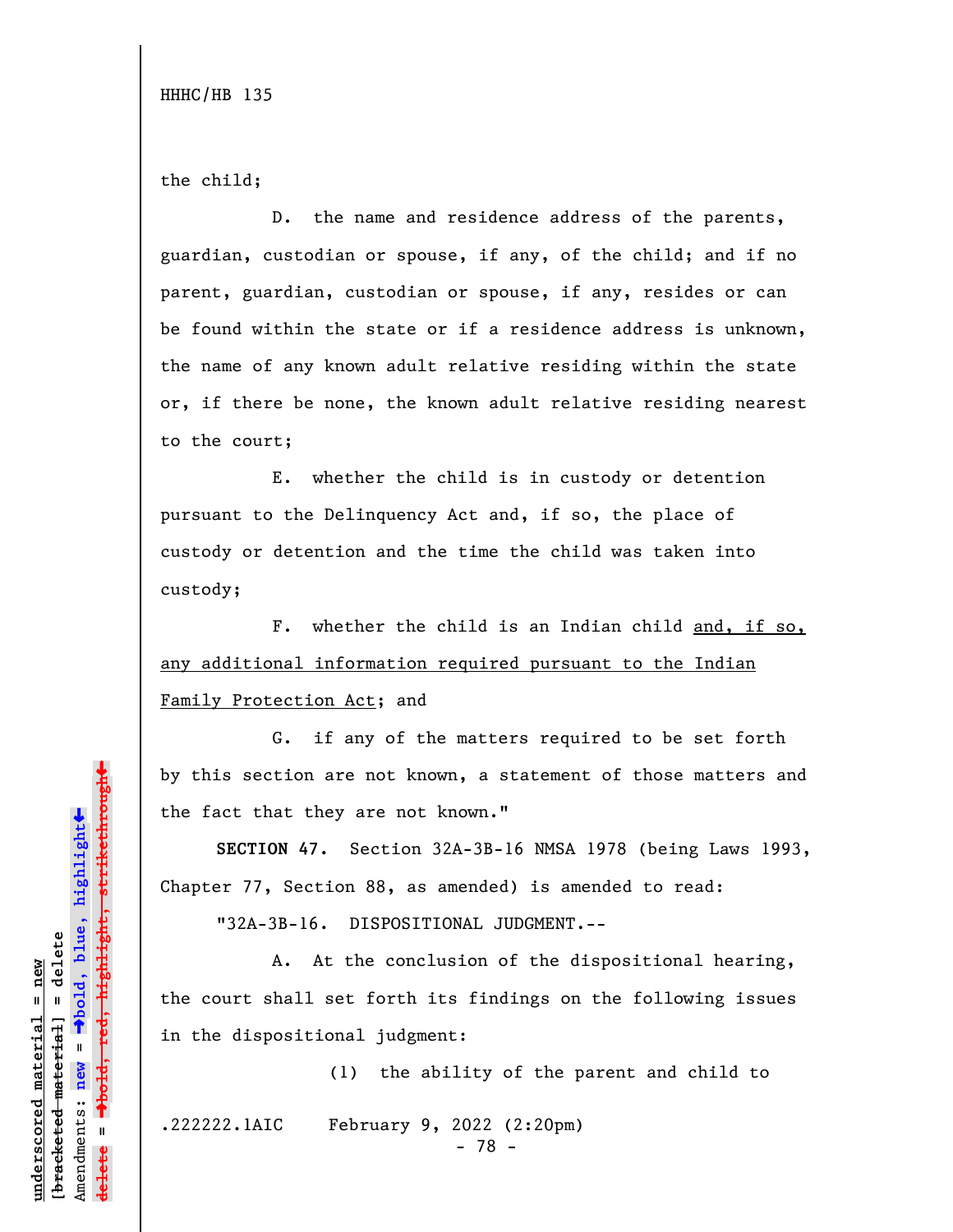HHHC/HB 135

the child;

D. the name and residence address of the parents, guardian, custodian or spouse, if any, of the child; and if no parent, guardian, custodian or spouse, if any, resides or can be found within the state or if a residence address is unknown, the name of any known adult relative residing within the state or, if there be none, the known adult relative residing nearest to the court;

E. whether the child is in custody or detention pursuant to the Delinquency Act and, if so, the place of custody or detention and the time the child was taken into custody;

F. whether the child is an Indian child <u>and, if so, any additional information required pursuant to the Indian Family Protection Act</u>; and

G. if any of the matters required to be set forth by this section are not known, a statement of those matters and the fact that they are not known."

**SECTION 47.** Section 32A-3B-16 NMSA 1978 (being Laws 1993, Chapter 77, Section 88, as amended) is amended to read:

"32A-3B-16. DISPOSITIONAL JUDGMENT.--

A. At the conclusion of the dispositional hearing, the court shall set forth its findings on the following issues in the dispositional judgment:

(1) the ability of the parent and child to

.222222.1AIC February 9, 2022 (2:20pm)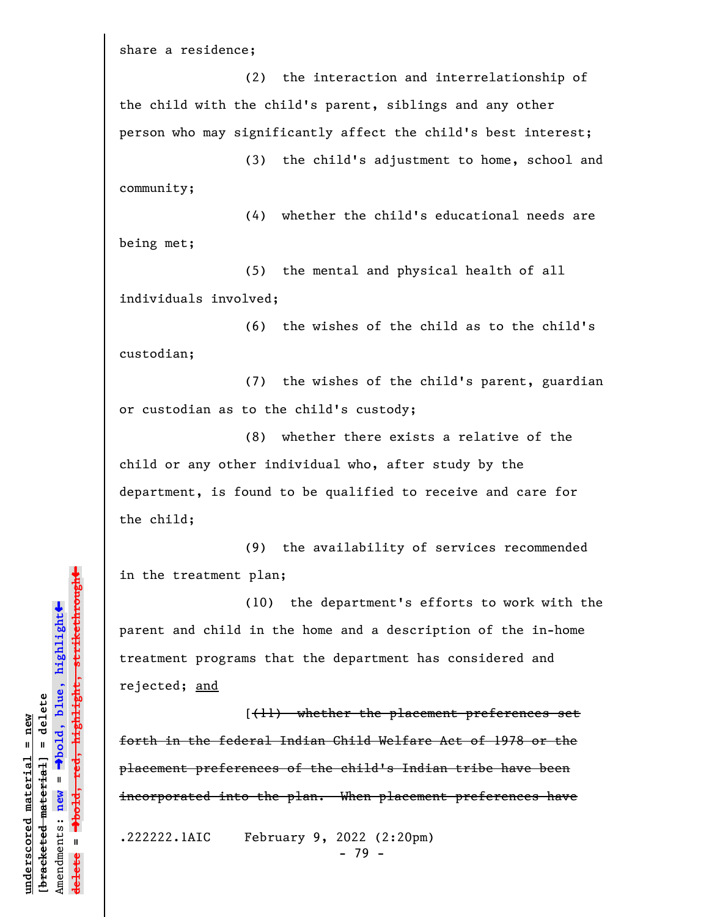share a residence;

(2) the interaction and interrelationship of the child with the child's parent, siblings and any other person who may significantly affect the child's best interest;

(3) the child's adjustment to home, school and community;

(4) whether the child's educational needs are being met;

(5) the mental and physical health of all individuals involved;

(6) the wishes of the child as to the child's custodian;

(7) the wishes of the child's parent, guardian or custodian as to the child's custody;

(8) whether there exists a relative of the child or any other individual who, after study by the department, is found to be qualified to receive and care for the child;

(9) the availability of services recommended in the treatment plan;

(10) the department's efforts to work with the parent and child in the home and a description of the in-home treatment programs that the department has considered and rejected; <u>and</u>

[~~(11) whether the placement preferences set forth in the federal Indian Child Welfare Act of 1978 or the placement preferences of the child's Indian tribe have been incorporated into the plan. When placement preferences have~~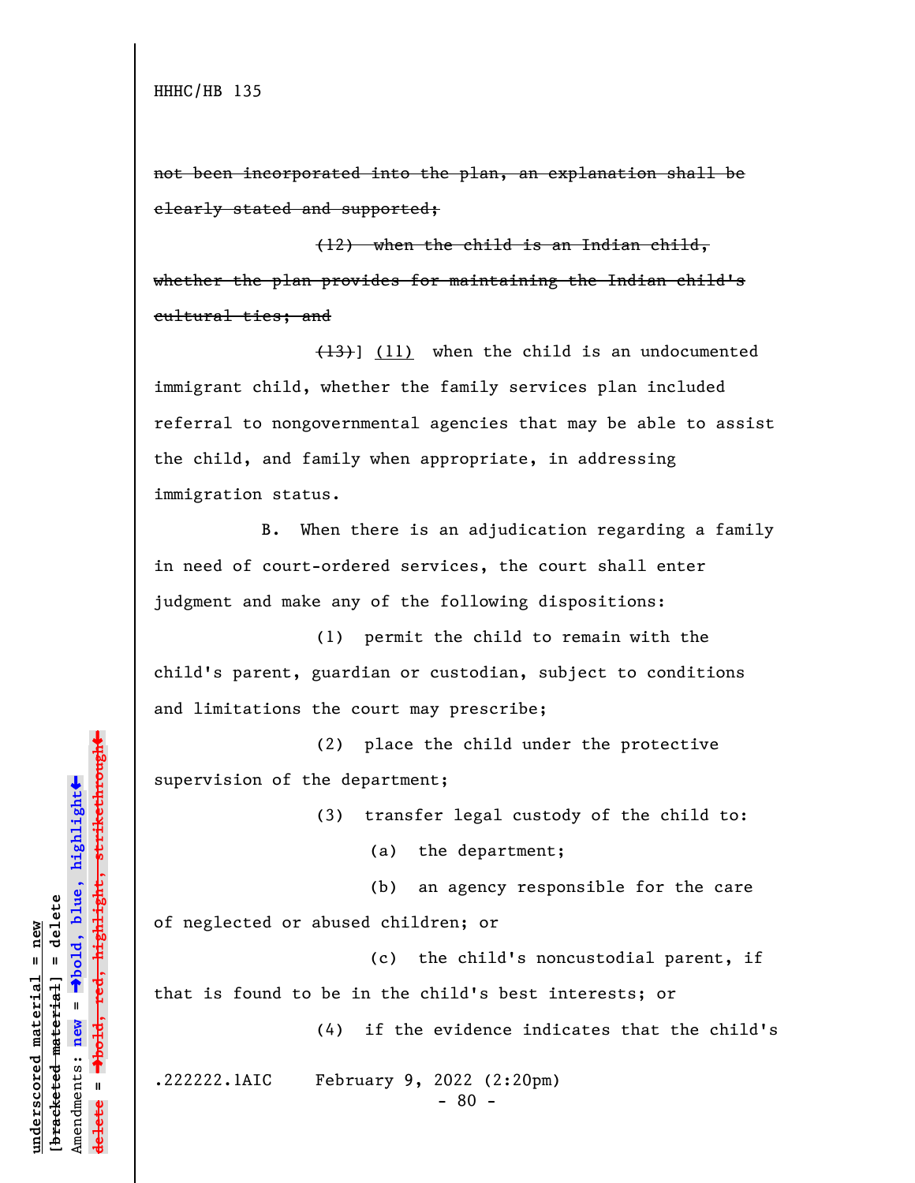~~not been incorporated into the plan, an explanation shall be clearly stated and supported;~~

~~(12) when the child is an Indian child, whether the plan provides for maintaining the Indian child's cultural ties; and~~

~~(13)~~] (11) when the child is an undocumented immigrant child, whether the family services plan included referral to nongovernmental agencies that may be able to assist the child, and family when appropriate, in addressing immigration status.

B. When there is an adjudication regarding a family in need of court-ordered services, the court shall enter judgment and make any of the following dispositions:

(1) permit the child to remain with the child's parent, guardian or custodian, subject to conditions and limitations the court may prescribe;

(2) place the child under the protective supervision of the department;

(3) transfer legal custody of the child to:

(a) the department;

(b) an agency responsible for the care of neglected or abused children; or

(c) the child's noncustodial parent, if that is found to be in the child's best interests; or

(4) if the evidence indicates that the child's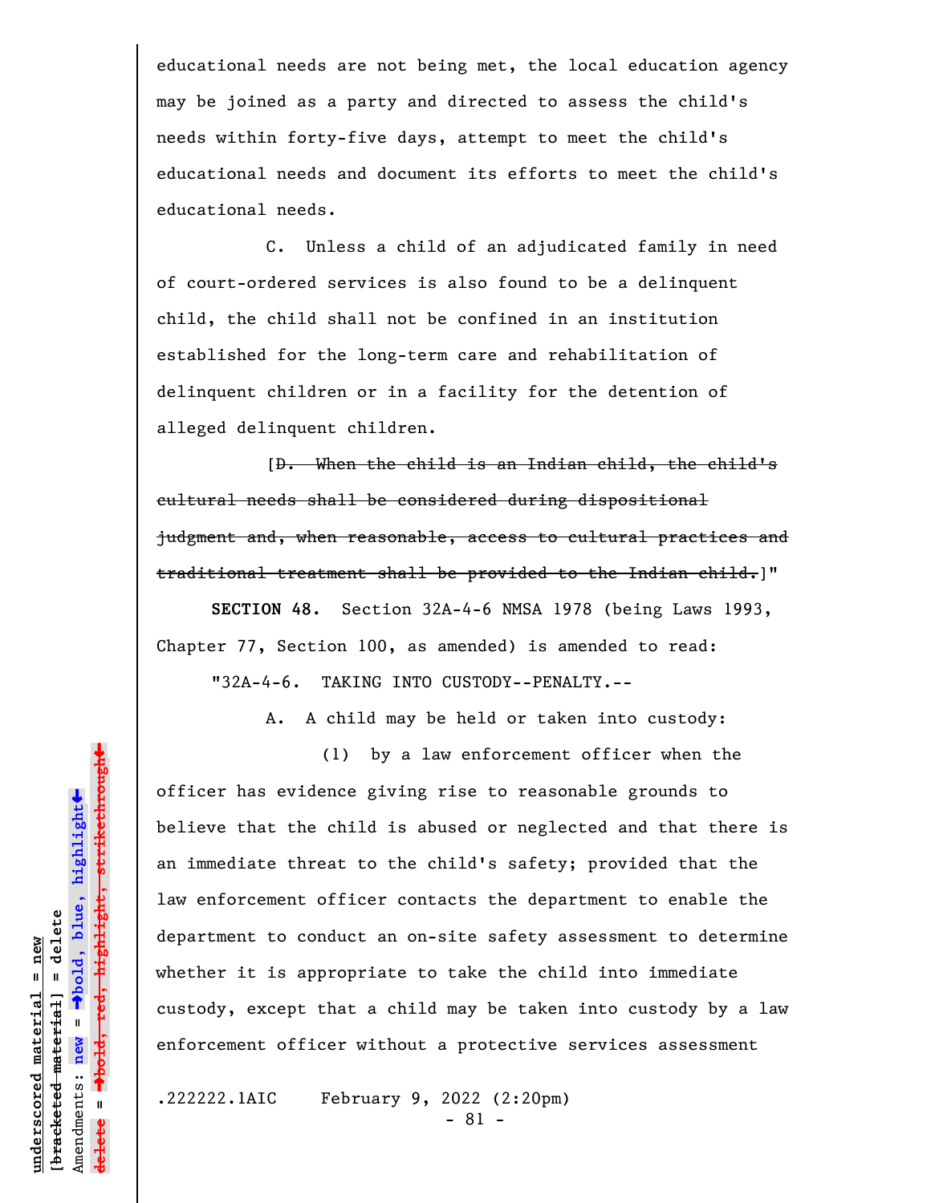educational needs are not being met, the local education agency may be joined as a party and directed to assess the child's needs within forty-five days, attempt to meet the child's educational needs and document its efforts to meet the child's educational needs.

C. Unless a child of an adjudicated family in need of court-ordered services is also found to be a delinquent child, the child shall not be confined in an institution established for the long-term care and rehabilitation of delinquent children or in a facility for the detention of alleged delinquent children.

[~~D. When the child is an Indian child, the child's cultural needs shall be considered during dispositional judgment and, when reasonable, access to cultural practices and traditional treatment shall be provided to the Indian child.~~]"

**SECTION 48.** Section 32A-4-6 NMSA 1978 (being Laws 1993, Chapter 77, Section 100, as amended) is amended to read:

"32A-4-6. TAKING INTO CUSTODY--PENALTY.--

A. A child may be held or taken into custody:

(1) by a law enforcement officer when the officer has evidence giving rise to reasonable grounds to believe that the child is abused or neglected and that there is an immediate threat to the child's safety; provided that the law enforcement officer contacts the department to enable the department to conduct an on-site safety assessment to determine whether it is appropriate to take the child into immediate custody, except that a child may be taken into custody by a law enforcement officer without a protective services assessment

.222222.1AIC February 9, 2022 (2:20pm)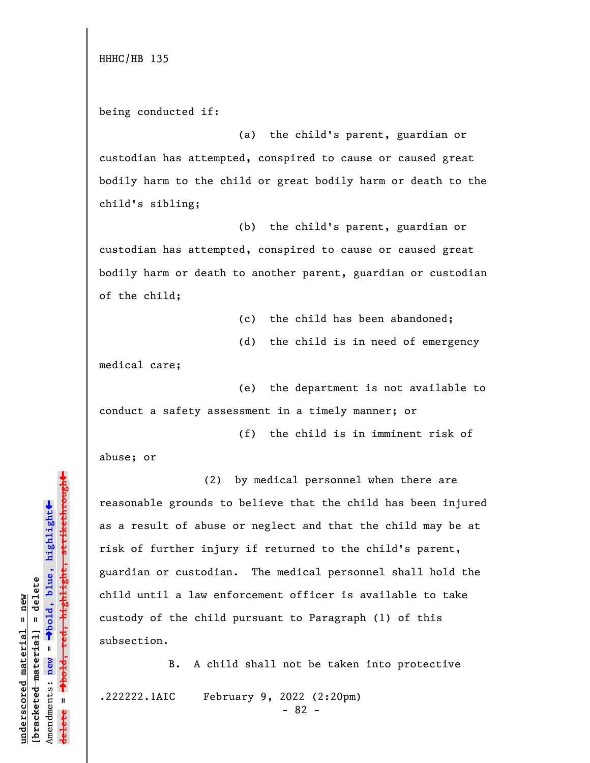being conducted if:

(a) the child's parent, guardian or custodian has attempted, conspired to cause or caused great bodily harm to the child or great bodily harm or death to the child's sibling;

(b) the child's parent, guardian or custodian has attempted, conspired to cause or caused great bodily harm or death to another parent, guardian or custodian of the child;

(c) the child has been abandoned;

(d) the child is in need of emergency medical care;

(e) the department is not available to conduct a safety assessment in a timely manner; or

(f) the child is in imminent risk of abuse; or

(2) by medical personnel when there are reasonable grounds to believe that the child has been injured as a result of abuse or neglect and that the child may be at risk of further injury if returned to the child's parent, guardian or custodian. The medical personnel shall hold the child until a law enforcement officer is available to take custody of the child pursuant to Paragraph (1) of this subsection.

B. A child shall not be taken into protective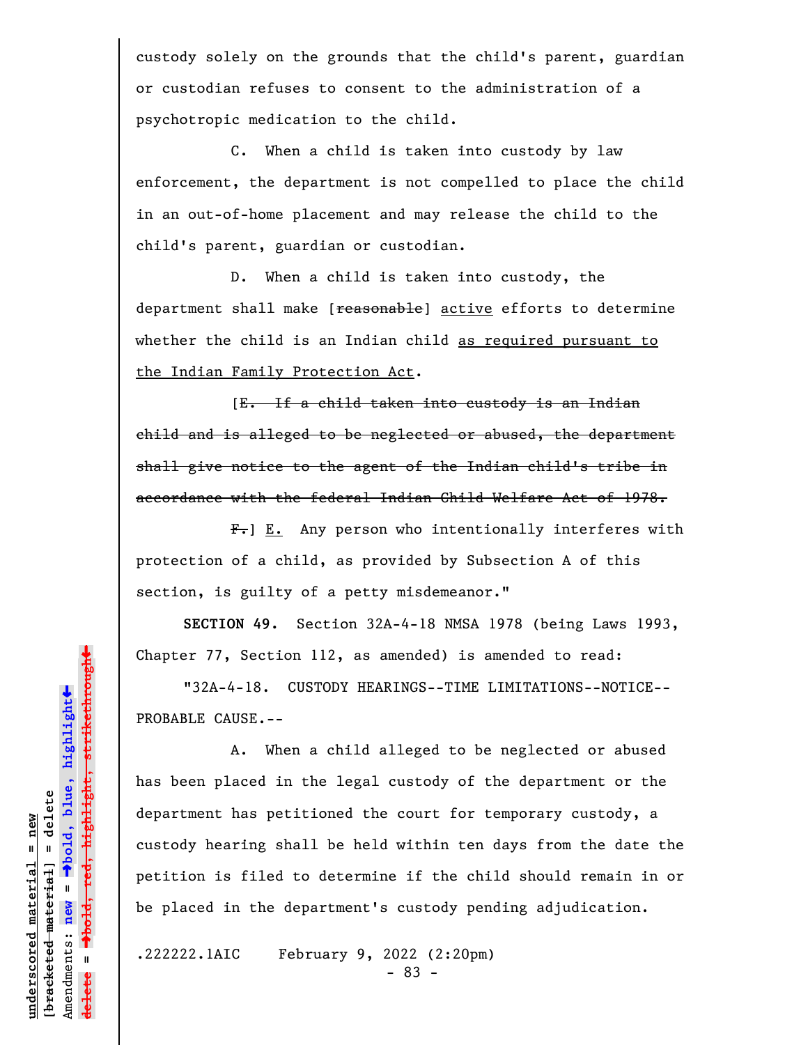custody solely on the grounds that the child's parent, guardian or custodian refuses to consent to the administration of a psychotropic medication to the child.

C. When a child is taken into custody by law enforcement, the department is not compelled to place the child in an out-of-home placement and may release the child to the child's parent, guardian or custodian.

D. When a child is taken into custody, the department shall make [~~reasonable~~] active efforts to determine whether the child is an Indian child as required pursuant to the Indian Family Protection Act.

[~~E. If a child taken into custody is an Indian child and is alleged to be neglected or abused, the department shall give notice to the agent of the Indian child's tribe in accordance with the federal Indian Child Welfare Act of 1978.~~

~~F.~~] E. Any person who intentionally interferes with protection of a child, as provided by Subsection A of this section, is guilty of a petty misdemeanor."

**SECTION 49.** Section 32A-4-18 NMSA 1978 (being Laws 1993, Chapter 77, Section 112, as amended) is amended to read:

"32A-4-18. CUSTODY HEARINGS--TIME LIMITATIONS--NOTICE--PROBABLE CAUSE.--

A. When a child alleged to be neglected or abused has been placed in the legal custody of the department or the department has petitioned the court for temporary custody, a custody hearing shall be held within ten days from the date the petition is filed to determine if the child should remain in or be placed in the department's custody pending adjudication.

.222222.1AIC February 9, 2022 (2:20pm)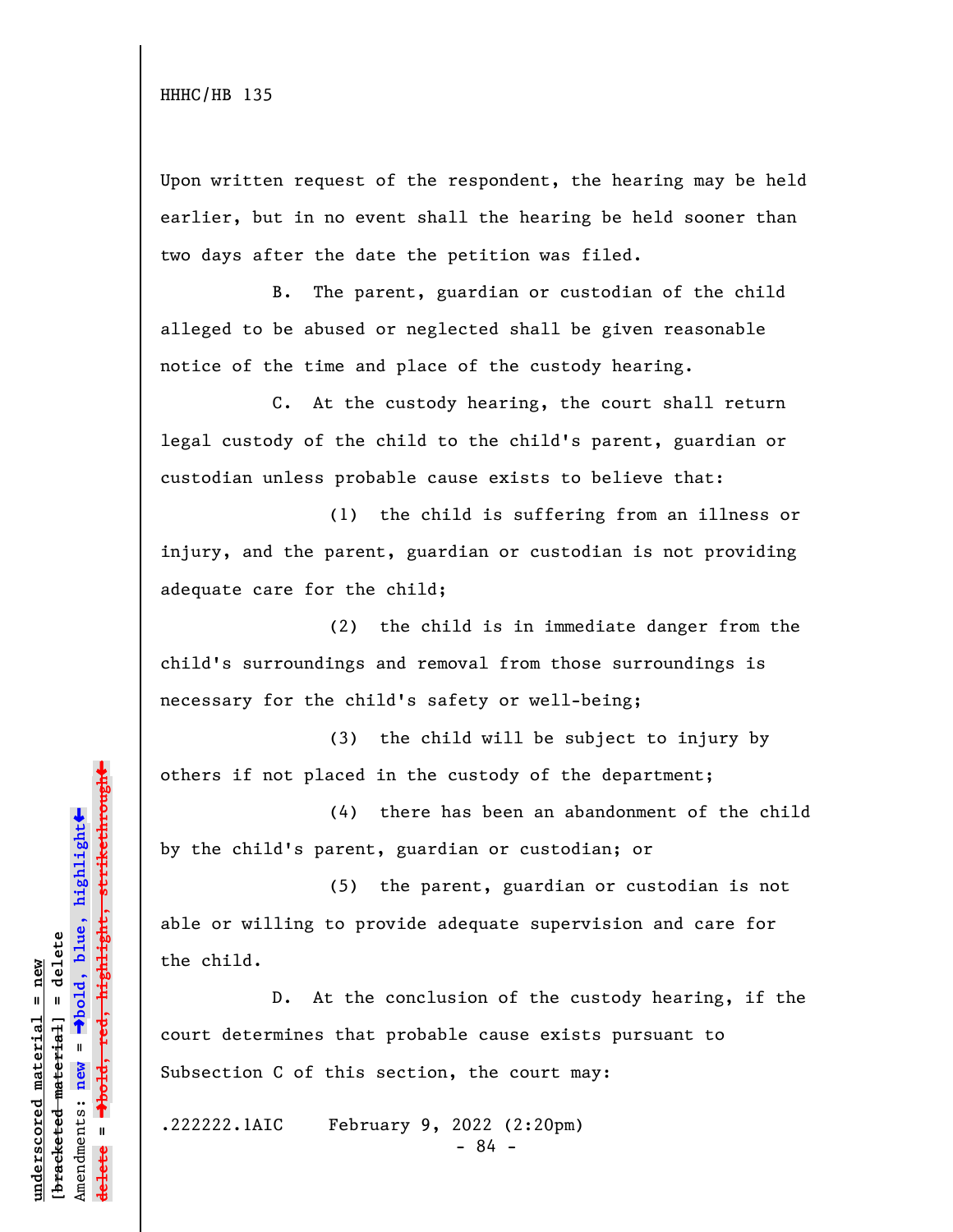Upon written request of the respondent, the hearing may be held earlier, but in no event shall the hearing be held sooner than two days after the date the petition was filed.

B. The parent, guardian or custodian of the child alleged to be abused or neglected shall be given reasonable notice of the time and place of the custody hearing.

C. At the custody hearing, the court shall return legal custody of the child to the child's parent, guardian or custodian unless probable cause exists to believe that:

(1) the child is suffering from an illness or injury, and the parent, guardian or custodian is not providing adequate care for the child;

(2) the child is in immediate danger from the child's surroundings and removal from those surroundings is necessary for the child's safety or well-being;

(3) the child will be subject to injury by others if not placed in the custody of the department;

(4) there has been an abandonment of the child by the child's parent, guardian or custodian; or

(5) the parent, guardian or custodian is not able or willing to provide adequate supervision and care for the child.

D. At the conclusion of the custody hearing, if the court determines that probable cause exists pursuant to Subsection C of this section, the court may: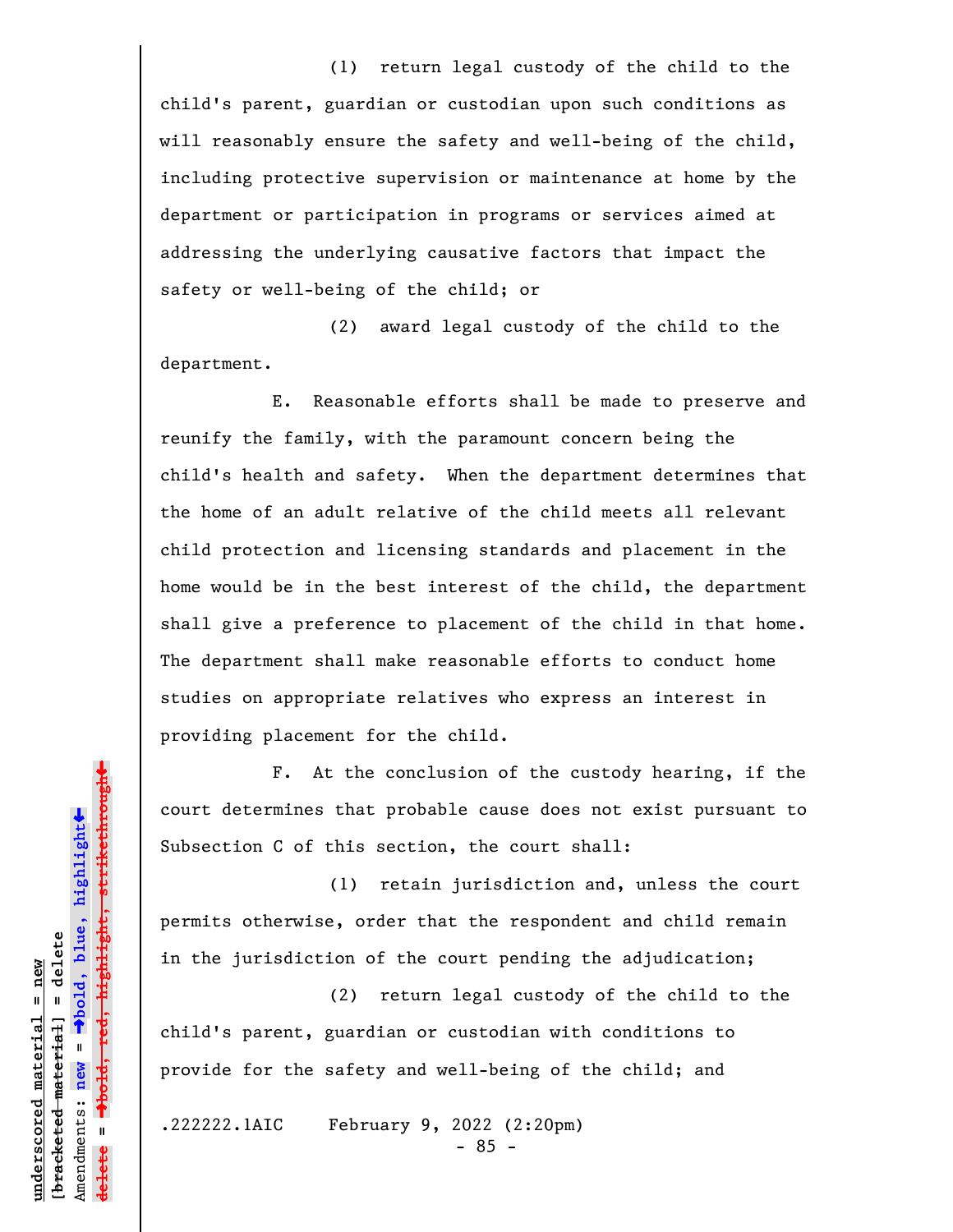(1) return legal custody of the child to the child's parent, guardian or custodian upon such conditions as will reasonably ensure the safety and well-being of the child, including protective supervision or maintenance at home by the department or participation in programs or services aimed at addressing the underlying causative factors that impact the safety or well-being of the child; or

(2) award legal custody of the child to the department.

E. Reasonable efforts shall be made to preserve and reunify the family, with the paramount concern being the child's health and safety. When the department determines that the home of an adult relative of the child meets all relevant child protection and licensing standards and placement in the home would be in the best interest of the child, the department shall give a preference to placement of the child in that home. The department shall make reasonable efforts to conduct home studies on appropriate relatives who express an interest in providing placement for the child.

F. At the conclusion of the custody hearing, if the court determines that probable cause does not exist pursuant to Subsection C of this section, the court shall:

(1) retain jurisdiction and, unless the court permits otherwise, order that the respondent and child remain in the jurisdiction of the court pending the adjudication;

(2) return legal custody of the child to the child's parent, guardian or custodian with conditions to provide for the safety and well-being of the child; and

.222222.1AIC February 9, 2022 (2:20pm)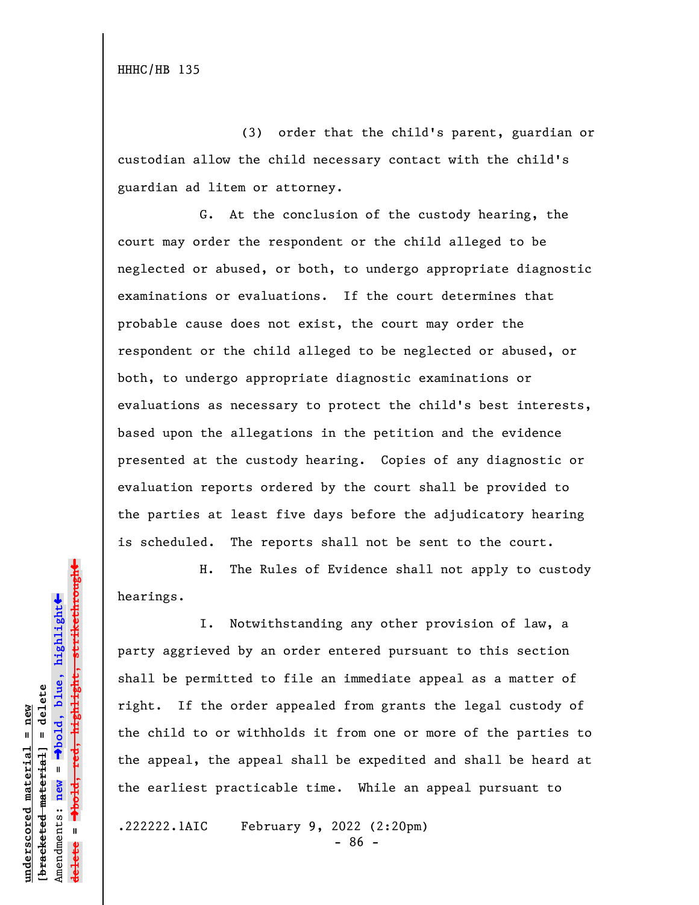(3) order that the child's parent, guardian or custodian allow the child necessary contact with the child's guardian ad litem or attorney.

G. At the conclusion of the custody hearing, the court may order the respondent or the child alleged to be neglected or abused, or both, to undergo appropriate diagnostic examinations or evaluations. If the court determines that probable cause does not exist, the court may order the respondent or the child alleged to be neglected or abused, or both, to undergo appropriate diagnostic examinations or evaluations as necessary to protect the child's best interests, based upon the allegations in the petition and the evidence presented at the custody hearing. Copies of any diagnostic or evaluation reports ordered by the court shall be provided to the parties at least five days before the adjudicatory hearing is scheduled. The reports shall not be sent to the court.

H. The Rules of Evidence shall not apply to custody hearings.

I. Notwithstanding any other provision of law, a party aggrieved by an order entered pursuant to this section shall be permitted to file an immediate appeal as a matter of right. If the order appealed from grants the legal custody of the child to or withholds it from one or more of the parties to the appeal, the appeal shall be expedited and shall be heard at the earliest practicable time. While an appeal pursuant to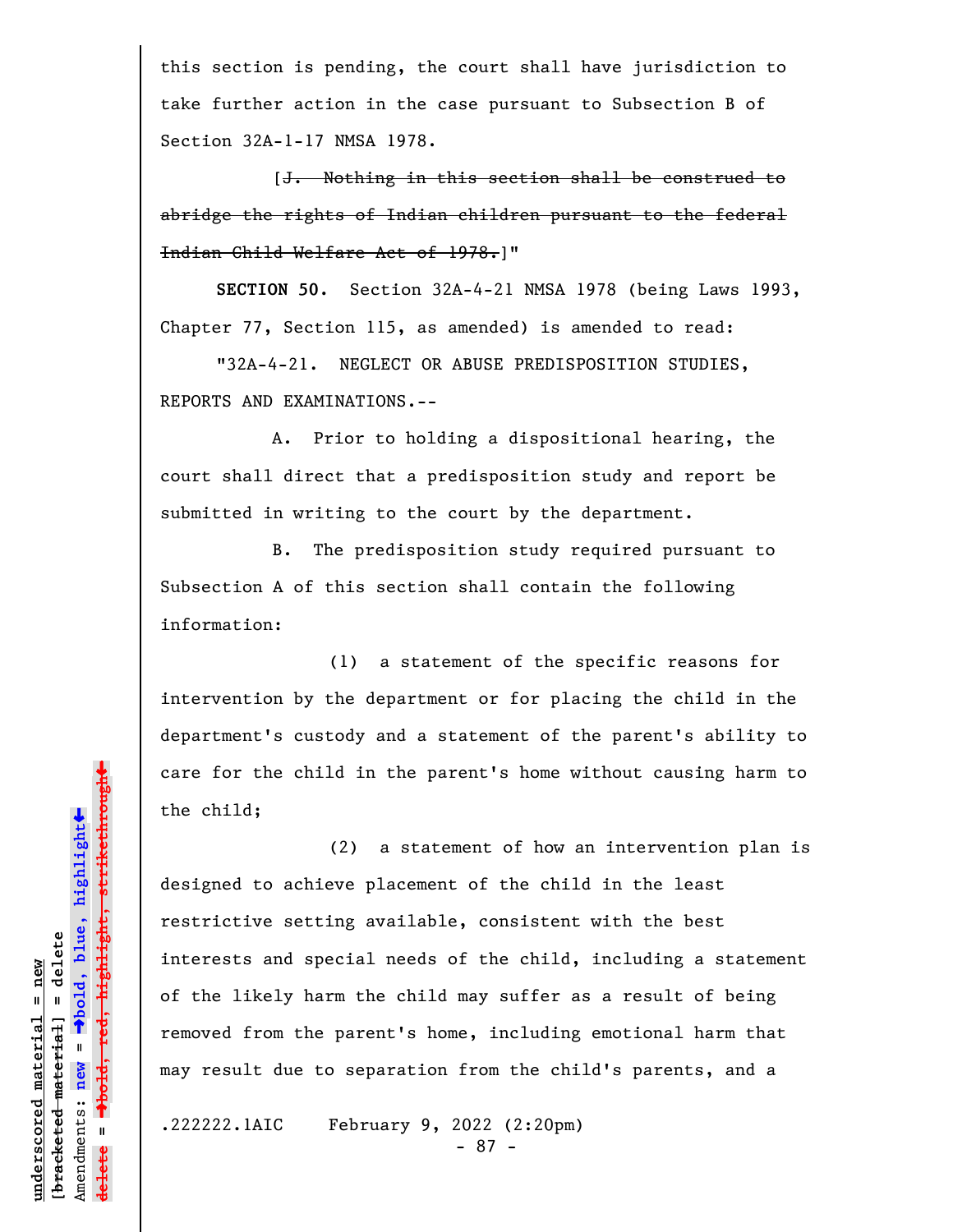this section is pending, the court shall have jurisdiction to take further action in the case pursuant to Subsection B of Section 32A-1-17 NMSA 1978.

[~~J. Nothing in this section shall be construed to abridge the rights of Indian children pursuant to the federal Indian Child Welfare Act of 1978.~~]"

**SECTION 50.** Section 32A-4-21 NMSA 1978 (being Laws 1993, Chapter 77, Section 115, as amended) is amended to read:

"32A-4-21. NEGLECT OR ABUSE PREDISPOSITION STUDIES, REPORTS AND EXAMINATIONS.--

A. Prior to holding a dispositional hearing, the court shall direct that a predisposition study and report be submitted in writing to the court by the department.

B. The predisposition study required pursuant to Subsection A of this section shall contain the following information:

(1) a statement of the specific reasons for intervention by the department or for placing the child in the department's custody and a statement of the parent's ability to care for the child in the parent's home without causing harm to the child;

(2) a statement of how an intervention plan is designed to achieve placement of the child in the least restrictive setting available, consistent with the best interests and special needs of the child, including a statement of the likely harm the child may suffer as a result of being removed from the parent's home, including emotional harm that may result due to separation from the child's parents, and a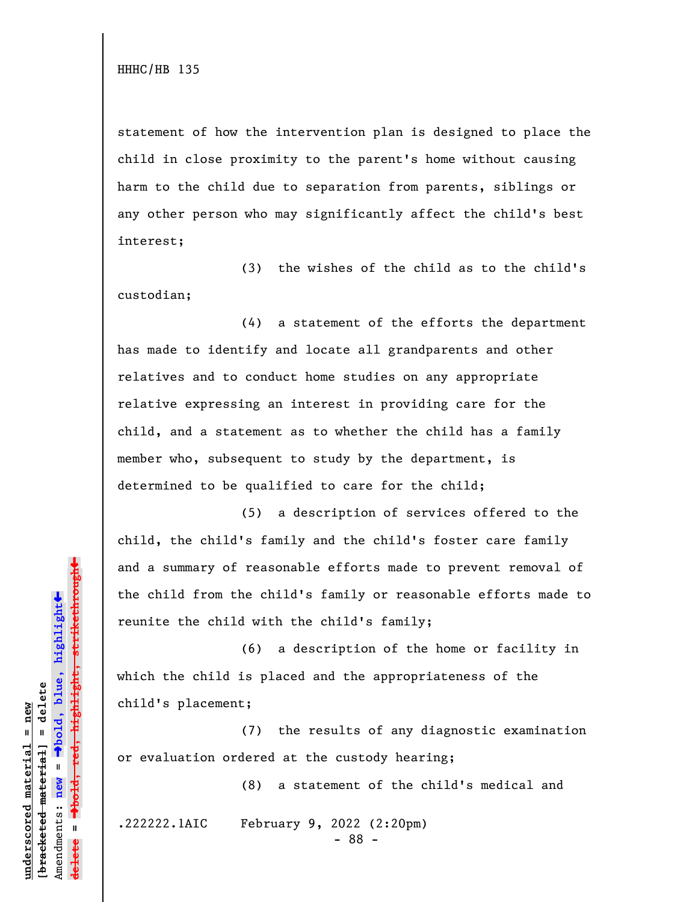statement of how the intervention plan is designed to place the child in close proximity to the parent's home without causing harm to the child due to separation from parents, siblings or any other person who may significantly affect the child's best interest;

(3) the wishes of the child as to the child's custodian;

(4) a statement of the efforts the department has made to identify and locate all grandparents and other relatives and to conduct home studies on any appropriate relative expressing an interest in providing care for the child, and a statement as to whether the child has a family member who, subsequent to study by the department, is determined to be qualified to care for the child;

(5) a description of services offered to the child, the child's family and the child's foster care family and a summary of reasonable efforts made to prevent removal of the child from the child's family or reasonable efforts made to reunite the child with the child's family;

(6) a description of the home or facility in which the child is placed and the appropriateness of the child's placement;

(7) the results of any diagnostic examination or evaluation ordered at the custody hearing;

(8) a statement of the child's medical and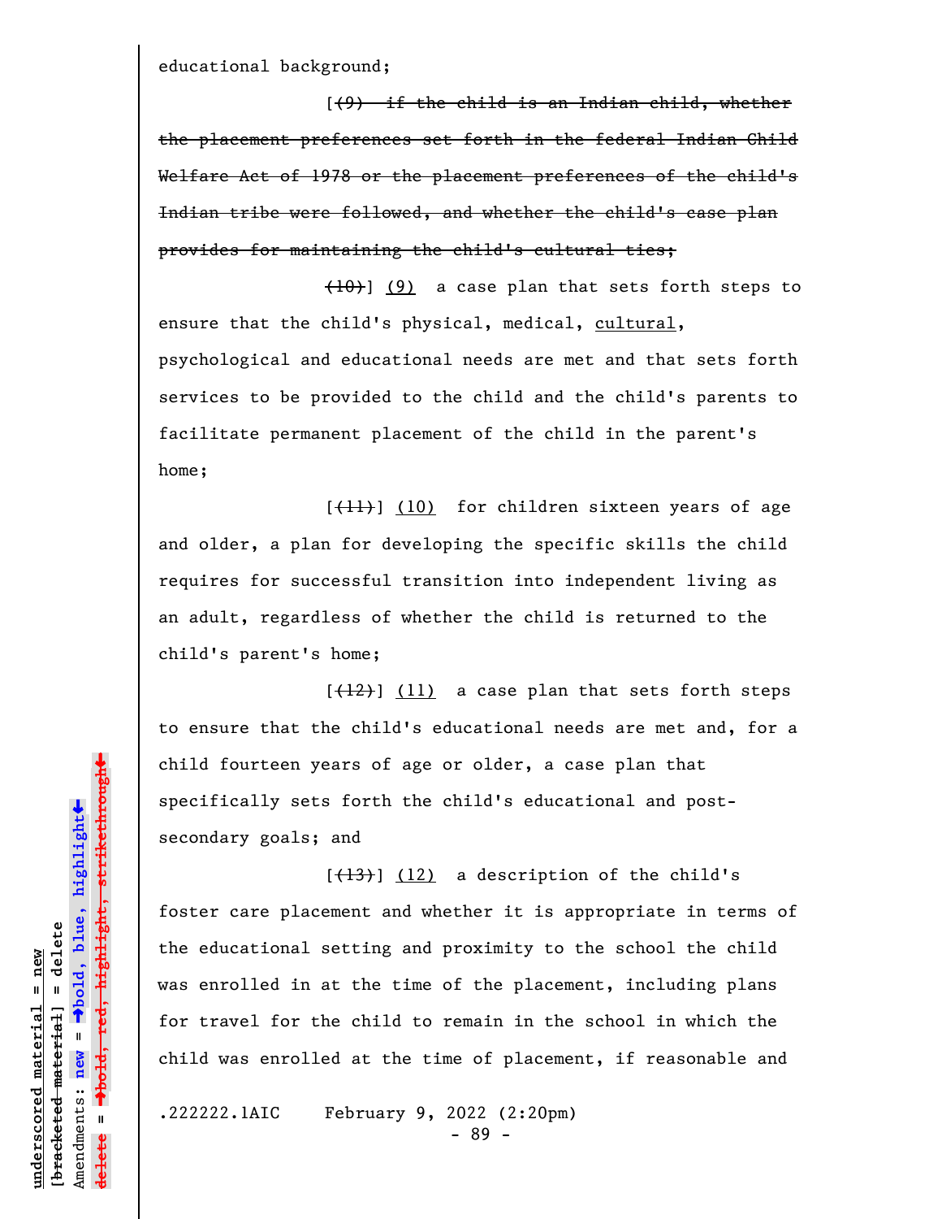educational background;

[~~(9) if the child is an Indian child, whether the placement preferences set forth in the federal Indian Child Welfare Act of 1978 or the placement preferences of the child's Indian tribe were followed, and whether the child's case plan provides for maintaining the child's cultural ties;~~

~~(10)~~] (9) a case plan that sets forth steps to ensure that the child's physical, medical, cultural, psychological and educational needs are met and that sets forth services to be provided to the child and the child's parents to facilitate permanent placement of the child in the parent's home;

[~~(11)~~] (10) for children sixteen years of age and older, a plan for developing the specific skills the child requires for successful transition into independent living as an adult, regardless of whether the child is returned to the child's parent's home;

[~~(12)~~] (11) a case plan that sets forth steps to ensure that the child's educational needs are met and, for a child fourteen years of age or older, a case plan that specifically sets forth the child's educational and post-secondary goals; and

[~~(13)~~] (12) a description of the child's foster care placement and whether it is appropriate in terms of the educational setting and proximity to the school the child was enrolled in at the time of the placement, including plans for travel for the child to remain in the school in which the child was enrolled at the time of placement, if reasonable and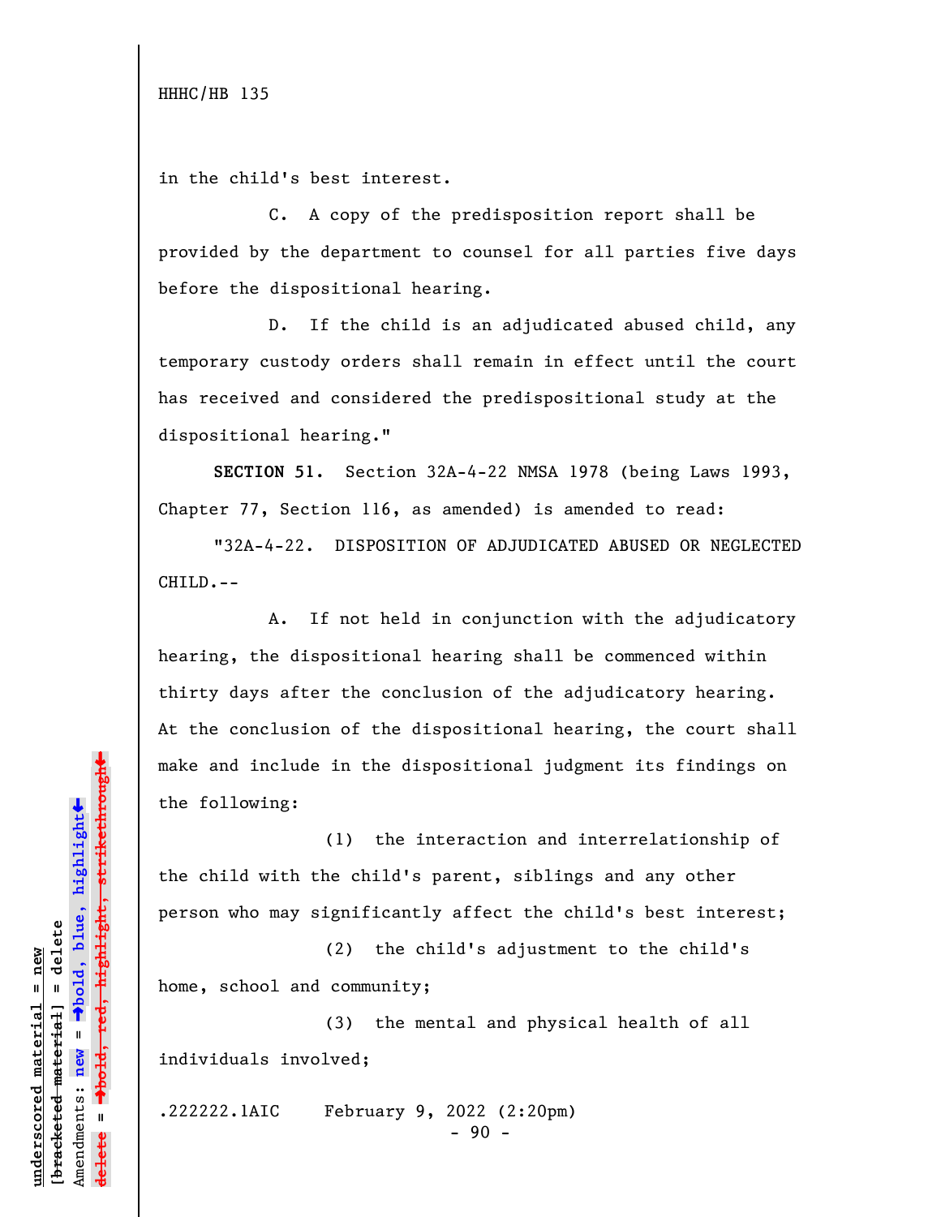in the child's best interest.

C. A copy of the predisposition report shall be provided by the department to counsel for all parties five days before the dispositional hearing.

D. If the child is an adjudicated abused child, any temporary custody orders shall remain in effect until the court has received and considered the predispositional study at the dispositional hearing."

**SECTION 51.** Section 32A-4-22 NMSA 1978 (being Laws 1993, Chapter 77, Section 116, as amended) is amended to read:

"32A-4-22. DISPOSITION OF ADJUDICATED ABUSED OR NEGLECTED CHILD.--

A. If not held in conjunction with the adjudicatory hearing, the dispositional hearing shall be commenced within thirty days after the conclusion of the adjudicatory hearing. At the conclusion of the dispositional hearing, the court shall make and include in the dispositional judgment its findings on the following:

(1) the interaction and interrelationship of the child with the child's parent, siblings and any other person who may significantly affect the child's best interest;

(2) the child's adjustment to the child's home, school and community;

(3) the mental and physical health of all individuals involved;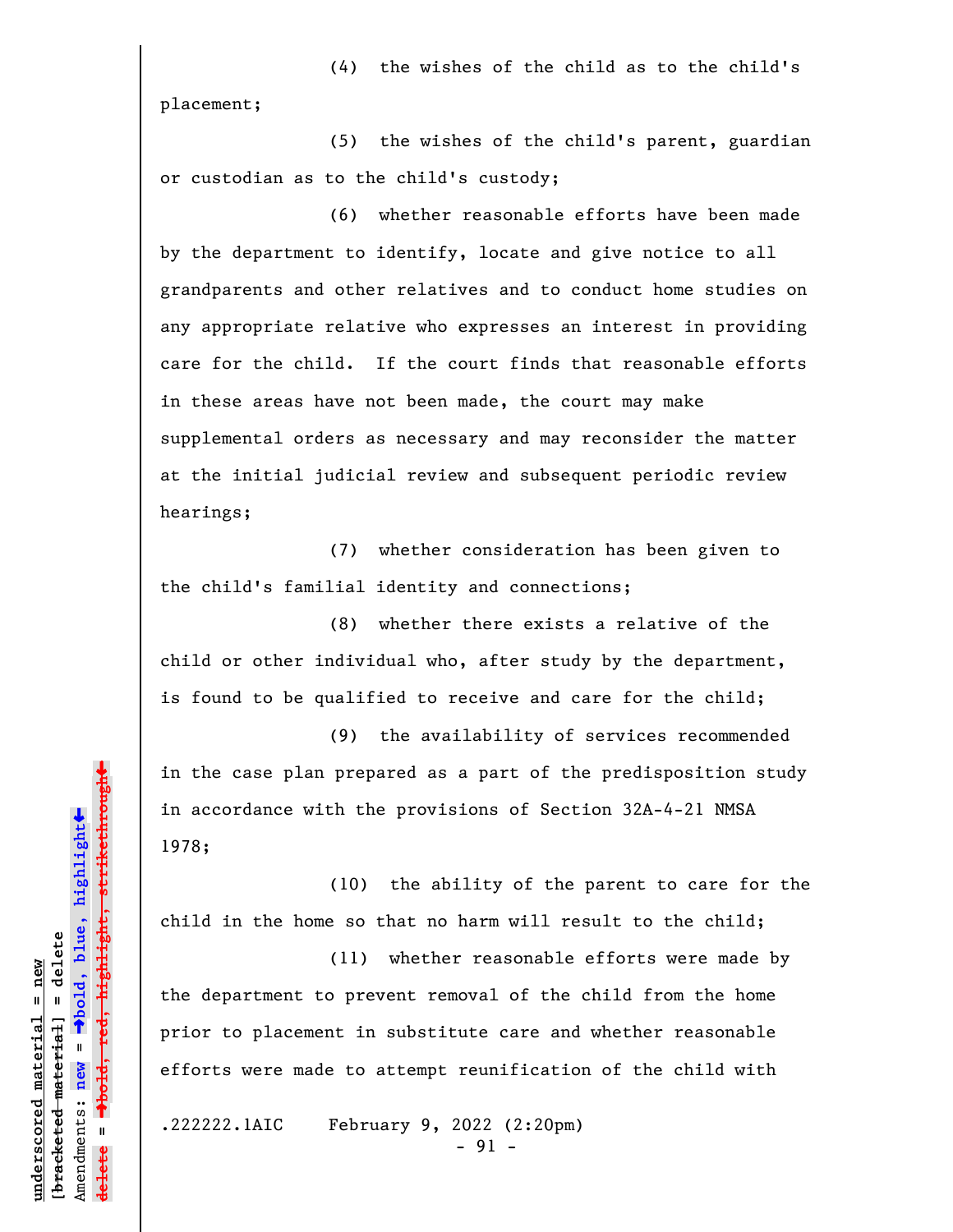(4) the wishes of the child as to the child's placement;

(5) the wishes of the child's parent, guardian or custodian as to the child's custody;

(6) whether reasonable efforts have been made by the department to identify, locate and give notice to all grandparents and other relatives and to conduct home studies on any appropriate relative who expresses an interest in providing care for the child. If the court finds that reasonable efforts in these areas have not been made, the court may make supplemental orders as necessary and may reconsider the matter at the initial judicial review and subsequent periodic review hearings;

(7) whether consideration has been given to the child's familial identity and connections;

(8) whether there exists a relative of the child or other individual who, after study by the department, is found to be qualified to receive and care for the child;

(9) the availability of services recommended in the case plan prepared as a part of the predisposition study in accordance with the provisions of Section 32A-4-21 NMSA 1978;

(10) the ability of the parent to care for the child in the home so that no harm will result to the child;

(11) whether reasonable efforts were made by the department to prevent removal of the child from the home prior to placement in substitute care and whether reasonable efforts were made to attempt reunification of the child with

.222222.1AIC February 9, 2022 (2:20pm)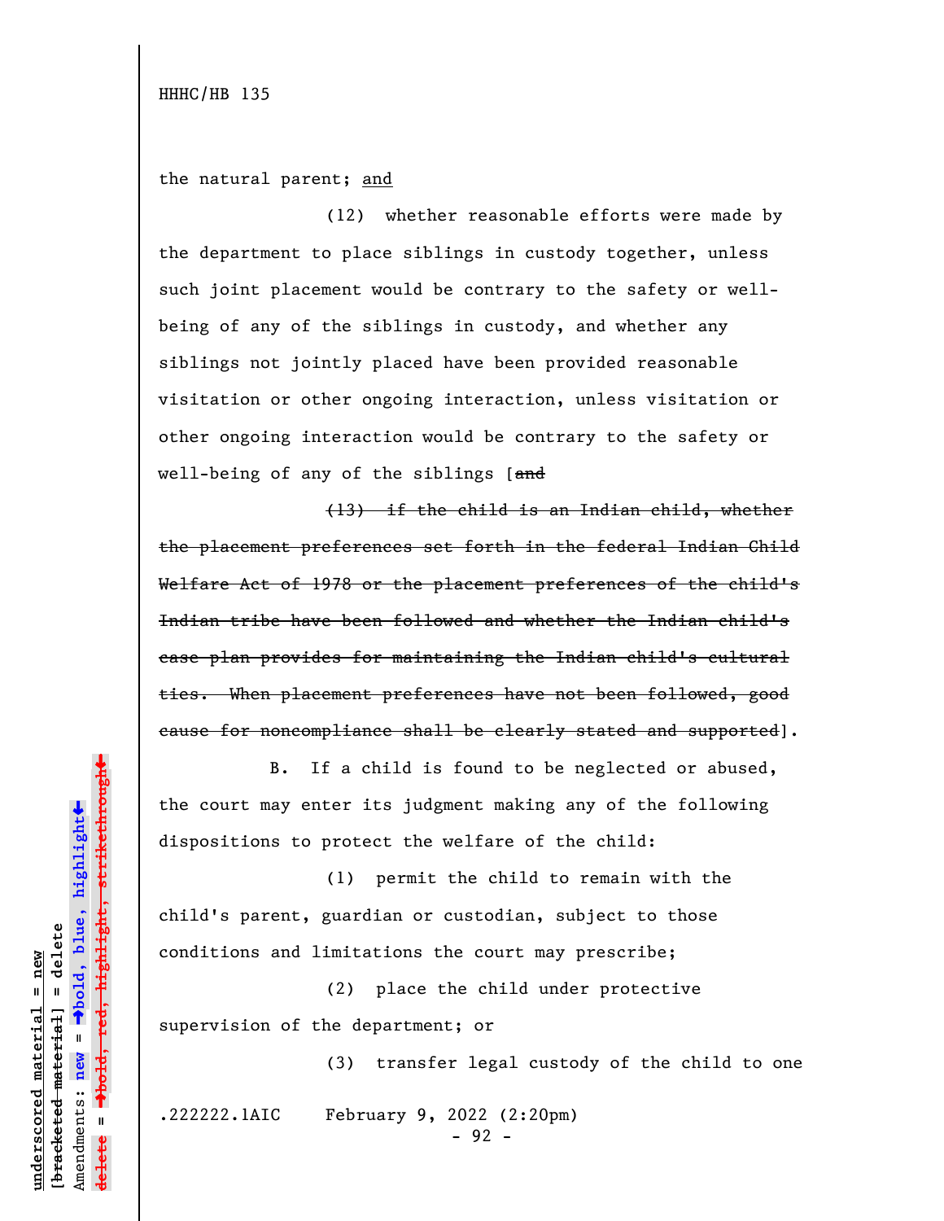the natural parent; <u>and</u>

(12) whether reasonable efforts were made by the department to place siblings in custody together, unless such joint placement would be contrary to the safety or well-being of any of the siblings in custody, and whether any siblings not jointly placed have been provided reasonable visitation or other ongoing interaction, unless visitation or other ongoing interaction would be contrary to the safety or well-being of any of the siblings [~~and~~

~~(13) if the child is an Indian child, whether the placement preferences set forth in the federal Indian Child Welfare Act of 1978 or the placement preferences of the child's Indian tribe have been followed and whether the Indian child's case plan provides for maintaining the Indian child's cultural ties. When placement preferences have not been followed, good cause for noncompliance shall be clearly stated and supported~~].

B. If a child is found to be neglected or abused, the court may enter its judgment making any of the following dispositions to protect the welfare of the child:

(1) permit the child to remain with the child's parent, guardian or custodian, subject to those conditions and limitations the court may prescribe;

(2) place the child under protective supervision of the department; or

(3) transfer legal custody of the child to one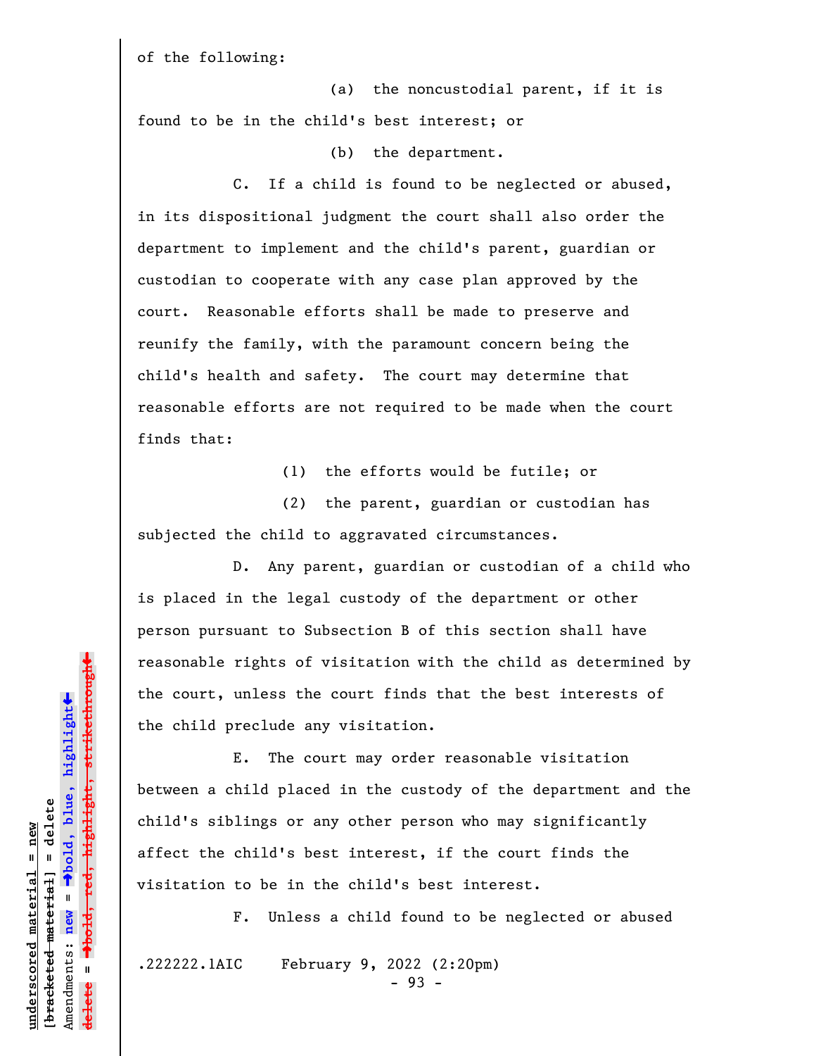of the following:

(a) the noncustodial parent, if it is found to be in the child's best interest; or

(b) the department.

C. If a child is found to be neglected or abused, in its dispositional judgment the court shall also order the department to implement and the child's parent, guardian or custodian to cooperate with any case plan approved by the court. Reasonable efforts shall be made to preserve and reunify the family, with the paramount concern being the child's health and safety. The court may determine that reasonable efforts are not required to be made when the court finds that:

(1) the efforts would be futile; or

(2) the parent, guardian or custodian has subjected the child to aggravated circumstances.

D. Any parent, guardian or custodian of a child who is placed in the legal custody of the department or other person pursuant to Subsection B of this section shall have reasonable rights of visitation with the child as determined by the court, unless the court finds that the best interests of the child preclude any visitation.

E. The court may order reasonable visitation between a child placed in the custody of the department and the child's siblings or any other person who may significantly affect the child's best interest, if the court finds the visitation to be in the child's best interest.

F. Unless a child found to be neglected or abused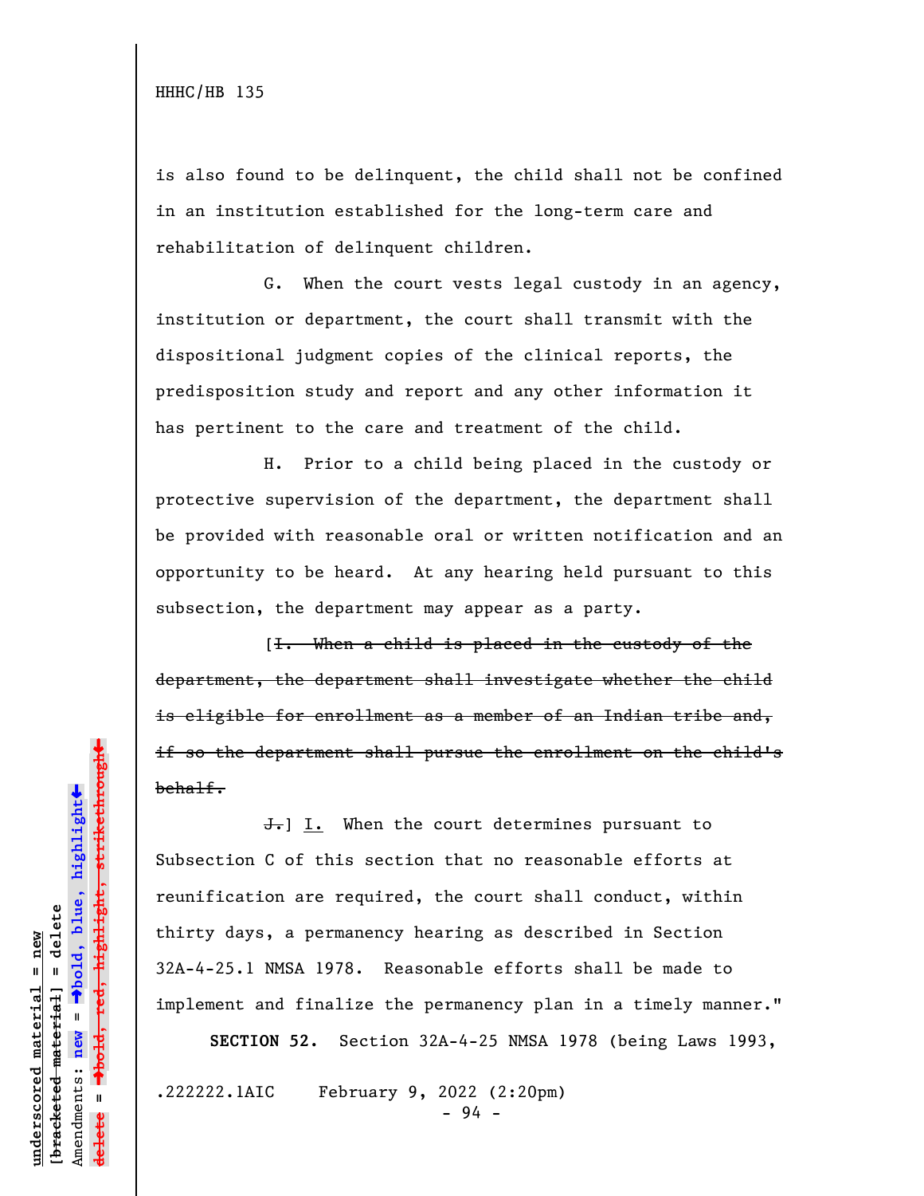is also found to be delinquent, the child shall not be confined in an institution established for the long-term care and rehabilitation of delinquent children.

G. When the court vests legal custody in an agency, institution or department, the court shall transmit with the dispositional judgment copies of the clinical reports, the predisposition study and report and any other information it has pertinent to the care and treatment of the child.

H. Prior to a child being placed in the custody or protective supervision of the department, the department shall be provided with reasonable oral or written notification and an opportunity to be heard. At any hearing held pursuant to this subsection, the department may appear as a party.

[~~I. When a child is placed in the custody of the department, the department shall investigate whether the child is eligible for enrollment as a member of an Indian tribe and, if so the department shall pursue the enrollment on the child's behalf.~~

~~J.~~] I. When the court determines pursuant to Subsection C of this section that no reasonable efforts at reunification are required, the court shall conduct, within thirty days, a permanency hearing as described in Section 32A-4-25.1 NMSA 1978. Reasonable efforts shall be made to implement and finalize the permanency plan in a timely manner."

**SECTION 52.** Section 32A-4-25 NMSA 1978 (being Laws 1993,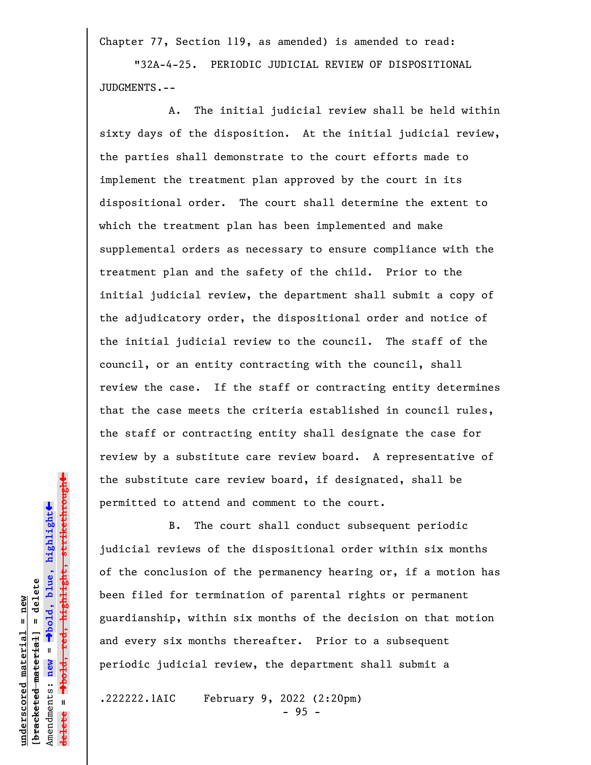Chapter 77, Section 119, as amended) is amended to read:

"32A-4-25. PERIODIC JUDICIAL REVIEW OF DISPOSITIONAL JUDGMENTS.--

A. The initial judicial review shall be held within sixty days of the disposition. At the initial judicial review, the parties shall demonstrate to the court efforts made to implement the treatment plan approved by the court in its dispositional order. The court shall determine the extent to which the treatment plan has been implemented and make supplemental orders as necessary to ensure compliance with the treatment plan and the safety of the child. Prior to the initial judicial review, the department shall submit a copy of the adjudicatory order, the dispositional order and notice of the initial judicial review to the council. The staff of the council, or an entity contracting with the council, shall review the case. If the staff or contracting entity determines that the case meets the criteria established in council rules, the staff or contracting entity shall designate the case for review by a substitute care review board. A representative of the substitute care review board, if designated, shall be permitted to attend and comment to the court.

B. The court shall conduct subsequent periodic judicial reviews of the dispositional order within six months of the conclusion of the permanency hearing or, if a motion has been filed for termination of parental rights or permanent guardianship, within six months of the decision on that motion and every six months thereafter. Prior to a subsequent periodic judicial review, the department shall submit a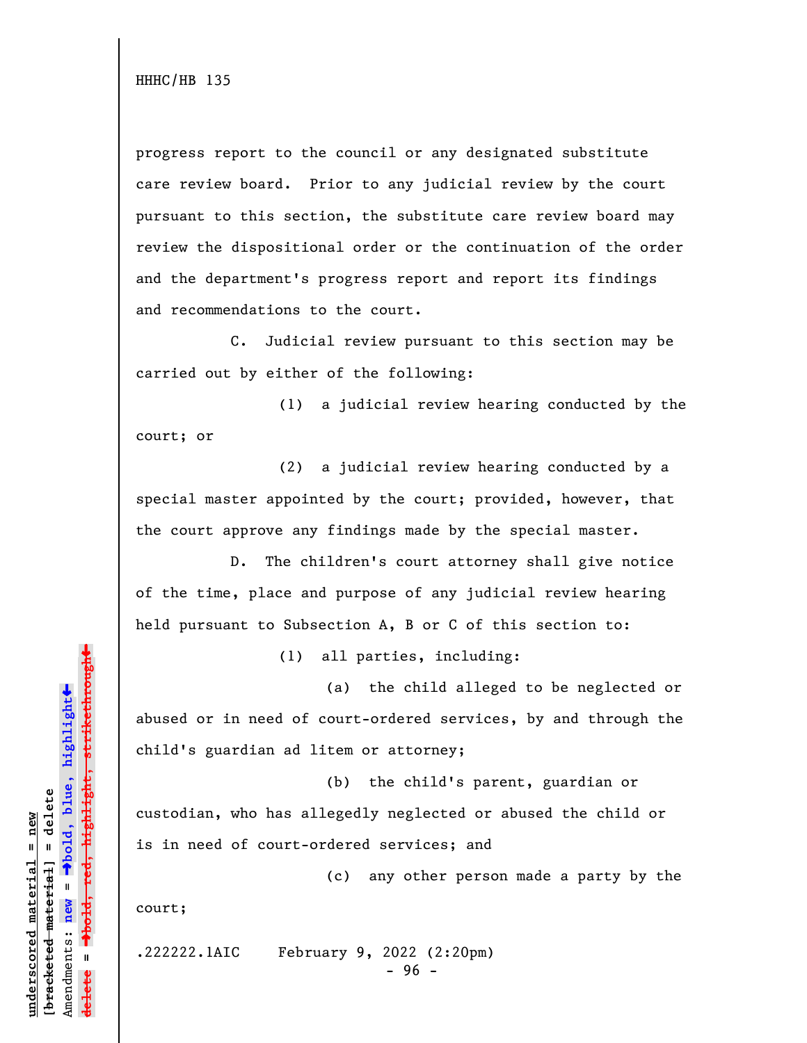progress report to the council or any designated substitute care review board. Prior to any judicial review by the court pursuant to this section, the substitute care review board may review the dispositional order or the continuation of the order and the department's progress report and report its findings and recommendations to the court.

C. Judicial review pursuant to this section may be carried out by either of the following:

(1) a judicial review hearing conducted by the court; or

(2) a judicial review hearing conducted by a special master appointed by the court; provided, however, that the court approve any findings made by the special master.

D. The children's court attorney shall give notice of the time, place and purpose of any judicial review hearing held pursuant to Subsection A, B or C of this section to:

(1) all parties, including:

(a) the child alleged to be neglected or abused or in need of court-ordered services, by and through the child's guardian ad litem or attorney;

(b) the child's parent, guardian or custodian, who has allegedly neglected or abused the child or is in need of court-ordered services; and

(c) any other person made a party by the court;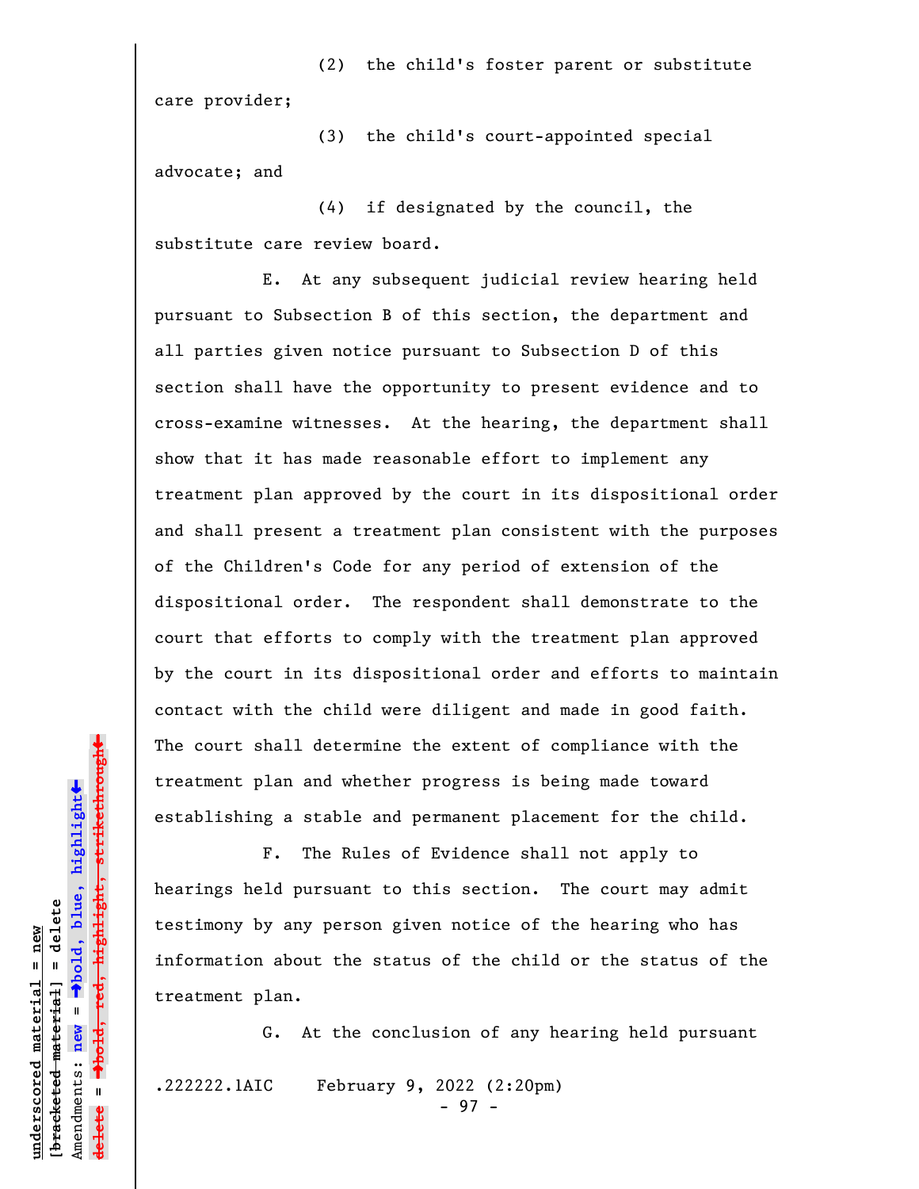(2) the child's foster parent or substitute care provider;

(3) the child's court-appointed special advocate; and

(4) if designated by the council, the substitute care review board.

E. At any subsequent judicial review hearing held pursuant to Subsection B of this section, the department and all parties given notice pursuant to Subsection D of this section shall have the opportunity to present evidence and to cross-examine witnesses. At the hearing, the department shall show that it has made reasonable effort to implement any treatment plan approved by the court in its dispositional order and shall present a treatment plan consistent with the purposes of the Children's Code for any period of extension of the dispositional order. The respondent shall demonstrate to the court that efforts to comply with the treatment plan approved by the court in its dispositional order and efforts to maintain contact with the child were diligent and made in good faith. The court shall determine the extent of compliance with the treatment plan and whether progress is being made toward establishing a stable and permanent placement for the child.

F. The Rules of Evidence shall not apply to hearings held pursuant to this section. The court may admit testimony by any person given notice of the hearing who has information about the status of the child or the status of the treatment plan.

G. At the conclusion of any hearing held pursuant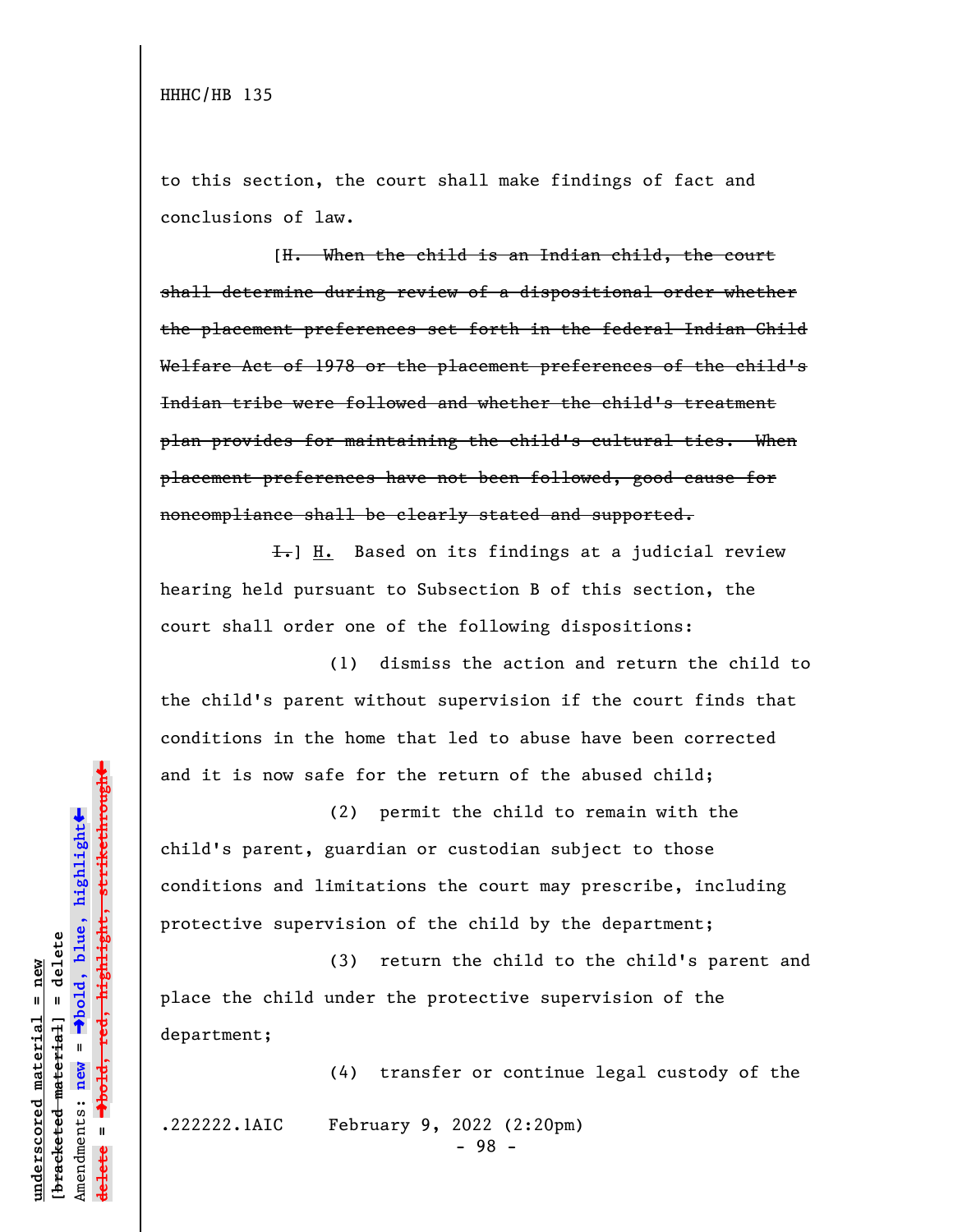to this section, the court shall make findings of fact and conclusions of law.

[~~H. When the child is an Indian child, the court shall determine during review of a dispositional order whether the placement preferences set forth in the federal Indian Child Welfare Act of 1978 or the placement preferences of the child's Indian tribe were followed and whether the child's treatment plan provides for maintaining the child's cultural ties. When placement preferences have not been followed, good cause for noncompliance shall be clearly stated and supported.~~

~~I.~~] <u>H.</u> Based on its findings at a judicial review hearing held pursuant to Subsection B of this section, the court shall order one of the following dispositions:

(1) dismiss the action and return the child to the child's parent without supervision if the court finds that conditions in the home that led to abuse have been corrected and it is now safe for the return of the abused child;

(2) permit the child to remain with the child's parent, guardian or custodian subject to those conditions and limitations the court may prescribe, including protective supervision of the child by the department;

(3) return the child to the child's parent and place the child under the protective supervision of the department;

(4) transfer or continue legal custody of the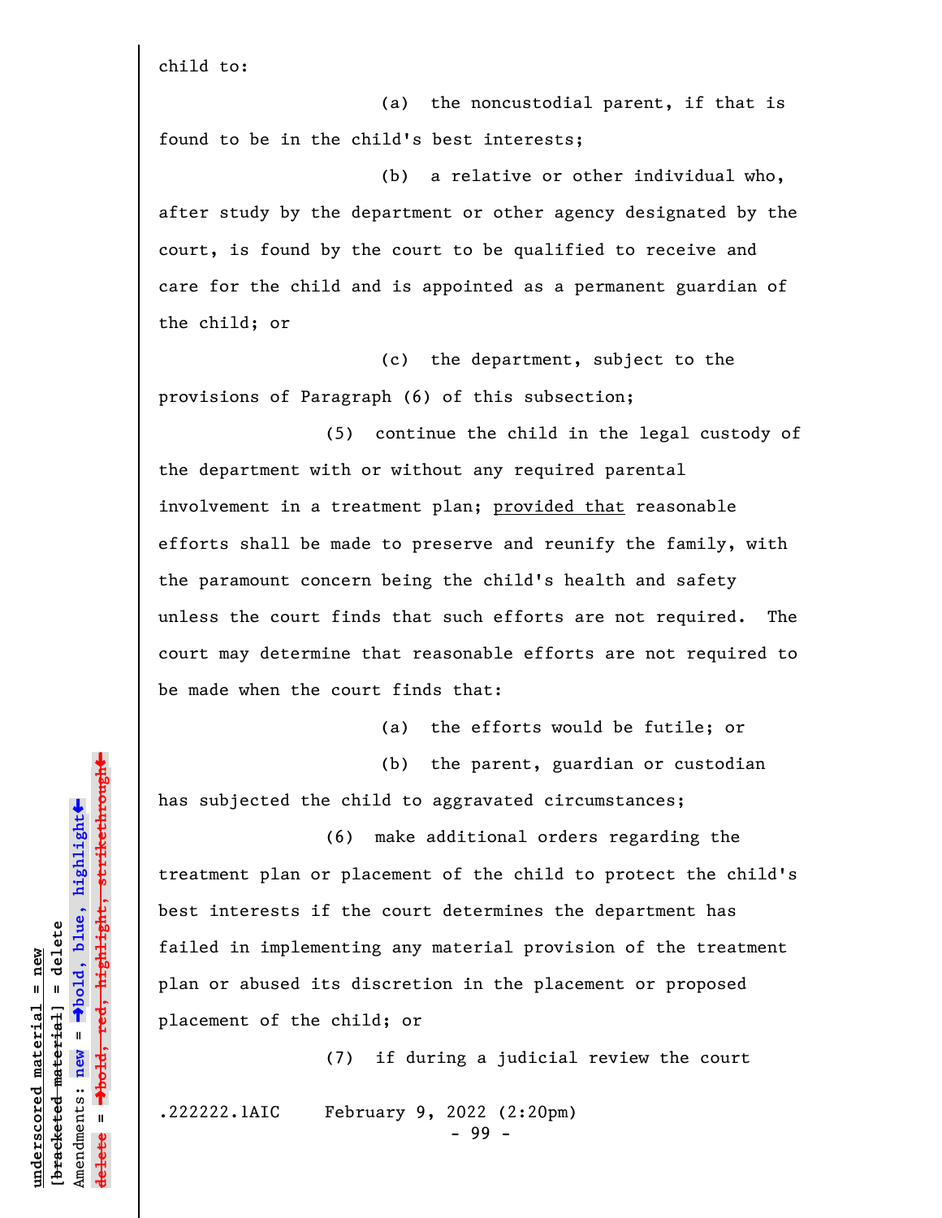child to:

(a) the noncustodial parent, if that is found to be in the child's best interests;

(b) a relative or other individual who, after study by the department or other agency designated by the court, is found by the court to be qualified to receive and care for the child and is appointed as a permanent guardian of the child; or

(c) the department, subject to the provisions of Paragraph (6) of this subsection;

(5) continue the child in the legal custody of the department with or without any required parental involvement in a treatment plan; provided that reasonable efforts shall be made to preserve and reunify the family, with the paramount concern being the child's health and safety unless the court finds that such efforts are not required. The court may determine that reasonable efforts are not required to be made when the court finds that:

(a) the efforts would be futile; or

(b) the parent, guardian or custodian has subjected the child to aggravated circumstances;

(6) make additional orders regarding the treatment plan or placement of the child to protect the child's best interests if the court determines the department has failed in implementing any material provision of the treatment plan or abused its discretion in the placement or proposed placement of the child; or

(7) if during a judicial review the court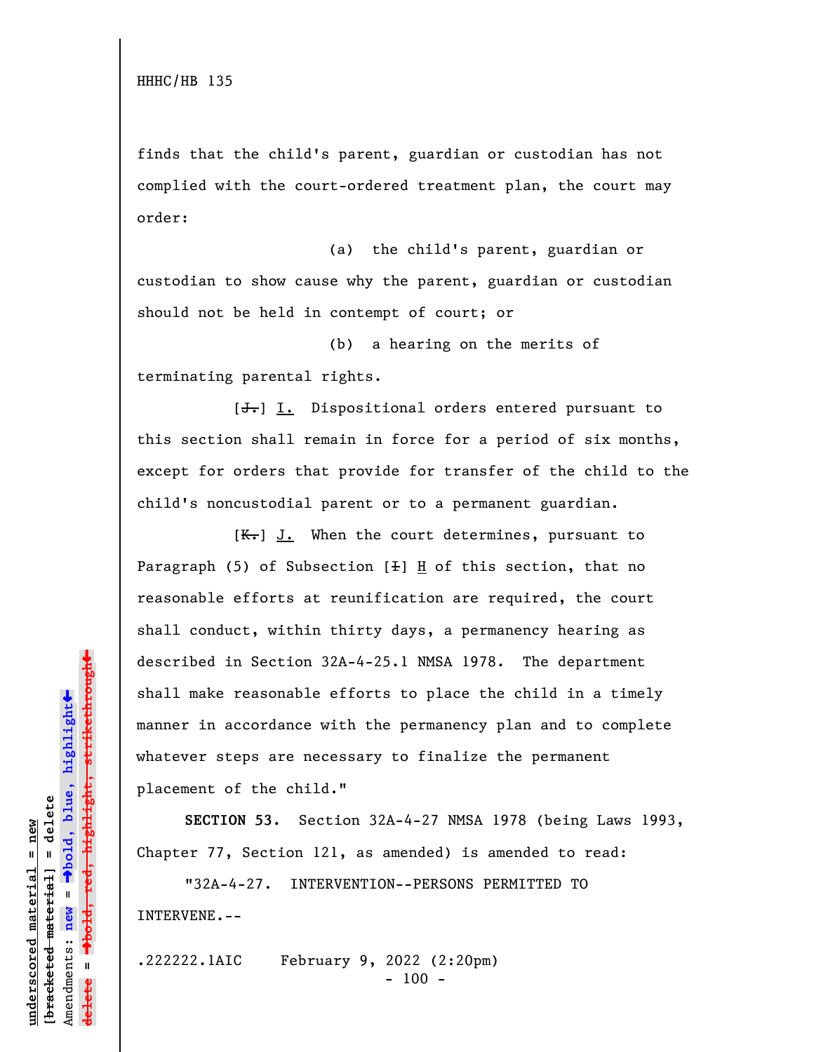finds that the child's parent, guardian or custodian has not complied with the court-ordered treatment plan, the court may order:

(a) the child's parent, guardian or custodian to show cause why the parent, guardian or custodian should not be held in contempt of court; or

(b) a hearing on the merits of terminating parental rights.

[~~J.~~] I. Dispositional orders entered pursuant to this section shall remain in force for a period of six months, except for orders that provide for transfer of the child to the child's noncustodial parent or to a permanent guardian.

[~~K.~~] J. When the court determines, pursuant to Paragraph (5) of Subsection [~~I~~] H of this section, that no reasonable efforts at reunification are required, the court shall conduct, within thirty days, a permanency hearing as described in Section 32A-4-25.1 NMSA 1978. The department shall make reasonable efforts to place the child in a timely manner in accordance with the permanency plan and to complete whatever steps are necessary to finalize the permanent placement of the child."

**SECTION 53.** Section 32A-4-27 NMSA 1978 (being Laws 1993, Chapter 77, Section 121, as amended) is amended to read:

"32A-4-27. INTERVENTION--PERSONS PERMITTED TO INTERVENE.--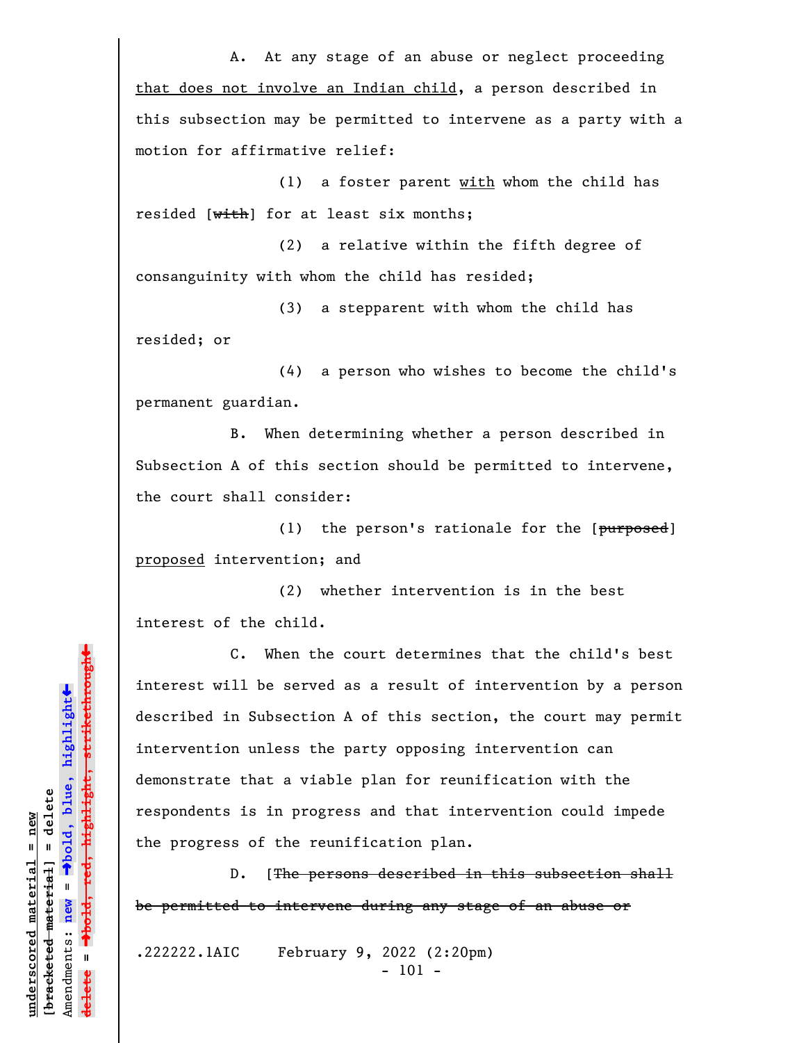A. At any stage of an abuse or neglect proceeding <u>that does not involve an Indian child</u>, a person described in this subsection may be permitted to intervene as a party with a motion for affirmative relief:

(1) a foster parent <u>with</u> whom the child has resided [~~with~~] for at least six months;

(2) a relative within the fifth degree of consanguinity with whom the child has resided;

(3) a stepparent with whom the child has resided; or

(4) a person who wishes to become the child's permanent guardian.

B. When determining whether a person described in Subsection A of this section should be permitted to intervene, the court shall consider:

(1) the person's rationale for the [~~purposed~~] <u>proposed</u> intervention; and

(2) whether intervention is in the best interest of the child.

C. When the court determines that the child's best interest will be served as a result of intervention by a person described in Subsection A of this section, the court may permit intervention unless the party opposing intervention can demonstrate that a viable plan for reunification with the respondents is in progress and that intervention could impede the progress of the reunification plan.

D. [~~The persons described in this subsection shall be permitted to intervene during any stage of an abuse or~~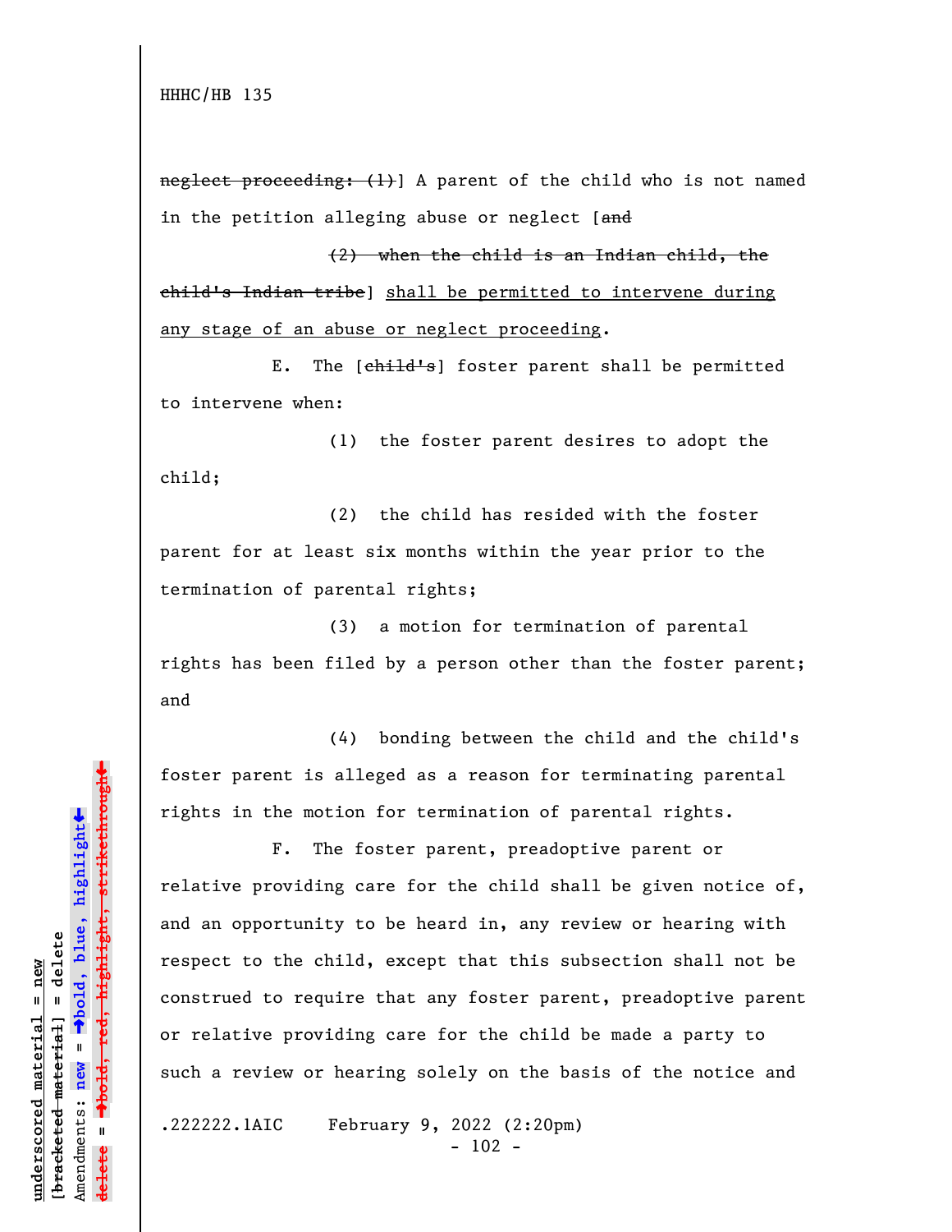~~neglect proceeding: (1)~~] A parent of the child who is not named in the petition alleging abuse or neglect [~~and~~

~~(2) when the child is an Indian child, the child's Indian tribe~~] <u>shall be permitted to intervene during any stage of an abuse or neglect proceeding</u>.

E. The [~~child's~~] foster parent shall be permitted to intervene when:

(1) the foster parent desires to adopt the child;

(2) the child has resided with the foster parent for at least six months within the year prior to the termination of parental rights;

(3) a motion for termination of parental rights has been filed by a person other than the foster parent; and

(4) bonding between the child and the child's foster parent is alleged as a reason for terminating parental rights in the motion for termination of parental rights.

F. The foster parent, preadoptive parent or relative providing care for the child shall be given notice of, and an opportunity to be heard in, any review or hearing with respect to the child, except that this subsection shall not be construed to require that any foster parent, preadoptive parent or relative providing care for the child be made a party to such a review or hearing solely on the basis of the notice and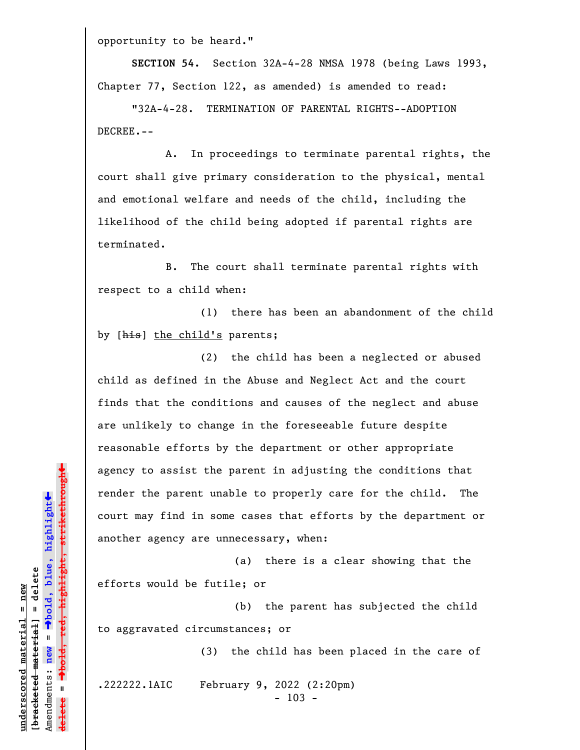opportunity to be heard."

**SECTION 54.** Section 32A-4-28 NMSA 1978 (being Laws 1993, Chapter 77, Section 122, as amended) is amended to read:

"32A-4-28. TERMINATION OF PARENTAL RIGHTS--ADOPTION DECREE.--

A. In proceedings to terminate parental rights, the court shall give primary consideration to the physical, mental and emotional welfare and needs of the child, including the likelihood of the child being adopted if parental rights are terminated.

B. The court shall terminate parental rights with respect to a child when:

(1) there has been an abandonment of the child by [~~his~~] <u>the child's</u> parents;

(2) the child has been a neglected or abused child as defined in the Abuse and Neglect Act and the court finds that the conditions and causes of the neglect and abuse are unlikely to change in the foreseeable future despite reasonable efforts by the department or other appropriate agency to assist the parent in adjusting the conditions that render the parent unable to properly care for the child. The court may find in some cases that efforts by the department or another agency are unnecessary, when:

(a) there is a clear showing that the efforts would be futile; or

(b) the parent has subjected the child to aggravated circumstances; or

(3) the child has been placed in the care of

.222222.1AIC February 9, 2022 (2:20pm)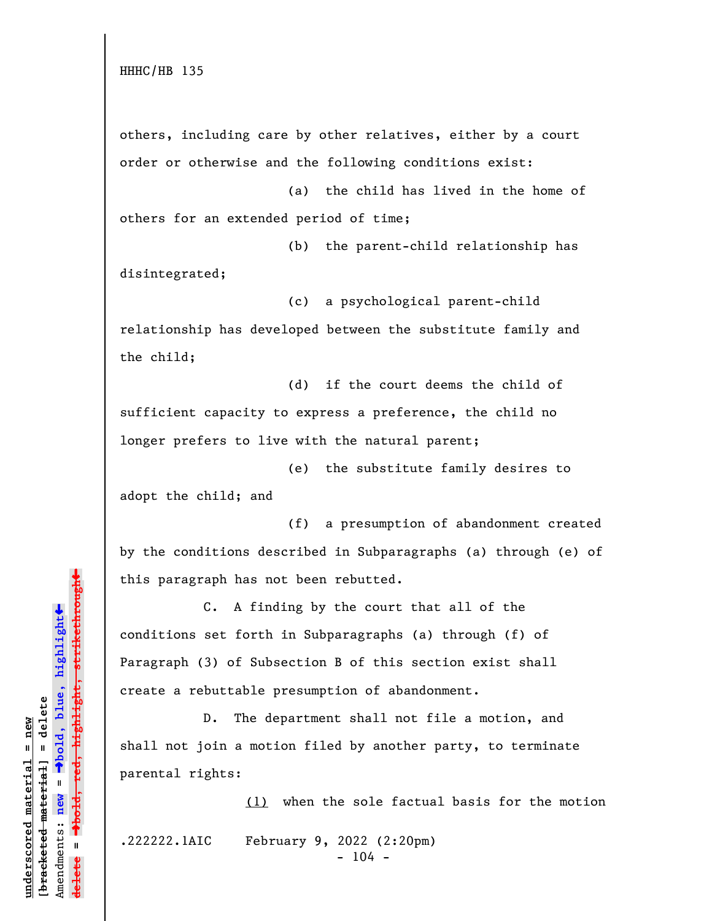others, including care by other relatives, either by a court order or otherwise and the following conditions exist:

(a) the child has lived in the home of others for an extended period of time;

(b) the parent-child relationship has disintegrated;

(c) a psychological parent-child relationship has developed between the substitute family and the child;

(d) if the court deems the child of sufficient capacity to express a preference, the child no longer prefers to live with the natural parent;

(e) the substitute family desires to adopt the child; and

(f) a presumption of abandonment created by the conditions described in Subparagraphs (a) through (e) of this paragraph has not been rebutted.

C. A finding by the court that all of the conditions set forth in Subparagraphs (a) through (f) of Paragraph (3) of Subsection B of this section exist shall create a rebuttable presumption of abandonment.

D. The department shall not file a motion, and shall not join a motion filed by another party, to terminate parental rights:

<u>(1)</u> when the sole factual basis for the motion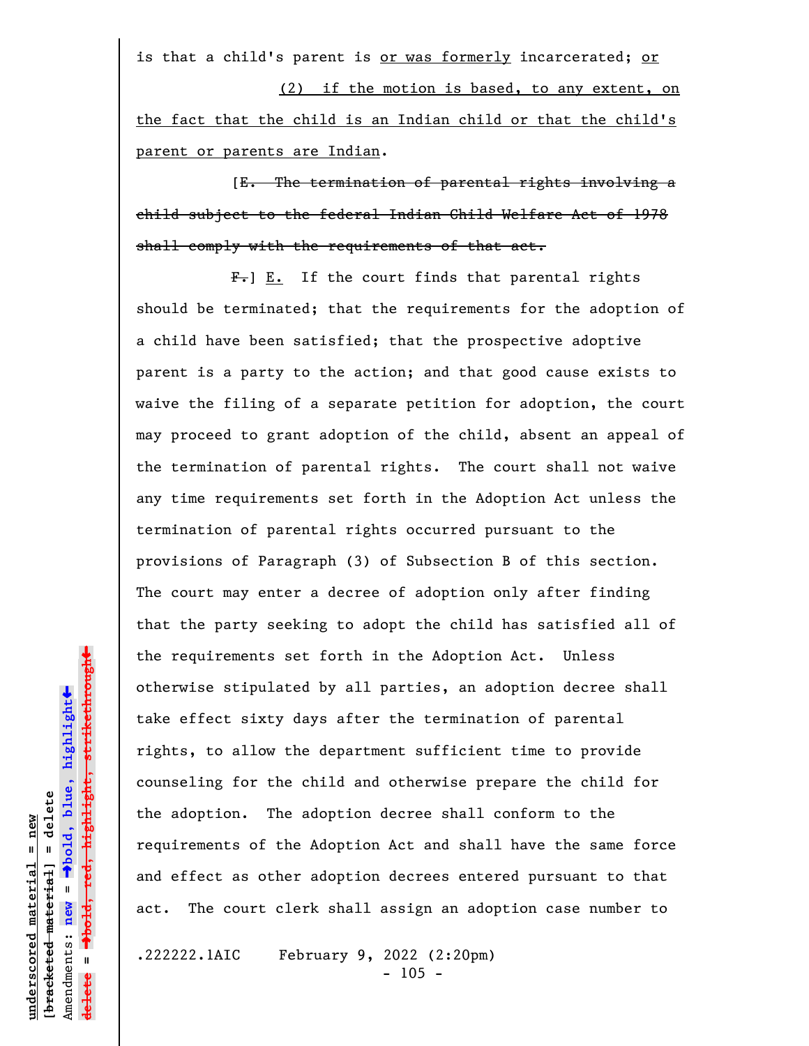is that a child's parent is or was formerly incarcerated; or

(2) if the motion is based, to any extent, on the fact that the child is an Indian child or that the child's parent or parents are Indian.

[~~E. The termination of parental rights involving a child subject to the federal Indian Child Welfare Act of 1978 shall comply with the requirements of that act.~~

~~F.~~] E. If the court finds that parental rights should be terminated; that the requirements for the adoption of a child have been satisfied; that the prospective adoptive parent is a party to the action; and that good cause exists to waive the filing of a separate petition for adoption, the court may proceed to grant adoption of the child, absent an appeal of the termination of parental rights. The court shall not waive any time requirements set forth in the Adoption Act unless the termination of parental rights occurred pursuant to the provisions of Paragraph (3) of Subsection B of this section. The court may enter a decree of adoption only after finding that the party seeking to adopt the child has satisfied all of the requirements set forth in the Adoption Act. Unless otherwise stipulated by all parties, an adoption decree shall take effect sixty days after the termination of parental rights, to allow the department sufficient time to provide counseling for the child and otherwise prepare the child for the adoption. The adoption decree shall conform to the requirements of the Adoption Act and shall have the same force and effect as other adoption decrees entered pursuant to that act. The court clerk shall assign an adoption case number to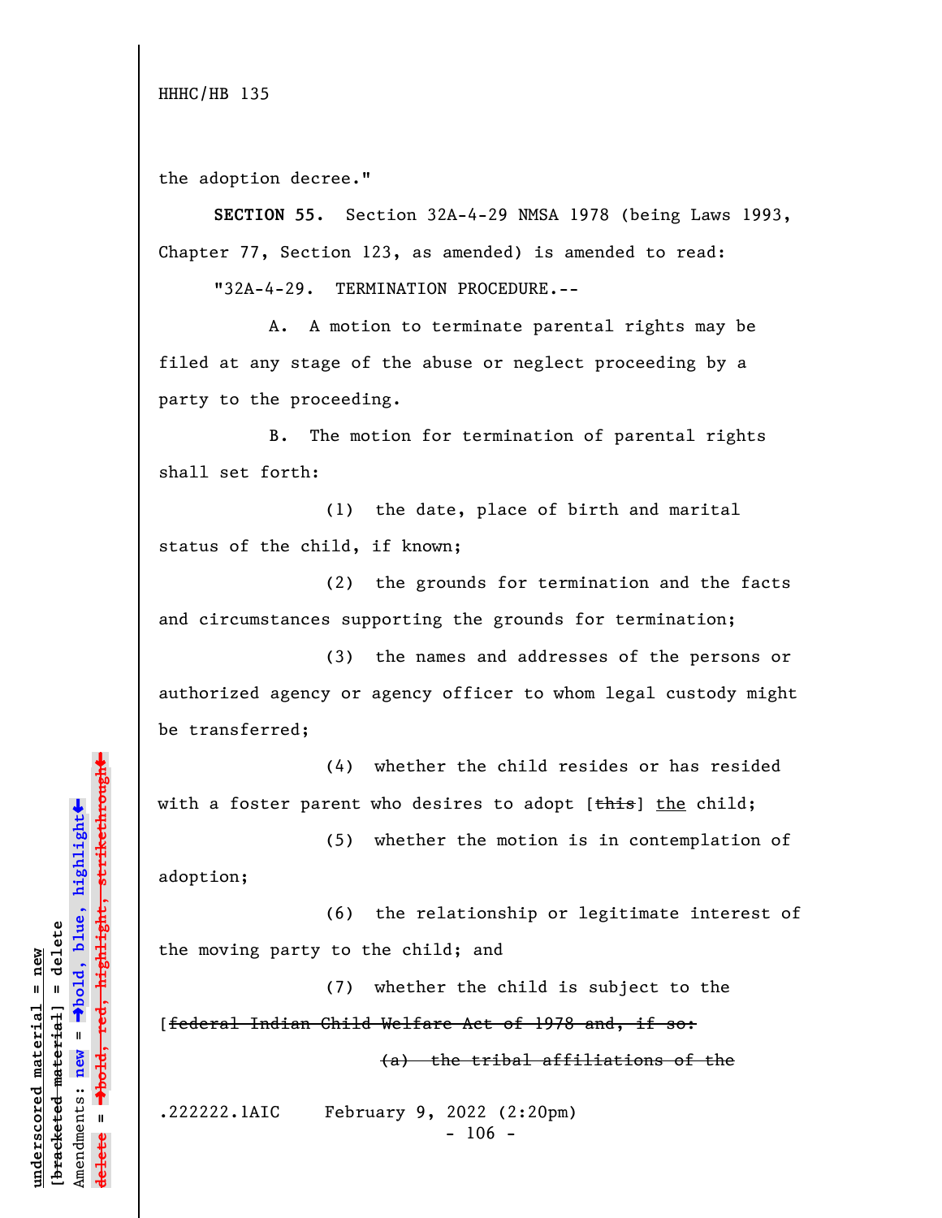HHHC/HB 135

the adoption decree."

**SECTION 55.** Section 32A-4-29 NMSA 1978 (being Laws 1993, Chapter 77, Section 123, as amended) is amended to read:

"32A-4-29. TERMINATION PROCEDURE.--

A. A motion to terminate parental rights may be filed at any stage of the abuse or neglect proceeding by a party to the proceeding.

B. The motion for termination of parental rights shall set forth:

(1) the date, place of birth and marital status of the child, if known;

(2) the grounds for termination and the facts and circumstances supporting the grounds for termination;

(3) the names and addresses of the persons or authorized agency or agency officer to whom legal custody might be transferred;

(4) whether the child resides or has resided with a foster parent who desires to adopt [~~this~~] <u>the</u> child;

(5) whether the motion is in contemplation of adoption;

(6) the relationship or legitimate interest of the moving party to the child; and

(7) whether the child is subject to the [~~federal Indian Child Welfare Act of 1978 and, if so:~~

~~(a) the tribal affiliations of the~~

.222222.1AIC February 9, 2022 (2:20pm)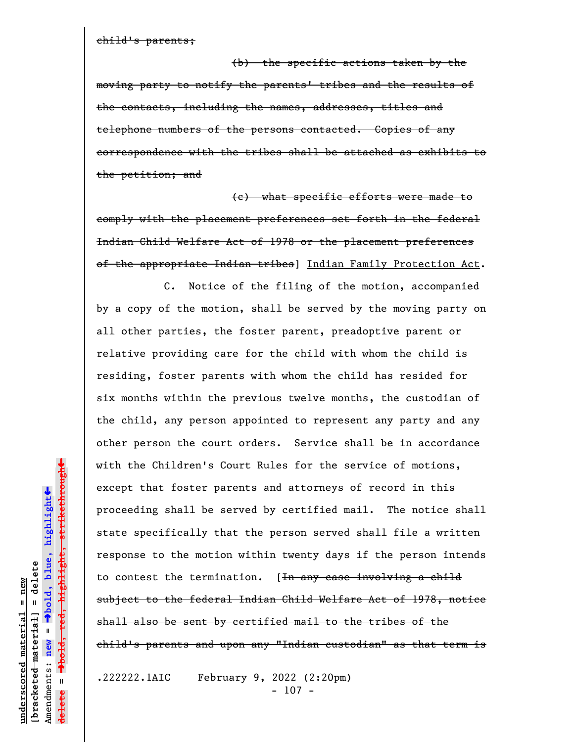~~child's parents;~~

~~(b) the specific actions taken by the moving party to notify the parents' tribes and the results of the contacts, including the names, addresses, titles and telephone numbers of the persons contacted. Copies of any correspondence with the tribes shall be attached as exhibits to the petition; and~~

~~(c) what specific efforts were made to comply with the placement preferences set forth in the federal Indian Child Welfare Act of 1978 or the placement preferences of the appropriate Indian tribes~~] <u>Indian Family Protection Act</u>.

C. Notice of the filing of the motion, accompanied by a copy of the motion, shall be served by the moving party on all other parties, the foster parent, preadoptive parent or relative providing care for the child with whom the child is residing, foster parents with whom the child has resided for six months within the previous twelve months, the custodian of the child, any person appointed to represent any party and any other person the court orders. Service shall be in accordance with the Children's Court Rules for the service of motions, except that foster parents and attorneys of record in this proceeding shall be served by certified mail. The notice shall state specifically that the person served shall file a written response to the motion within twenty days if the person intends to contest the termination. [~~In any case involving a child subject to the federal Indian Child Welfare Act of 1978, notice shall also be sent by certified mail to the tribes of the child's parents and upon any "Indian custodian" as that term is~~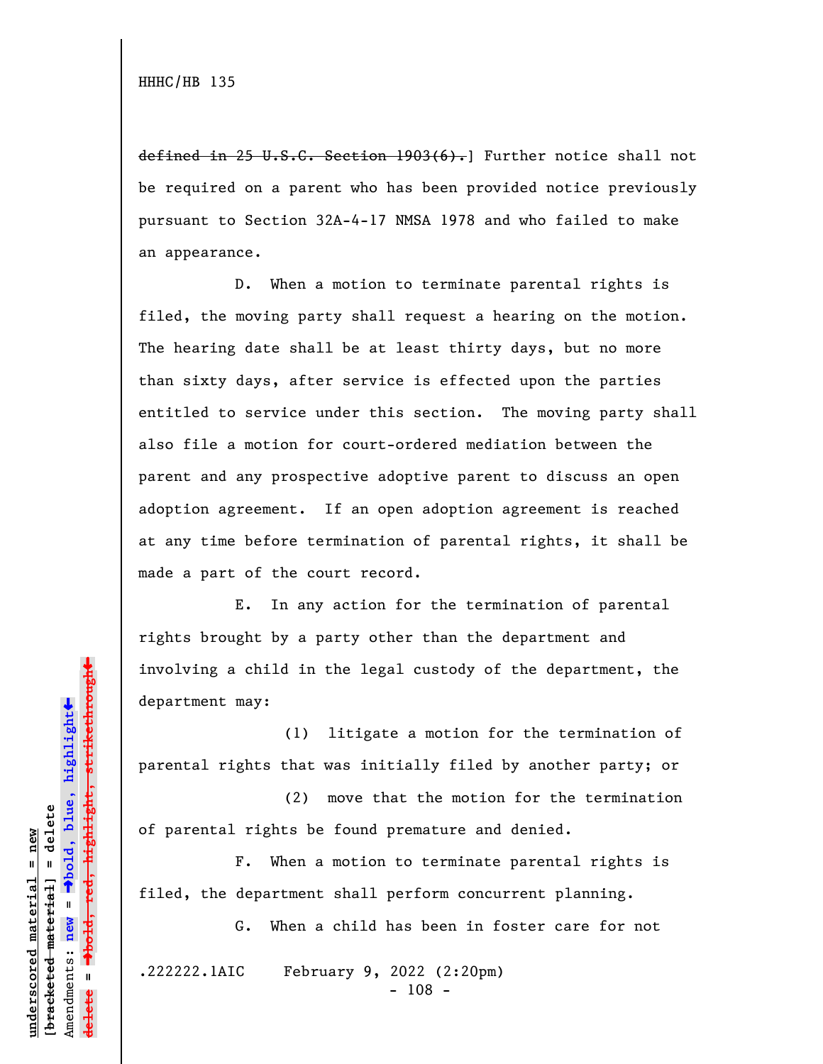HHHC/HB 135

~~defined in 25 U.S.C. Section 1903(6).~~] Further notice shall not be required on a parent who has been provided notice previously pursuant to Section 32A-4-17 NMSA 1978 and who failed to make an appearance.

D. When a motion to terminate parental rights is filed, the moving party shall request a hearing on the motion. The hearing date shall be at least thirty days, but no more than sixty days, after service is effected upon the parties entitled to service under this section. The moving party shall also file a motion for court-ordered mediation between the parent and any prospective adoptive parent to discuss an open adoption agreement. If an open adoption agreement is reached at any time before termination of parental rights, it shall be made a part of the court record.

E. In any action for the termination of parental rights brought by a party other than the department and involving a child in the legal custody of the department, the department may:

(1) litigate a motion for the termination of parental rights that was initially filed by another party; or

(2) move that the motion for the termination of parental rights be found premature and denied.

F. When a motion to terminate parental rights is filed, the department shall perform concurrent planning.

G. When a child has been in foster care for not

.222222.1AIC February 9, 2022 (2:20pm)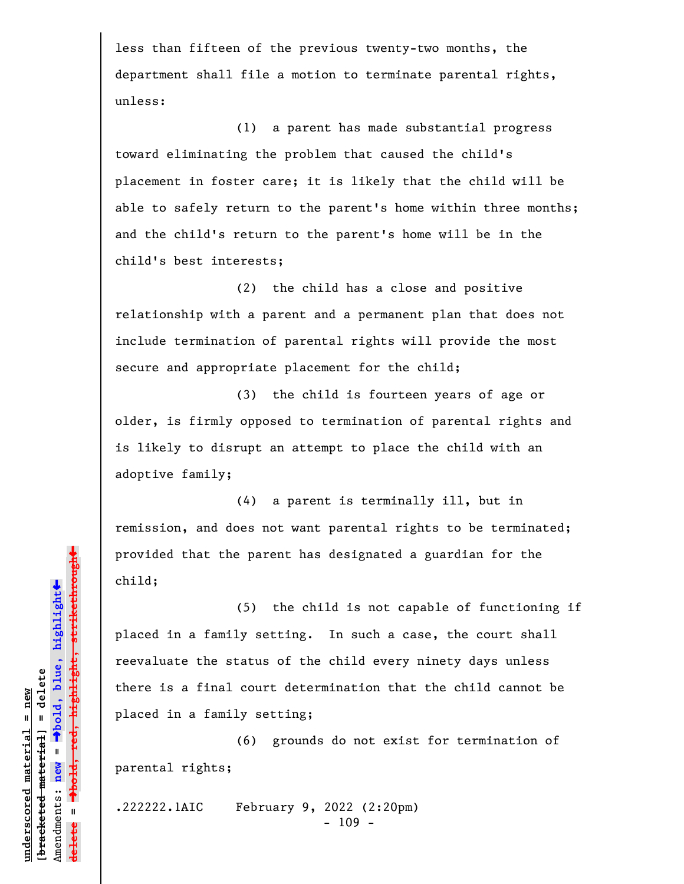less than fifteen of the previous twenty-two months, the department shall file a motion to terminate parental rights, unless:

(1) a parent has made substantial progress toward eliminating the problem that caused the child's placement in foster care; it is likely that the child will be able to safely return to the parent's home within three months; and the child's return to the parent's home will be in the child's best interests;

(2) the child has a close and positive relationship with a parent and a permanent plan that does not include termination of parental rights will provide the most secure and appropriate placement for the child;

(3) the child is fourteen years of age or older, is firmly opposed to termination of parental rights and is likely to disrupt an attempt to place the child with an adoptive family;

(4) a parent is terminally ill, but in remission, and does not want parental rights to be terminated; provided that the parent has designated a guardian for the child;

(5) the child is not capable of functioning if placed in a family setting. In such a case, the court shall reevaluate the status of the child every ninety days unless there is a final court determination that the child cannot be placed in a family setting;

(6) grounds do not exist for termination of parental rights;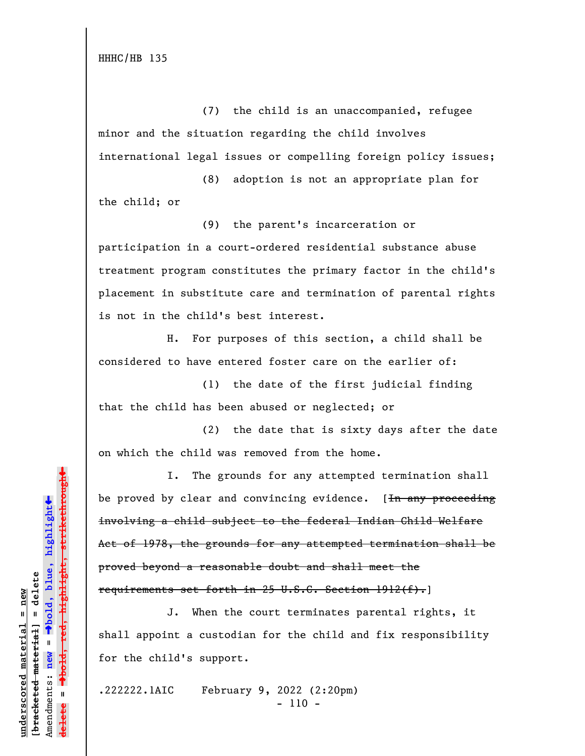(7) the child is an unaccompanied, refugee minor and the situation regarding the child involves international legal issues or compelling foreign policy issues;

(8) adoption is not an appropriate plan for the child; or

(9) the parent's incarceration or participation in a court-ordered residential substance abuse treatment program constitutes the primary factor in the child's placement in substitute care and termination of parental rights is not in the child's best interest.

H. For purposes of this section, a child shall be considered to have entered foster care on the earlier of:

(1) the date of the first judicial finding that the child has been abused or neglected; or

(2) the date that is sixty days after the date on which the child was removed from the home.

I. The grounds for any attempted termination shall be proved by clear and convincing evidence. [~~In any proceeding involving a child subject to the federal Indian Child Welfare Act of 1978, the grounds for any attempted termination shall be proved beyond a reasonable doubt and shall meet the requirements set forth in 25 U.S.C. Section 1912(f).~~]

J. When the court terminates parental rights, it shall appoint a custodian for the child and fix responsibility for the child's support.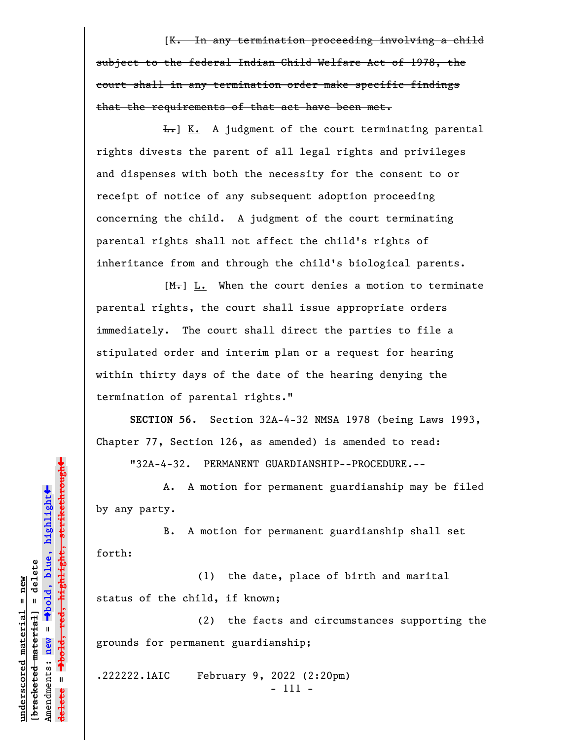[~~K. In any termination proceeding involving a child subject to the federal Indian Child Welfare Act of 1978, the court shall in any termination order make specific findings that the requirements of that act have been met.~~

~~L.~~] <u>K.</u> A judgment of the court terminating parental rights divests the parent of all legal rights and privileges and dispenses with both the necessity for the consent to or receipt of notice of any subsequent adoption proceeding concerning the child. A judgment of the court terminating parental rights shall not affect the child's rights of inheritance from and through the child's biological parents.

[~~M.~~] <u>L.</u> When the court denies a motion to terminate parental rights, the court shall issue appropriate orders immediately. The court shall direct the parties to file a stipulated order and interim plan or a request for hearing within thirty days of the date of the hearing denying the termination of parental rights."

**SECTION 56.** Section 32A-4-32 NMSA 1978 (being Laws 1993, Chapter 77, Section 126, as amended) is amended to read:

"32A-4-32. PERMANENT GUARDIANSHIP--PROCEDURE.--

A. A motion for permanent guardianship may be filed by any party.

B. A motion for permanent guardianship shall set forth:

(1) the date, place of birth and marital status of the child, if known;

(2) the facts and circumstances supporting the grounds for permanent guardianship;

.222222.1AIC February 9, 2022 (2:20pm)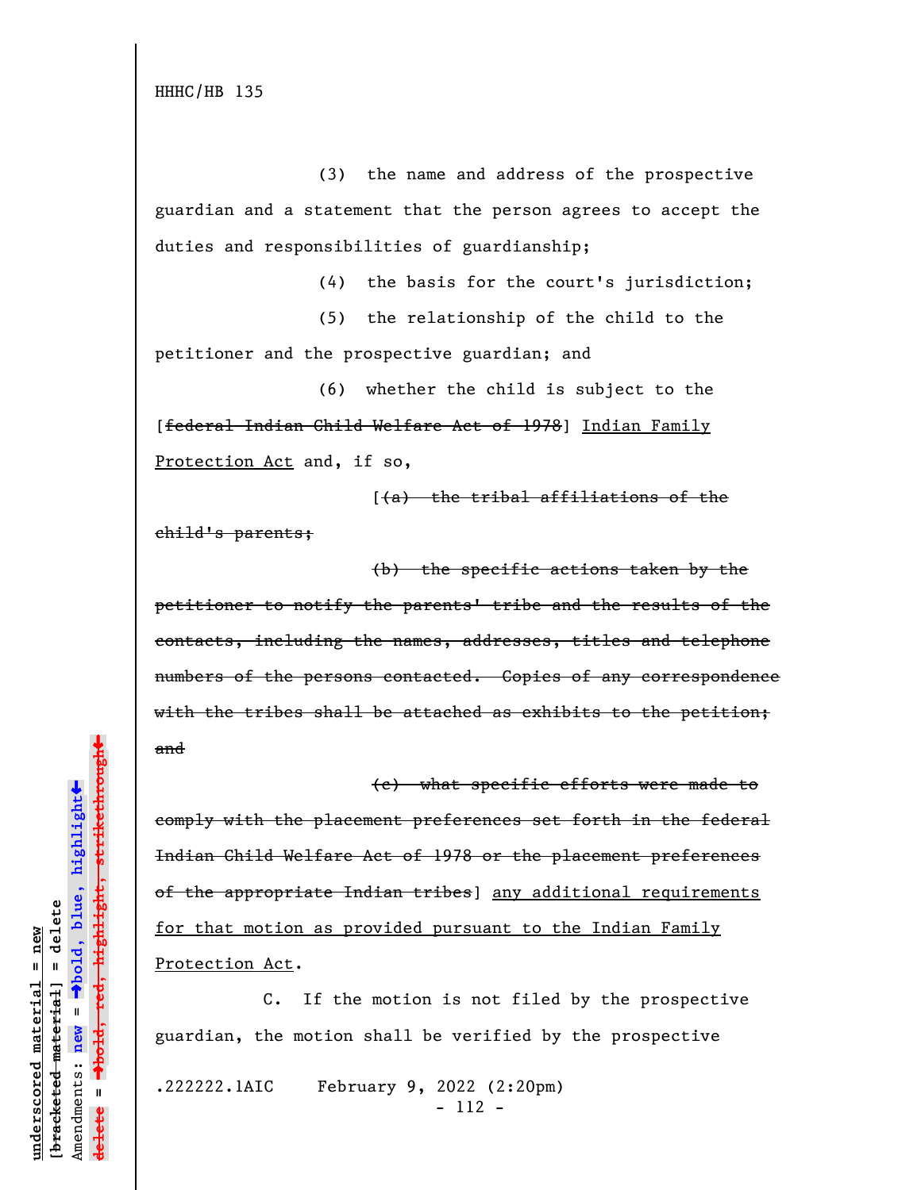(3) the name and address of the prospective guardian and a statement that the person agrees to accept the duties and responsibilities of guardianship;

(4) the basis for the court's jurisdiction;

(5) the relationship of the child to the petitioner and the prospective guardian; and

(6) whether the child is subject to the [~~federal Indian Child Welfare Act of 1978~~] Indian Family Protection Act and, if so,

[~~(a) the tribal affiliations of the child's parents;~~

~~(b) the specific actions taken by the petitioner to notify the parents' tribe and the results of the contacts, including the names, addresses, titles and telephone numbers of the persons contacted. Copies of any correspondence with the tribes shall be attached as exhibits to the petition; and~~

~~(c) what specific efforts were made to comply with the placement preferences set forth in the federal Indian Child Welfare Act of 1978 or the placement preferences of the appropriate Indian tribes~~] any additional requirements for that motion as provided pursuant to the Indian Family Protection Act.

C. If the motion is not filed by the prospective guardian, the motion shall be verified by the prospective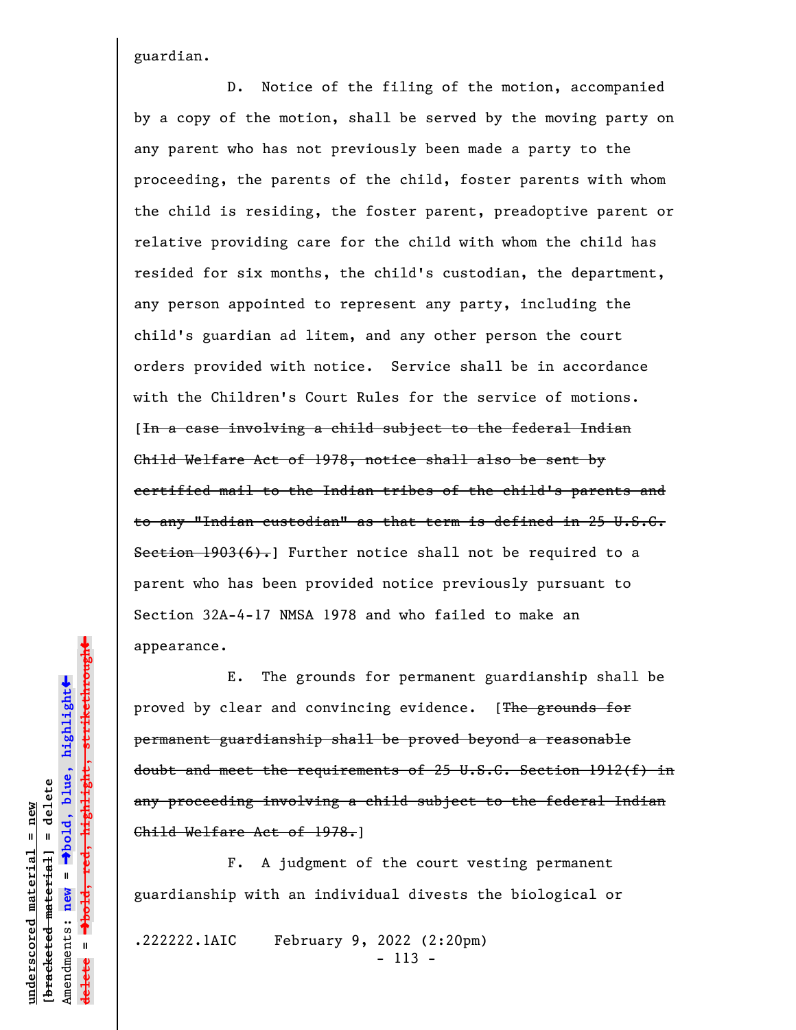guardian.

D. Notice of the filing of the motion, accompanied by a copy of the motion, shall be served by the moving party on any parent who has not previously been made a party to the proceeding, the parents of the child, foster parents with whom the child is residing, the foster parent, preadoptive parent or relative providing care for the child with whom the child has resided for six months, the child's custodian, the department, any person appointed to represent any party, including the child's guardian ad litem, and any other person the court orders provided with notice. Service shall be in accordance with the Children's Court Rules for the service of motions. [~~In a case involving a child subject to the federal Indian Child Welfare Act of 1978, notice shall also be sent by certified mail to the Indian tribes of the child's parents and to any "Indian custodian" as that term is defined in 25 U.S.C. Section 1903(6).~~] Further notice shall not be required to a parent who has been provided notice previously pursuant to Section 32A-4-17 NMSA 1978 and who failed to make an appearance.

E. The grounds for permanent guardianship shall be proved by clear and convincing evidence. [~~The grounds for permanent guardianship shall be proved beyond a reasonable doubt and meet the requirements of 25 U.S.C. Section 1912(f) in any proceeding involving a child subject to the federal Indian Child Welfare Act of 1978.~~]

F. A judgment of the court vesting permanent guardianship with an individual divests the biological or

.222222.1AIC February 9, 2022 (2:20pm)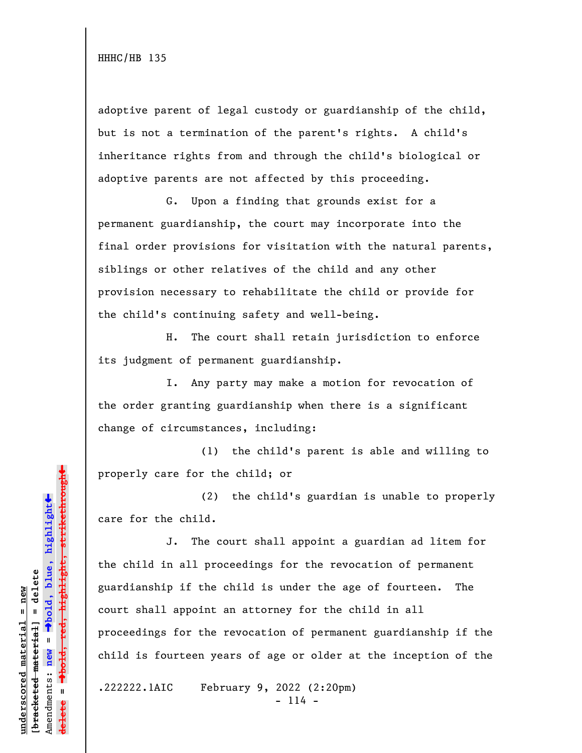adoptive parent of legal custody or guardianship of the child, but is not a termination of the parent's rights. A child's inheritance rights from and through the child's biological or adoptive parents are not affected by this proceeding.

G. Upon a finding that grounds exist for a permanent guardianship, the court may incorporate into the final order provisions for visitation with the natural parents, siblings or other relatives of the child and any other provision necessary to rehabilitate the child or provide for the child's continuing safety and well-being.

H. The court shall retain jurisdiction to enforce its judgment of permanent guardianship.

I. Any party may make a motion for revocation of the order granting guardianship when there is a significant change of circumstances, including:

(1) the child's parent is able and willing to properly care for the child; or

(2) the child's guardian is unable to properly care for the child.

J. The court shall appoint a guardian ad litem for the child in all proceedings for the revocation of permanent guardianship if the child is under the age of fourteen. The court shall appoint an attorney for the child in all proceedings for the revocation of permanent guardianship if the child is fourteen years of age or older at the inception of the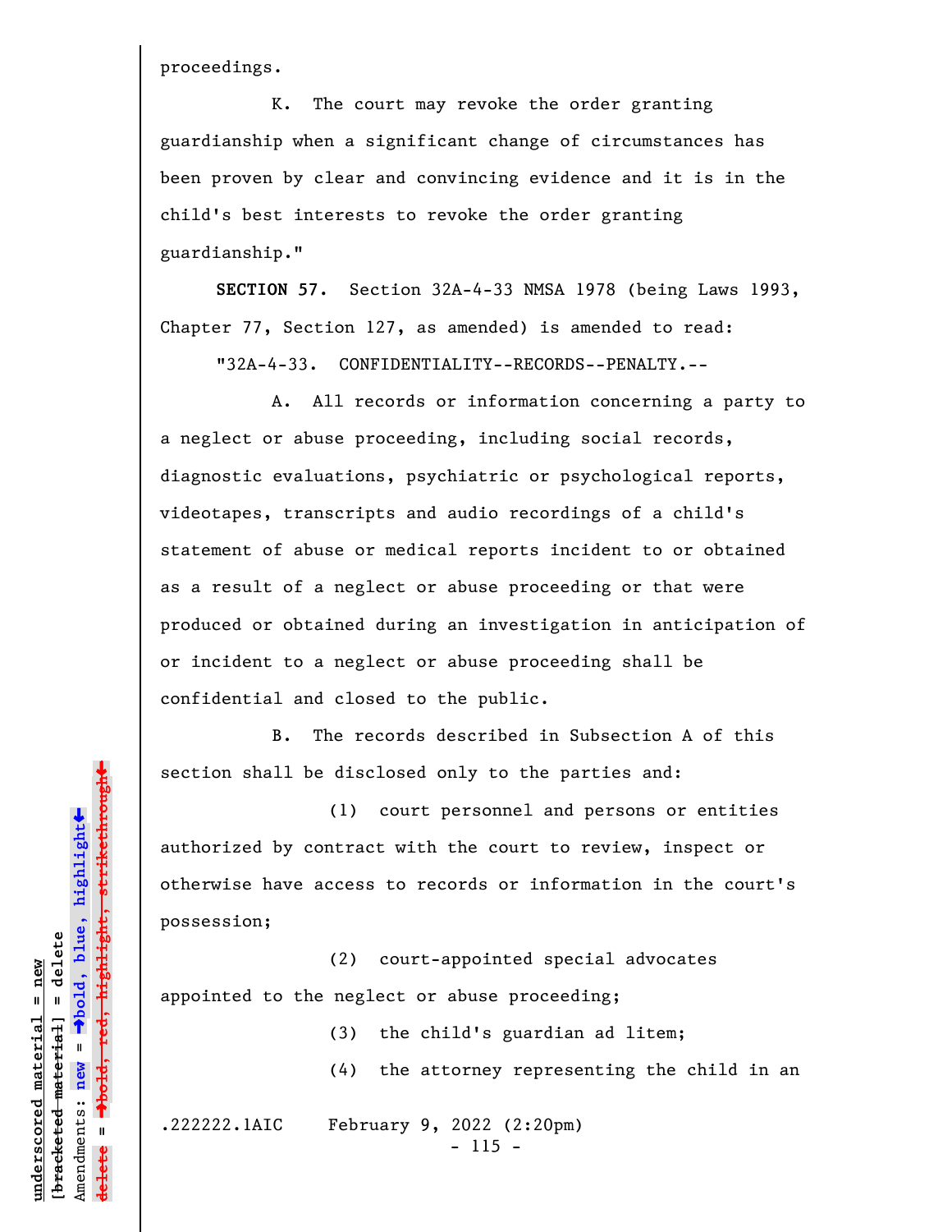proceedings.

K. The court may revoke the order granting guardianship when a significant change of circumstances has been proven by clear and convincing evidence and it is in the child's best interests to revoke the order granting guardianship."

**SECTION 57.** Section 32A-4-33 NMSA 1978 (being Laws 1993, Chapter 77, Section 127, as amended) is amended to read:

"32A-4-33. CONFIDENTIALITY--RECORDS--PENALTY.--

A. All records or information concerning a party to a neglect or abuse proceeding, including social records, diagnostic evaluations, psychiatric or psychological reports, videotapes, transcripts and audio recordings of a child's statement of abuse or medical reports incident to or obtained as a result of a neglect or abuse proceeding or that were produced or obtained during an investigation in anticipation of or incident to a neglect or abuse proceeding shall be confidential and closed to the public.

B. The records described in Subsection A of this section shall be disclosed only to the parties and:

(1) court personnel and persons or entities authorized by contract with the court to review, inspect or otherwise have access to records or information in the court's possession;

(2) court-appointed special advocates appointed to the neglect or abuse proceeding;

(3) the child's guardian ad litem;

(4) the attorney representing the child in an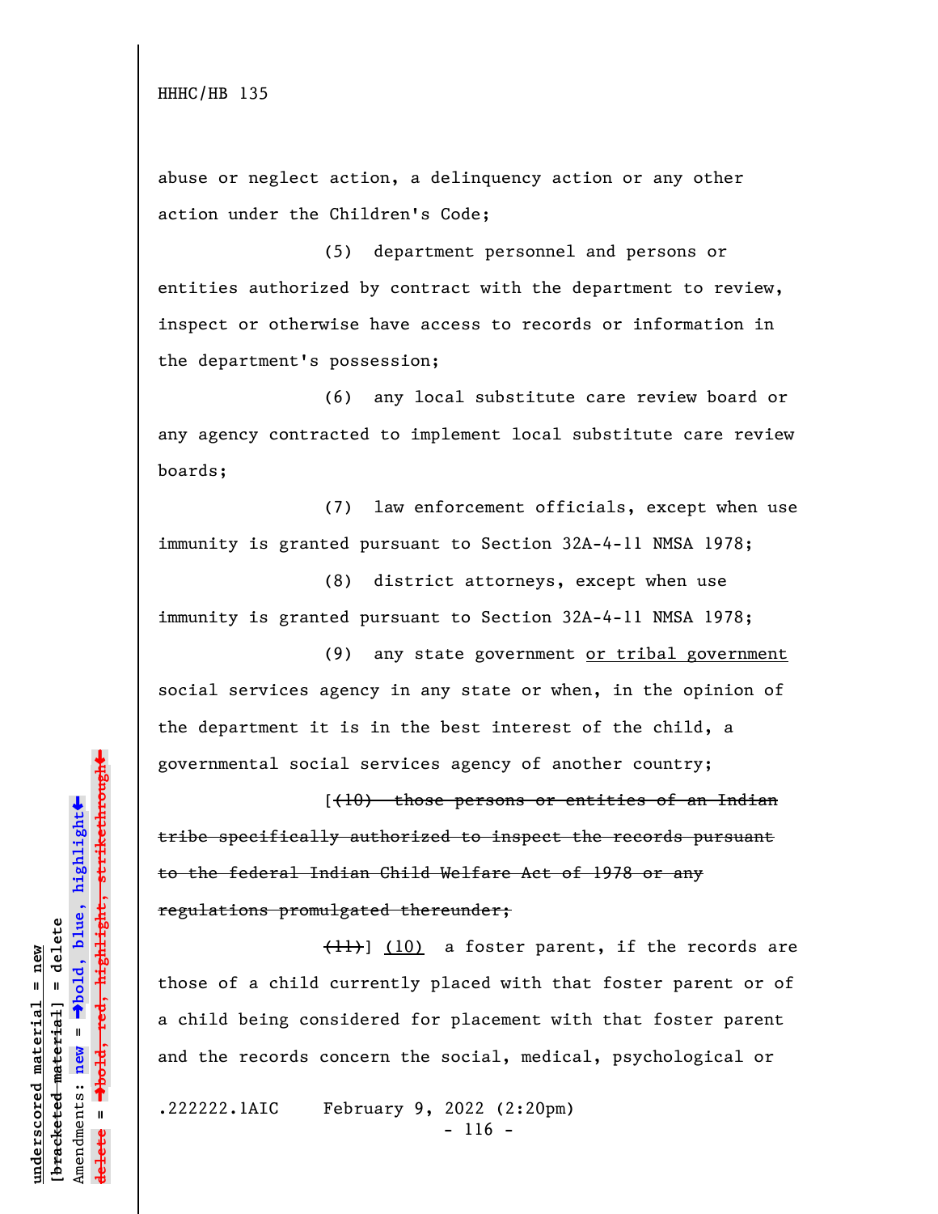abuse or neglect action, a delinquency action or any other action under the Children's Code;

(5) department personnel and persons or entities authorized by contract with the department to review, inspect or otherwise have access to records or information in the department's possession;

(6) any local substitute care review board or any agency contracted to implement local substitute care review boards;

(7) law enforcement officials, except when use immunity is granted pursuant to Section 32A-4-11 NMSA 1978;

(8) district attorneys, except when use immunity is granted pursuant to Section 32A-4-11 NMSA 1978;

(9) any state government <u>or tribal government</u> social services agency in any state or when, in the opinion of the department it is in the best interest of the child, a governmental social services agency of another country;

[~~(10) those persons or entities of an Indian tribe specifically authorized to inspect the records pursuant to the federal Indian Child Welfare Act of 1978 or any regulations promulgated thereunder;~~

~~(11)~~] <u>(10)</u> a foster parent, if the records are those of a child currently placed with that foster parent or of a child being considered for placement with that foster parent and the records concern the social, medical, psychological or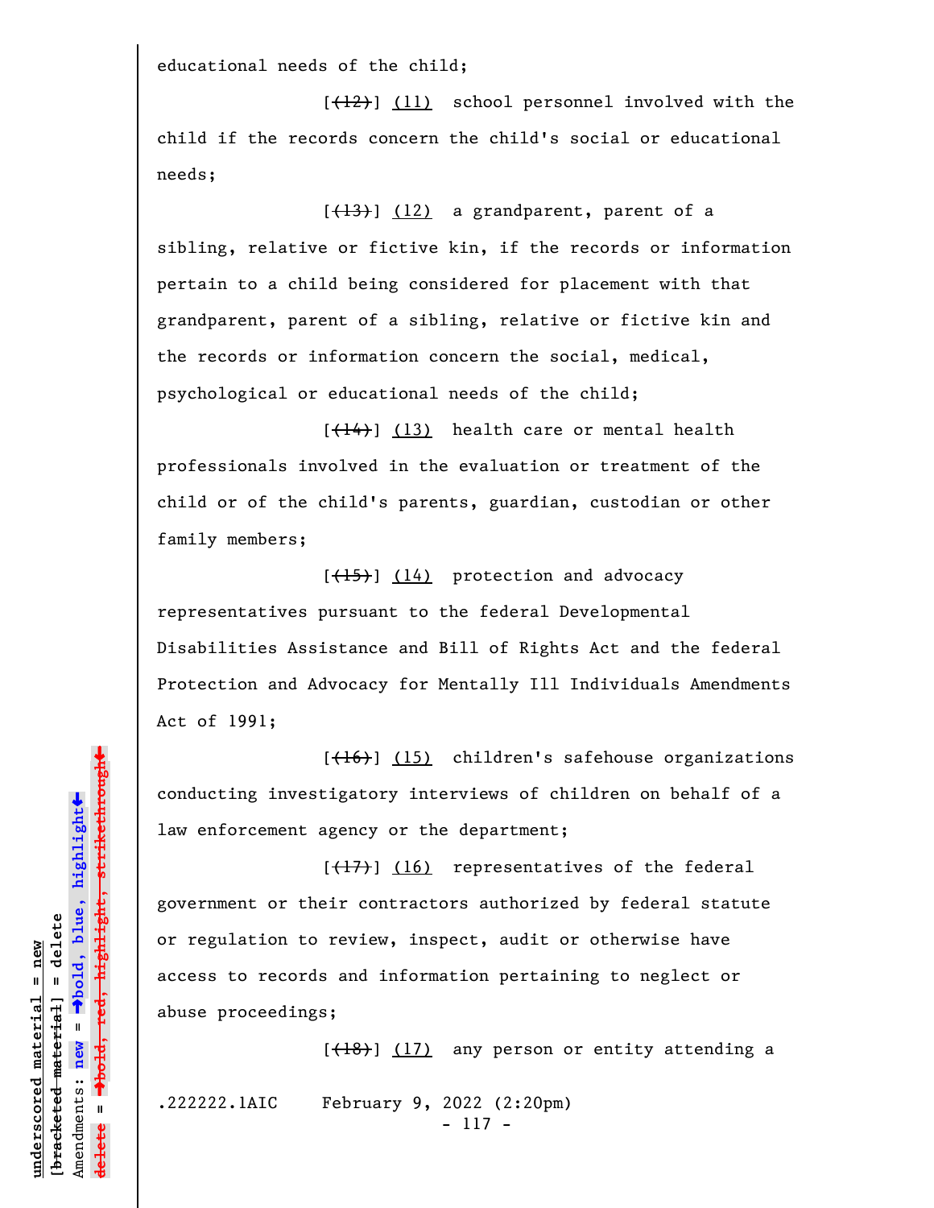educational needs of the child;

[~~(12)~~] (11) school personnel involved with the child if the records concern the child's social or educational needs;

[~~(13)~~] (12) a grandparent, parent of a sibling, relative or fictive kin, if the records or information pertain to a child being considered for placement with that grandparent, parent of a sibling, relative or fictive kin and the records or information concern the social, medical, psychological or educational needs of the child;

[~~(14)~~] (13) health care or mental health professionals involved in the evaluation or treatment of the child or of the child's parents, guardian, custodian or other family members;

[~~(15)~~] (14) protection and advocacy representatives pursuant to the federal Developmental Disabilities Assistance and Bill of Rights Act and the federal Protection and Advocacy for Mentally Ill Individuals Amendments Act of 1991;

[~~(16)~~] (15) children's safehouse organizations conducting investigatory interviews of children on behalf of a law enforcement agency or the department;

[~~(17)~~] (16) representatives of the federal government or their contractors authorized by federal statute or regulation to review, inspect, audit or otherwise have access to records and information pertaining to neglect or abuse proceedings;

[~~(18)~~] (17) any person or entity attending a

.222222.1AIC February 9, 2022 (2:20pm)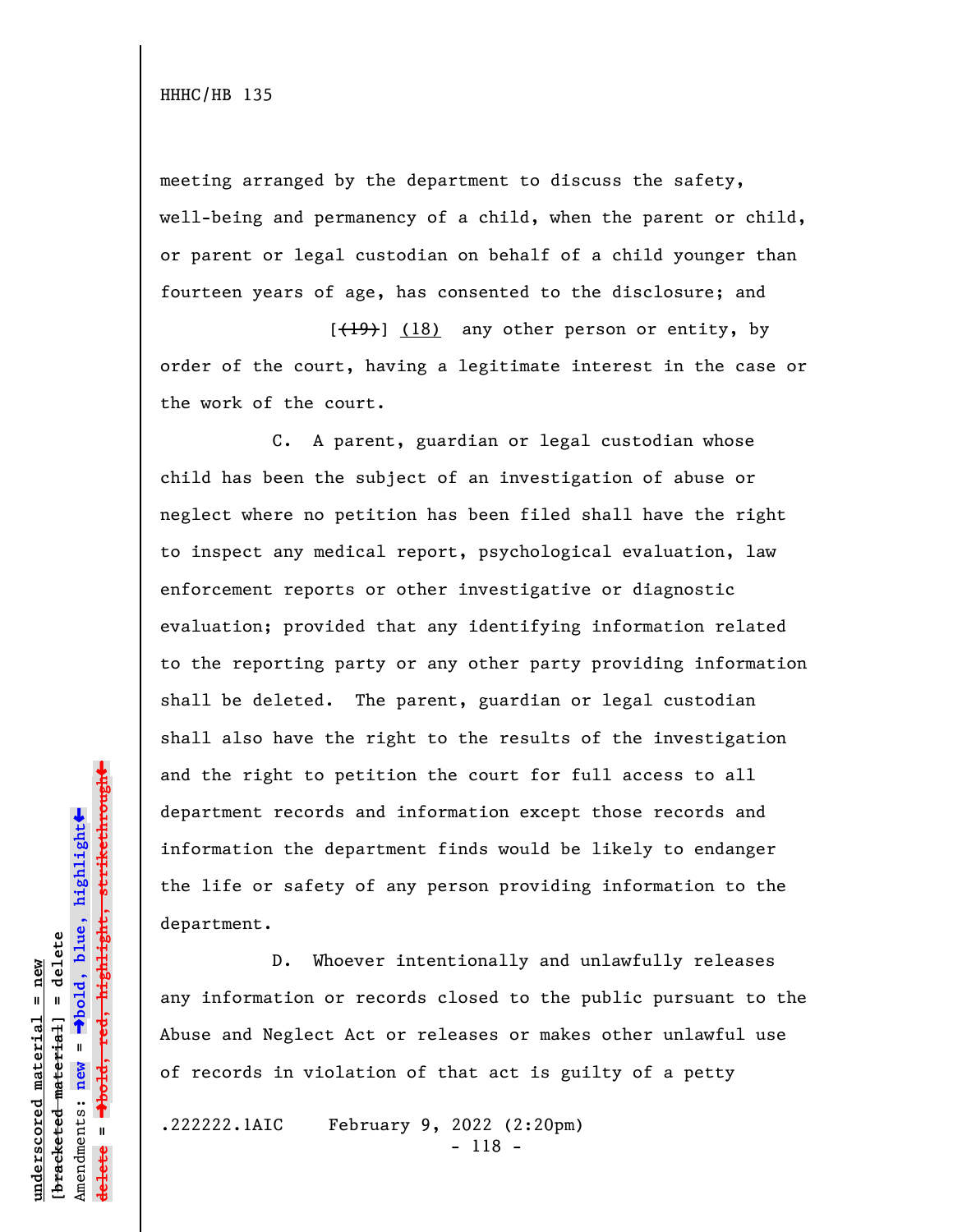meeting arranged by the department to discuss the safety, well-being and permanency of a child, when the parent or child, or parent or legal custodian on behalf of a child younger than fourteen years of age, has consented to the disclosure; and

[~~(19)~~] (18) any other person or entity, by order of the court, having a legitimate interest in the case or the work of the court.

C. A parent, guardian or legal custodian whose child has been the subject of an investigation of abuse or neglect where no petition has been filed shall have the right to inspect any medical report, psychological evaluation, law enforcement reports or other investigative or diagnostic evaluation; provided that any identifying information related to the reporting party or any other party providing information shall be deleted. The parent, guardian or legal custodian shall also have the right to the results of the investigation and the right to petition the court for full access to all department records and information except those records and information the department finds would be likely to endanger the life or safety of any person providing information to the department.

D. Whoever intentionally and unlawfully releases any information or records closed to the public pursuant to the Abuse and Neglect Act or releases or makes other unlawful use of records in violation of that act is guilty of a petty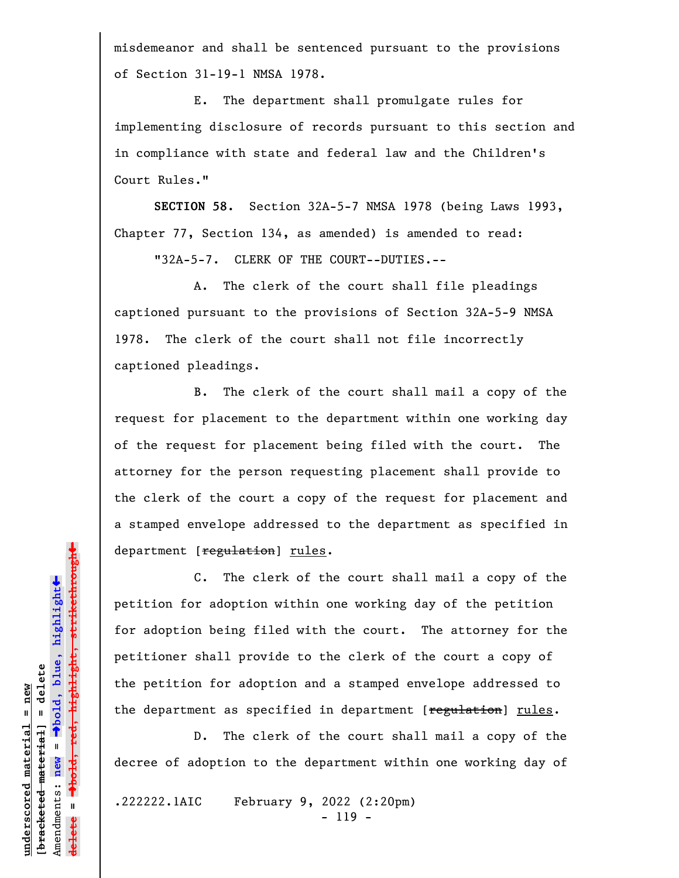misdemeanor and shall be sentenced pursuant to the provisions of Section 31-19-1 NMSA 1978.

E. The department shall promulgate rules for implementing disclosure of records pursuant to this section and in compliance with state and federal law and the Children's Court Rules."

**SECTION 58.** Section 32A-5-7 NMSA 1978 (being Laws 1993, Chapter 77, Section 134, as amended) is amended to read:

"32A-5-7. CLERK OF THE COURT--DUTIES.--

A. The clerk of the court shall file pleadings captioned pursuant to the provisions of Section 32A-5-9 NMSA 1978. The clerk of the court shall not file incorrectly captioned pleadings.

B. The clerk of the court shall mail a copy of the request for placement to the department within one working day of the request for placement being filed with the court. The attorney for the person requesting placement shall provide to the clerk of the court a copy of the request for placement and a stamped envelope addressed to the department as specified in department [~~regulation~~] rules.

C. The clerk of the court shall mail a copy of the petition for adoption within one working day of the petition for adoption being filed with the court. The attorney for the petitioner shall provide to the clerk of the court a copy of the petition for adoption and a stamped envelope addressed to the department as specified in department [~~regulation~~] rules.

D. The clerk of the court shall mail a copy of the decree of adoption to the department within one working day of

.222222.1AIC February 9, 2022 (2:20pm)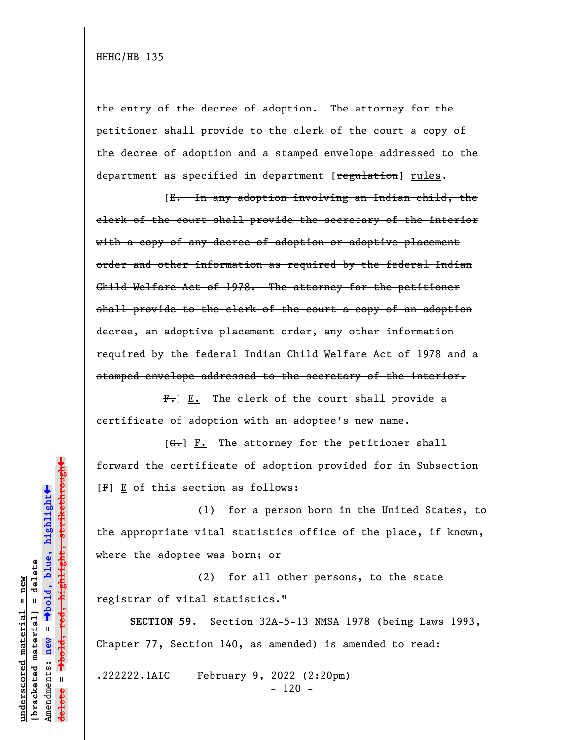the entry of the decree of adoption. The attorney for the petitioner shall provide to the clerk of the court a copy of the decree of adoption and a stamped envelope addressed to the department as specified in department [~~regulation~~] rules.

[~~E. In any adoption involving an Indian child, the clerk of the court shall provide the secretary of the interior with a copy of any decree of adoption or adoptive placement order and other information as required by the federal Indian Child Welfare Act of 1978. The attorney for the petitioner shall provide to the clerk of the court a copy of an adoption decree, an adoptive placement order, any other information required by the federal Indian Child Welfare Act of 1978 and a stamped envelope addressed to the secretary of the interior.~~

~~F.~~] E. The clerk of the court shall provide a certificate of adoption with an adoptee's new name.

[~~G.~~] F. The attorney for the petitioner shall forward the certificate of adoption provided for in Subsection [~~F~~] E of this section as follows:

(1) for a person born in the United States, to the appropriate vital statistics office of the place, if known, where the adoptee was born; or

(2) for all other persons, to the state registrar of vital statistics."

**SECTION 59.** Section 32A-5-13 NMSA 1978 (being Laws 1993, Chapter 77, Section 140, as amended) is amended to read:

.222222.1AIC February 9, 2022 (2:20pm)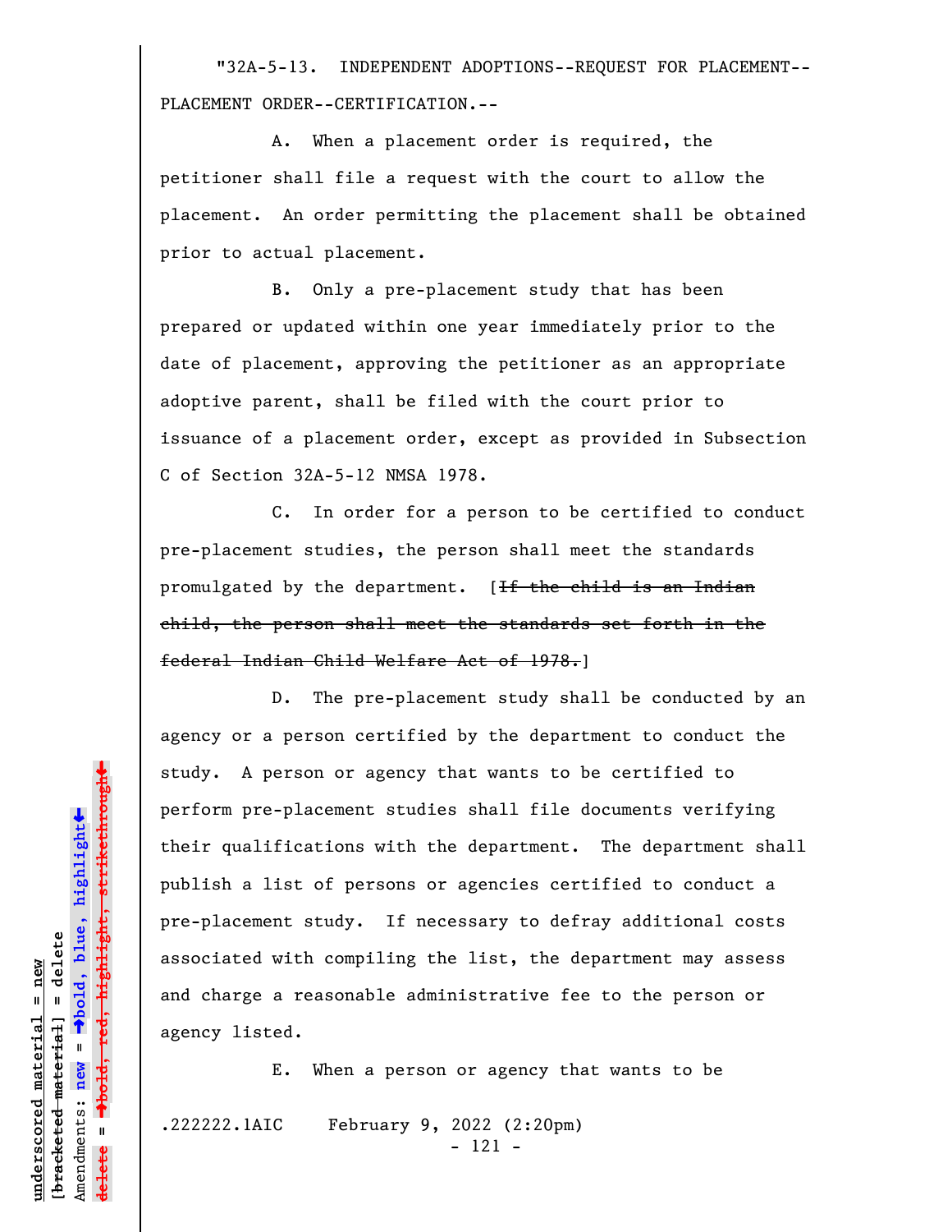"32A-5-13. INDEPENDENT ADOPTIONS--REQUEST FOR PLACEMENT--PLACEMENT ORDER--CERTIFICATION.--

A. When a placement order is required, the petitioner shall file a request with the court to allow the placement. An order permitting the placement shall be obtained prior to actual placement.

B. Only a pre-placement study that has been prepared or updated within one year immediately prior to the date of placement, approving the petitioner as an appropriate adoptive parent, shall be filed with the court prior to issuance of a placement order, except as provided in Subsection C of Section 32A-5-12 NMSA 1978.

C. In order for a person to be certified to conduct pre-placement studies, the person shall meet the standards promulgated by the department. [~~If the child is an Indian child, the person shall meet the standards set forth in the federal Indian Child Welfare Act of 1978.~~]

D. The pre-placement study shall be conducted by an agency or a person certified by the department to conduct the study. A person or agency that wants to be certified to perform pre-placement studies shall file documents verifying their qualifications with the department. The department shall publish a list of persons or agencies certified to conduct a pre-placement study. If necessary to defray additional costs associated with compiling the list, the department may assess and charge a reasonable administrative fee to the person or agency listed.

E. When a person or agency that wants to be

.222222.1AIC February 9, 2022 (2:20pm)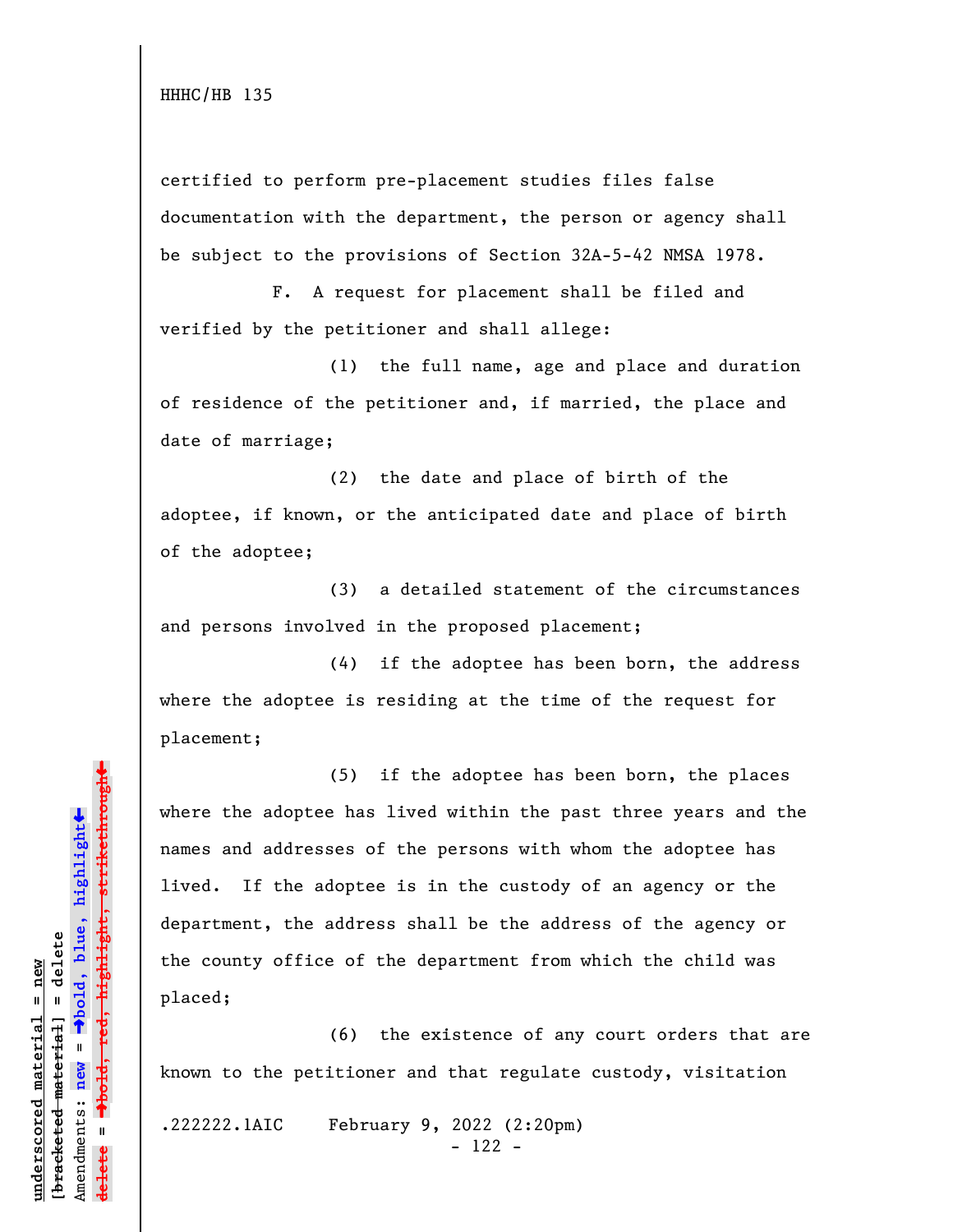certified to perform pre-placement studies files false documentation with the department, the person or agency shall be subject to the provisions of Section 32A-5-42 NMSA 1978.

F. A request for placement shall be filed and verified by the petitioner and shall allege:

(1) the full name, age and place and duration of residence of the petitioner and, if married, the place and date of marriage;

(2) the date and place of birth of the adoptee, if known, or the anticipated date and place of birth of the adoptee;

(3) a detailed statement of the circumstances and persons involved in the proposed placement;

(4) if the adoptee has been born, the address where the adoptee is residing at the time of the request for placement;

(5) if the adoptee has been born, the places where the adoptee has lived within the past three years and the names and addresses of the persons with whom the adoptee has lived. If the adoptee is in the custody of an agency or the department, the address shall be the address of the agency or the county office of the department from which the child was placed;

(6) the existence of any court orders that are known to the petitioner and that regulate custody, visitation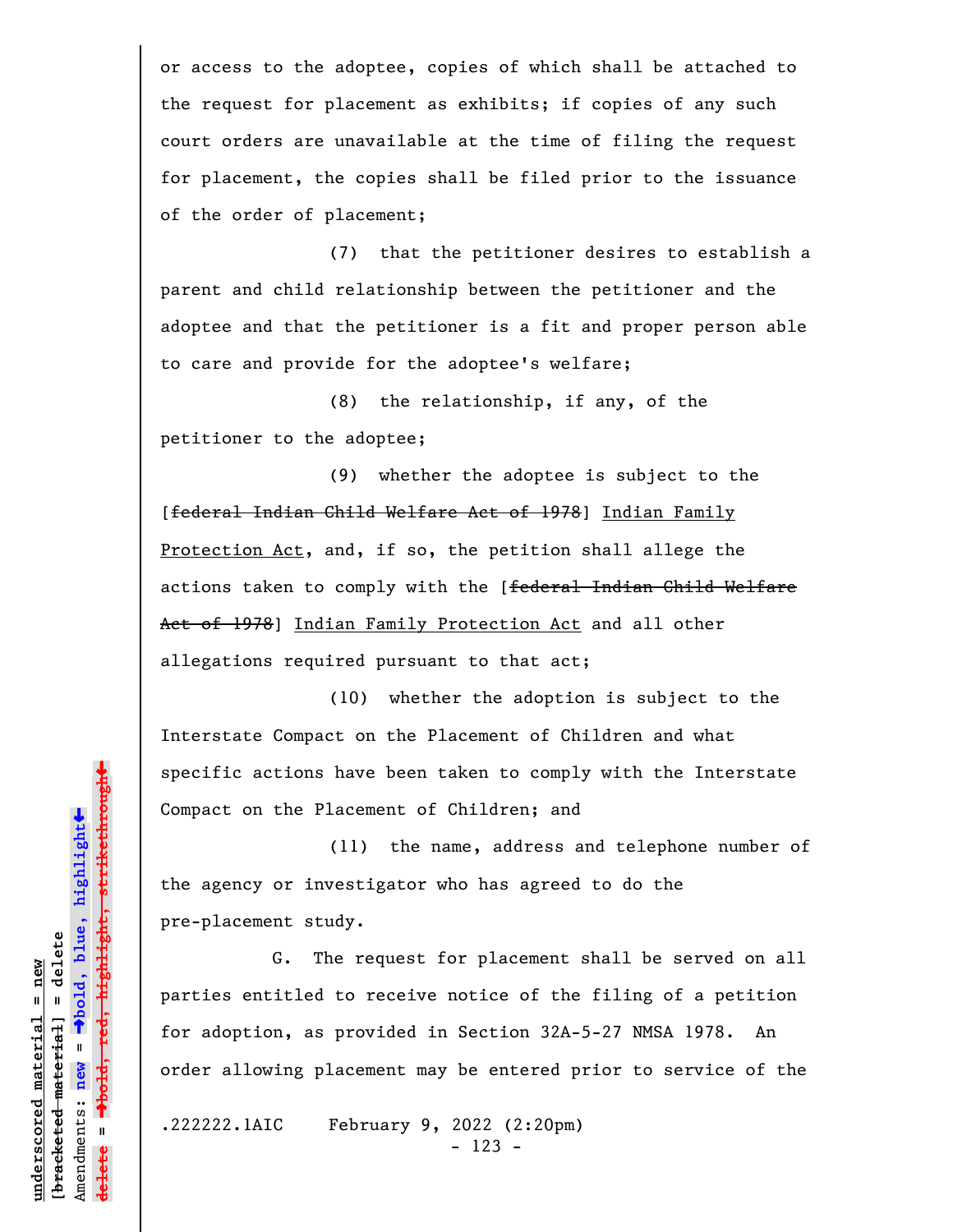or access to the adoptee, copies of which shall be attached to the request for placement as exhibits; if copies of any such court orders are unavailable at the time of filing the request for placement, the copies shall be filed prior to the issuance of the order of placement;

(7) that the petitioner desires to establish a parent and child relationship between the petitioner and the adoptee and that the petitioner is a fit and proper person able to care and provide for the adoptee's welfare;

(8) the relationship, if any, of the petitioner to the adoptee;

(9) whether the adoptee is subject to the [~~federal Indian Child Welfare Act of 1978~~] <u>Indian Family Protection Act</u>, and, if so, the petition shall allege the actions taken to comply with the [~~federal Indian Child Welfare Act of 1978~~] <u>Indian Family Protection Act</u> and all other allegations required pursuant to that act;

(10) whether the adoption is subject to the Interstate Compact on the Placement of Children and what specific actions have been taken to comply with the Interstate Compact on the Placement of Children; and

(11) the name, address and telephone number of the agency or investigator who has agreed to do the pre-placement study.

G. The request for placement shall be served on all parties entitled to receive notice of the filing of a petition for adoption, as provided in Section 32A-5-27 NMSA 1978. An order allowing placement may be entered prior to service of the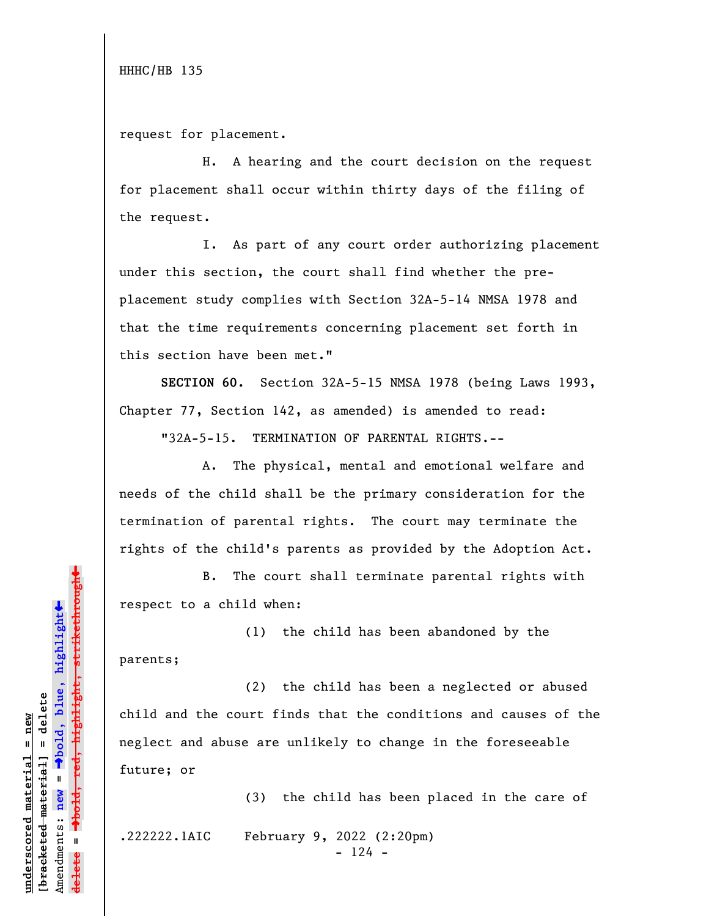request for placement.

H. A hearing and the court decision on the request for placement shall occur within thirty days of the filing of the request.

I. As part of any court order authorizing placement under this section, the court shall find whether the pre-placement study complies with Section 32A-5-14 NMSA 1978 and that the time requirements concerning placement set forth in this section have been met."

**SECTION 60.** Section 32A-5-15 NMSA 1978 (being Laws 1993, Chapter 77, Section 142, as amended) is amended to read:

"32A-5-15. TERMINATION OF PARENTAL RIGHTS.--

A. The physical, mental and emotional welfare and needs of the child shall be the primary consideration for the termination of parental rights. The court may terminate the rights of the child's parents as provided by the Adoption Act.

B. The court shall terminate parental rights with respect to a child when:

(1) the child has been abandoned by the parents;

(2) the child has been a neglected or abused child and the court finds that the conditions and causes of the neglect and abuse are unlikely to change in the foreseeable future; or

(3) the child has been placed in the care of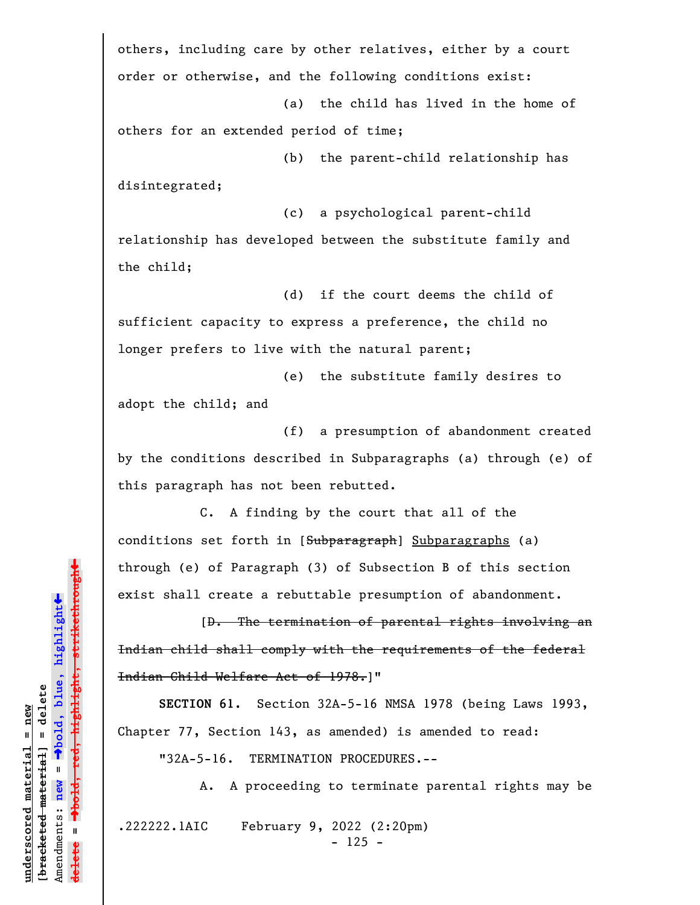others, including care by other relatives, either by a court order or otherwise, and the following conditions exist:

(a) the child has lived in the home of others for an extended period of time;

(b) the parent-child relationship has disintegrated;

(c) a psychological parent-child relationship has developed between the substitute family and the child;

(d) if the court deems the child of sufficient capacity to express a preference, the child no longer prefers to live with the natural parent;

(e) the substitute family desires to adopt the child; and

(f) a presumption of abandonment created by the conditions described in Subparagraphs (a) through (e) of this paragraph has not been rebutted.

C. A finding by the court that all of the conditions set forth in [~~Subparagraph~~] Subparagraphs (a) through (e) of Paragraph (3) of Subsection B of this section exist shall create a rebuttable presumption of abandonment.

[~~D. The termination of parental rights involving an Indian child shall comply with the requirements of the federal Indian Child Welfare Act of 1978.~~]"

**SECTION 61.** Section 32A-5-16 NMSA 1978 (being Laws 1993, Chapter 77, Section 143, as amended) is amended to read:

"32A-5-16. TERMINATION PROCEDURES.--

A. A proceeding to terminate parental rights may be

.222222.1AIC February 9, 2022 (2:20pm)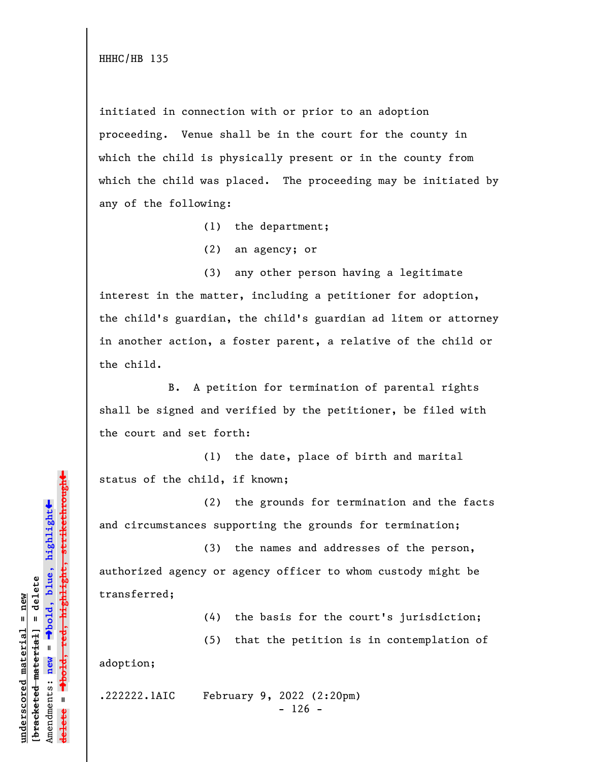initiated in connection with or prior to an adoption proceeding. Venue shall be in the court for the county in which the child is physically present or in the county from which the child was placed. The proceeding may be initiated by any of the following:

(1) the department;

(2) an agency; or

(3) any other person having a legitimate interest in the matter, including a petitioner for adoption, the child's guardian, the child's guardian ad litem or attorney in another action, a foster parent, a relative of the child or the child.

B. A petition for termination of parental rights shall be signed and verified by the petitioner, be filed with the court and set forth:

(1) the date, place of birth and marital status of the child, if known;

(2) the grounds for termination and the facts and circumstances supporting the grounds for termination;

(3) the names and addresses of the person, authorized agency or agency officer to whom custody might be transferred;

(4) the basis for the court's jurisdiction;

(5) that the petition is in contemplation of adoption;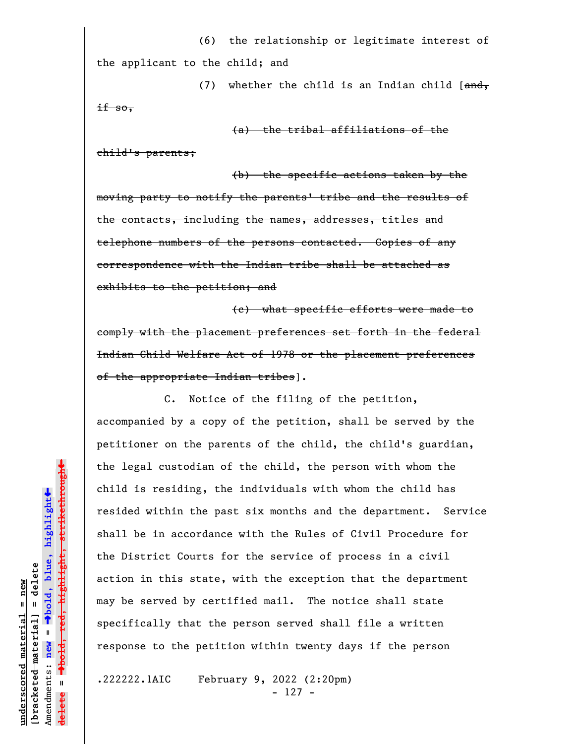(6) the relationship or legitimate interest of the applicant to the child; and

(7) whether the child is an Indian child [~~and, if so,~~

~~(a) the tribal affiliations of the child's parents;~~

~~(b) the specific actions taken by the moving party to notify the parents' tribe and the results of the contacts, including the names, addresses, titles and telephone numbers of the persons contacted. Copies of any correspondence with the Indian tribe shall be attached as exhibits to the petition; and~~

~~(c) what specific efforts were made to comply with the placement preferences set forth in the federal Indian Child Welfare Act of 1978 or the placement preferences of the appropriate Indian tribes~~].

C. Notice of the filing of the petition, accompanied by a copy of the petition, shall be served by the petitioner on the parents of the child, the child's guardian, the legal custodian of the child, the person with whom the child is residing, the individuals with whom the child has resided within the past six months and the department. Service shall be in accordance with the Rules of Civil Procedure for the District Courts for the service of process in a civil action in this state, with the exception that the department may be served by certified mail. The notice shall state specifically that the person served shall file a written response to the petition within twenty days if the person

.222222.1AIC February 9, 2022 (2:20pm)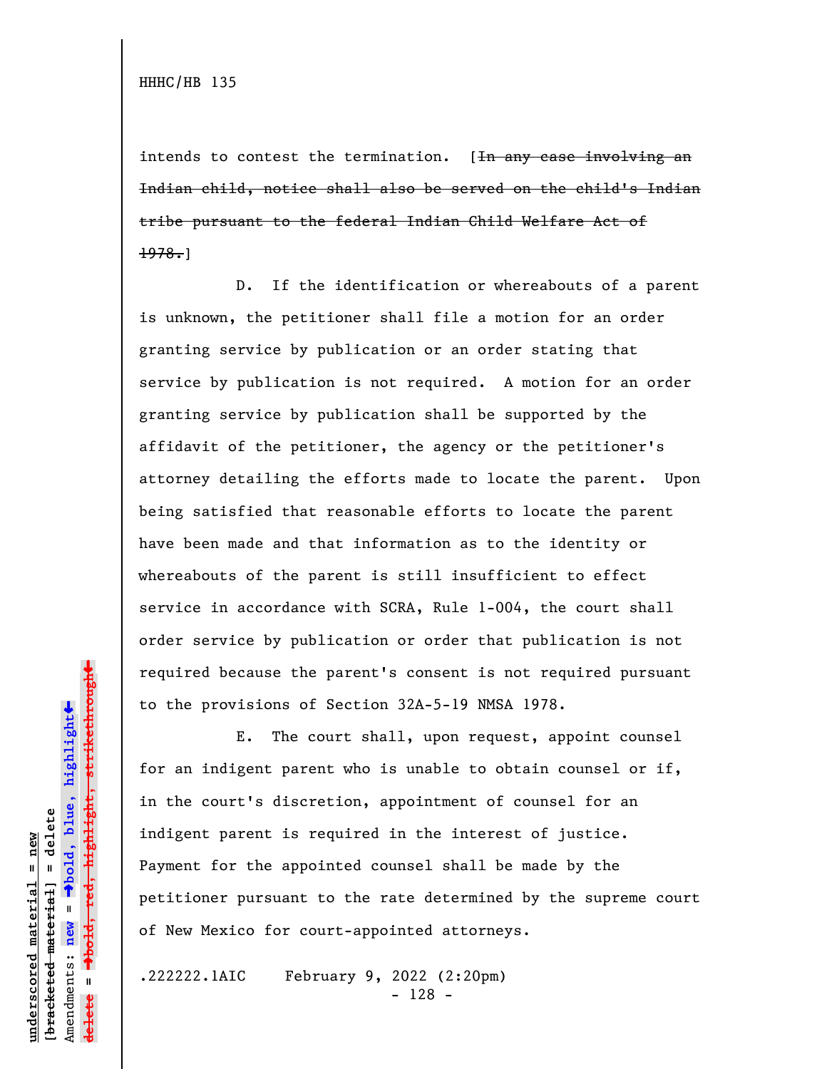intends to contest the termination. [~~In any case involving an Indian child, notice shall also be served on the child's Indian tribe pursuant to the federal Indian Child Welfare Act of 1978.~~]

D. If the identification or whereabouts of a parent is unknown, the petitioner shall file a motion for an order granting service by publication or an order stating that service by publication is not required. A motion for an order granting service by publication shall be supported by the affidavit of the petitioner, the agency or the petitioner's attorney detailing the efforts made to locate the parent. Upon being satisfied that reasonable efforts to locate the parent have been made and that information as to the identity or whereabouts of the parent is still insufficient to effect service in accordance with SCRA, Rule 1-004, the court shall order service by publication or order that publication is not required because the parent's consent is not required pursuant to the provisions of Section 32A-5-19 NMSA 1978.

E. The court shall, upon request, appoint counsel for an indigent parent who is unable to obtain counsel or if, in the court's discretion, appointment of counsel for an indigent parent is required in the interest of justice. Payment for the appointed counsel shall be made by the petitioner pursuant to the rate determined by the supreme court of New Mexico for court-appointed attorneys.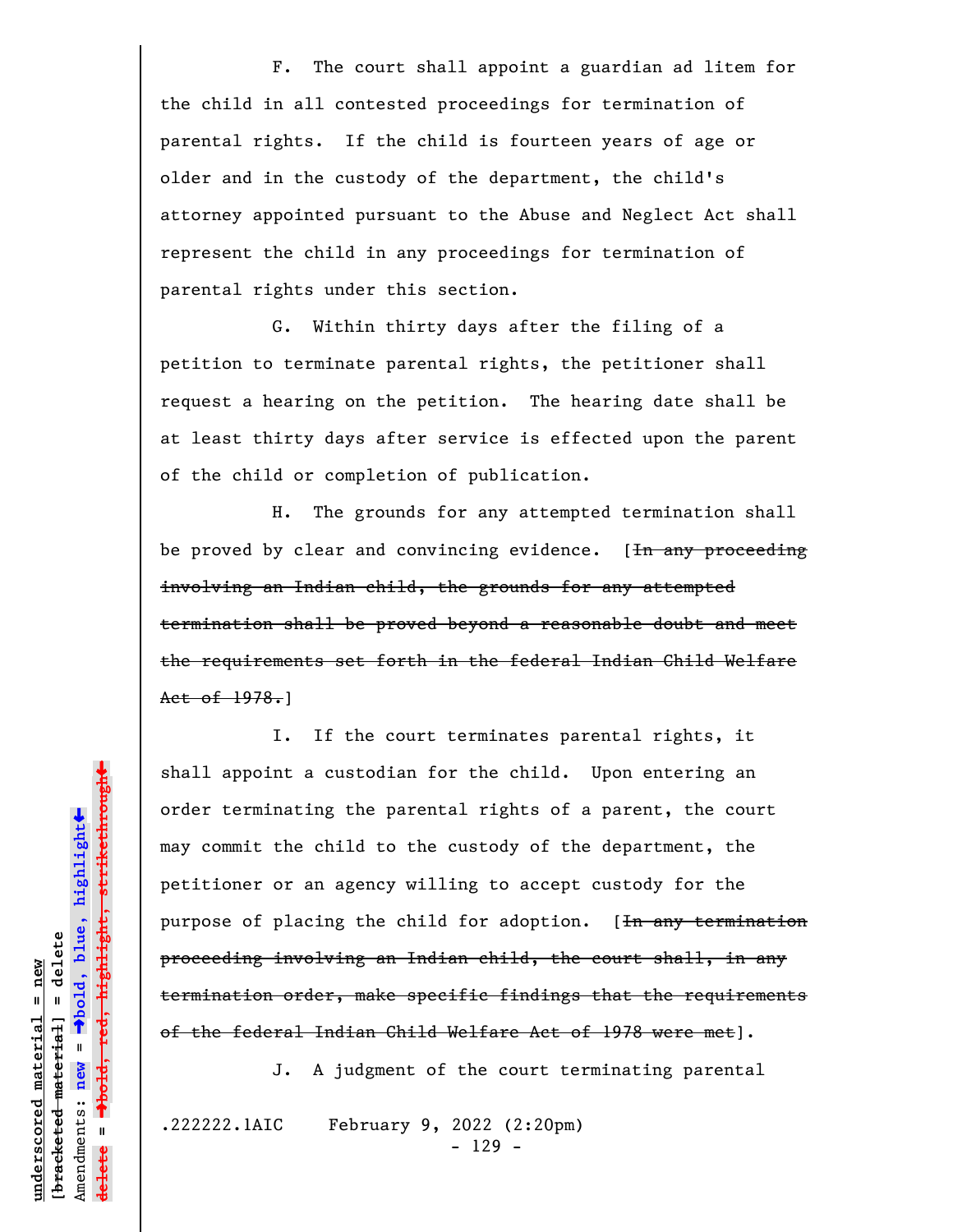F. The court shall appoint a guardian ad litem for the child in all contested proceedings for termination of parental rights. If the child is fourteen years of age or older and in the custody of the department, the child's attorney appointed pursuant to the Abuse and Neglect Act shall represent the child in any proceedings for termination of parental rights under this section.

G. Within thirty days after the filing of a petition to terminate parental rights, the petitioner shall request a hearing on the petition. The hearing date shall be at least thirty days after service is effected upon the parent of the child or completion of publication.

H. The grounds for any attempted termination shall be proved by clear and convincing evidence. [~~In any proceeding involving an Indian child, the grounds for any attempted termination shall be proved beyond a reasonable doubt and meet the requirements set forth in the federal Indian Child Welfare Act of 1978.~~]

I. If the court terminates parental rights, it shall appoint a custodian for the child. Upon entering an order terminating the parental rights of a parent, the court may commit the child to the custody of the department, the petitioner or an agency willing to accept custody for the purpose of placing the child for adoption. [~~In any termination proceeding involving an Indian child, the court shall, in any termination order, make specific findings that the requirements of the federal Indian Child Welfare Act of 1978 were met~~].

J. A judgment of the court terminating parental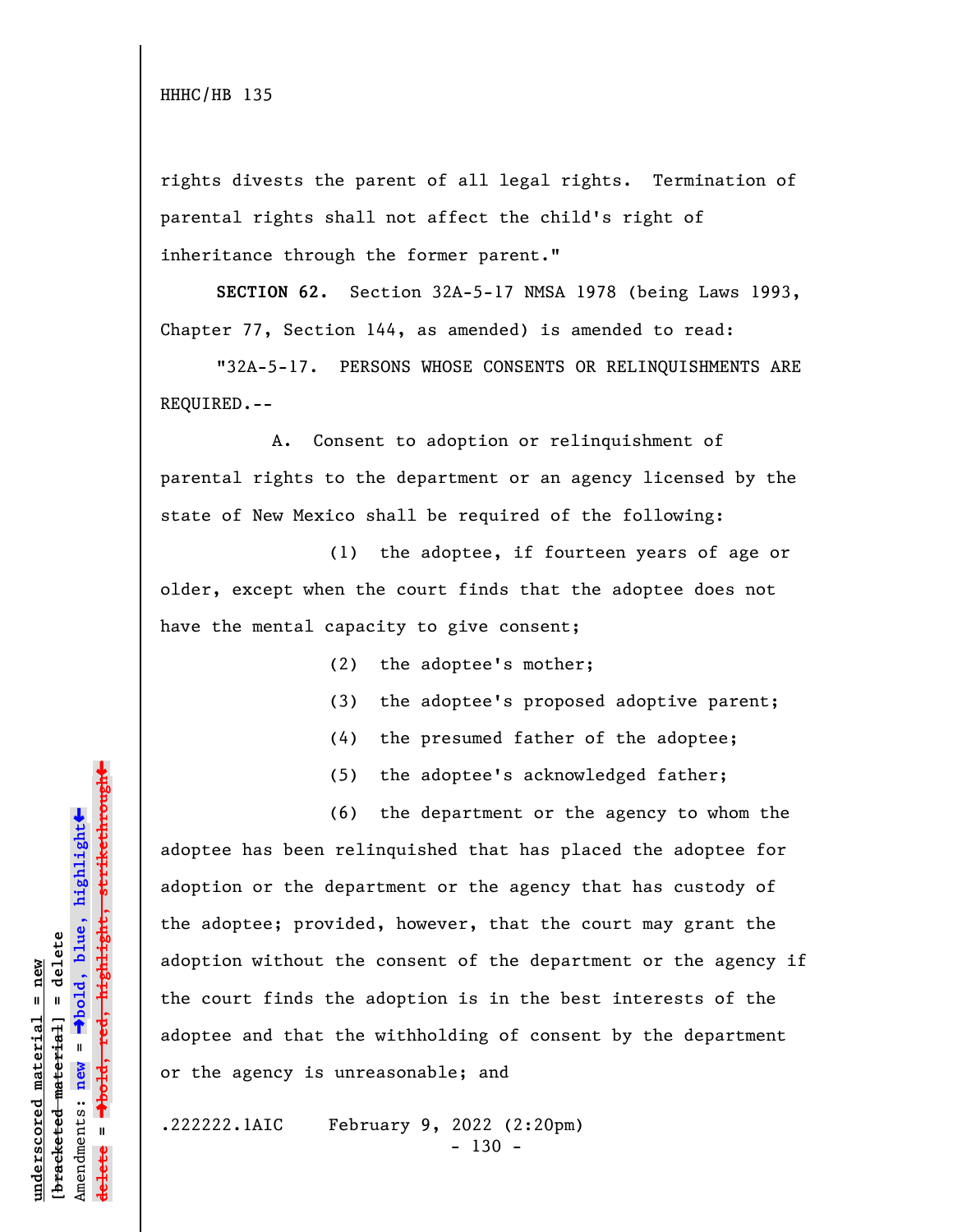rights divests the parent of all legal rights. Termination of parental rights shall not affect the child's right of inheritance through the former parent."

**SECTION 62.** Section 32A-5-17 NMSA 1978 (being Laws 1993, Chapter 77, Section 144, as amended) is amended to read:

"32A-5-17. PERSONS WHOSE CONSENTS OR RELINQUISHMENTS ARE REQUIRED.--

A. Consent to adoption or relinquishment of parental rights to the department or an agency licensed by the state of New Mexico shall be required of the following:

(1) the adoptee, if fourteen years of age or older, except when the court finds that the adoptee does not have the mental capacity to give consent;

(2) the adoptee's mother;

(3) the adoptee's proposed adoptive parent;

(4) the presumed father of the adoptee;

(5) the adoptee's acknowledged father;

(6) the department or the agency to whom the adoptee has been relinquished that has placed the adoptee for adoption or the department or the agency that has custody of the adoptee; provided, however, that the court may grant the adoption without the consent of the department or the agency if the court finds the adoption is in the best interests of the adoptee and that the withholding of consent by the department or the agency is unreasonable; and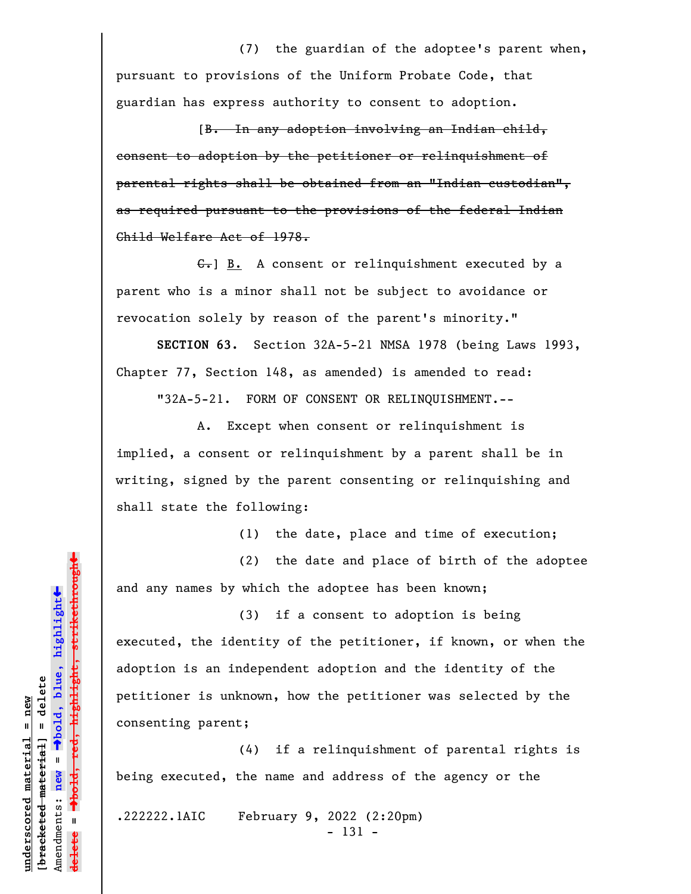(7) the guardian of the adoptee's parent when, pursuant to provisions of the Uniform Probate Code, that guardian has express authority to consent to adoption.

[~~B. In any adoption involving an Indian child, consent to adoption by the petitioner or relinquishment of parental rights shall be obtained from an "Indian custodian", as required pursuant to the provisions of the federal Indian Child Welfare Act of 1978.~~

~~C.~~] B. A consent or relinquishment executed by a parent who is a minor shall not be subject to avoidance or revocation solely by reason of the parent's minority."

**SECTION 63.** Section 32A-5-21 NMSA 1978 (being Laws 1993, Chapter 77, Section 148, as amended) is amended to read:

"32A-5-21. FORM OF CONSENT OR RELINQUISHMENT.--

A. Except when consent or relinquishment is implied, a consent or relinquishment by a parent shall be in writing, signed by the parent consenting or relinquishing and shall state the following:

(1) the date, place and time of execution;

(2) the date and place of birth of the adoptee and any names by which the adoptee has been known;

(3) if a consent to adoption is being executed, the identity of the petitioner, if known, or when the adoption is an independent adoption and the identity of the petitioner is unknown, how the petitioner was selected by the consenting parent;

(4) if a relinquishment of parental rights is being executed, the name and address of the agency or the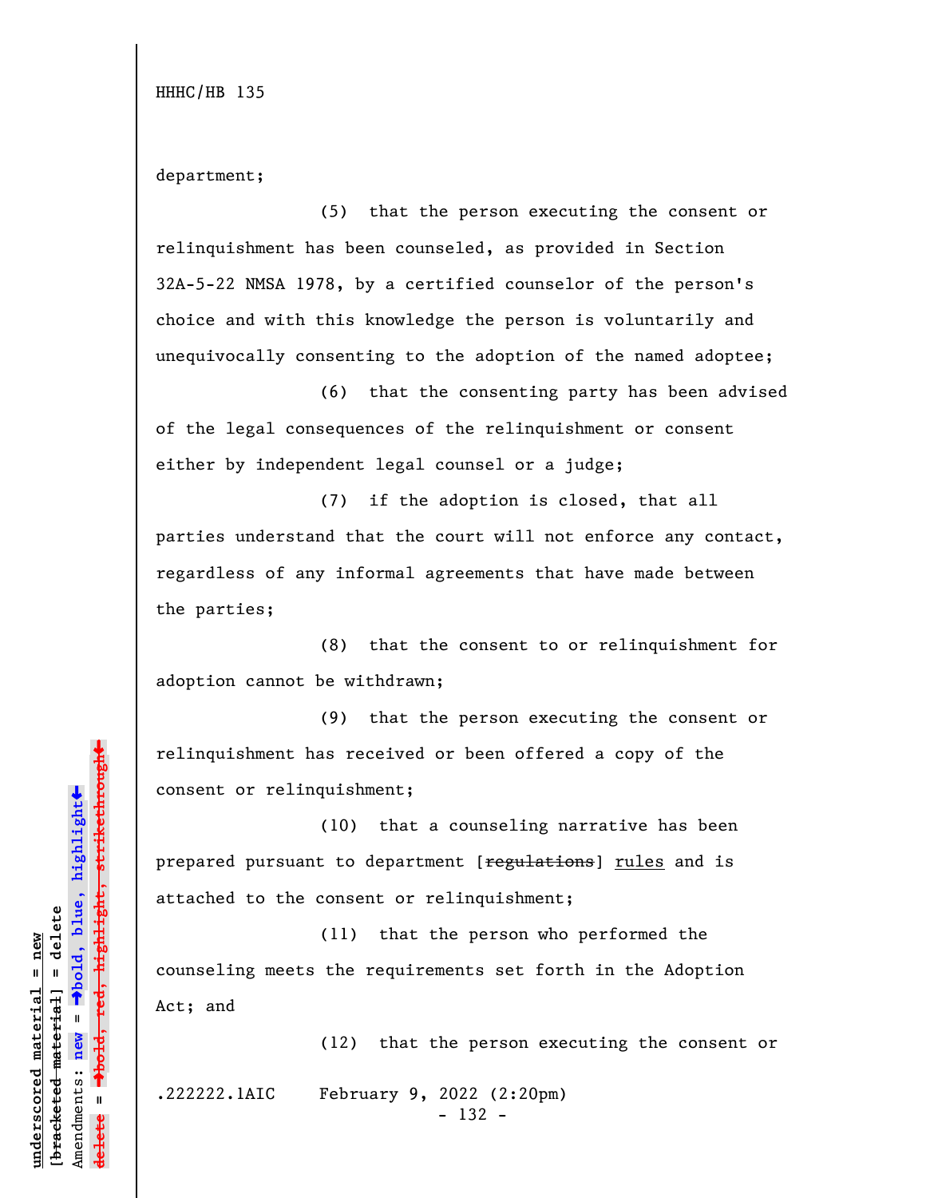department;

(5) that the person executing the consent or relinquishment has been counseled, as provided in Section 32A-5-22 NMSA 1978, by a certified counselor of the person's choice and with this knowledge the person is voluntarily and unequivocally consenting to the adoption of the named adoptee;

(6) that the consenting party has been advised of the legal consequences of the relinquishment or consent either by independent legal counsel or a judge;

(7) if the adoption is closed, that all parties understand that the court will not enforce any contact, regardless of any informal agreements that have made between the parties;

(8) that the consent to or relinquishment for adoption cannot be withdrawn;

(9) that the person executing the consent or relinquishment has received or been offered a copy of the consent or relinquishment;

(10) that a counseling narrative has been prepared pursuant to department [~~regulations~~] <u>rules</u> and is attached to the consent or relinquishment;

(11) that the person who performed the counseling meets the requirements set forth in the Adoption Act; and

(12) that the person executing the consent or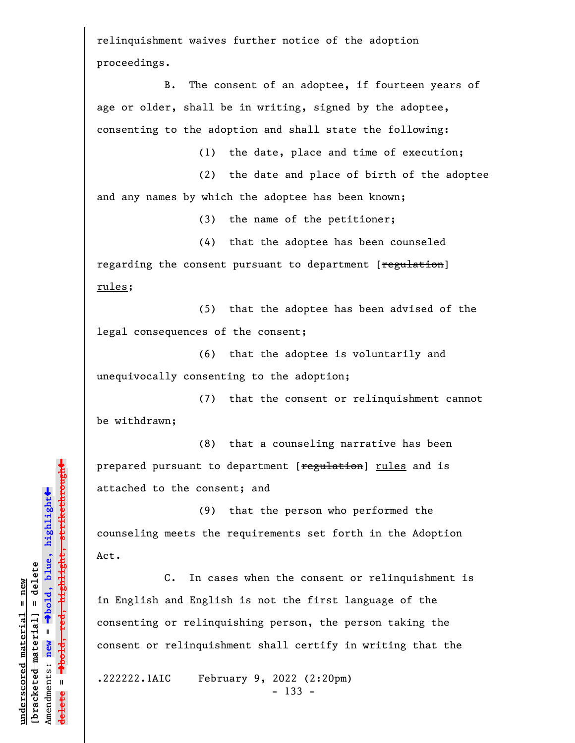relinquishment waives further notice of the adoption proceedings.

B. The consent of an adoptee, if fourteen years of age or older, shall be in writing, signed by the adoptee, consenting to the adoption and shall state the following:

(1) the date, place and time of execution;

(2) the date and place of birth of the adoptee and any names by which the adoptee has been known;

(3) the name of the petitioner;

(4) that the adoptee has been counseled regarding the consent pursuant to department [~~regulation~~] rules;

(5) that the adoptee has been advised of the legal consequences of the consent;

(6) that the adoptee is voluntarily and unequivocally consenting to the adoption;

(7) that the consent or relinquishment cannot be withdrawn;

(8) that a counseling narrative has been prepared pursuant to department [~~regulation~~] rules and is attached to the consent; and

(9) that the person who performed the counseling meets the requirements set forth in the Adoption Act.

C. In cases when the consent or relinquishment is in English and English is not the first language of the consenting or relinquishing person, the person taking the consent or relinquishment shall certify in writing that the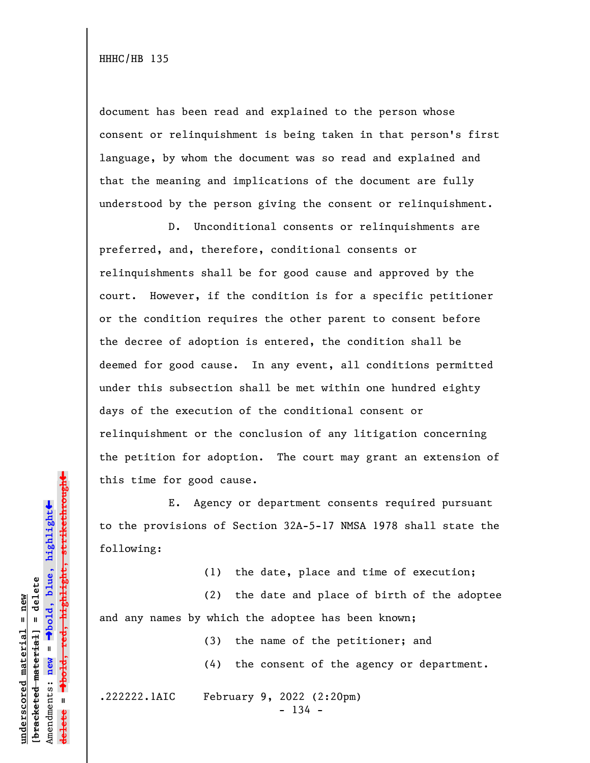document has been read and explained to the person whose consent or relinquishment is being taken in that person's first language, by whom the document was so read and explained and that the meaning and implications of the document are fully understood by the person giving the consent or relinquishment.

D. Unconditional consents or relinquishments are preferred, and, therefore, conditional consents or relinquishments shall be for good cause and approved by the court. However, if the condition is for a specific petitioner or the condition requires the other parent to consent before the decree of adoption is entered, the condition shall be deemed for good cause. In any event, all conditions permitted under this subsection shall be met within one hundred eighty days of the execution of the conditional consent or relinquishment or the conclusion of any litigation concerning the petition for adoption. The court may grant an extension of this time for good cause.

E. Agency or department consents required pursuant to the provisions of Section 32A-5-17 NMSA 1978 shall state the following:

(1) the date, place and time of execution;

(2) the date and place of birth of the adoptee and any names by which the adoptee has been known;

(3) the name of the petitioner; and

(4) the consent of the agency or department.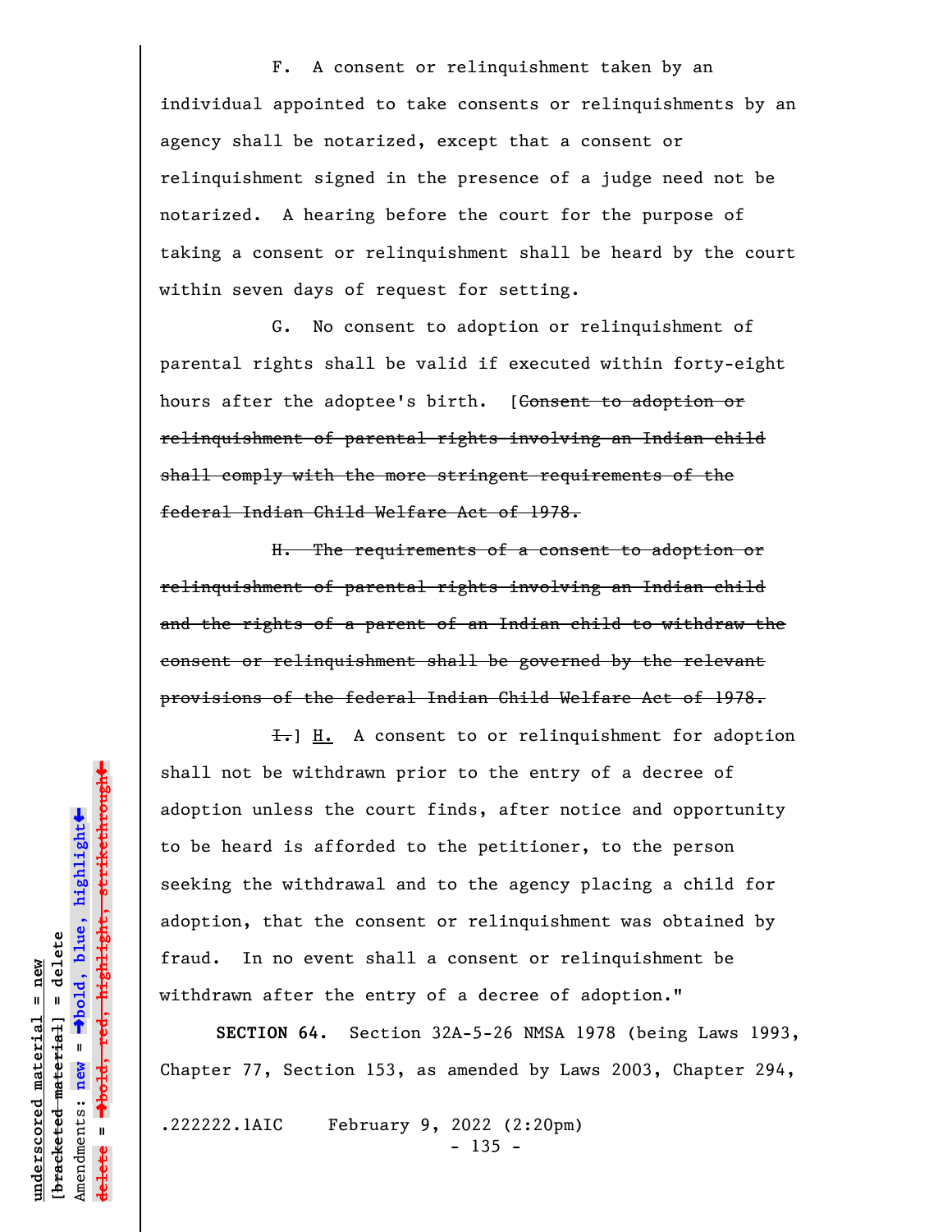F. A consent or relinquishment taken by an individual appointed to take consents or relinquishments by an agency shall be notarized, except that a consent or relinquishment signed in the presence of a judge need not be notarized. A hearing before the court for the purpose of taking a consent or relinquishment shall be heard by the court within seven days of request for setting.

G. No consent to adoption or relinquishment of parental rights shall be valid if executed within forty-eight hours after the adoptee's birth. [~~Consent to adoption or relinquishment of parental rights involving an Indian child shall comply with the more stringent requirements of the federal Indian Child Welfare Act of 1978.~~

~~H. The requirements of a consent to adoption or relinquishment of parental rights involving an Indian child and the rights of a parent of an Indian child to withdraw the consent or relinquishment shall be governed by the relevant provisions of the federal Indian Child Welfare Act of 1978.~~

~~I.~~] <u>H.</u> A consent to or relinquishment for adoption shall not be withdrawn prior to the entry of a decree of adoption unless the court finds, after notice and opportunity to be heard is afforded to the petitioner, to the person seeking the withdrawal and to the agency placing a child for adoption, that the consent or relinquishment was obtained by fraud. In no event shall a consent or relinquishment be withdrawn after the entry of a decree of adoption."

**SECTION 64.** Section 32A-5-26 NMSA 1978 (being Laws 1993, Chapter 77, Section 153, as amended by Laws 2003, Chapter 294,

.222222.1AIC February 9, 2022 (2:20pm)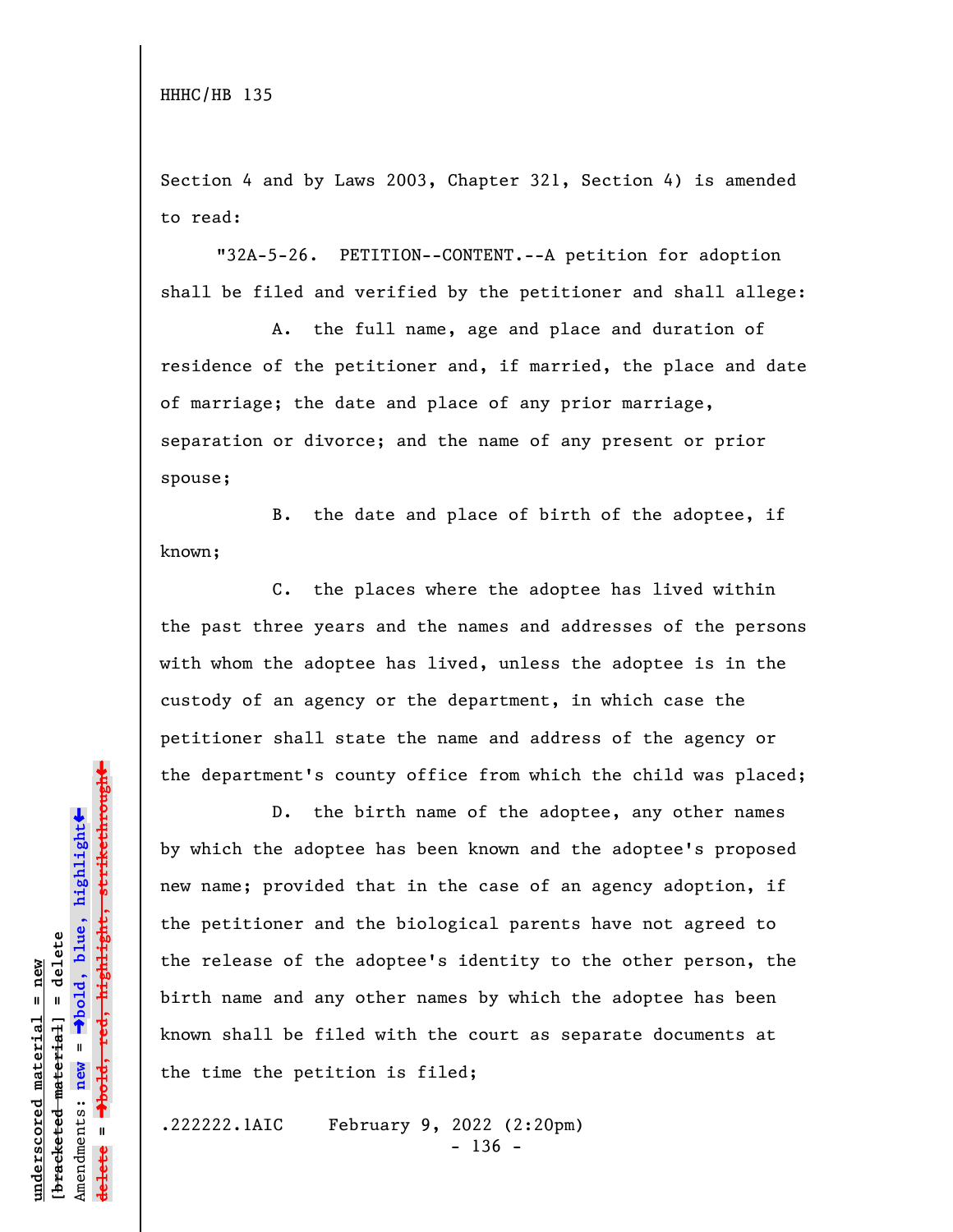HHHC/HB 135

Section 4 and by Laws 2003, Chapter 321, Section 4) is amended to read:

"32A-5-26. PETITION--CONTENT.--A petition for adoption shall be filed and verified by the petitioner and shall allege:

A. the full name, age and place and duration of residence of the petitioner and, if married, the place and date of marriage; the date and place of any prior marriage, separation or divorce; and the name of any present or prior spouse;

B. the date and place of birth of the adoptee, if known;

C. the places where the adoptee has lived within the past three years and the names and addresses of the persons with whom the adoptee has lived, unless the adoptee is in the custody of an agency or the department, in which case the petitioner shall state the name and address of the agency or the department's county office from which the child was placed;

D. the birth name of the adoptee, any other names by which the adoptee has been known and the adoptee's proposed new name; provided that in the case of an agency adoption, if the petitioner and the biological parents have not agreed to the release of the adoptee's identity to the other person, the birth name and any other names by which the adoptee has been known shall be filed with the court as separate documents at the time the petition is filed;

.222222.1AIC February 9, 2022 (2:20pm)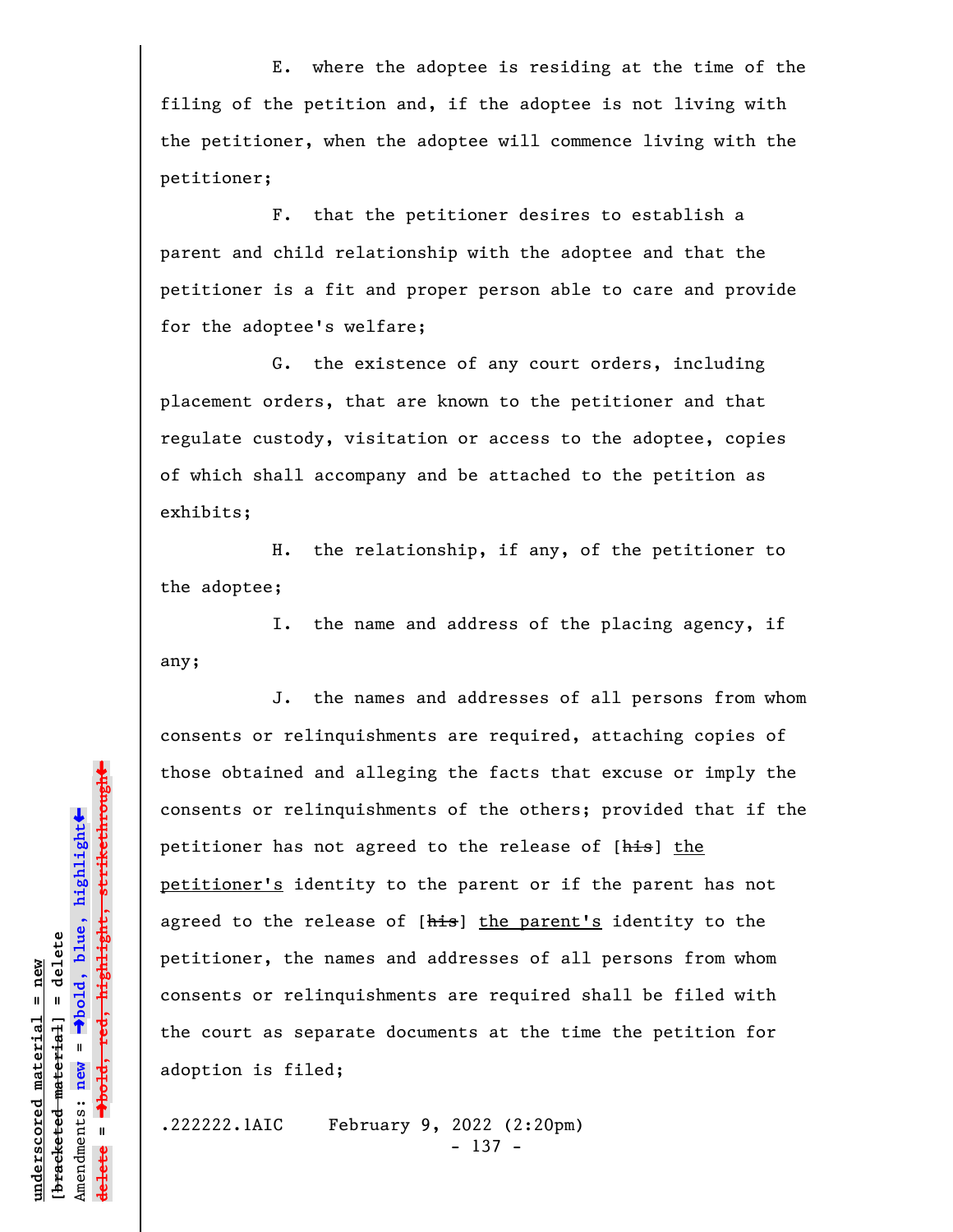E. where the adoptee is residing at the time of the filing of the petition and, if the adoptee is not living with the petitioner, when the adoptee will commence living with the petitioner;

F. that the petitioner desires to establish a parent and child relationship with the adoptee and that the petitioner is a fit and proper person able to care and provide for the adoptee's welfare;

G. the existence of any court orders, including placement orders, that are known to the petitioner and that regulate custody, visitation or access to the adoptee, copies of which shall accompany and be attached to the petition as exhibits;

H. the relationship, if any, of the petitioner to the adoptee;

I. the name and address of the placing agency, if any;

J. the names and addresses of all persons from whom consents or relinquishments are required, attaching copies of those obtained and alleging the facts that excuse or imply the consents or relinquishments of the others; provided that if the petitioner has not agreed to the release of [~~his~~] <u>the petitioner's</u> identity to the parent or if the parent has not agreed to the release of [~~his~~] <u>the parent's</u> identity to the petitioner, the names and addresses of all persons from whom consents or relinquishments are required shall be filed with the court as separate documents at the time the petition for adoption is filed;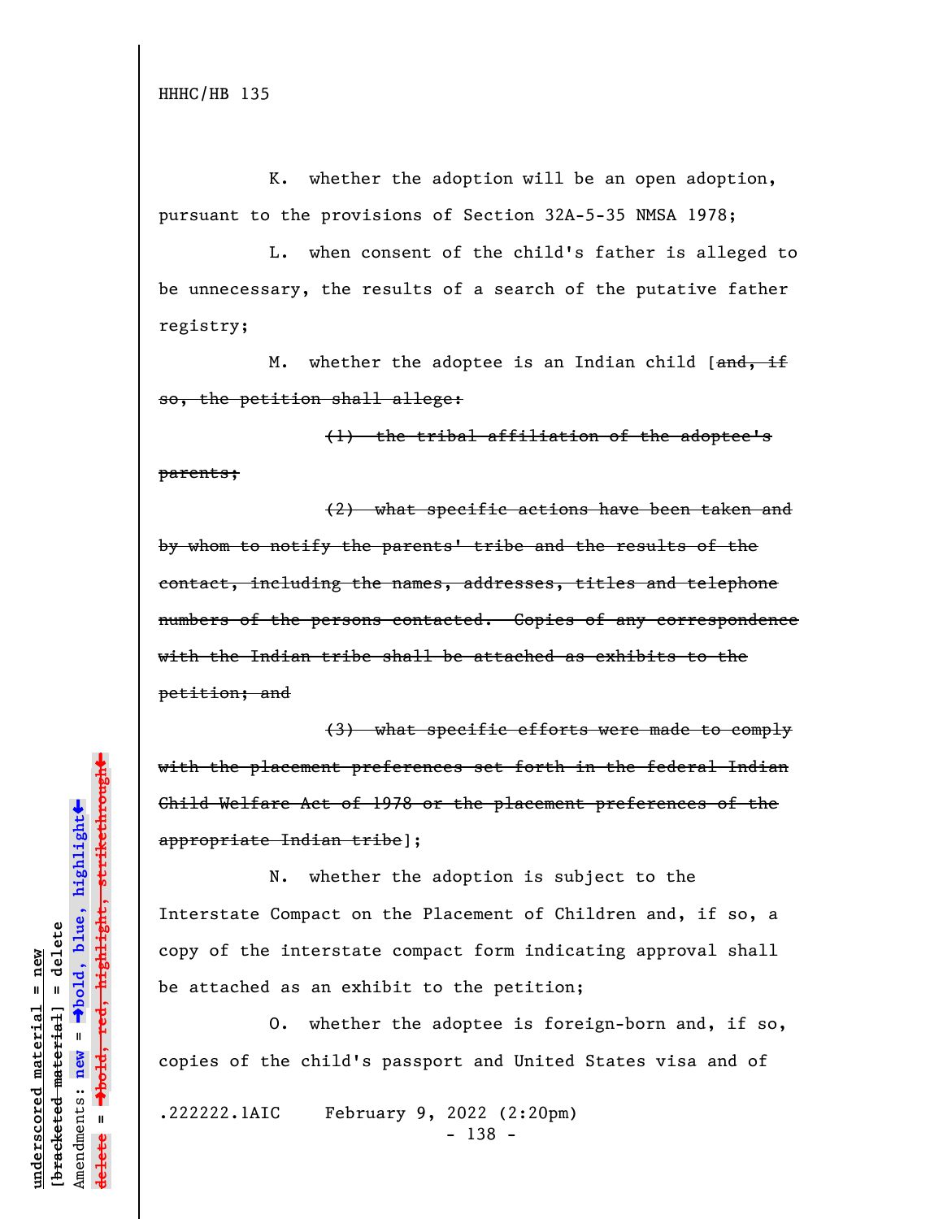K. whether the adoption will be an open adoption, pursuant to the provisions of Section 32A-5-35 NMSA 1978;

L. when consent of the child's father is alleged to be unnecessary, the results of a search of the putative father registry;

M. whether the adoptee is an Indian child [~~and, if so, the petition shall allege:~~

~~(1) the tribal affiliation of the adoptee's parents;~~

~~(2) what specific actions have been taken and by whom to notify the parents' tribe and the results of the contact, including the names, addresses, titles and telephone numbers of the persons contacted. Copies of any correspondence with the Indian tribe shall be attached as exhibits to the petition; and~~

~~(3) what specific efforts were made to comply with the placement preferences set forth in the federal Indian Child Welfare Act of 1978 or the placement preferences of the appropriate Indian tribe~~];

N. whether the adoption is subject to the Interstate Compact on the Placement of Children and, if so, a copy of the interstate compact form indicating approval shall be attached as an exhibit to the petition;

O. whether the adoptee is foreign-born and, if so, copies of the child's passport and United States visa and of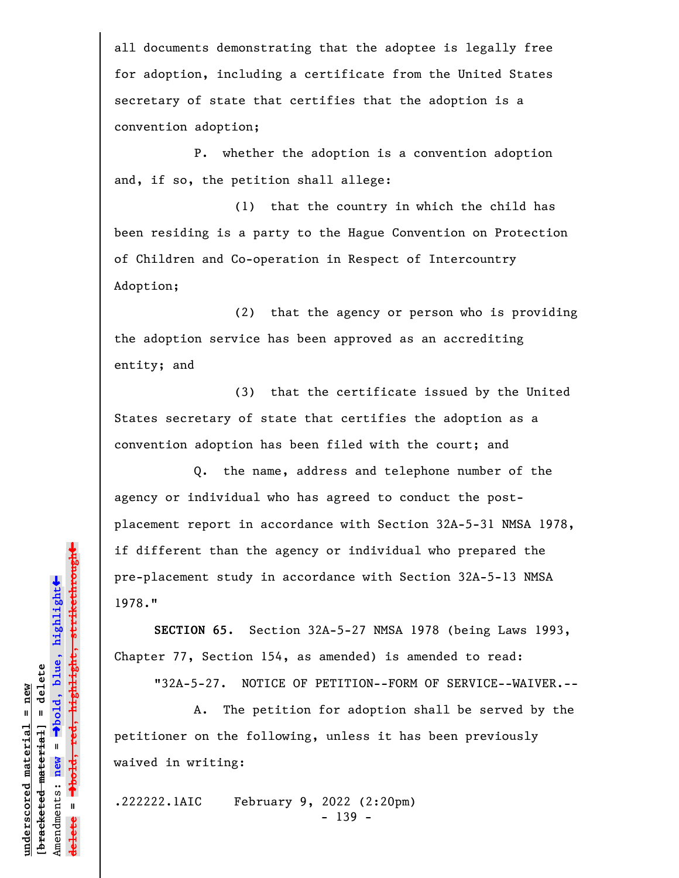all documents demonstrating that the adoptee is legally free for adoption, including a certificate from the United States secretary of state that certifies that the adoption is a convention adoption;

P. whether the adoption is a convention adoption and, if so, the petition shall allege:

(1) that the country in which the child has been residing is a party to the Hague Convention on Protection of Children and Co-operation in Respect of Intercountry Adoption;

(2) that the agency or person who is providing the adoption service has been approved as an accrediting entity; and

(3) that the certificate issued by the United States secretary of state that certifies the adoption as a convention adoption has been filed with the court; and

Q. the name, address and telephone number of the agency or individual who has agreed to conduct the post-placement report in accordance with Section 32A-5-31 NMSA 1978, if different than the agency or individual who prepared the pre-placement study in accordance with Section 32A-5-13 NMSA 1978."

**SECTION 65.** Section 32A-5-27 NMSA 1978 (being Laws 1993, Chapter 77, Section 154, as amended) is amended to read:

"32A-5-27. NOTICE OF PETITION--FORM OF SERVICE--WAIVER.--

A. The petition for adoption shall be served by the petitioner on the following, unless it has been previously waived in writing:

.222222.1AIC February 9, 2022 (2:20pm)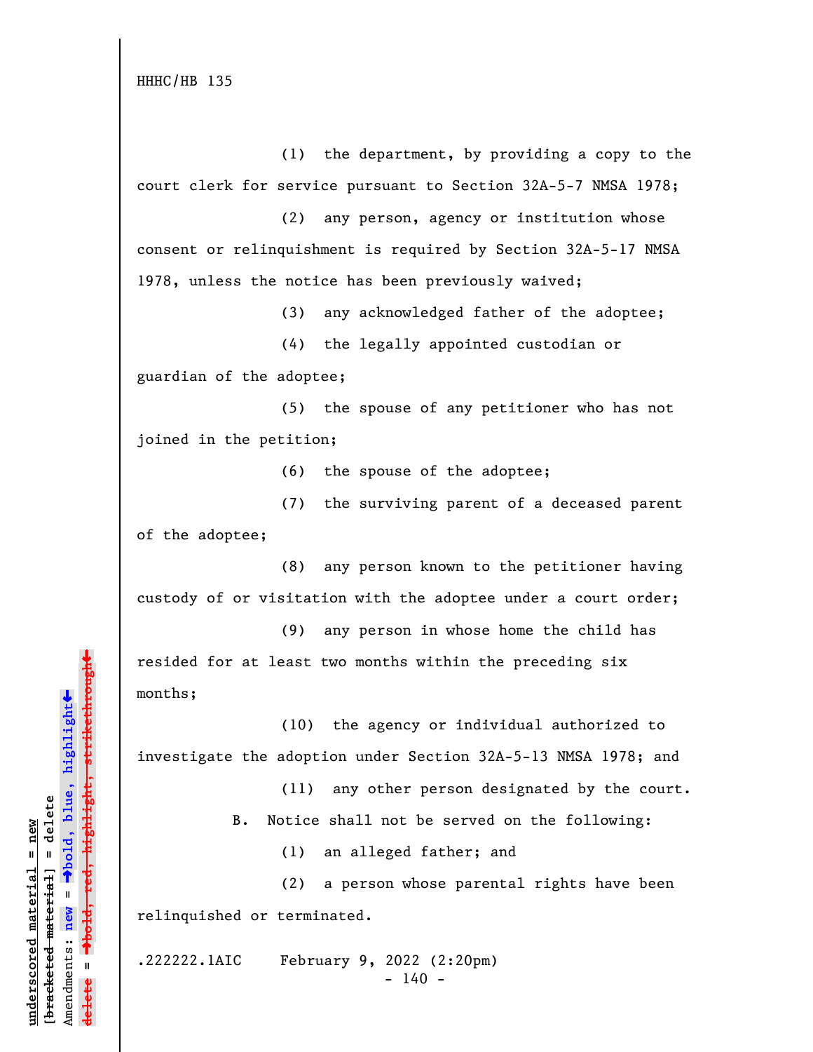(1) the department, by providing a copy to the court clerk for service pursuant to Section 32A-5-7 NMSA 1978;

(2) any person, agency or institution whose consent or relinquishment is required by Section 32A-5-17 NMSA 1978, unless the notice has been previously waived;

(3) any acknowledged father of the adoptee;

(4) the legally appointed custodian or guardian of the adoptee;

(5) the spouse of any petitioner who has not joined in the petition;

(6) the spouse of the adoptee;

(7) the surviving parent of a deceased parent of the adoptee;

(8) any person known to the petitioner having custody of or visitation with the adoptee under a court order;

(9) any person in whose home the child has resided for at least two months within the preceding six months;

(10) the agency or individual authorized to investigate the adoption under Section 32A-5-13 NMSA 1978; and

(11) any other person designated by the court.

B. Notice shall not be served on the following:

(1) an alleged father; and

(2) a person whose parental rights have been relinquished or terminated.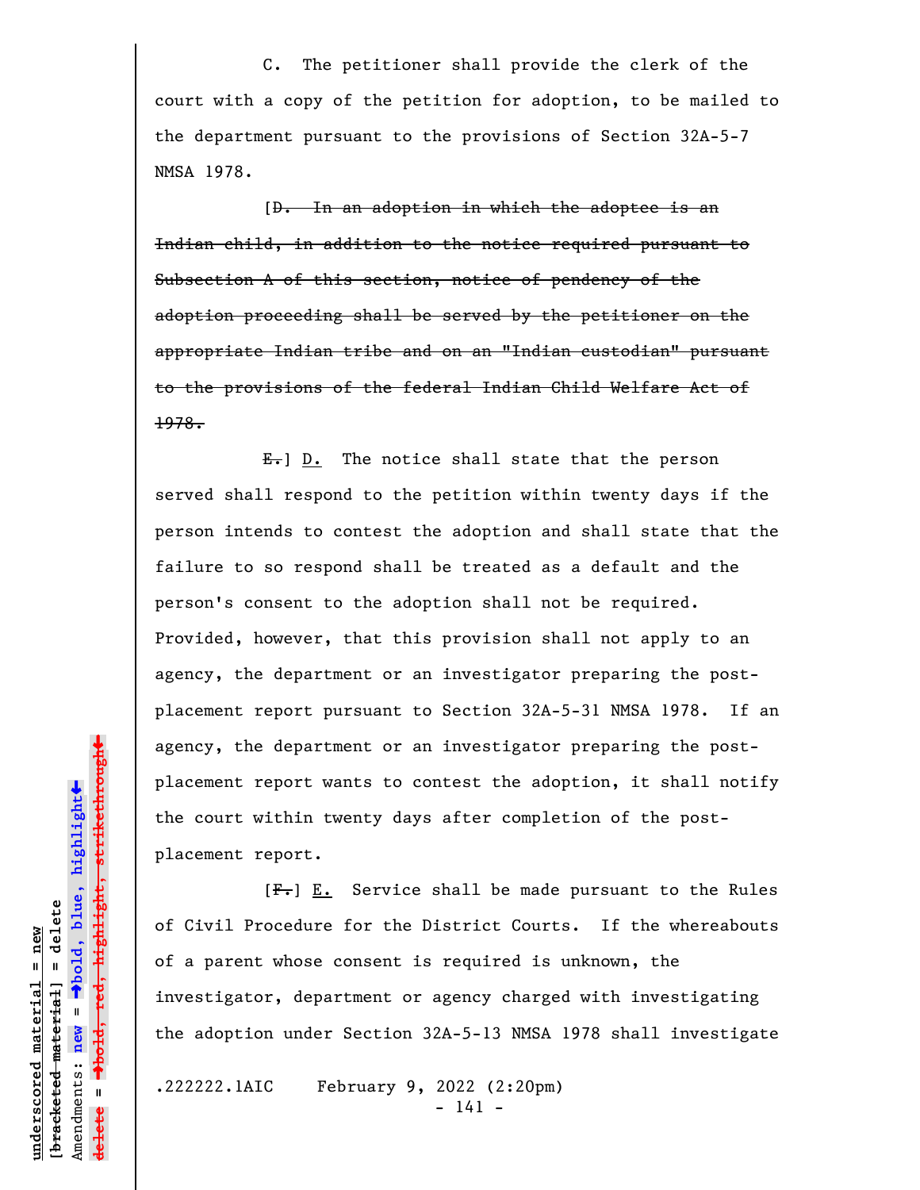C. The petitioner shall provide the clerk of the court with a copy of the petition for adoption, to be mailed to the department pursuant to the provisions of Section 32A-5-7 NMSA 1978.

[~~D. In an adoption in which the adoptee is an Indian child, in addition to the notice required pursuant to Subsection A of this section, notice of pendency of the adoption proceeding shall be served by the petitioner on the appropriate Indian tribe and on an "Indian custodian" pursuant to the provisions of the federal Indian Child Welfare Act of 1978.~~

~~E.~~] D. The notice shall state that the person served shall respond to the petition within twenty days if the person intends to contest the adoption and shall state that the failure to so respond shall be treated as a default and the person's consent to the adoption shall not be required. Provided, however, that this provision shall not apply to an agency, the department or an investigator preparing the post-placement report pursuant to Section 32A-5-31 NMSA 1978. If an agency, the department or an investigator preparing the post-placement report wants to contest the adoption, it shall notify the court within twenty days after completion of the post-placement report.

[~~F.~~] E. Service shall be made pursuant to the Rules of Civil Procedure for the District Courts. If the whereabouts of a parent whose consent is required is unknown, the investigator, department or agency charged with investigating the adoption under Section 32A-5-13 NMSA 1978 shall investigate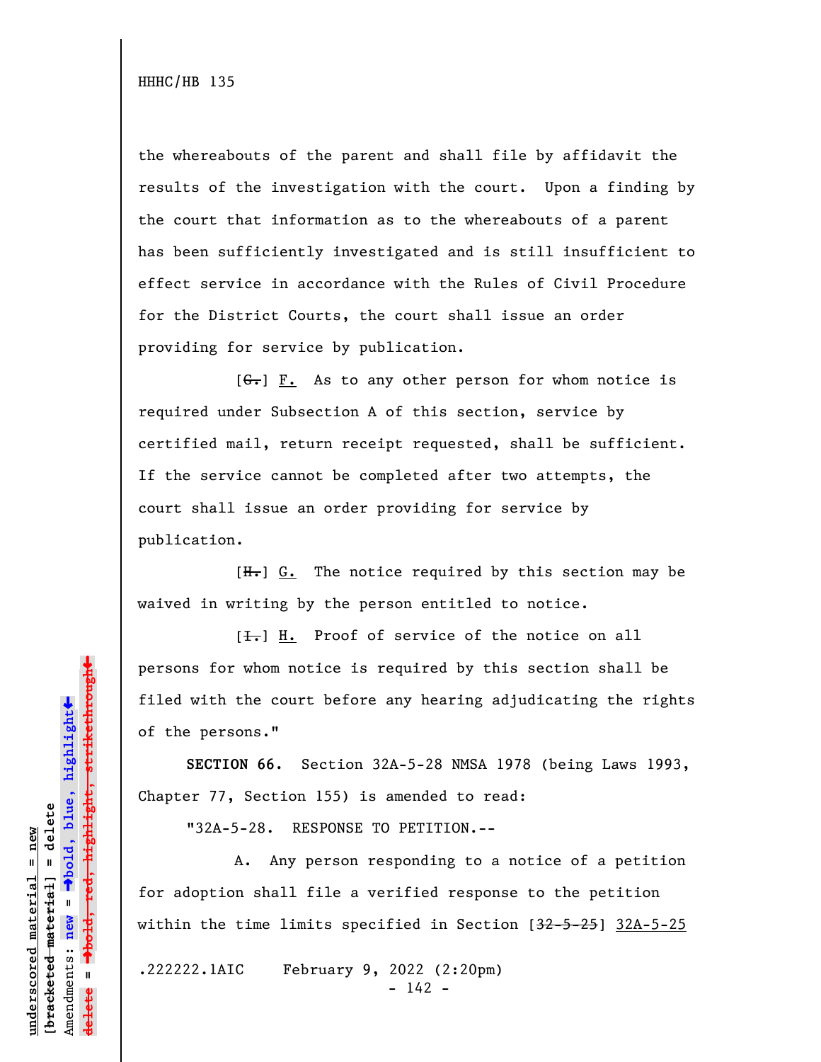the whereabouts of the parent and shall file by affidavit the results of the investigation with the court. Upon a finding by the court that information as to the whereabouts of a parent has been sufficiently investigated and is still insufficient to effect service in accordance with the Rules of Civil Procedure for the District Courts, the court shall issue an order providing for service by publication.

[~~G.~~] F. As to any other person for whom notice is required under Subsection A of this section, service by certified mail, return receipt requested, shall be sufficient. If the service cannot be completed after two attempts, the court shall issue an order providing for service by publication.

[~~H.~~] G. The notice required by this section may be waived in writing by the person entitled to notice.

[~~I.~~] H. Proof of service of the notice on all persons for whom notice is required by this section shall be filed with the court before any hearing adjudicating the rights of the persons."

**SECTION 66.** Section 32A-5-28 NMSA 1978 (being Laws 1993, Chapter 77, Section 155) is amended to read:

"32A-5-28. RESPONSE TO PETITION.--

A. Any person responding to a notice of a petition for adoption shall file a verified response to the petition within the time limits specified in Section [~~32-5-25~~] 32A-5-25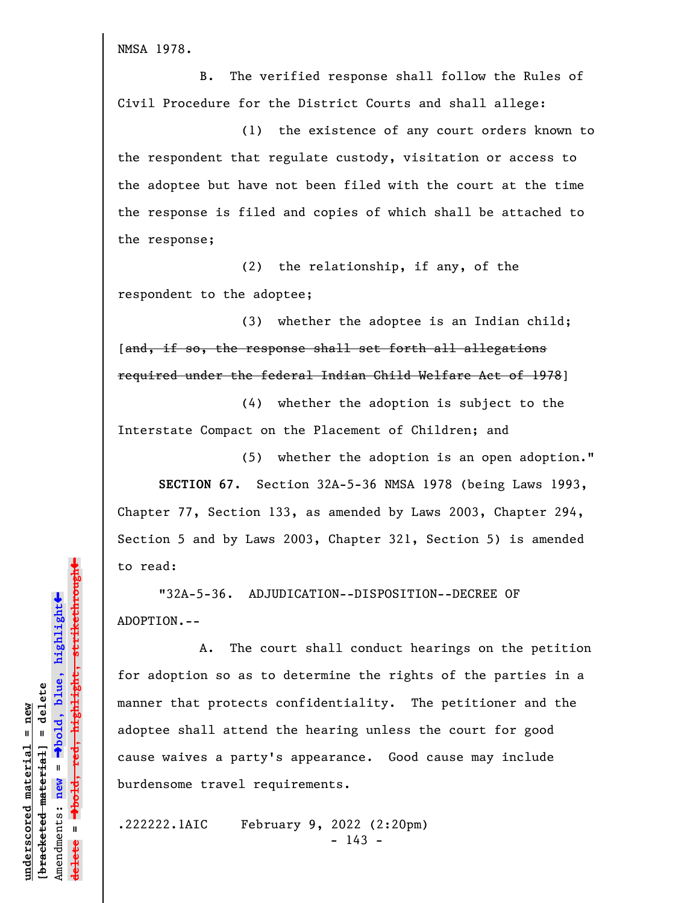NMSA 1978.

B. The verified response shall follow the Rules of Civil Procedure for the District Courts and shall allege:

(1) the existence of any court orders known to the respondent that regulate custody, visitation or access to the adoptee but have not been filed with the court at the time the response is filed and copies of which shall be attached to the response;

(2) the relationship, if any, of the respondent to the adoptee;

(3) whether the adoptee is an Indian child; [~~and, if so, the response shall set forth all allegations required under the federal Indian Child Welfare Act of 1978~~]

(4) whether the adoption is subject to the Interstate Compact on the Placement of Children; and

(5) whether the adoption is an open adoption."

**SECTION 67.** Section 32A-5-36 NMSA 1978 (being Laws 1993, Chapter 77, Section 133, as amended by Laws 2003, Chapter 294, Section 5 and by Laws 2003, Chapter 321, Section 5) is amended to read:

"32A-5-36. ADJUDICATION--DISPOSITION--DECREE OF ADOPTION.--

A. The court shall conduct hearings on the petition for adoption so as to determine the rights of the parties in a manner that protects confidentiality. The petitioner and the adoptee shall attend the hearing unless the court for good cause waives a party's appearance. Good cause may include burdensome travel requirements.

.222222.1AIC February 9, 2022 (2:20pm)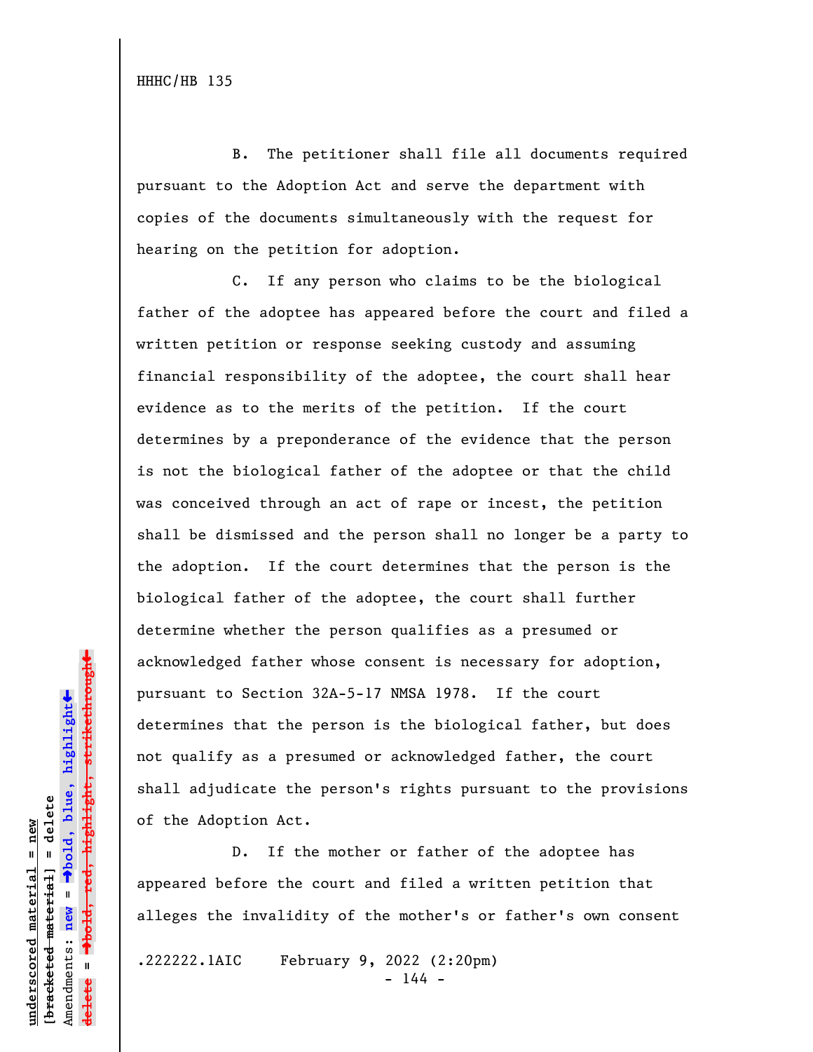B. The petitioner shall file all documents required pursuant to the Adoption Act and serve the department with copies of the documents simultaneously with the request for hearing on the petition for adoption.

C. If any person who claims to be the biological father of the adoptee has appeared before the court and filed a written petition or response seeking custody and assuming financial responsibility of the adoptee, the court shall hear evidence as to the merits of the petition. If the court determines by a preponderance of the evidence that the person is not the biological father of the adoptee or that the child was conceived through an act of rape or incest, the petition shall be dismissed and the person shall no longer be a party to the adoption. If the court determines that the person is the biological father of the adoptee, the court shall further determine whether the person qualifies as a presumed or acknowledged father whose consent is necessary for adoption, pursuant to Section 32A-5-17 NMSA 1978. If the court determines that the person is the biological father, but does not qualify as a presumed or acknowledged father, the court shall adjudicate the person's rights pursuant to the provisions of the Adoption Act.

D. If the mother or father of the adoptee has appeared before the court and filed a written petition that alleges the invalidity of the mother's or father's own consent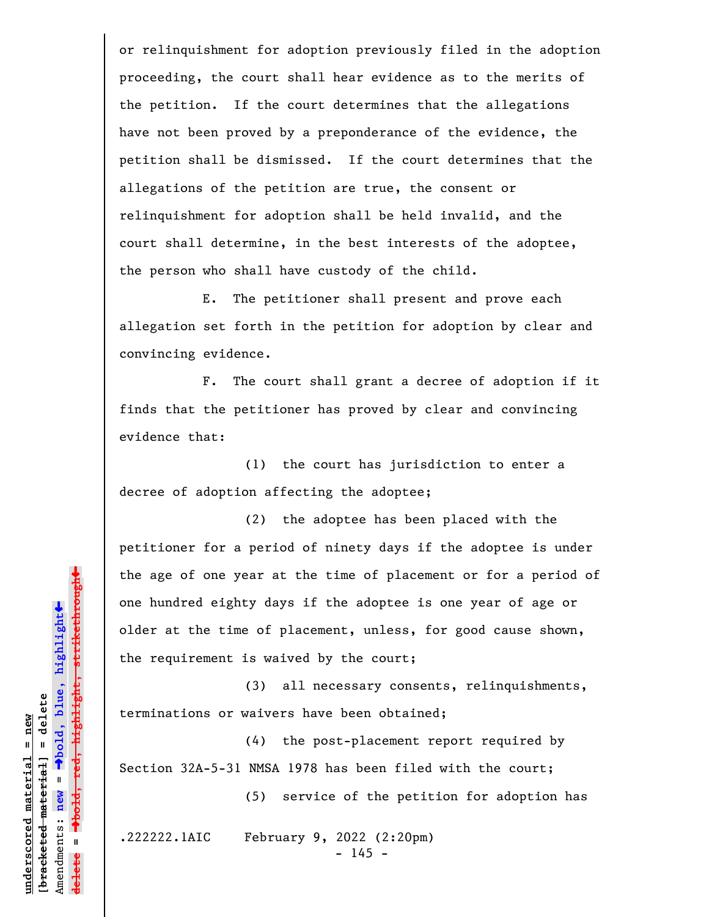or relinquishment for adoption previously filed in the adoption proceeding, the court shall hear evidence as to the merits of the petition. If the court determines that the allegations have not been proved by a preponderance of the evidence, the petition shall be dismissed. If the court determines that the allegations of the petition are true, the consent or relinquishment for adoption shall be held invalid, and the court shall determine, in the best interests of the adoptee, the person who shall have custody of the child.

E. The petitioner shall present and prove each allegation set forth in the petition for adoption by clear and convincing evidence.

F. The court shall grant a decree of adoption if it finds that the petitioner has proved by clear and convincing evidence that:

(1) the court has jurisdiction to enter a decree of adoption affecting the adoptee;

(2) the adoptee has been placed with the petitioner for a period of ninety days if the adoptee is under the age of one year at the time of placement or for a period of one hundred eighty days if the adoptee is one year of age or older at the time of placement, unless, for good cause shown, the requirement is waived by the court;

(3) all necessary consents, relinquishments, terminations or waivers have been obtained;

(4) the post-placement report required by Section 32A-5-31 NMSA 1978 has been filed with the court;

(5) service of the petition for adoption has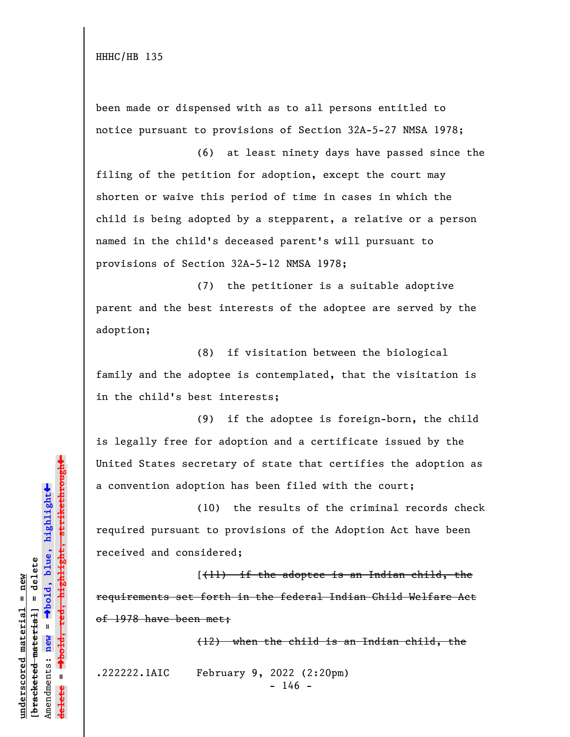been made or dispensed with as to all persons entitled to notice pursuant to provisions of Section 32A-5-27 NMSA 1978;

(6) at least ninety days have passed since the filing of the petition for adoption, except the court may shorten or waive this period of time in cases in which the child is being adopted by a stepparent, a relative or a person named in the child's deceased parent's will pursuant to provisions of Section 32A-5-12 NMSA 1978;

(7) the petitioner is a suitable adoptive parent and the best interests of the adoptee are served by the adoption;

(8) if visitation between the biological family and the adoptee is contemplated, that the visitation is in the child's best interests;

(9) if the adoptee is foreign-born, the child is legally free for adoption and a certificate issued by the United States secretary of state that certifies the adoption as a convention adoption has been filed with the court;

(10) the results of the criminal records check required pursuant to provisions of the Adoption Act have been received and considered;

[~~(11) if the adoptee is an Indian child, the requirements set forth in the federal Indian Child Welfare Act of 1978 have been met;~~

~~(12) when the child is an Indian child, the~~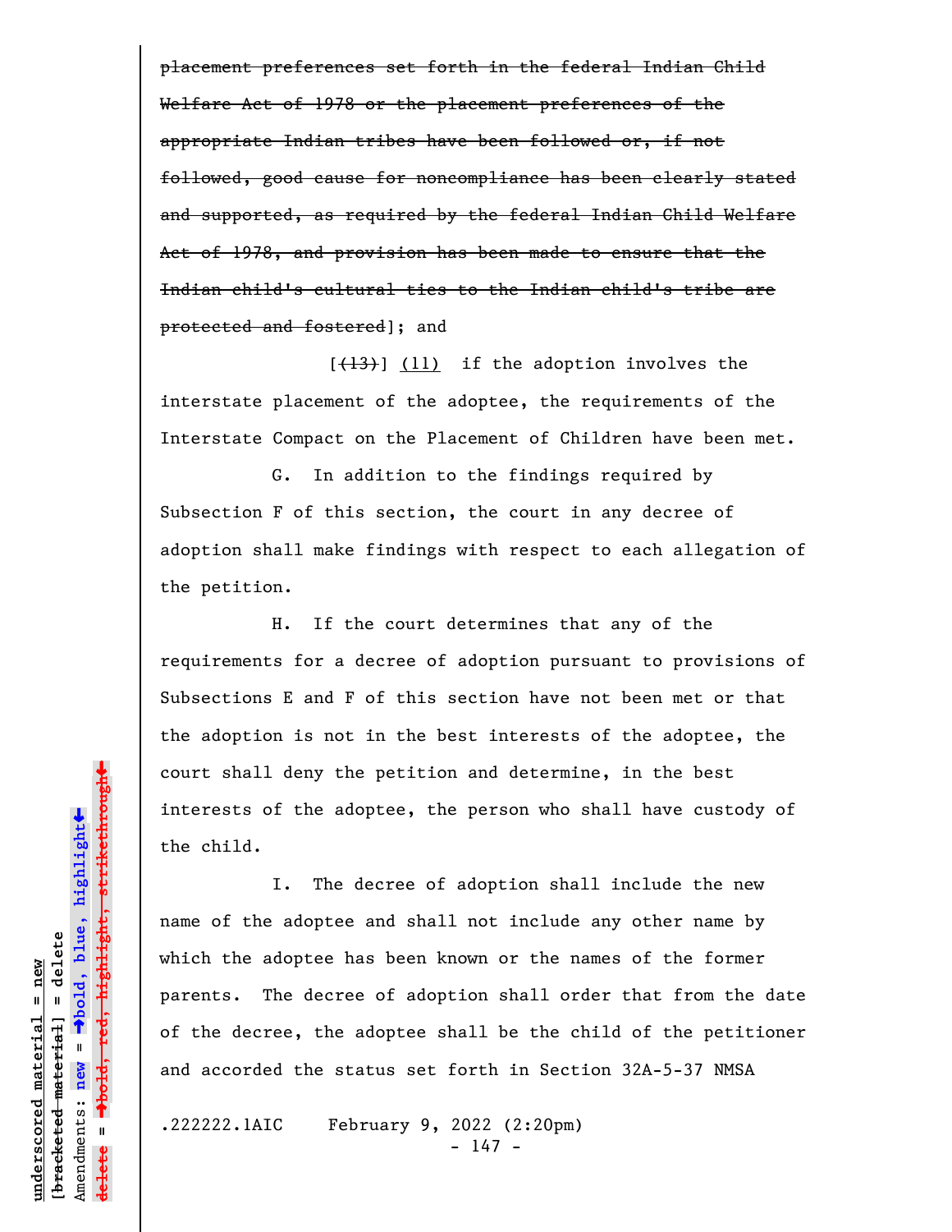~~placement preferences set forth in the federal Indian Child Welfare Act of 1978 or the placement preferences of the appropriate Indian tribes have been followed or, if not followed, good cause for noncompliance has been clearly stated and supported, as required by the federal Indian Child Welfare Act of 1978, and provision has been made to ensure that the Indian child's cultural ties to the Indian child's tribe are protected and fostered~~]; and

[~~(13)~~] <u>(11)</u> if the adoption involves the interstate placement of the adoptee, the requirements of the Interstate Compact on the Placement of Children have been met.

G. In addition to the findings required by Subsection F of this section, the court in any decree of adoption shall make findings with respect to each allegation of the petition.

H. If the court determines that any of the requirements for a decree of adoption pursuant to provisions of Subsections E and F of this section have not been met or that the adoption is not in the best interests of the adoptee, the court shall deny the petition and determine, in the best interests of the adoptee, the person who shall have custody of the child.

I. The decree of adoption shall include the new name of the adoptee and shall not include any other name by which the adoptee has been known or the names of the former parents. The decree of adoption shall order that from the date of the decree, the adoptee shall be the child of the petitioner and accorded the status set forth in Section 32A-5-37 NMSA

.222222.1AIC February 9, 2022 (2:20pm)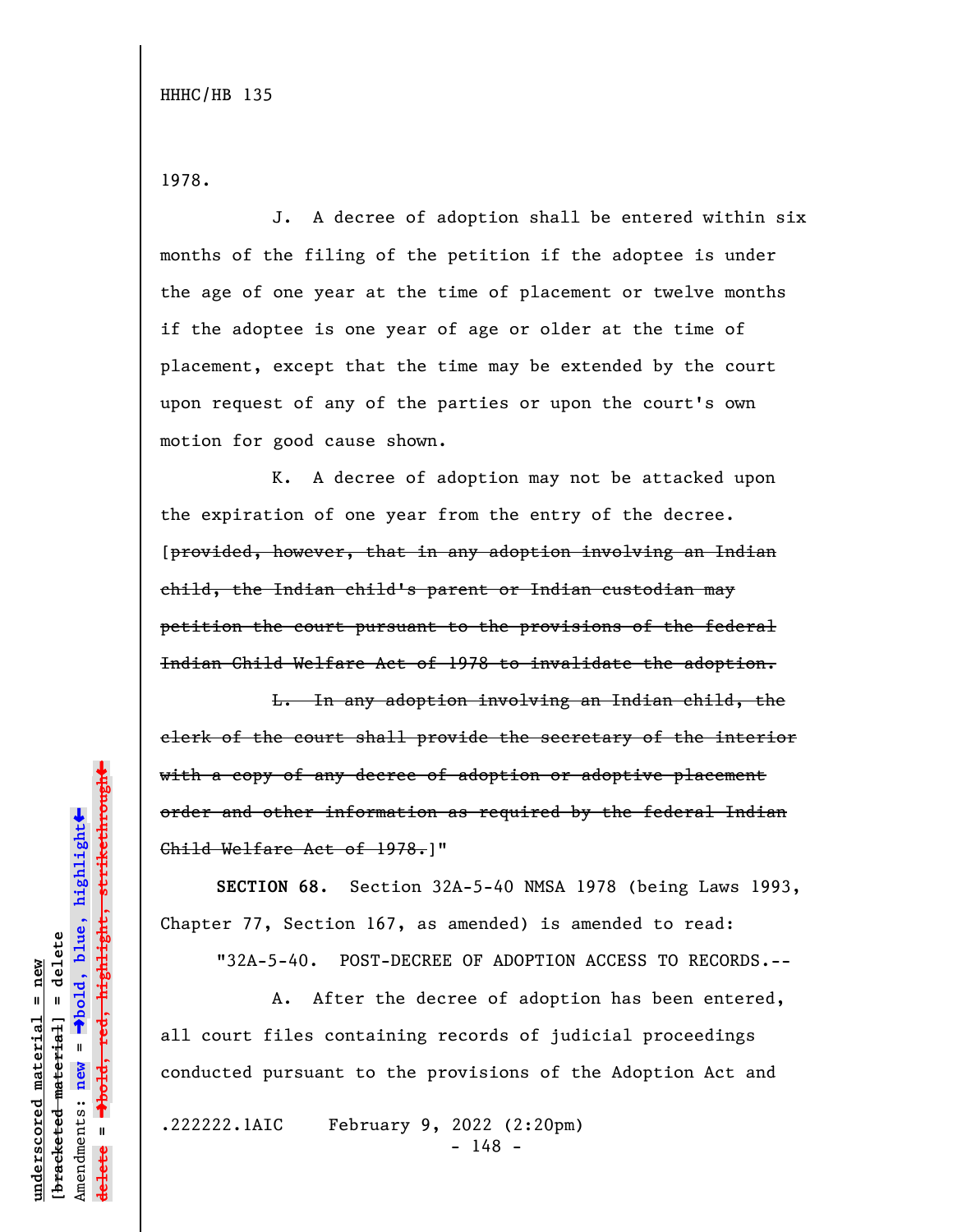1978.

J. A decree of adoption shall be entered within six months of the filing of the petition if the adoptee is under the age of one year at the time of placement or twelve months if the adoptee is one year of age or older at the time of placement, except that the time may be extended by the court upon request of any of the parties or upon the court's own motion for good cause shown.

K. A decree of adoption may not be attacked upon the expiration of one year from the entry of the decree. [~~provided, however, that in any adoption involving an Indian child, the Indian child's parent or Indian custodian may petition the court pursuant to the provisions of the federal Indian Child Welfare Act of 1978 to invalidate the adoption.~~

~~L. In any adoption involving an Indian child, the clerk of the court shall provide the secretary of the interior with a copy of any decree of adoption or adoptive placement order and other information as required by the federal Indian Child Welfare Act of 1978.~~]"

**SECTION 68.** Section 32A-5-40 NMSA 1978 (being Laws 1993, Chapter 77, Section 167, as amended) is amended to read:

"32A-5-40. POST-DECREE OF ADOPTION ACCESS TO RECORDS.--

A. After the decree of adoption has been entered, all court files containing records of judicial proceedings conducted pursuant to the provisions of the Adoption Act and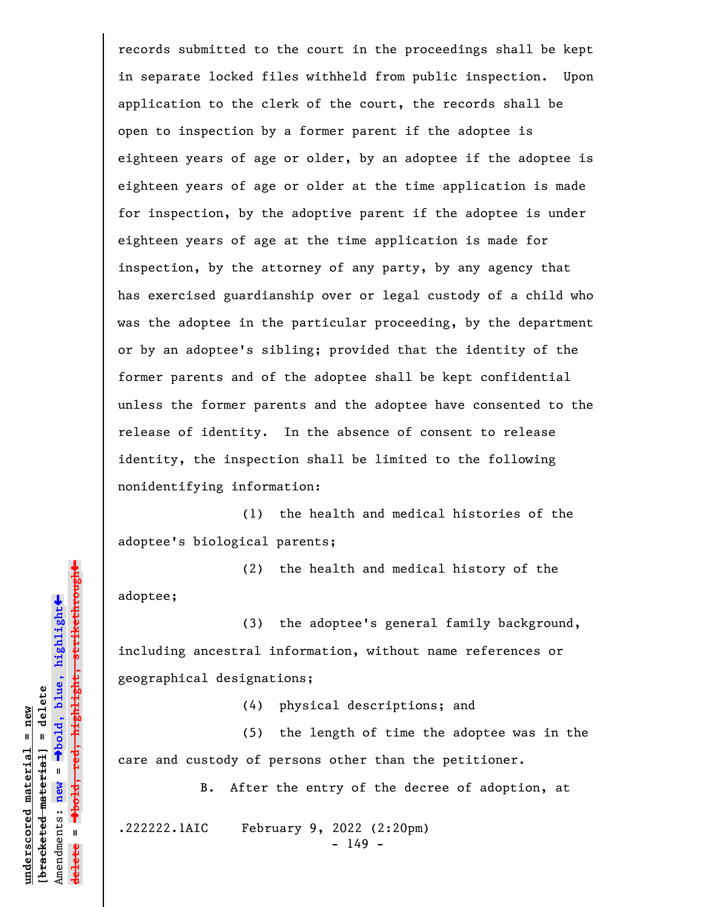records submitted to the court in the proceedings shall be kept in separate locked files withheld from public inspection. Upon application to the clerk of the court, the records shall be open to inspection by a former parent if the adoptee is eighteen years of age or older, by an adoptee if the adoptee is eighteen years of age or older at the time application is made for inspection, by the adoptive parent if the adoptee is under eighteen years of age at the time application is made for inspection, by the attorney of any party, by any agency that has exercised guardianship over or legal custody of a child who was the adoptee in the particular proceeding, by the department or by an adoptee's sibling; provided that the identity of the former parents and of the adoptee shall be kept confidential unless the former parents and the adoptee have consented to the release of identity. In the absence of consent to release identity, the inspection shall be limited to the following nonidentifying information:

(1) the health and medical histories of the adoptee's biological parents;

(2) the health and medical history of the adoptee;

(3) the adoptee's general family background, including ancestral information, without name references or geographical designations;

(4) physical descriptions; and

(5) the length of time the adoptee was in the care and custody of persons other than the petitioner.

B. After the entry of the decree of adoption, at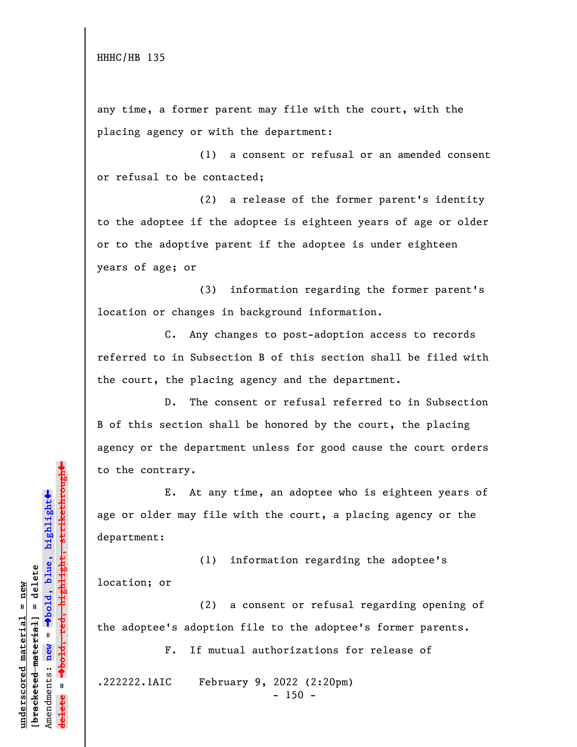any time, a former parent may file with the court, with the placing agency or with the department:

(1) a consent or refusal or an amended consent or refusal to be contacted;

(2) a release of the former parent's identity to the adoptee if the adoptee is eighteen years of age or older or to the adoptive parent if the adoptee is under eighteen years of age; or

(3) information regarding the former parent's location or changes in background information.

C. Any changes to post-adoption access to records referred to in Subsection B of this section shall be filed with the court, the placing agency and the department.

D. The consent or refusal referred to in Subsection B of this section shall be honored by the court, the placing agency or the department unless for good cause the court orders to the contrary.

E. At any time, an adoptee who is eighteen years of age or older may file with the court, a placing agency or the department:

(1) information regarding the adoptee's location; or

(2) a consent or refusal regarding opening of the adoptee's adoption file to the adoptee's former parents.

F. If mutual authorizations for release of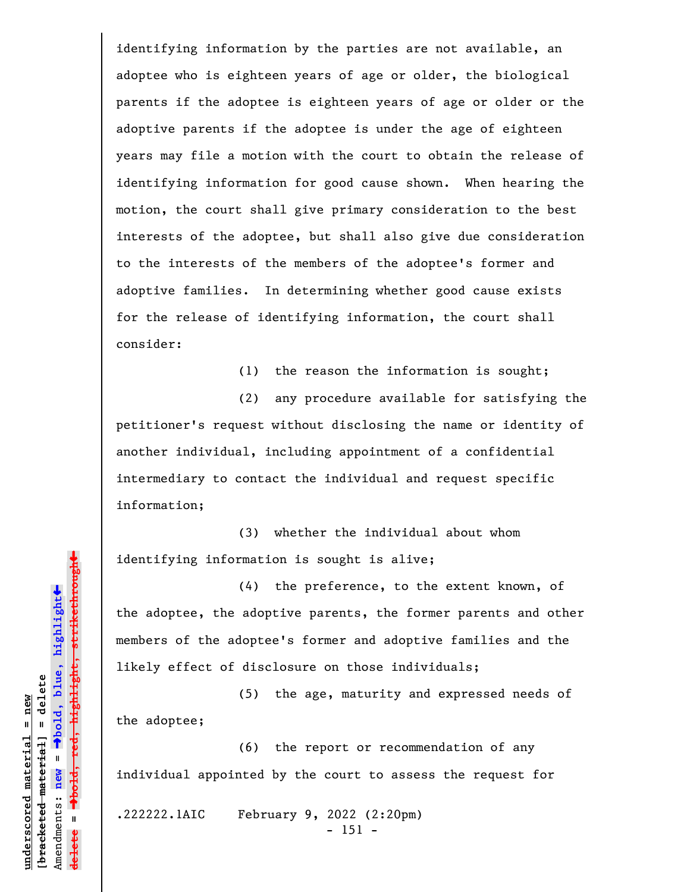identifying information by the parties are not available, an adoptee who is eighteen years of age or older, the biological parents if the adoptee is eighteen years of age or older or the adoptive parents if the adoptee is under the age of eighteen years may file a motion with the court to obtain the release of identifying information for good cause shown. When hearing the motion, the court shall give primary consideration to the best interests of the adoptee, but shall also give due consideration to the interests of the members of the adoptee's former and adoptive families. In determining whether good cause exists for the release of identifying information, the court shall consider:

(1) the reason the information is sought;

(2) any procedure available for satisfying the petitioner's request without disclosing the name or identity of another individual, including appointment of a confidential intermediary to contact the individual and request specific information;

(3) whether the individual about whom identifying information is sought is alive;

(4) the preference, to the extent known, of the adoptee, the adoptive parents, the former parents and other members of the adoptee's former and adoptive families and the likely effect of disclosure on those individuals;

(5) the age, maturity and expressed needs of the adoptee;

(6) the report or recommendation of any individual appointed by the court to assess the request for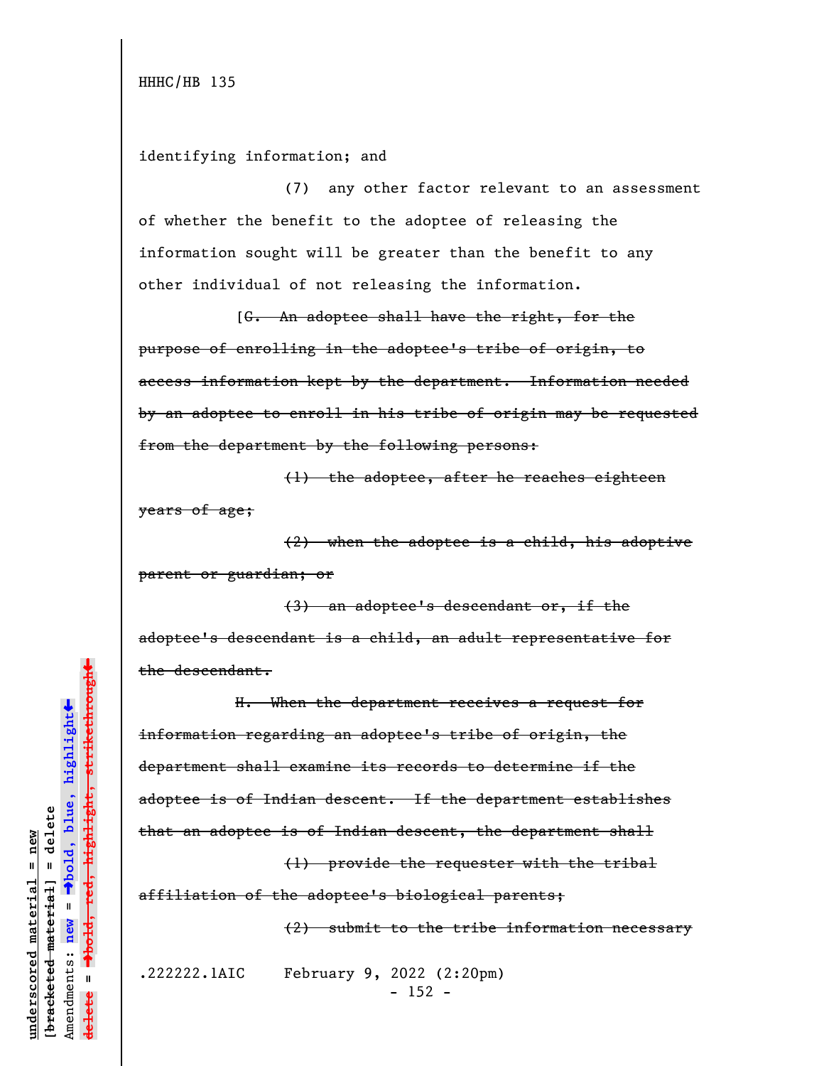identifying information; and

(7) any other factor relevant to an assessment of whether the benefit to the adoptee of releasing the information sought will be greater than the benefit to any other individual of not releasing the information.

[~~G. An adoptee shall have the right, for the purpose of enrolling in the adoptee's tribe of origin, to access information kept by the department. Information needed by an adoptee to enroll in his tribe of origin may be requested from the department by the following persons:~~

~~(1) the adoptee, after he reaches eighteen years of age;~~

~~(2) when the adoptee is a child, his adoptive parent or guardian; or~~

~~(3) an adoptee's descendant or, if the adoptee's descendant is a child, an adult representative for the descendant.~~

~~H. When the department receives a request for information regarding an adoptee's tribe of origin, the department shall examine its records to determine if the adoptee is of Indian descent. If the department establishes that an adoptee is of Indian descent, the department shall~~

~~(1) provide the requester with the tribal affiliation of the adoptee's biological parents;~~

~~(2) submit to the tribe information necessary~~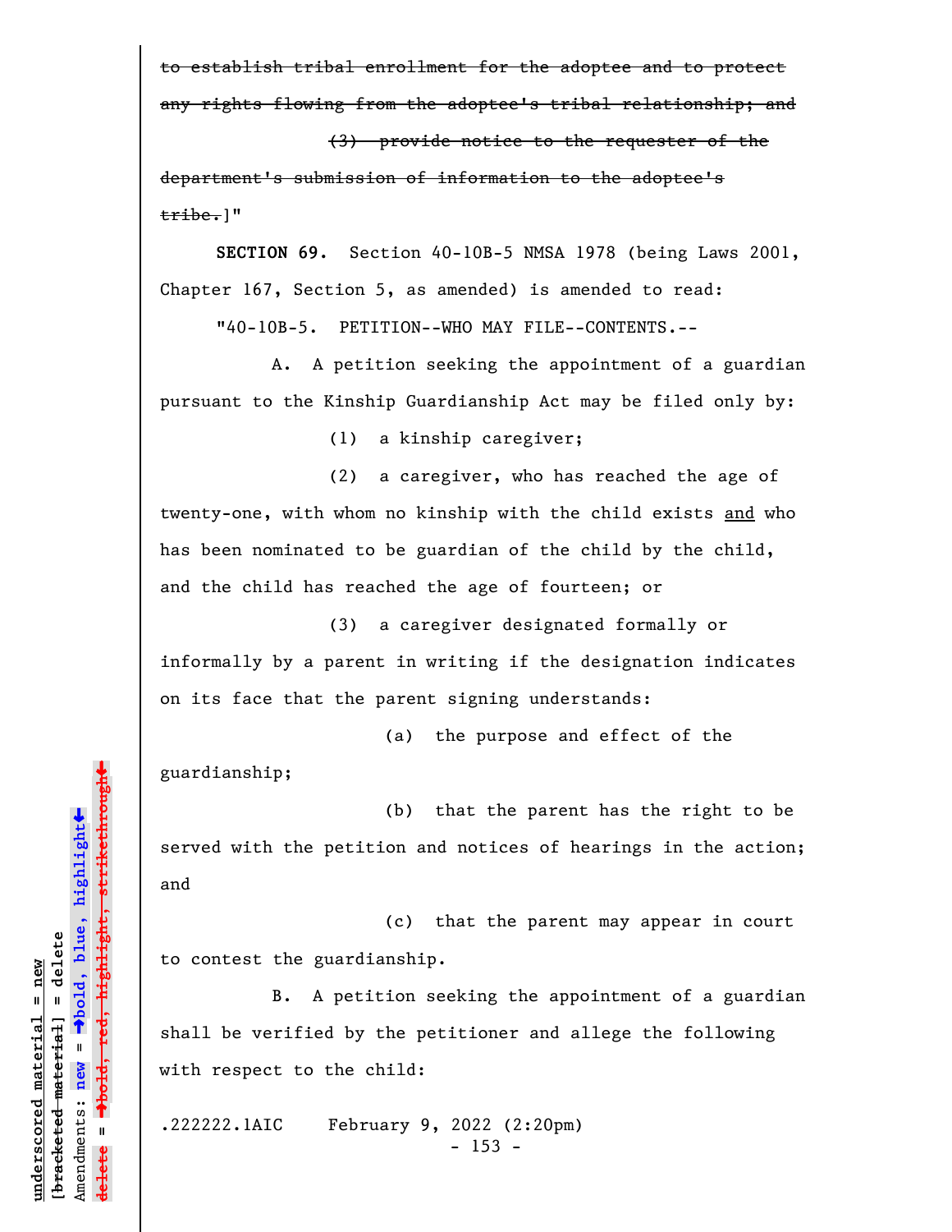~~to establish tribal enrollment for the adoptee and to protect any rights flowing from the adoptee's tribal relationship; and~~

~~(3) provide notice to the requester of the department's submission of information to the adoptee's tribe.~~]"

**SECTION 69.** Section 40-10B-5 NMSA 1978 (being Laws 2001, Chapter 167, Section 5, as amended) is amended to read:

"40-10B-5. PETITION--WHO MAY FILE--CONTENTS.--

A. A petition seeking the appointment of a guardian pursuant to the Kinship Guardianship Act may be filed only by:

(1) a kinship caregiver;

(2) a caregiver, who has reached the age of twenty-one, with whom no kinship with the child exists <u>and</u> who has been nominated to be guardian of the child by the child, and the child has reached the age of fourteen; or

(3) a caregiver designated formally or informally by a parent in writing if the designation indicates on its face that the parent signing understands:

(a) the purpose and effect of the guardianship;

(b) that the parent has the right to be served with the petition and notices of hearings in the action; and

(c) that the parent may appear in court to contest the guardianship.

B. A petition seeking the appointment of a guardian shall be verified by the petitioner and allege the following with respect to the child:

.222222.1AIC February 9, 2022 (2:20pm)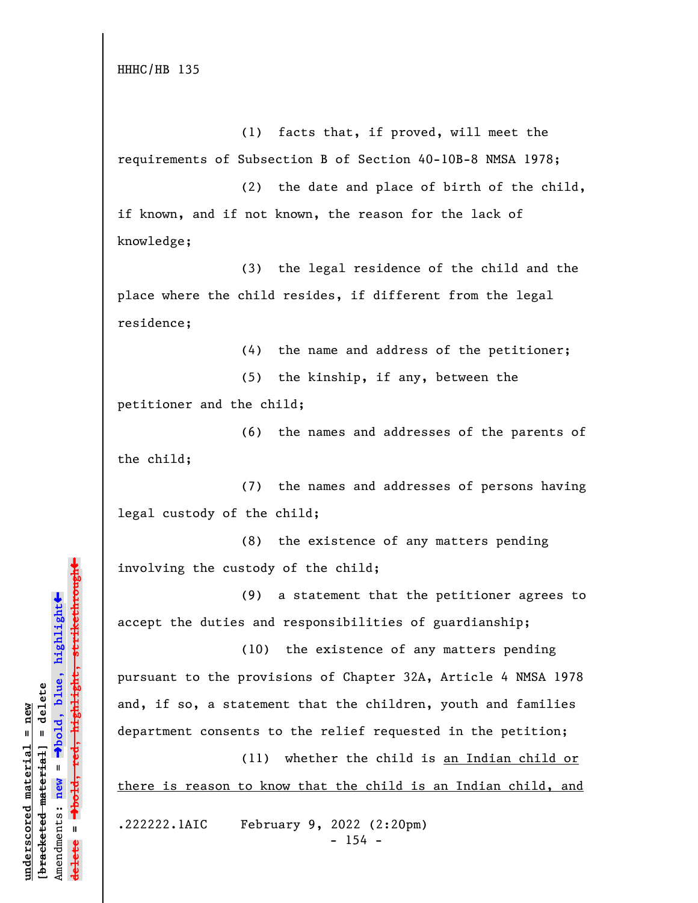HHHC/HB 135

(1) facts that, if proved, will meet the requirements of Subsection B of Section 40-10B-8 NMSA 1978;

(2) the date and place of birth of the child, if known, and if not known, the reason for the lack of knowledge;

(3) the legal residence of the child and the place where the child resides, if different from the legal residence;

(4) the name and address of the petitioner;

(5) the kinship, if any, between the petitioner and the child;

(6) the names and addresses of the parents of the child;

(7) the names and addresses of persons having legal custody of the child;

(8) the existence of any matters pending involving the custody of the child;

(9) a statement that the petitioner agrees to accept the duties and responsibilities of guardianship;

(10) the existence of any matters pending pursuant to the provisions of Chapter 32A, Article 4 NMSA 1978 and, if so, a statement that the children, youth and families department consents to the relief requested in the petition;

(11) whether the child is <u>an Indian child or there is reason to know that the child is an Indian child, and</u>

.222222.1AIC February 9, 2022 (2:20pm)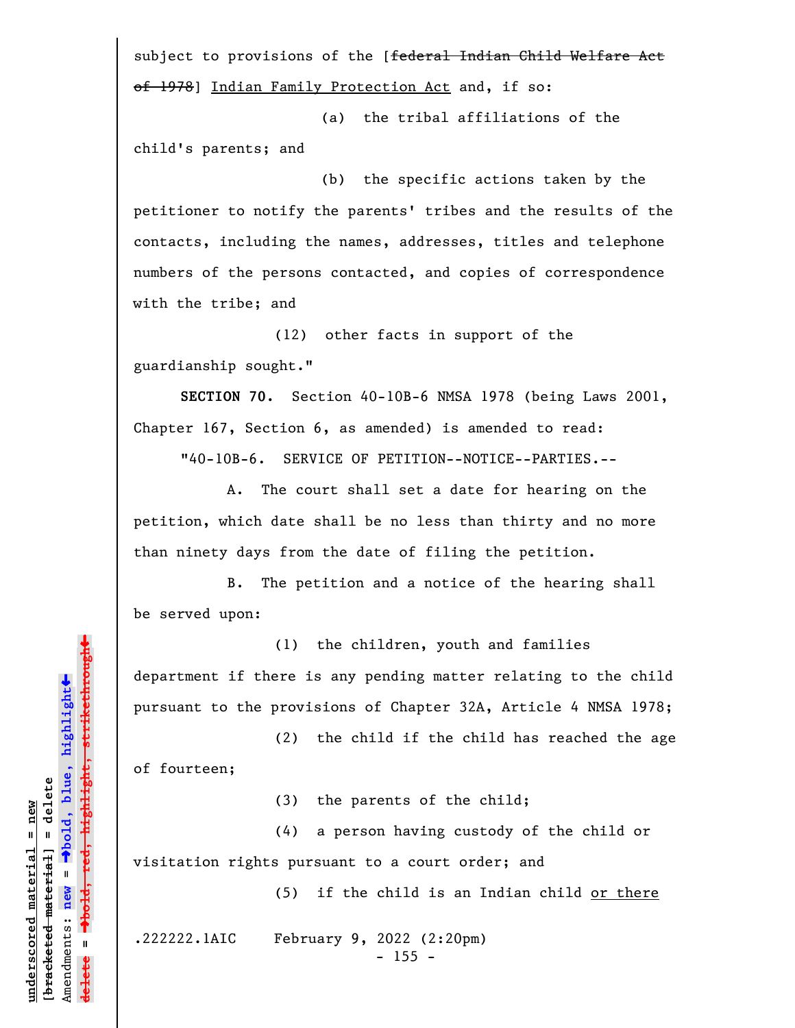subject to provisions of the [~~federal Indian Child Welfare Act of 1978~~] <u>Indian Family Protection Act</u> and, if so:

(a) the tribal affiliations of the child's parents; and

(b) the specific actions taken by the petitioner to notify the parents' tribes and the results of the contacts, including the names, addresses, titles and telephone numbers of the persons contacted, and copies of correspondence with the tribe; and

(12) other facts in support of the guardianship sought."

**SECTION 70.** Section 40-10B-6 NMSA 1978 (being Laws 2001, Chapter 167, Section 6, as amended) is amended to read:

"40-10B-6. SERVICE OF PETITION--NOTICE--PARTIES.--

A. The court shall set a date for hearing on the petition, which date shall be no less than thirty and no more than ninety days from the date of filing the petition.

B. The petition and a notice of the hearing shall be served upon:

(1) the children, youth and families department if there is any pending matter relating to the child pursuant to the provisions of Chapter 32A, Article 4 NMSA 1978;

(2) the child if the child has reached the age of fourteen;

(3) the parents of the child;

(4) a person having custody of the child or visitation rights pursuant to a court order; and

(5) if the child is an Indian child <u>or there</u>

.222222.1AIC February 9, 2022 (2:20pm)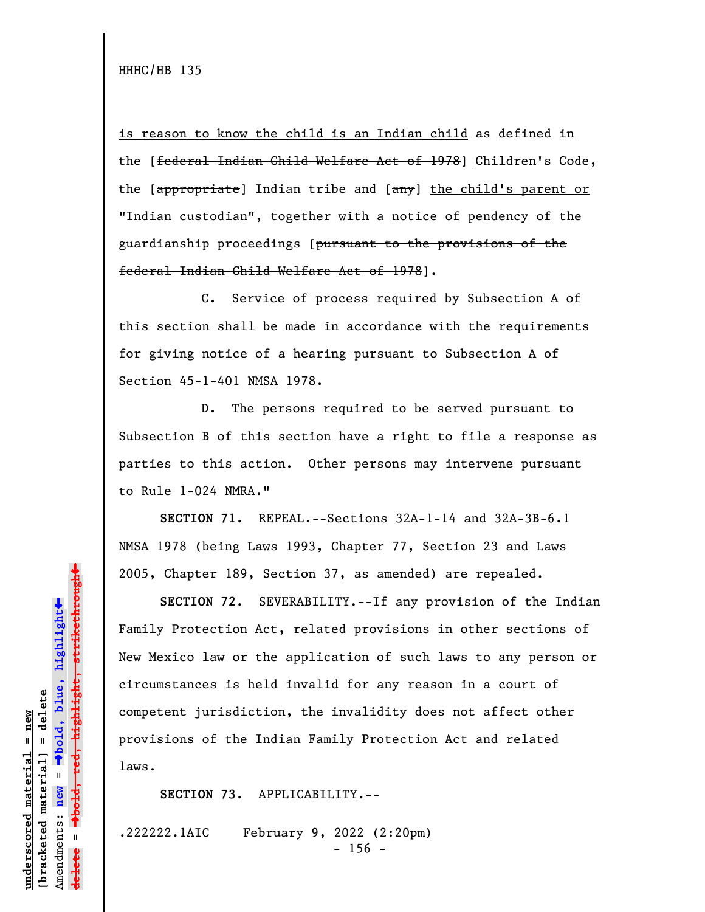is reason to know the child is an Indian child as defined in the [~~federal Indian Child Welfare Act of 1978~~] Children's Code, the [~~appropriate~~] Indian tribe and [~~any~~] the child's parent or "Indian custodian", together with a notice of pendency of the guardianship proceedings [~~pursuant to the provisions of the federal Indian Child Welfare Act of 1978~~].

C. Service of process required by Subsection A of this section shall be made in accordance with the requirements for giving notice of a hearing pursuant to Subsection A of Section 45-1-401 NMSA 1978.

D. The persons required to be served pursuant to Subsection B of this section have a right to file a response as parties to this action. Other persons may intervene pursuant to Rule 1-024 NMRA."

**SECTION 71.** REPEAL.--Sections 32A-1-14 and 32A-3B-6.1 NMSA 1978 (being Laws 1993, Chapter 77, Section 23 and Laws 2005, Chapter 189, Section 37, as amended) are repealed.

**SECTION 72.** SEVERABILITY.--If any provision of the Indian Family Protection Act, related provisions in other sections of New Mexico law or the application of such laws to any person or circumstances is held invalid for any reason in a court of competent jurisdiction, the invalidity does not affect other provisions of the Indian Family Protection Act and related laws.

**SECTION 73.** APPLICABILITY.--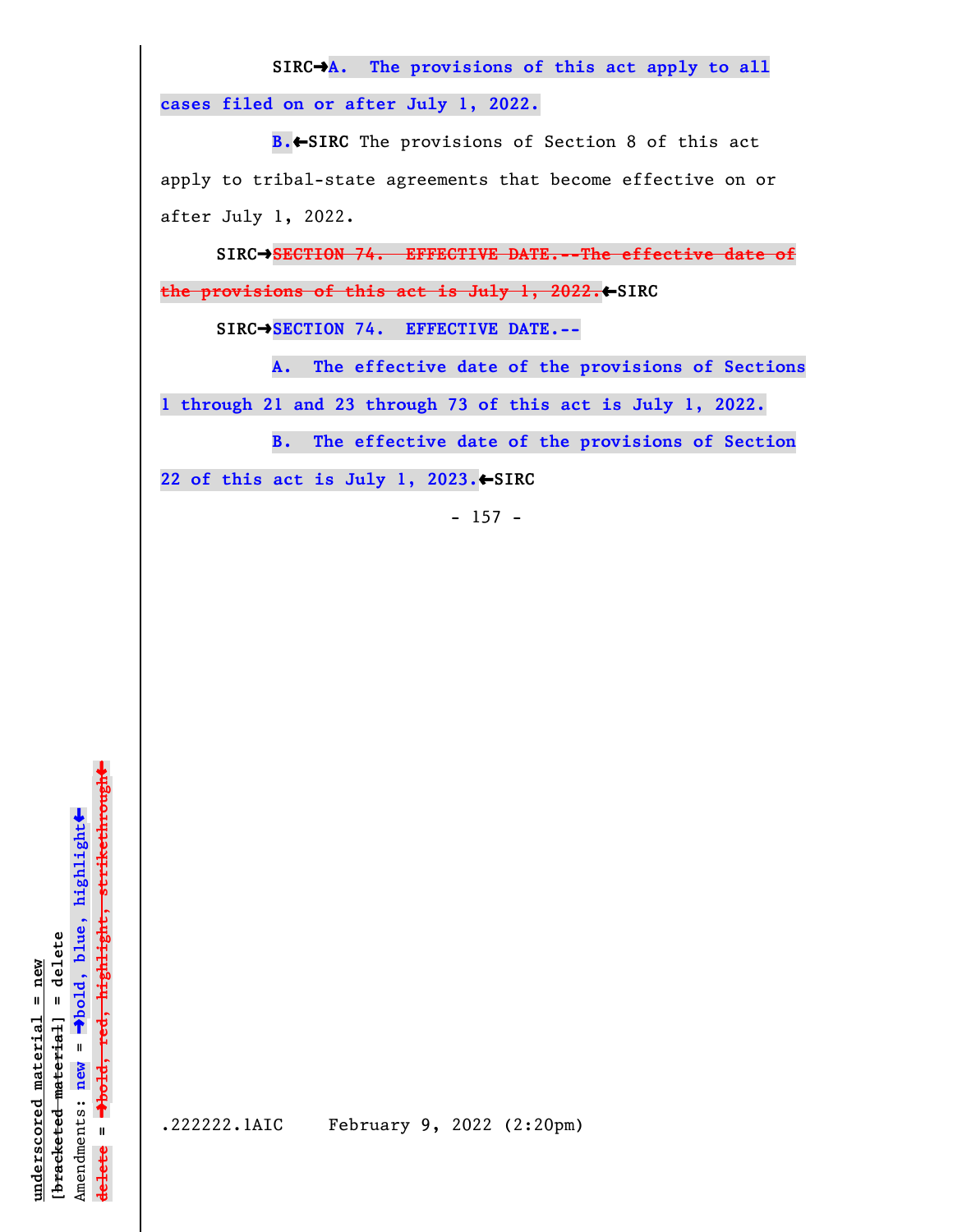SIRC→**A. The provisions of this act apply to all cases filed on or after July 1, 2022.**

**B.**←SIRC The provisions of Section 8 of this act apply to tribal-state agreements that become effective on or after July 1, 2022.

SIRC→~~SECTION 74. EFFECTIVE DATE.--The effective date of the provisions of this act is July 1, 2022.~~←SIRC

SIRC→**SECTION 74. EFFECTIVE DATE.--**

**A. The effective date of the provisions of Sections 1 through 21 and 23 through 73 of this act is July 1, 2022.**

**B. The effective date of the provisions of Section 22 of this act is July 1, 2023.**←SIRC

.222222.1AIC February 9, 2022 (2:20pm)

underscored material = new
[~~bracketed material~~] = delete
Amendments: **new** = →**bold, blue, highlight**←
~~delete~~ = →~~bold, red, highlight, strikethrough~~←